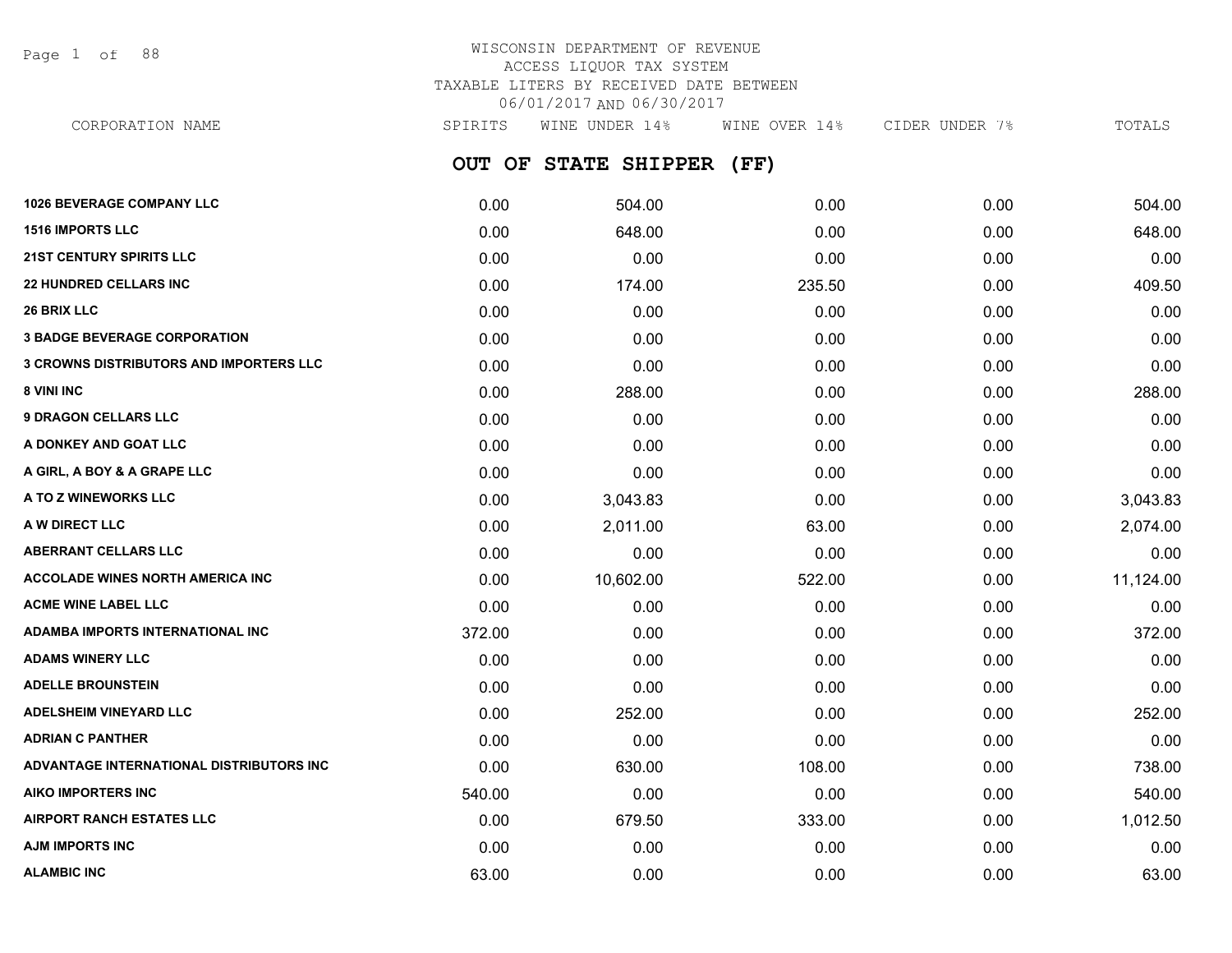# WISCONSIN DEPARTMENT OF REVENUE
## ACCESS LIQUOR TAX SYSTEM
### TAXABLE LITERS BY RECEIVED DATE BETWEEN 06/01/2017 AND 06/30/2017

## OUT OF STATE SHIPPER (FF)

| CORPORATION NAME | SPIRITS | WINE UNDER 14% | WINE OVER 14% | CIDER UNDER 7% | TOTALS |
|---|---|---|---|---|---|
| 1026 BEVERAGE COMPANY LLC | 0.00 | 504.00 | 0.00 | 0.00 | 504.00 |
| 1516 IMPORTS LLC | 0.00 | 648.00 | 0.00 | 0.00 | 648.00 |
| 21ST CENTURY SPIRITS LLC | 0.00 | 0.00 | 0.00 | 0.00 | 0.00 |
| 22 HUNDRED CELLARS INC | 0.00 | 174.00 | 235.50 | 0.00 | 409.50 |
| 26 BRIX LLC | 0.00 | 0.00 | 0.00 | 0.00 | 0.00 |
| 3 BADGE BEVERAGE CORPORATION | 0.00 | 0.00 | 0.00 | 0.00 | 0.00 |
| 3 CROWNS DISTRIBUTORS AND IMPORTERS LLC | 0.00 | 0.00 | 0.00 | 0.00 | 0.00 |
| 8 VINI INC | 0.00 | 288.00 | 0.00 | 0.00 | 288.00 |
| 9 DRAGON CELLARS LLC | 0.00 | 0.00 | 0.00 | 0.00 | 0.00 |
| A DONKEY AND GOAT LLC | 0.00 | 0.00 | 0.00 | 0.00 | 0.00 |
| A GIRL, A BOY & A GRAPE LLC | 0.00 | 0.00 | 0.00 | 0.00 | 0.00 |
| A TO Z WINEWORKS LLC | 0.00 | 3,043.83 | 0.00 | 0.00 | 3,043.83 |
| A W DIRECT LLC | 0.00 | 2,011.00 | 63.00 | 0.00 | 2,074.00 |
| ABERRANT CELLARS LLC | 0.00 | 0.00 | 0.00 | 0.00 | 0.00 |
| ACCOLADE WINES NORTH AMERICA INC | 0.00 | 10,602.00 | 522.00 | 0.00 | 11,124.00 |
| ACME WINE LABEL LLC | 0.00 | 0.00 | 0.00 | 0.00 | 0.00 |
| ADAMBA IMPORTS INTERNATIONAL INC | 372.00 | 0.00 | 0.00 | 0.00 | 372.00 |
| ADAMS WINERY LLC | 0.00 | 0.00 | 0.00 | 0.00 | 0.00 |
| ADELLE BROUNSTEIN | 0.00 | 0.00 | 0.00 | 0.00 | 0.00 |
| ADELSHEIM VINEYARD LLC | 0.00 | 252.00 | 0.00 | 0.00 | 252.00 |
| ADRIAN C PANTHER | 0.00 | 0.00 | 0.00 | 0.00 | 0.00 |
| ADVANTAGE INTERNATIONAL DISTRIBUTORS INC | 0.00 | 630.00 | 108.00 | 0.00 | 738.00 |
| AIKO IMPORTERS INC | 540.00 | 0.00 | 0.00 | 0.00 | 540.00 |
| AIRPORT RANCH ESTATES LLC | 0.00 | 679.50 | 333.00 | 0.00 | 1,012.50 |
| AJM IMPORTS INC | 0.00 | 0.00 | 0.00 | 0.00 | 0.00 |
| ALAMBIC INC | 63.00 | 0.00 | 0.00 | 0.00 | 63.00 |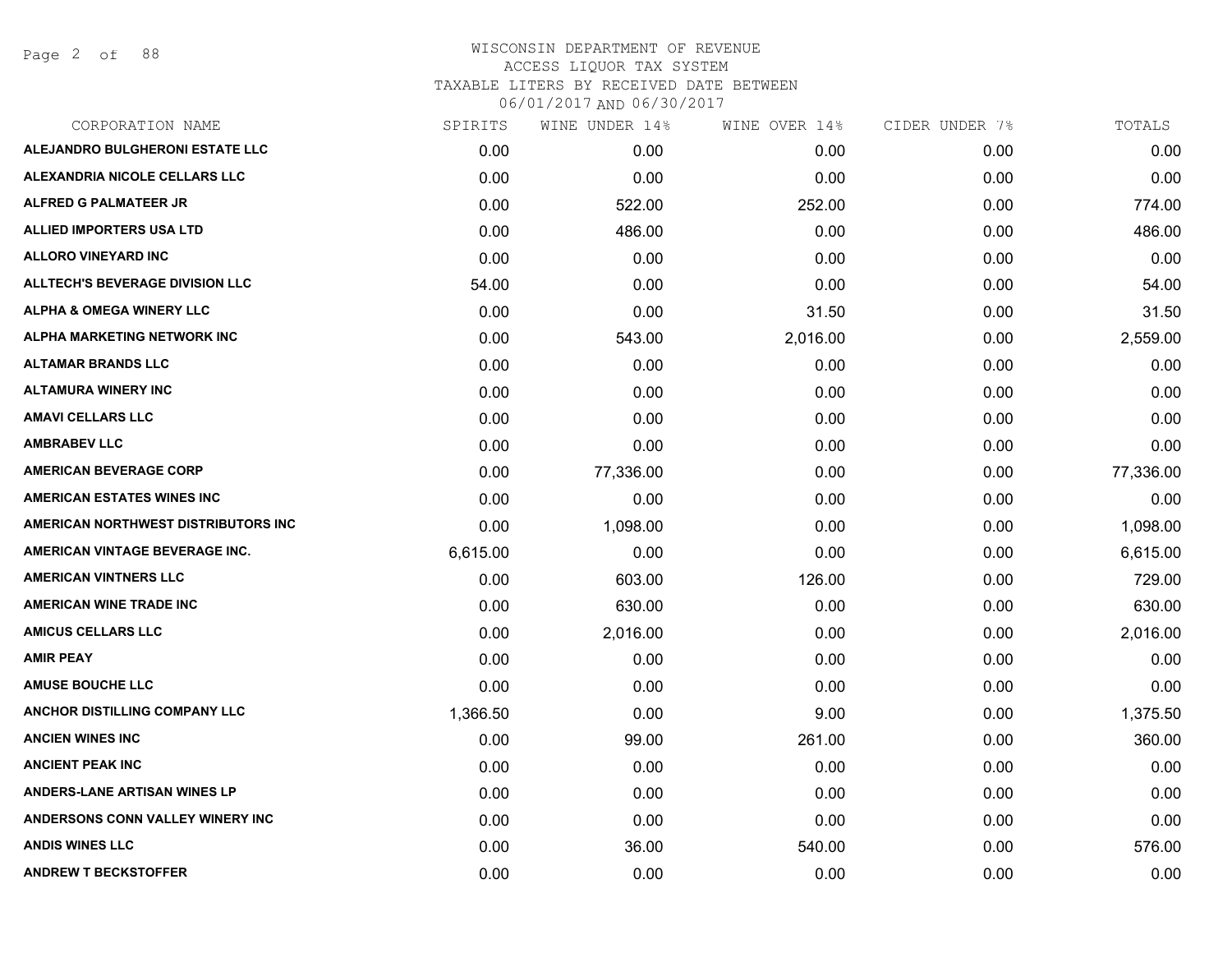# WISCONSIN DEPARTMENT OF REVENUE
## ACCESS LIQUOR TAX SYSTEM
### TAXABLE LITERS BY RECEIVED DATE BETWEEN 06/01/2017 AND 06/30/2017

| CORPORATION NAME | SPIRITS | WINE UNDER 14% | WINE OVER 14% | CIDER UNDER 7% | TOTALS |
|---|---|---|---|---|---|
| ALEJANDRO BULGHERONI ESTATE LLC | 0.00 | 0.00 | 0.00 | 0.00 | 0.00 |
| ALEXANDRIA NICOLE CELLARS LLC | 0.00 | 0.00 | 0.00 | 0.00 | 0.00 |
| ALFRED G PALMATEER JR | 0.00 | 522.00 | 252.00 | 0.00 | 774.00 |
| ALLIED IMPORTERS USA LTD | 0.00 | 486.00 | 0.00 | 0.00 | 486.00 |
| ALLORO VINEYARD INC | 0.00 | 0.00 | 0.00 | 0.00 | 0.00 |
| ALLTECH'S BEVERAGE DIVISION LLC | 54.00 | 0.00 | 0.00 | 0.00 | 54.00 |
| ALPHA & OMEGA WINERY LLC | 0.00 | 0.00 | 31.50 | 0.00 | 31.50 |
| ALPHA MARKETING NETWORK INC | 0.00 | 543.00 | 2,016.00 | 0.00 | 2,559.00 |
| ALTAMAR BRANDS LLC | 0.00 | 0.00 | 0.00 | 0.00 | 0.00 |
| ALTAMURA WINERY INC | 0.00 | 0.00 | 0.00 | 0.00 | 0.00 |
| AMAVI CELLARS LLC | 0.00 | 0.00 | 0.00 | 0.00 | 0.00 |
| AMBRABEV LLC | 0.00 | 0.00 | 0.00 | 0.00 | 0.00 |
| AMERICAN BEVERAGE CORP | 0.00 | 77,336.00 | 0.00 | 0.00 | 77,336.00 |
| AMERICAN ESTATES WINES INC | 0.00 | 0.00 | 0.00 | 0.00 | 0.00 |
| AMERICAN NORTHWEST DISTRIBUTORS INC | 0.00 | 1,098.00 | 0.00 | 0.00 | 1,098.00 |
| AMERICAN VINTAGE BEVERAGE INC. | 6,615.00 | 0.00 | 0.00 | 0.00 | 6,615.00 |
| AMERICAN VINTNERS LLC | 0.00 | 603.00 | 126.00 | 0.00 | 729.00 |
| AMERICAN WINE TRADE INC | 0.00 | 630.00 | 0.00 | 0.00 | 630.00 |
| AMICUS CELLARS LLC | 0.00 | 2,016.00 | 0.00 | 0.00 | 2,016.00 |
| AMIR PEAY | 0.00 | 0.00 | 0.00 | 0.00 | 0.00 |
| AMUSE BOUCHE LLC | 0.00 | 0.00 | 0.00 | 0.00 | 0.00 |
| ANCHOR DISTILLING COMPANY LLC | 1,366.50 | 0.00 | 9.00 | 0.00 | 1,375.50 |
| ANCIEN WINES INC | 0.00 | 99.00 | 261.00 | 0.00 | 360.00 |
| ANCIENT PEAK INC | 0.00 | 0.00 | 0.00 | 0.00 | 0.00 |
| ANDERS-LANE ARTISAN WINES LP | 0.00 | 0.00 | 0.00 | 0.00 | 0.00 |
| ANDERSONS CONN VALLEY WINERY INC | 0.00 | 0.00 | 0.00 | 0.00 | 0.00 |
| ANDIS WINES LLC | 0.00 | 36.00 | 540.00 | 0.00 | 576.00 |
| ANDREW T BECKSTOFFER | 0.00 | 0.00 | 0.00 | 0.00 | 0.00 |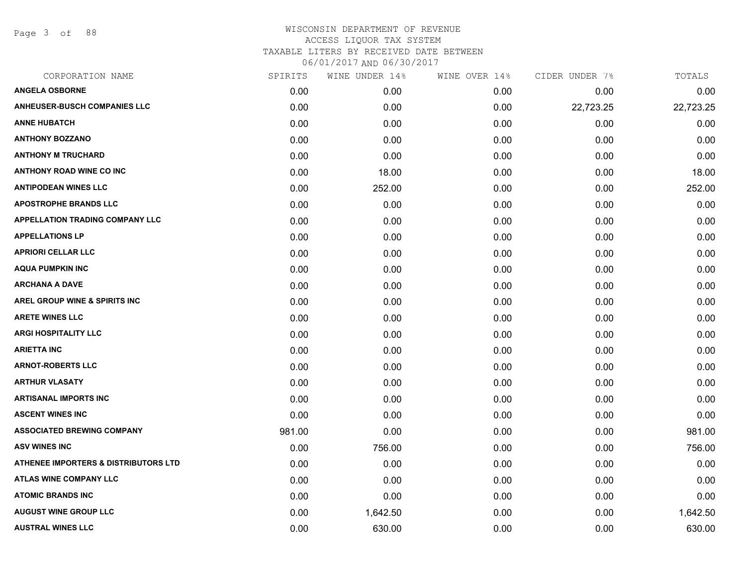# WISCONSIN DEPARTMENT OF REVENUE
## ACCESS LIQUOR TAX SYSTEM
## TAXABLE LITERS BY RECEIVED DATE BETWEEN 06/01/2017 AND 06/30/2017

| CORPORATION NAME | SPIRITS | WINE UNDER 14% | WINE OVER 14% | CIDER UNDER 7% | TOTALS |
|---|---|---|---|---|---|
| ANGELA OSBORNE | 0.00 | 0.00 | 0.00 | 0.00 | 0.00 |
| ANHEUSER-BUSCH COMPANIES LLC | 0.00 | 0.00 | 0.00 | 22,723.25 | 22,723.25 |
| ANNE HUBATCH | 0.00 | 0.00 | 0.00 | 0.00 | 0.00 |
| ANTHONY BOZZANO | 0.00 | 0.00 | 0.00 | 0.00 | 0.00 |
| ANTHONY M TRUCHARD | 0.00 | 0.00 | 0.00 | 0.00 | 0.00 |
| ANTHONY ROAD WINE CO INC | 0.00 | 18.00 | 0.00 | 0.00 | 18.00 |
| ANTIPODEAN WINES LLC | 0.00 | 252.00 | 0.00 | 0.00 | 252.00 |
| APOSTROPHE BRANDS LLC | 0.00 | 0.00 | 0.00 | 0.00 | 0.00 |
| APPELLATION TRADING COMPANY LLC | 0.00 | 0.00 | 0.00 | 0.00 | 0.00 |
| APPELLATIONS LP | 0.00 | 0.00 | 0.00 | 0.00 | 0.00 |
| APRIORI CELLAR LLC | 0.00 | 0.00 | 0.00 | 0.00 | 0.00 |
| AQUA PUMPKIN INC | 0.00 | 0.00 | 0.00 | 0.00 | 0.00 |
| ARCHANA A DAVE | 0.00 | 0.00 | 0.00 | 0.00 | 0.00 |
| AREL GROUP WINE & SPIRITS INC | 0.00 | 0.00 | 0.00 | 0.00 | 0.00 |
| ARETE WINES LLC | 0.00 | 0.00 | 0.00 | 0.00 | 0.00 |
| ARGI HOSPITALITY LLC | 0.00 | 0.00 | 0.00 | 0.00 | 0.00 |
| ARIETTA INC | 0.00 | 0.00 | 0.00 | 0.00 | 0.00 |
| ARNOT-ROBERTS LLC | 0.00 | 0.00 | 0.00 | 0.00 | 0.00 |
| ARTHUR VLASATY | 0.00 | 0.00 | 0.00 | 0.00 | 0.00 |
| ARTISANAL IMPORTS INC | 0.00 | 0.00 | 0.00 | 0.00 | 0.00 |
| ASCENT WINES INC | 0.00 | 0.00 | 0.00 | 0.00 | 0.00 |
| ASSOCIATED BREWING COMPANY | 981.00 | 0.00 | 0.00 | 0.00 | 981.00 |
| ASV WINES INC | 0.00 | 756.00 | 0.00 | 0.00 | 756.00 |
| ATHENEE IMPORTERS & DISTRIBUTORS LTD | 0.00 | 0.00 | 0.00 | 0.00 | 0.00 |
| ATLAS WINE COMPANY LLC | 0.00 | 0.00 | 0.00 | 0.00 | 0.00 |
| ATOMIC BRANDS INC | 0.00 | 0.00 | 0.00 | 0.00 | 0.00 |
| AUGUST WINE GROUP LLC | 0.00 | 1,642.50 | 0.00 | 0.00 | 1,642.50 |
| AUSTRAL WINES LLC | 0.00 | 630.00 | 0.00 | 0.00 | 630.00 |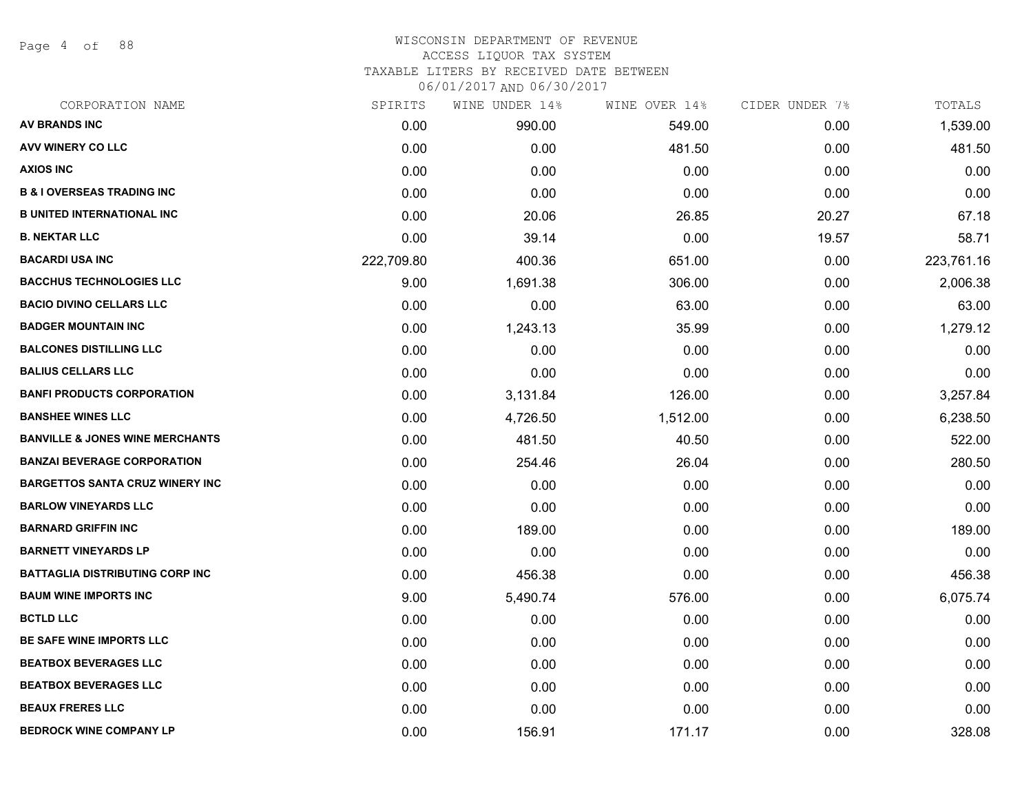WISCONSIN DEPARTMENT OF REVENUE
ACCESS LIQUOR TAX SYSTEM
TAXABLE LITERS BY RECEIVED DATE BETWEEN
06/01/2017 AND 06/30/2017

| CORPORATION NAME | SPIRITS | WINE UNDER 14% | WINE OVER 14% | CIDER UNDER 7% | TOTALS |
|---|---|---|---|---|---|
| AV BRANDS INC | 0.00 | 990.00 | 549.00 | 0.00 | 1,539.00 |
| AVV WINERY CO LLC | 0.00 | 0.00 | 481.50 | 0.00 | 481.50 |
| AXIOS INC | 0.00 | 0.00 | 0.00 | 0.00 | 0.00 |
| B & I OVERSEAS TRADING INC | 0.00 | 0.00 | 0.00 | 0.00 | 0.00 |
| B UNITED INTERNATIONAL INC | 0.00 | 20.06 | 26.85 | 20.27 | 67.18 |
| B. NEKTAR LLC | 0.00 | 39.14 | 0.00 | 19.57 | 58.71 |
| BACARDI USA INC | 222,709.80 | 400.36 | 651.00 | 0.00 | 223,761.16 |
| BACCHUS TECHNOLOGIES LLC | 9.00 | 1,691.38 | 306.00 | 0.00 | 2,006.38 |
| BACIO DIVINO CELLARS LLC | 0.00 | 0.00 | 63.00 | 0.00 | 63.00 |
| BADGER MOUNTAIN INC | 0.00 | 1,243.13 | 35.99 | 0.00 | 1,279.12 |
| BALCONES DISTILLING LLC | 0.00 | 0.00 | 0.00 | 0.00 | 0.00 |
| BALIUS CELLARS LLC | 0.00 | 0.00 | 0.00 | 0.00 | 0.00 |
| BANFI PRODUCTS CORPORATION | 0.00 | 3,131.84 | 126.00 | 0.00 | 3,257.84 |
| BANSHEE WINES LLC | 0.00 | 4,726.50 | 1,512.00 | 0.00 | 6,238.50 |
| BANVILLE & JONES WINE MERCHANTS | 0.00 | 481.50 | 40.50 | 0.00 | 522.00 |
| BANZAI BEVERAGE CORPORATION | 0.00 | 254.46 | 26.04 | 0.00 | 280.50 |
| BARGETTOS SANTA CRUZ WINERY INC | 0.00 | 0.00 | 0.00 | 0.00 | 0.00 |
| BARLOW VINEYARDS LLC | 0.00 | 0.00 | 0.00 | 0.00 | 0.00 |
| BARNARD GRIFFIN INC | 0.00 | 189.00 | 0.00 | 0.00 | 189.00 |
| BARNETT VINEYARDS LP | 0.00 | 0.00 | 0.00 | 0.00 | 0.00 |
| BATTAGLIA DISTRIBUTING CORP INC | 0.00 | 456.38 | 0.00 | 0.00 | 456.38 |
| BAUM WINE IMPORTS INC | 9.00 | 5,490.74 | 576.00 | 0.00 | 6,075.74 |
| BCTLD LLC | 0.00 | 0.00 | 0.00 | 0.00 | 0.00 |
| BE SAFE WINE IMPORTS LLC | 0.00 | 0.00 | 0.00 | 0.00 | 0.00 |
| BEATBOX BEVERAGES LLC | 0.00 | 0.00 | 0.00 | 0.00 | 0.00 |
| BEATBOX BEVERAGES LLC | 0.00 | 0.00 | 0.00 | 0.00 | 0.00 |
| BEAUX FRERES LLC | 0.00 | 0.00 | 0.00 | 0.00 | 0.00 |
| BEDROCK WINE COMPANY LP | 0.00 | 156.91 | 171.17 | 0.00 | 328.08 |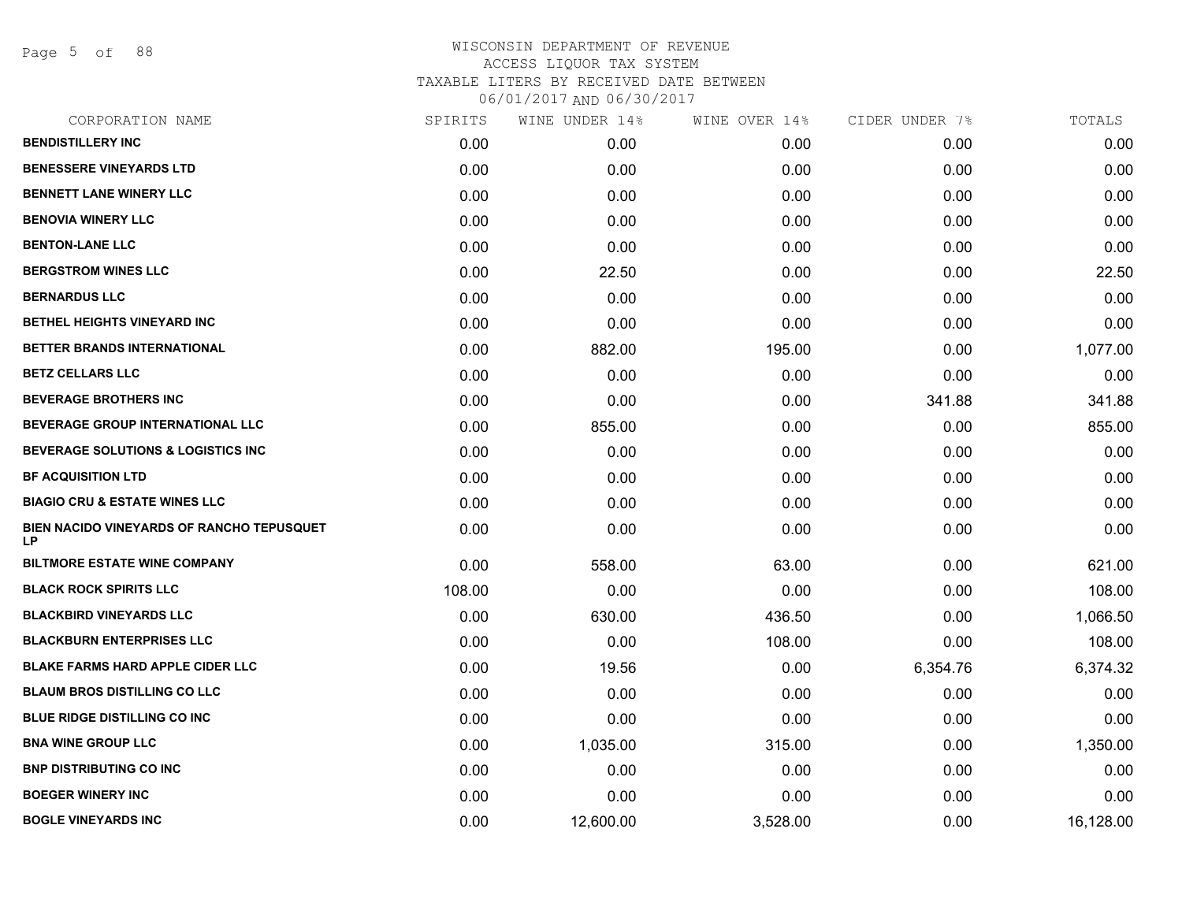# WISCONSIN DEPARTMENT OF REVENUE
ACCESS LIQUOR TAX SYSTEM
TAXABLE LITERS BY RECEIVED DATE BETWEEN
06/01/2017 AND 06/30/2017

| CORPORATION NAME | SPIRITS | WINE UNDER 14% | WINE OVER 14% | CIDER UNDER 7% | TOTALS |
|---|---|---|---|---|---|
| BENDISTILLERY INC | 0.00 | 0.00 | 0.00 | 0.00 | 0.00 |
| BENESSERE VINEYARDS LTD | 0.00 | 0.00 | 0.00 | 0.00 | 0.00 |
| BENNETT LANE WINERY LLC | 0.00 | 0.00 | 0.00 | 0.00 | 0.00 |
| BENOVIA WINERY LLC | 0.00 | 0.00 | 0.00 | 0.00 | 0.00 |
| BENTON-LANE LLC | 0.00 | 0.00 | 0.00 | 0.00 | 0.00 |
| BERGSTROM WINES LLC | 0.00 | 22.50 | 0.00 | 0.00 | 22.50 |
| BERNARDUS LLC | 0.00 | 0.00 | 0.00 | 0.00 | 0.00 |
| BETHEL HEIGHTS VINEYARD INC | 0.00 | 0.00 | 0.00 | 0.00 | 0.00 |
| BETTER BRANDS INTERNATIONAL | 0.00 | 882.00 | 195.00 | 0.00 | 1,077.00 |
| BETZ CELLARS LLC | 0.00 | 0.00 | 0.00 | 0.00 | 0.00 |
| BEVERAGE BROTHERS INC | 0.00 | 0.00 | 0.00 | 341.88 | 341.88 |
| BEVERAGE GROUP INTERNATIONAL LLC | 0.00 | 855.00 | 0.00 | 0.00 | 855.00 |
| BEVERAGE SOLUTIONS & LOGISTICS INC | 0.00 | 0.00 | 0.00 | 0.00 | 0.00 |
| BF ACQUISITION LTD | 0.00 | 0.00 | 0.00 | 0.00 | 0.00 |
| BIAGIO CRU & ESTATE WINES LLC | 0.00 | 0.00 | 0.00 | 0.00 | 0.00 |
| BIEN NACIDO VINEYARDS OF RANCHO TEPUSQUET LP | 0.00 | 0.00 | 0.00 | 0.00 | 0.00 |
| BILTMORE ESTATE WINE COMPANY | 0.00 | 558.00 | 63.00 | 0.00 | 621.00 |
| BLACK ROCK SPIRITS LLC | 108.00 | 0.00 | 0.00 | 0.00 | 108.00 |
| BLACKBIRD VINEYARDS LLC | 0.00 | 630.00 | 436.50 | 0.00 | 1,066.50 |
| BLACKBURN ENTERPRISES LLC | 0.00 | 0.00 | 108.00 | 0.00 | 108.00 |
| BLAKE FARMS HARD APPLE CIDER LLC | 0.00 | 19.56 | 0.00 | 6,354.76 | 6,374.32 |
| BLAUM BROS DISTILLING CO LLC | 0.00 | 0.00 | 0.00 | 0.00 | 0.00 |
| BLUE RIDGE DISTILLING CO INC | 0.00 | 0.00 | 0.00 | 0.00 | 0.00 |
| BNA WINE GROUP LLC | 0.00 | 1,035.00 | 315.00 | 0.00 | 1,350.00 |
| BNP DISTRIBUTING CO INC | 0.00 | 0.00 | 0.00 | 0.00 | 0.00 |
| BOEGER WINERY INC | 0.00 | 0.00 | 0.00 | 0.00 | 0.00 |
| BOGLE VINEYARDS INC | 0.00 | 12,600.00 | 3,528.00 | 0.00 | 16,128.00 |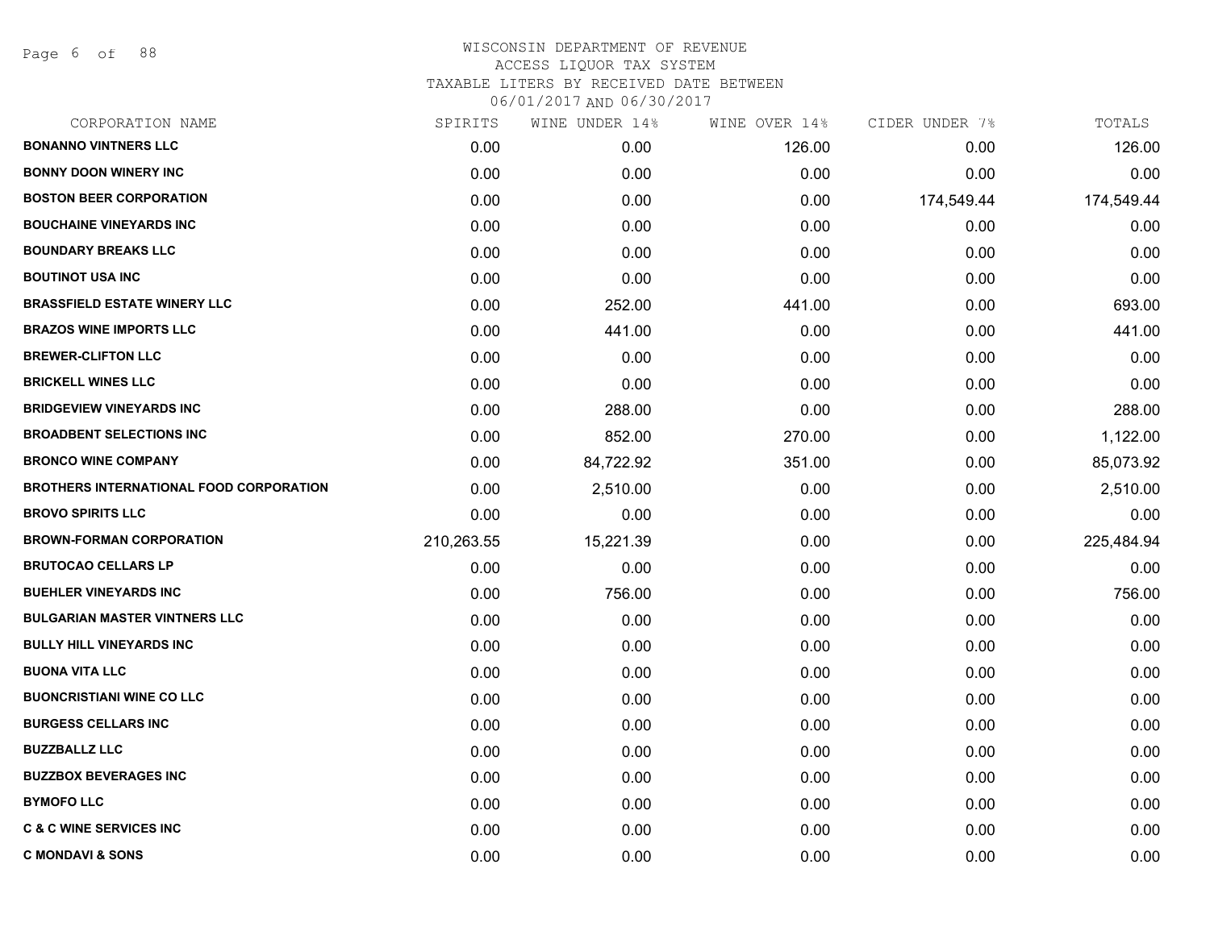WISCONSIN DEPARTMENT OF REVENUE
ACCESS LIQUOR TAX SYSTEM
TAXABLE LITERS BY RECEIVED DATE BETWEEN
06/01/2017 AND 06/30/2017

| CORPORATION NAME | SPIRITS | WINE UNDER 14% | WINE OVER 14% | CIDER UNDER 7% | TOTALS |
|---|---|---|---|---|---|
| **BONANNO VINTNERS LLC** | 0.00 | 0.00 | 126.00 | 0.00 | 126.00 |
| **BONNY DOON WINERY INC** | 0.00 | 0.00 | 0.00 | 0.00 | 0.00 |
| **BOSTON BEER CORPORATION** | 0.00 | 0.00 | 0.00 | 174,549.44 | 174,549.44 |
| **BOUCHAINE VINEYARDS INC** | 0.00 | 0.00 | 0.00 | 0.00 | 0.00 |
| **BOUNDARY BREAKS LLC** | 0.00 | 0.00 | 0.00 | 0.00 | 0.00 |
| **BOUTINOT USA INC** | 0.00 | 0.00 | 0.00 | 0.00 | 0.00 |
| **BRASSFIELD ESTATE WINERY LLC** | 0.00 | 252.00 | 441.00 | 0.00 | 693.00 |
| **BRAZOS WINE IMPORTS LLC** | 0.00 | 441.00 | 0.00 | 0.00 | 441.00 |
| **BREWER-CLIFTON LLC** | 0.00 | 0.00 | 0.00 | 0.00 | 0.00 |
| **BRICKELL WINES LLC** | 0.00 | 0.00 | 0.00 | 0.00 | 0.00 |
| **BRIDGEVIEW VINEYARDS INC** | 0.00 | 288.00 | 0.00 | 0.00 | 288.00 |
| **BROADBENT SELECTIONS INC** | 0.00 | 852.00 | 270.00 | 0.00 | 1,122.00 |
| **BRONCO WINE COMPANY** | 0.00 | 84,722.92 | 351.00 | 0.00 | 85,073.92 |
| **BROTHERS INTERNATIONAL FOOD CORPORATION** | 0.00 | 2,510.00 | 0.00 | 0.00 | 2,510.00 |
| **BROVO SPIRITS LLC** | 0.00 | 0.00 | 0.00 | 0.00 | 0.00 |
| **BROWN-FORMAN CORPORATION** | 210,263.55 | 15,221.39 | 0.00 | 0.00 | 225,484.94 |
| **BRUTOCAO CELLARS LP** | 0.00 | 0.00 | 0.00 | 0.00 | 0.00 |
| **BUEHLER VINEYARDS INC** | 0.00 | 756.00 | 0.00 | 0.00 | 756.00 |
| **BULGARIAN MASTER VINTNERS LLC** | 0.00 | 0.00 | 0.00 | 0.00 | 0.00 |
| **BULLY HILL VINEYARDS INC** | 0.00 | 0.00 | 0.00 | 0.00 | 0.00 |
| **BUONA VITA LLC** | 0.00 | 0.00 | 0.00 | 0.00 | 0.00 |
| **BUONCRISTIANI WINE CO LLC** | 0.00 | 0.00 | 0.00 | 0.00 | 0.00 |
| **BURGESS CELLARS INC** | 0.00 | 0.00 | 0.00 | 0.00 | 0.00 |
| **BUZZBALLZ LLC** | 0.00 | 0.00 | 0.00 | 0.00 | 0.00 |
| **BUZZBOX BEVERAGES INC** | 0.00 | 0.00 | 0.00 | 0.00 | 0.00 |
| **BYMOFO LLC** | 0.00 | 0.00 | 0.00 | 0.00 | 0.00 |
| **C & C WINE SERVICES INC** | 0.00 | 0.00 | 0.00 | 0.00 | 0.00 |
| **C MONDAVI & SONS** | 0.00 | 0.00 | 0.00 | 0.00 | 0.00 |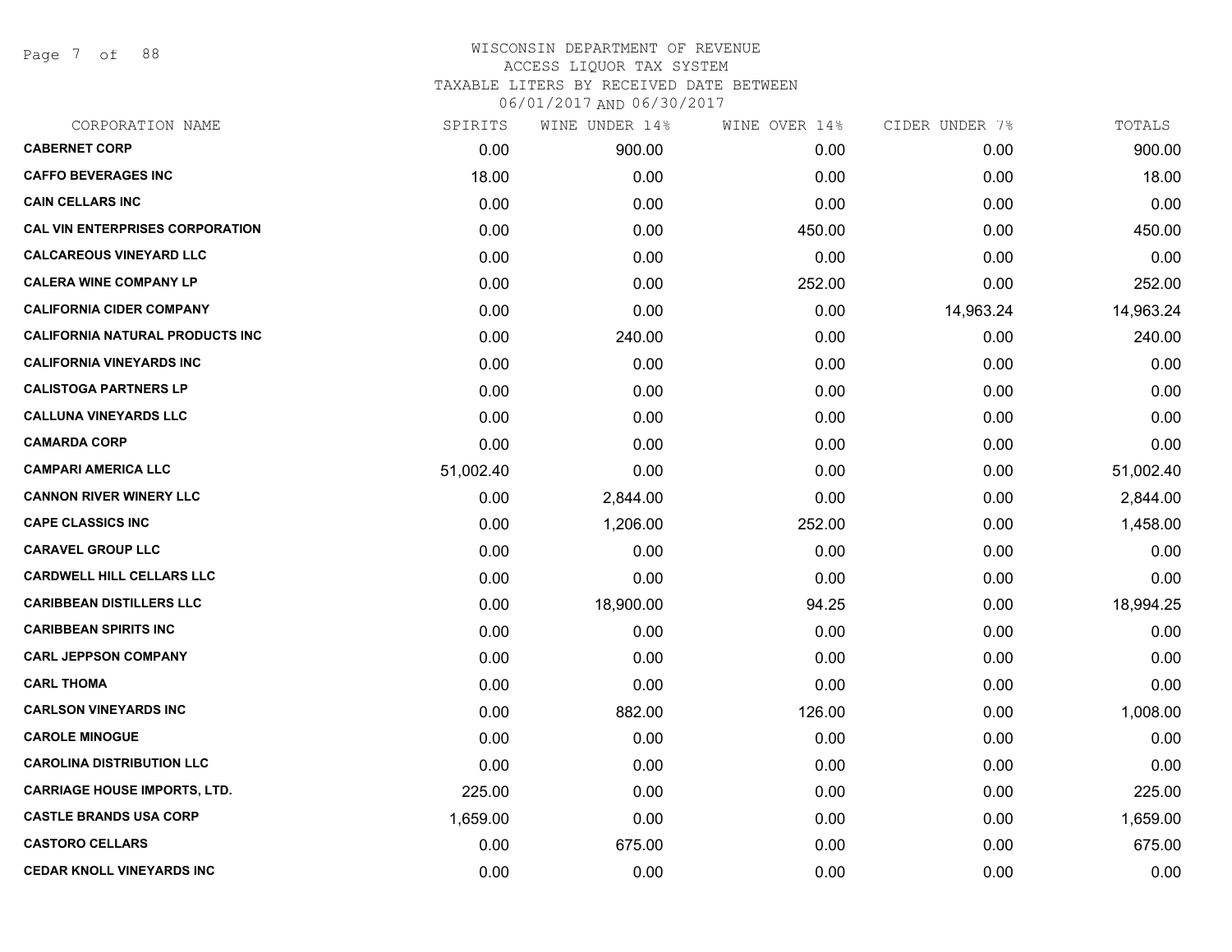# WISCONSIN DEPARTMENT OF REVENUE
## ACCESS LIQUOR TAX SYSTEM
### TAXABLE LITERS BY RECEIVED DATE BETWEEN 06/01/2017 AND 06/30/2017

| CORPORATION NAME | SPIRITS | WINE UNDER 14% | WINE OVER 14% | CIDER UNDER 7% | TOTALS |
|---|---|---|---|---|---|
| **CABERNET CORP** | 0.00 | 900.00 | 0.00 | 0.00 | 900.00 |
| **CAFFO BEVERAGES INC** | 18.00 | 0.00 | 0.00 | 0.00 | 18.00 |
| **CAIN CELLARS INC** | 0.00 | 0.00 | 0.00 | 0.00 | 0.00 |
| **CAL VIN ENTERPRISES CORPORATION** | 0.00 | 0.00 | 450.00 | 0.00 | 450.00 |
| **CALCAREOUS VINEYARD LLC** | 0.00 | 0.00 | 0.00 | 0.00 | 0.00 |
| **CALERA WINE COMPANY LP** | 0.00 | 0.00 | 252.00 | 0.00 | 252.00 |
| **CALIFORNIA CIDER COMPANY** | 0.00 | 0.00 | 0.00 | 14,963.24 | 14,963.24 |
| **CALIFORNIA NATURAL PRODUCTS INC** | 0.00 | 240.00 | 0.00 | 0.00 | 240.00 |
| **CALIFORNIA VINEYARDS INC** | 0.00 | 0.00 | 0.00 | 0.00 | 0.00 |
| **CALISTOGA PARTNERS LP** | 0.00 | 0.00 | 0.00 | 0.00 | 0.00 |
| **CALLUNA VINEYARDS LLC** | 0.00 | 0.00 | 0.00 | 0.00 | 0.00 |
| **CAMARDA CORP** | 0.00 | 0.00 | 0.00 | 0.00 | 0.00 |
| **CAMPARI AMERICA LLC** | 51,002.40 | 0.00 | 0.00 | 0.00 | 51,002.40 |
| **CANNON RIVER WINERY LLC** | 0.00 | 2,844.00 | 0.00 | 0.00 | 2,844.00 |
| **CAPE CLASSICS INC** | 0.00 | 1,206.00 | 252.00 | 0.00 | 1,458.00 |
| **CARAVEL GROUP LLC** | 0.00 | 0.00 | 0.00 | 0.00 | 0.00 |
| **CARDWELL HILL CELLARS LLC** | 0.00 | 0.00 | 0.00 | 0.00 | 0.00 |
| **CARIBBEAN DISTILLERS LLC** | 0.00 | 18,900.00 | 94.25 | 0.00 | 18,994.25 |
| **CARIBBEAN SPIRITS INC** | 0.00 | 0.00 | 0.00 | 0.00 | 0.00 |
| **CARL JEPPSON COMPANY** | 0.00 | 0.00 | 0.00 | 0.00 | 0.00 |
| **CARL THOMA** | 0.00 | 0.00 | 0.00 | 0.00 | 0.00 |
| **CARLSON VINEYARDS INC** | 0.00 | 882.00 | 126.00 | 0.00 | 1,008.00 |
| **CAROLE MINOGUE** | 0.00 | 0.00 | 0.00 | 0.00 | 0.00 |
| **CAROLINA DISTRIBUTION LLC** | 0.00 | 0.00 | 0.00 | 0.00 | 0.00 |
| **CARRIAGE HOUSE IMPORTS, LTD.** | 225.00 | 0.00 | 0.00 | 0.00 | 225.00 |
| **CASTLE BRANDS USA CORP** | 1,659.00 | 0.00 | 0.00 | 0.00 | 1,659.00 |
| **CASTORO CELLARS** | 0.00 | 675.00 | 0.00 | 0.00 | 675.00 |
| **CEDAR KNOLL VINEYARDS INC** | 0.00 | 0.00 | 0.00 | 0.00 | 0.00 |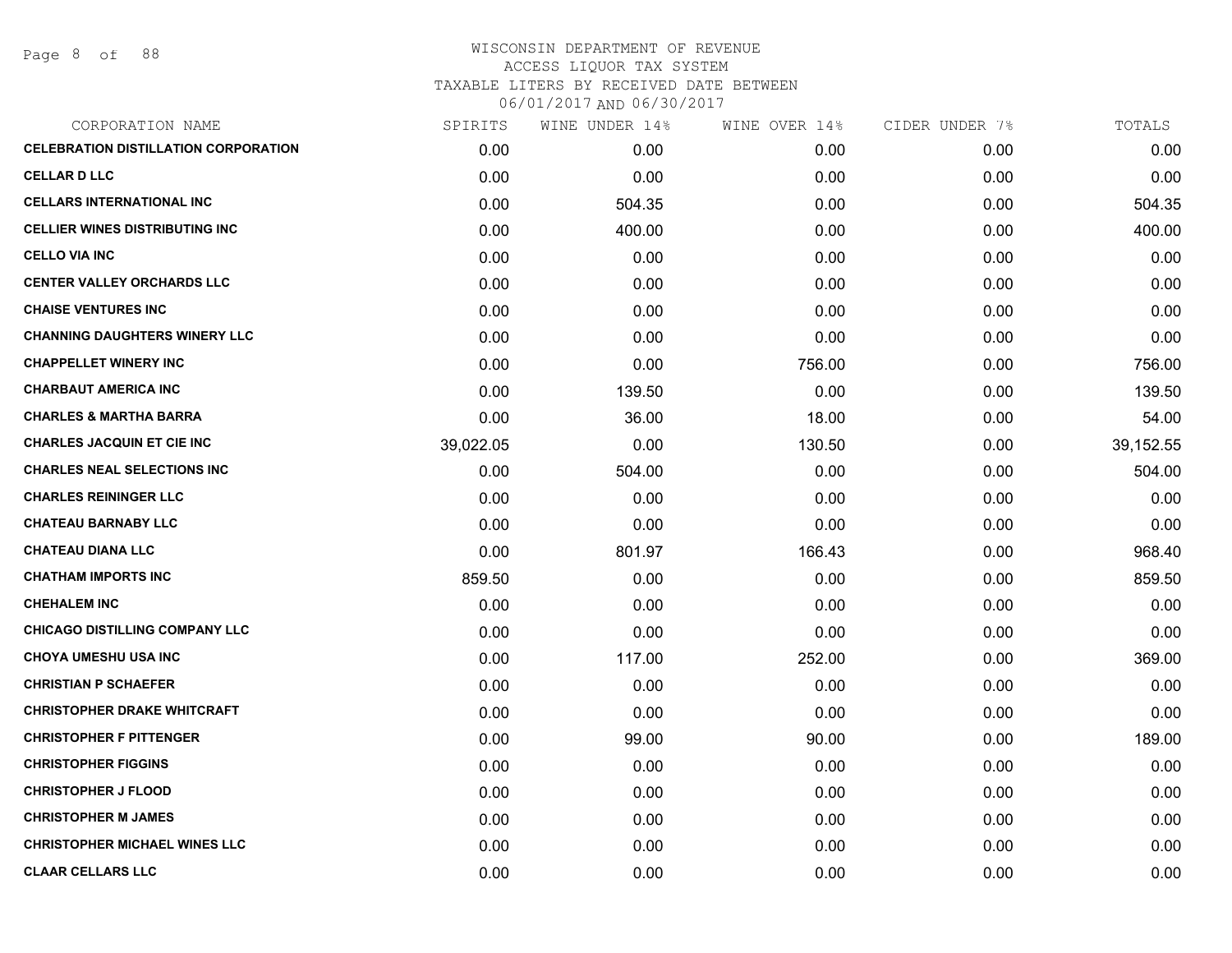WISCONSIN DEPARTMENT OF REVENUE
ACCESS LIQUOR TAX SYSTEM
TAXABLE LITERS BY RECEIVED DATE BETWEEN
06/01/2017 AND 06/30/2017

| CORPORATION NAME | SPIRITS | WINE UNDER 14% | WINE OVER 14% | CIDER UNDER 7% | TOTALS |
|---|---|---|---|---|---|
| **CELEBRATION DISTILLATION CORPORATION** | 0.00 | 0.00 | 0.00 | 0.00 | 0.00 |
| **CELLAR D LLC** | 0.00 | 0.00 | 0.00 | 0.00 | 0.00 |
| **CELLARS INTERNATIONAL INC** | 0.00 | 504.35 | 0.00 | 0.00 | 504.35 |
| **CELLIER WINES DISTRIBUTING INC** | 0.00 | 400.00 | 0.00 | 0.00 | 400.00 |
| **CELLO VIA INC** | 0.00 | 0.00 | 0.00 | 0.00 | 0.00 |
| **CENTER VALLEY ORCHARDS LLC** | 0.00 | 0.00 | 0.00 | 0.00 | 0.00 |
| **CHAISE VENTURES INC** | 0.00 | 0.00 | 0.00 | 0.00 | 0.00 |
| **CHANNING DAUGHTERS WINERY LLC** | 0.00 | 0.00 | 0.00 | 0.00 | 0.00 |
| **CHAPPELLET WINERY INC** | 0.00 | 0.00 | 756.00 | 0.00 | 756.00 |
| **CHARBAUT AMERICA INC** | 0.00 | 139.50 | 0.00 | 0.00 | 139.50 |
| **CHARLES & MARTHA BARRA** | 0.00 | 36.00 | 18.00 | 0.00 | 54.00 |
| **CHARLES JACQUIN ET CIE INC** | 39,022.05 | 0.00 | 130.50 | 0.00 | 39,152.55 |
| **CHARLES NEAL SELECTIONS INC** | 0.00 | 504.00 | 0.00 | 0.00 | 504.00 |
| **CHARLES REININGER LLC** | 0.00 | 0.00 | 0.00 | 0.00 | 0.00 |
| **CHATEAU BARNABY LLC** | 0.00 | 0.00 | 0.00 | 0.00 | 0.00 |
| **CHATEAU DIANA LLC** | 0.00 | 801.97 | 166.43 | 0.00 | 968.40 |
| **CHATHAM IMPORTS INC** | 859.50 | 0.00 | 0.00 | 0.00 | 859.50 |
| **CHEHALEM INC** | 0.00 | 0.00 | 0.00 | 0.00 | 0.00 |
| **CHICAGO DISTILLING COMPANY LLC** | 0.00 | 0.00 | 0.00 | 0.00 | 0.00 |
| **CHOYA UMESHU USA INC** | 0.00 | 117.00 | 252.00 | 0.00 | 369.00 |
| **CHRISTIAN P SCHAEFER** | 0.00 | 0.00 | 0.00 | 0.00 | 0.00 |
| **CHRISTOPHER DRAKE WHITCRAFT** | 0.00 | 0.00 | 0.00 | 0.00 | 0.00 |
| **CHRISTOPHER F PITTENGER** | 0.00 | 99.00 | 90.00 | 0.00 | 189.00 |
| **CHRISTOPHER FIGGINS** | 0.00 | 0.00 | 0.00 | 0.00 | 0.00 |
| **CHRISTOPHER J FLOOD** | 0.00 | 0.00 | 0.00 | 0.00 | 0.00 |
| **CHRISTOPHER M JAMES** | 0.00 | 0.00 | 0.00 | 0.00 | 0.00 |
| **CHRISTOPHER MICHAEL WINES LLC** | 0.00 | 0.00 | 0.00 | 0.00 | 0.00 |
| **CLAAR CELLARS LLC** | 0.00 | 0.00 | 0.00 | 0.00 | 0.00 |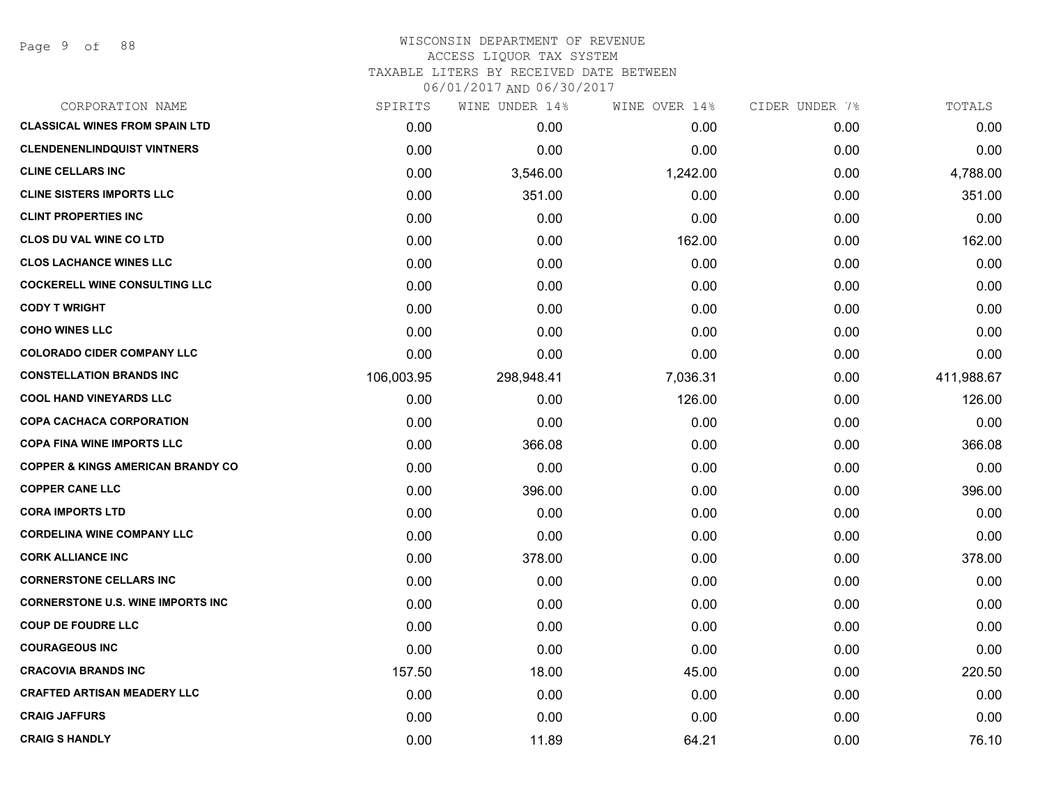WISCONSIN DEPARTMENT OF REVENUE
ACCESS LIQUOR TAX SYSTEM
TAXABLE LITERS BY RECEIVED DATE BETWEEN
06/01/2017 AND 06/30/2017

| CORPORATION NAME | SPIRITS | WINE UNDER 14% | WINE OVER 14% | CIDER UNDER 7% | TOTALS |
|---|---|---|---|---|---|
| CLASSICAL WINES FROM SPAIN LTD | 0.00 | 0.00 | 0.00 | 0.00 | 0.00 |
| CLENDENENLINDQUIST VINTNERS | 0.00 | 0.00 | 0.00 | 0.00 | 0.00 |
| CLINE CELLARS INC | 0.00 | 3,546.00 | 1,242.00 | 0.00 | 4,788.00 |
| CLINE SISTERS IMPORTS LLC | 0.00 | 351.00 | 0.00 | 0.00 | 351.00 |
| CLINT PROPERTIES INC | 0.00 | 0.00 | 0.00 | 0.00 | 0.00 |
| CLOS DU VAL WINE CO LTD | 0.00 | 0.00 | 162.00 | 0.00 | 162.00 |
| CLOS LACHANCE WINES LLC | 0.00 | 0.00 | 0.00 | 0.00 | 0.00 |
| COCKERELL WINE CONSULTING LLC | 0.00 | 0.00 | 0.00 | 0.00 | 0.00 |
| CODY T WRIGHT | 0.00 | 0.00 | 0.00 | 0.00 | 0.00 |
| COHO WINES LLC | 0.00 | 0.00 | 0.00 | 0.00 | 0.00 |
| COLORADO CIDER COMPANY LLC | 0.00 | 0.00 | 0.00 | 0.00 | 0.00 |
| CONSTELLATION BRANDS INC | 106,003.95 | 298,948.41 | 7,036.31 | 0.00 | 411,988.67 |
| COOL HAND VINEYARDS LLC | 0.00 | 0.00 | 126.00 | 0.00 | 126.00 |
| COPA CACHACA CORPORATION | 0.00 | 0.00 | 0.00 | 0.00 | 0.00 |
| COPA FINA WINE IMPORTS LLC | 0.00 | 366.08 | 0.00 | 0.00 | 366.08 |
| COPPER & KINGS AMERICAN BRANDY CO | 0.00 | 0.00 | 0.00 | 0.00 | 0.00 |
| COPPER CANE LLC | 0.00 | 396.00 | 0.00 | 0.00 | 396.00 |
| CORA IMPORTS LTD | 0.00 | 0.00 | 0.00 | 0.00 | 0.00 |
| CORDELINA WINE COMPANY LLC | 0.00 | 0.00 | 0.00 | 0.00 | 0.00 |
| CORK ALLIANCE INC | 0.00 | 378.00 | 0.00 | 0.00 | 378.00 |
| CORNERSTONE CELLARS INC | 0.00 | 0.00 | 0.00 | 0.00 | 0.00 |
| CORNERSTONE U.S. WINE IMPORTS INC | 0.00 | 0.00 | 0.00 | 0.00 | 0.00 |
| COUP DE FOUDRE LLC | 0.00 | 0.00 | 0.00 | 0.00 | 0.00 |
| COURAGEOUS INC | 0.00 | 0.00 | 0.00 | 0.00 | 0.00 |
| CRACOVIA BRANDS INC | 157.50 | 18.00 | 45.00 | 0.00 | 220.50 |
| CRAFTED ARTISAN MEADERY LLC | 0.00 | 0.00 | 0.00 | 0.00 | 0.00 |
| CRAIG JAFFURS | 0.00 | 0.00 | 0.00 | 0.00 | 0.00 |
| CRAIG S HANDLY | 0.00 | 11.89 | 64.21 | 0.00 | 76.10 |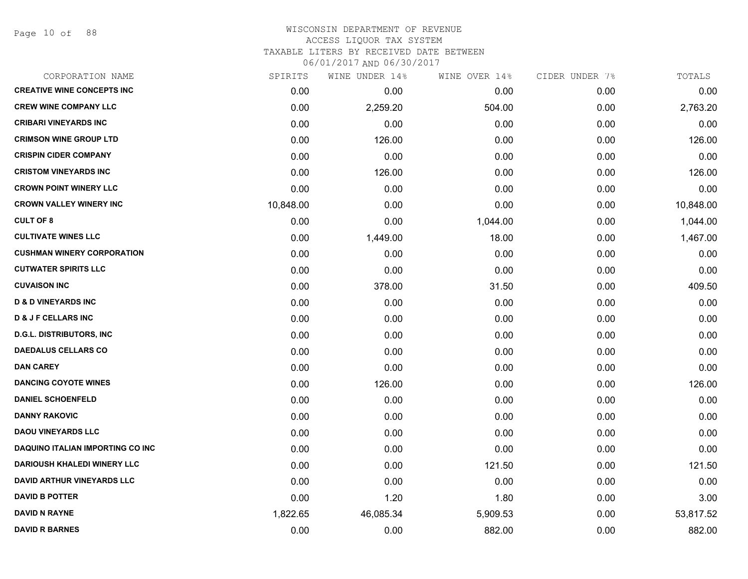# WISCONSIN DEPARTMENT OF REVENUE

ACCESS LIQUOR TAX SYSTEM

TAXABLE LITERS BY RECEIVED DATE BETWEEN

06/01/2017 AND 06/30/2017

| CORPORATION NAME | SPIRITS | WINE UNDER 14% | WINE OVER 14% | CIDER UNDER 7% | TOTALS |
|---|---|---|---|---|---|
| CREATIVE WINE CONCEPTS INC | 0.00 | 0.00 | 0.00 | 0.00 | 0.00 |
| CREW WINE COMPANY LLC | 0.00 | 2,259.20 | 504.00 | 0.00 | 2,763.20 |
| CRIBARI VINEYARDS INC | 0.00 | 0.00 | 0.00 | 0.00 | 0.00 |
| CRIMSON WINE GROUP LTD | 0.00 | 126.00 | 0.00 | 0.00 | 126.00 |
| CRISPIN CIDER COMPANY | 0.00 | 0.00 | 0.00 | 0.00 | 0.00 |
| CRISTOM VINEYARDS INC | 0.00 | 126.00 | 0.00 | 0.00 | 126.00 |
| CROWN POINT WINERY LLC | 0.00 | 0.00 | 0.00 | 0.00 | 0.00 |
| CROWN VALLEY WINERY INC | 10,848.00 | 0.00 | 0.00 | 0.00 | 10,848.00 |
| CULT OF 8 | 0.00 | 0.00 | 1,044.00 | 0.00 | 1,044.00 |
| CULTIVATE WINES LLC | 0.00 | 1,449.00 | 18.00 | 0.00 | 1,467.00 |
| CUSHMAN WINERY CORPORATION | 0.00 | 0.00 | 0.00 | 0.00 | 0.00 |
| CUTWATER SPIRITS LLC | 0.00 | 0.00 | 0.00 | 0.00 | 0.00 |
| CUVAISON INC | 0.00 | 378.00 | 31.50 | 0.00 | 409.50 |
| D & D VINEYARDS INC | 0.00 | 0.00 | 0.00 | 0.00 | 0.00 |
| D & J F CELLARS INC | 0.00 | 0.00 | 0.00 | 0.00 | 0.00 |
| D.G.L. DISTRIBUTORS, INC | 0.00 | 0.00 | 0.00 | 0.00 | 0.00 |
| DAEDALUS CELLARS CO | 0.00 | 0.00 | 0.00 | 0.00 | 0.00 |
| DAN CAREY | 0.00 | 0.00 | 0.00 | 0.00 | 0.00 |
| DANCING COYOTE WINES | 0.00 | 126.00 | 0.00 | 0.00 | 126.00 |
| DANIEL SCHOENFELD | 0.00 | 0.00 | 0.00 | 0.00 | 0.00 |
| DANNY RAKOVIC | 0.00 | 0.00 | 0.00 | 0.00 | 0.00 |
| DAOU VINEYARDS LLC | 0.00 | 0.00 | 0.00 | 0.00 | 0.00 |
| DAQUINO ITALIAN IMPORTING CO INC | 0.00 | 0.00 | 0.00 | 0.00 | 0.00 |
| DARIOUSH KHALEDI WINERY LLC | 0.00 | 0.00 | 121.50 | 0.00 | 121.50 |
| DAVID ARTHUR VINEYARDS LLC | 0.00 | 0.00 | 0.00 | 0.00 | 0.00 |
| DAVID B POTTER | 0.00 | 1.20 | 1.80 | 0.00 | 3.00 |
| DAVID N RAYNE | 1,822.65 | 46,085.34 | 5,909.53 | 0.00 | 53,817.52 |
| DAVID R BARNES | 0.00 | 0.00 | 882.00 | 0.00 | 882.00 |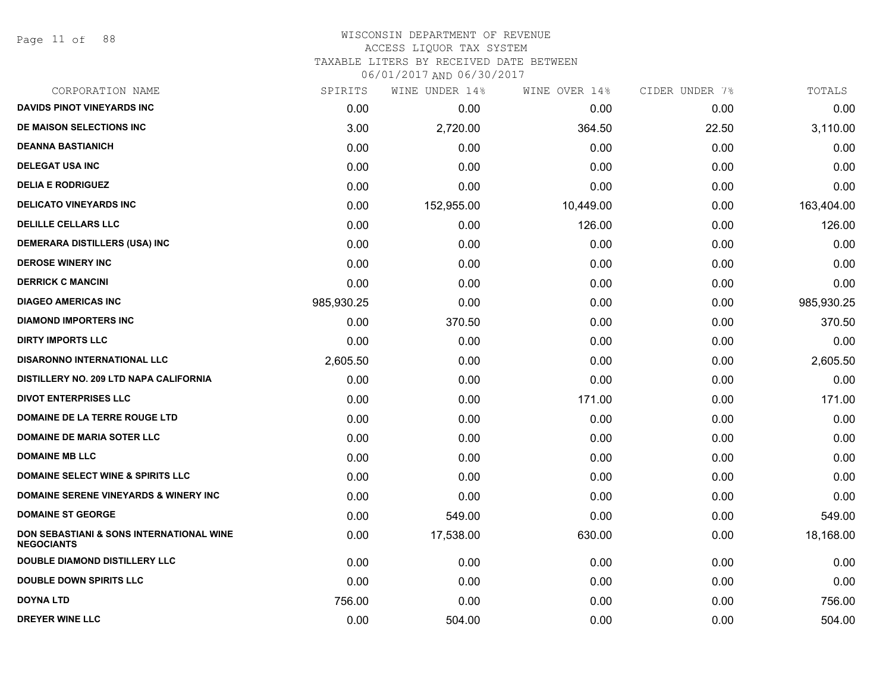WISCONSIN DEPARTMENT OF REVENUE
ACCESS LIQUOR TAX SYSTEM
TAXABLE LITERS BY RECEIVED DATE BETWEEN
06/01/2017 AND 06/30/2017

| CORPORATION NAME | SPIRITS | WINE UNDER 14% | WINE OVER 14% | CIDER UNDER 7% | TOTALS |
|---|---|---|---|---|---|
| DAVIDS PINOT VINEYARDS INC | 0.00 | 0.00 | 0.00 | 0.00 | 0.00 |
| DE MAISON SELECTIONS INC | 3.00 | 2,720.00 | 364.50 | 22.50 | 3,110.00 |
| DEANNA BASTIANICH | 0.00 | 0.00 | 0.00 | 0.00 | 0.00 |
| DELEGAT USA INC | 0.00 | 0.00 | 0.00 | 0.00 | 0.00 |
| DELIA E RODRIGUEZ | 0.00 | 0.00 | 0.00 | 0.00 | 0.00 |
| DELICATO VINEYARDS INC | 0.00 | 152,955.00 | 10,449.00 | 0.00 | 163,404.00 |
| DELILLE CELLARS LLC | 0.00 | 0.00 | 126.00 | 0.00 | 126.00 |
| DEMERARA DISTILLERS (USA) INC | 0.00 | 0.00 | 0.00 | 0.00 | 0.00 |
| DEROSE WINERY INC | 0.00 | 0.00 | 0.00 | 0.00 | 0.00 |
| DERRICK C MANCINI | 0.00 | 0.00 | 0.00 | 0.00 | 0.00 |
| DIAGEO AMERICAS INC | 985,930.25 | 0.00 | 0.00 | 0.00 | 985,930.25 |
| DIAMOND IMPORTERS INC | 0.00 | 370.50 | 0.00 | 0.00 | 370.50 |
| DIRTY IMPORTS LLC | 0.00 | 0.00 | 0.00 | 0.00 | 0.00 |
| DISARONNO INTERNATIONAL LLC | 2,605.50 | 0.00 | 0.00 | 0.00 | 2,605.50 |
| DISTILLERY NO. 209 LTD NAPA CALIFORNIA | 0.00 | 0.00 | 0.00 | 0.00 | 0.00 |
| DIVOT ENTERPRISES LLC | 0.00 | 0.00 | 171.00 | 0.00 | 171.00 |
| DOMAINE DE LA TERRE ROUGE LTD | 0.00 | 0.00 | 0.00 | 0.00 | 0.00 |
| DOMAINE DE MARIA SOTER LLC | 0.00 | 0.00 | 0.00 | 0.00 | 0.00 |
| DOMAINE MB LLC | 0.00 | 0.00 | 0.00 | 0.00 | 0.00 |
| DOMAINE SELECT WINE & SPIRITS LLC | 0.00 | 0.00 | 0.00 | 0.00 | 0.00 |
| DOMAINE SERENE VINEYARDS & WINERY INC | 0.00 | 0.00 | 0.00 | 0.00 | 0.00 |
| DOMAINE ST GEORGE | 0.00 | 549.00 | 0.00 | 0.00 | 549.00 |
| DON SEBASTIANI & SONS INTERNATIONAL WINE NEGOCIANTS | 0.00 | 17,538.00 | 630.00 | 0.00 | 18,168.00 |
| DOUBLE DIAMOND DISTILLERY LLC | 0.00 | 0.00 | 0.00 | 0.00 | 0.00 |
| DOUBLE DOWN SPIRITS LLC | 0.00 | 0.00 | 0.00 | 0.00 | 0.00 |
| DOYNA LTD | 756.00 | 0.00 | 0.00 | 0.00 | 756.00 |
| DREYER WINE LLC | 0.00 | 504.00 | 0.00 | 0.00 | 504.00 |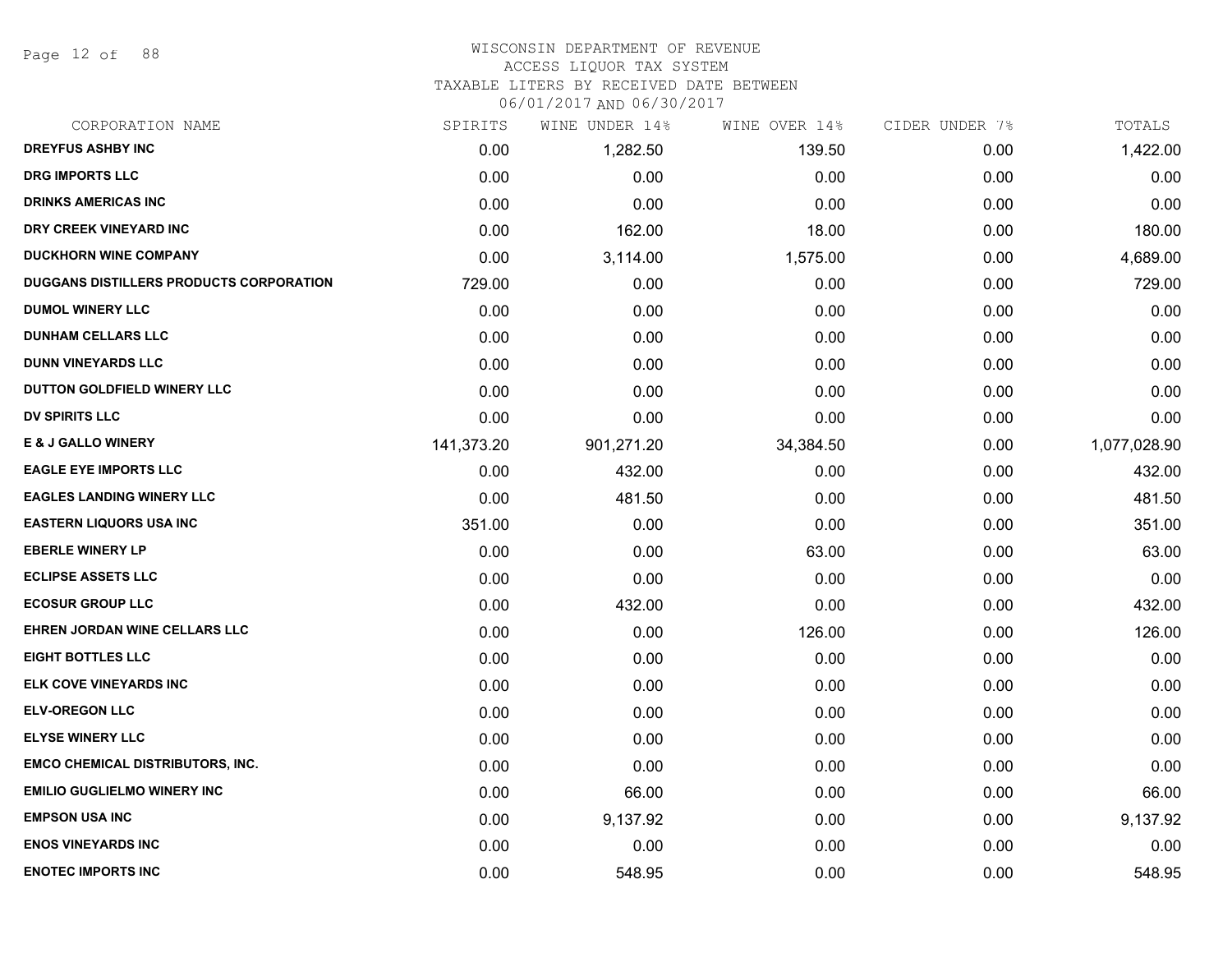# WISCONSIN DEPARTMENT OF REVENUE
ACCESS LIQUOR TAX SYSTEM
TAXABLE LITERS BY RECEIVED DATE BETWEEN
06/01/2017 AND 06/30/2017

| CORPORATION NAME | SPIRITS | WINE UNDER 14% | WINE OVER 14% | CIDER UNDER 7% | TOTALS |
|---|---|---|---|---|---|
| DREYFUS ASHBY INC | 0.00 | 1,282.50 | 139.50 | 0.00 | 1,422.00 |
| DRG IMPORTS LLC | 0.00 | 0.00 | 0.00 | 0.00 | 0.00 |
| DRINKS AMERICAS INC | 0.00 | 0.00 | 0.00 | 0.00 | 0.00 |
| DRY CREEK VINEYARD INC | 0.00 | 162.00 | 18.00 | 0.00 | 180.00 |
| DUCKHORN WINE COMPANY | 0.00 | 3,114.00 | 1,575.00 | 0.00 | 4,689.00 |
| DUGGANS DISTILLERS PRODUCTS CORPORATION | 729.00 | 0.00 | 0.00 | 0.00 | 729.00 |
| DUMOL WINERY LLC | 0.00 | 0.00 | 0.00 | 0.00 | 0.00 |
| DUNHAM CELLARS LLC | 0.00 | 0.00 | 0.00 | 0.00 | 0.00 |
| DUNN VINEYARDS LLC | 0.00 | 0.00 | 0.00 | 0.00 | 0.00 |
| DUTTON GOLDFIELD WINERY LLC | 0.00 | 0.00 | 0.00 | 0.00 | 0.00 |
| DV SPIRITS LLC | 0.00 | 0.00 | 0.00 | 0.00 | 0.00 |
| E & J GALLO WINERY | 141,373.20 | 901,271.20 | 34,384.50 | 0.00 | 1,077,028.90 |
| EAGLE EYE IMPORTS LLC | 0.00 | 432.00 | 0.00 | 0.00 | 432.00 |
| EAGLES LANDING WINERY LLC | 0.00 | 481.50 | 0.00 | 0.00 | 481.50 |
| EASTERN LIQUORS USA INC | 351.00 | 0.00 | 0.00 | 0.00 | 351.00 |
| EBERLE WINERY LP | 0.00 | 0.00 | 63.00 | 0.00 | 63.00 |
| ECLIPSE ASSETS LLC | 0.00 | 0.00 | 0.00 | 0.00 | 0.00 |
| ECOSUR GROUP LLC | 0.00 | 432.00 | 0.00 | 0.00 | 432.00 |
| EHREN JORDAN WINE CELLARS LLC | 0.00 | 0.00 | 126.00 | 0.00 | 126.00 |
| EIGHT BOTTLES LLC | 0.00 | 0.00 | 0.00 | 0.00 | 0.00 |
| ELK COVE VINEYARDS INC | 0.00 | 0.00 | 0.00 | 0.00 | 0.00 |
| ELV-OREGON LLC | 0.00 | 0.00 | 0.00 | 0.00 | 0.00 |
| ELYSE WINERY LLC | 0.00 | 0.00 | 0.00 | 0.00 | 0.00 |
| EMCO CHEMICAL DISTRIBUTORS, INC. | 0.00 | 0.00 | 0.00 | 0.00 | 0.00 |
| EMILIO GUGLIELMO WINERY INC | 0.00 | 66.00 | 0.00 | 0.00 | 66.00 |
| EMPSON USA INC | 0.00 | 9,137.92 | 0.00 | 0.00 | 9,137.92 |
| ENOS VINEYARDS INC | 0.00 | 0.00 | 0.00 | 0.00 | 0.00 |
| ENOTEC IMPORTS INC | 0.00 | 548.95 | 0.00 | 0.00 | 548.95 |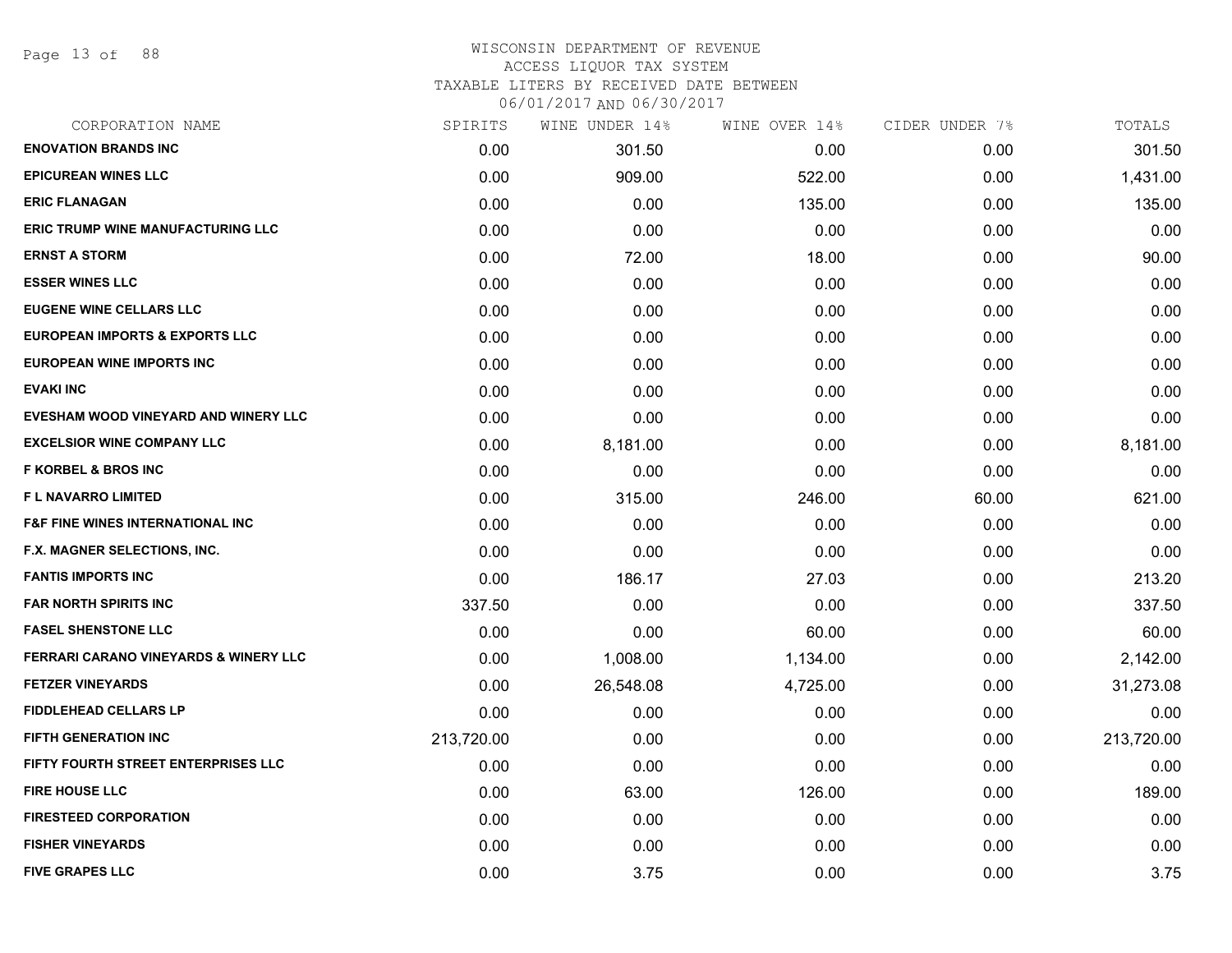WISCONSIN DEPARTMENT OF REVENUE
ACCESS LIQUOR TAX SYSTEM
TAXABLE LITERS BY RECEIVED DATE BETWEEN
06/01/2017 AND 06/30/2017

| CORPORATION NAME | SPIRITS | WINE UNDER 14% | WINE OVER 14% | CIDER UNDER 7% | TOTALS |
|---|---|---|---|---|---|
| ENOVATION BRANDS INC | 0.00 | 301.50 | 0.00 | 0.00 | 301.50 |
| EPICUREAN WINES LLC | 0.00 | 909.00 | 522.00 | 0.00 | 1,431.00 |
| ERIC FLANAGAN | 0.00 | 0.00 | 135.00 | 0.00 | 135.00 |
| ERIC TRUMP WINE MANUFACTURING LLC | 0.00 | 0.00 | 0.00 | 0.00 | 0.00 |
| ERNST A STORM | 0.00 | 72.00 | 18.00 | 0.00 | 90.00 |
| ESSER WINES LLC | 0.00 | 0.00 | 0.00 | 0.00 | 0.00 |
| EUGENE WINE CELLARS LLC | 0.00 | 0.00 | 0.00 | 0.00 | 0.00 |
| EUROPEAN IMPORTS & EXPORTS LLC | 0.00 | 0.00 | 0.00 | 0.00 | 0.00 |
| EUROPEAN WINE IMPORTS INC | 0.00 | 0.00 | 0.00 | 0.00 | 0.00 |
| EVAKI INC | 0.00 | 0.00 | 0.00 | 0.00 | 0.00 |
| EVESHAM WOOD VINEYARD AND WINERY LLC | 0.00 | 0.00 | 0.00 | 0.00 | 0.00 |
| EXCELSIOR WINE COMPANY LLC | 0.00 | 8,181.00 | 0.00 | 0.00 | 8,181.00 |
| F KORBEL & BROS INC | 0.00 | 0.00 | 0.00 | 0.00 | 0.00 |
| F L NAVARRO LIMITED | 0.00 | 315.00 | 246.00 | 60.00 | 621.00 |
| F&F FINE WINES INTERNATIONAL INC | 0.00 | 0.00 | 0.00 | 0.00 | 0.00 |
| F.X. MAGNER SELECTIONS, INC. | 0.00 | 0.00 | 0.00 | 0.00 | 0.00 |
| FANTIS IMPORTS INC | 0.00 | 186.17 | 27.03 | 0.00 | 213.20 |
| FAR NORTH SPIRITS INC | 337.50 | 0.00 | 0.00 | 0.00 | 337.50 |
| FASEL SHENSTONE LLC | 0.00 | 0.00 | 60.00 | 0.00 | 60.00 |
| FERRARI CARANO VINEYARDS & WINERY LLC | 0.00 | 1,008.00 | 1,134.00 | 0.00 | 2,142.00 |
| FETZER VINEYARDS | 0.00 | 26,548.08 | 4,725.00 | 0.00 | 31,273.08 |
| FIDDLEHEAD CELLARS LP | 0.00 | 0.00 | 0.00 | 0.00 | 0.00 |
| FIFTH GENERATION INC | 213,720.00 | 0.00 | 0.00 | 0.00 | 213,720.00 |
| FIFTY FOURTH STREET ENTERPRISES LLC | 0.00 | 0.00 | 0.00 | 0.00 | 0.00 |
| FIRE HOUSE LLC | 0.00 | 63.00 | 126.00 | 0.00 | 189.00 |
| FIRESTEED CORPORATION | 0.00 | 0.00 | 0.00 | 0.00 | 0.00 |
| FISHER VINEYARDS | 0.00 | 0.00 | 0.00 | 0.00 | 0.00 |
| FIVE GRAPES LLC | 0.00 | 3.75 | 0.00 | 0.00 | 3.75 |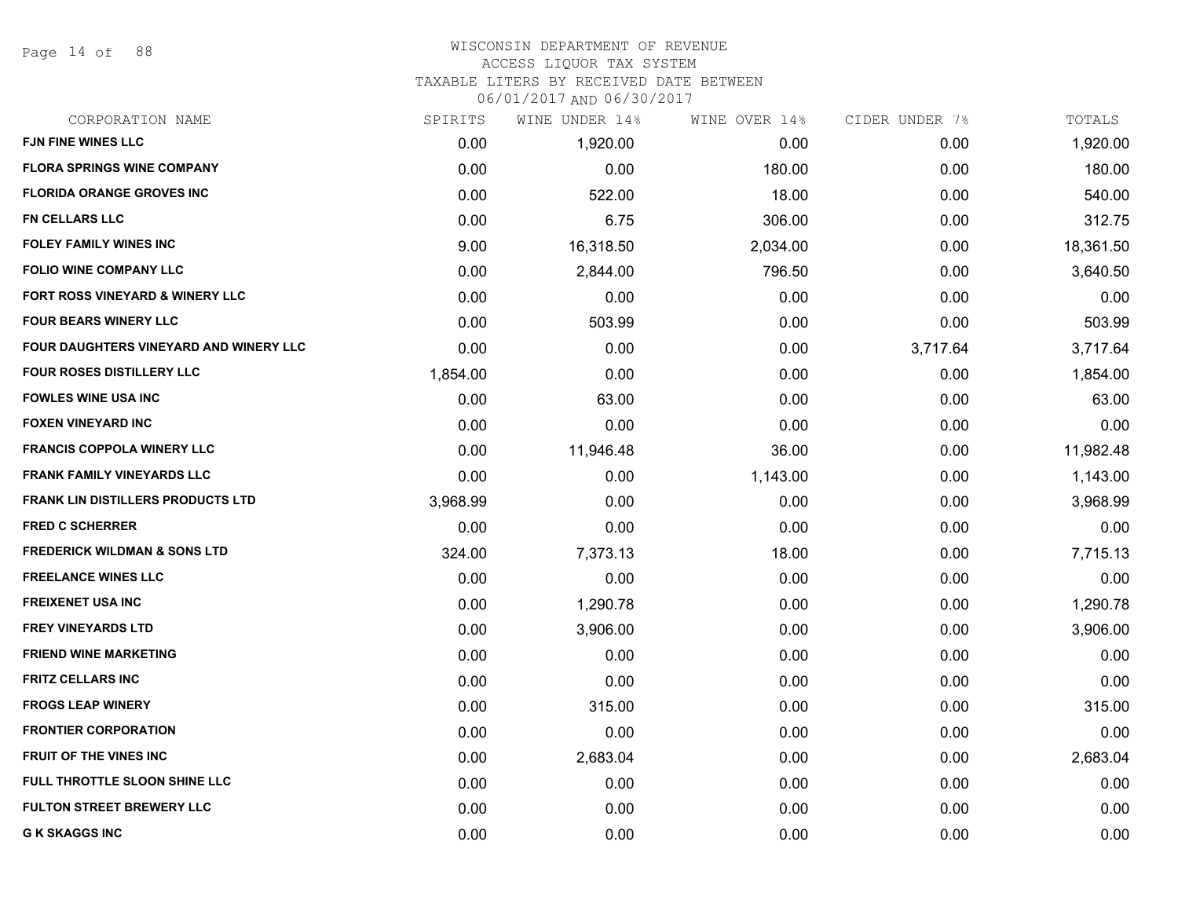# WISCONSIN DEPARTMENT OF REVENUE
## ACCESS LIQUOR TAX SYSTEM
### TAXABLE LITERS BY RECEIVED DATE BETWEEN 06/01/2017 AND 06/30/2017

| CORPORATION NAME | SPIRITS | WINE UNDER 14% | WINE OVER 14% | CIDER UNDER 7% | TOTALS |
|---|---|---|---|---|---|
| FJN FINE WINES LLC | 0.00 | 1,920.00 | 0.00 | 0.00 | 1,920.00 |
| FLORA SPRINGS WINE COMPANY | 0.00 | 0.00 | 180.00 | 0.00 | 180.00 |
| FLORIDA ORANGE GROVES INC | 0.00 | 522.00 | 18.00 | 0.00 | 540.00 |
| FN CELLARS LLC | 0.00 | 6.75 | 306.00 | 0.00 | 312.75 |
| FOLEY FAMILY WINES INC | 9.00 | 16,318.50 | 2,034.00 | 0.00 | 18,361.50 |
| FOLIO WINE COMPANY LLC | 0.00 | 2,844.00 | 796.50 | 0.00 | 3,640.50 |
| FORT ROSS VINEYARD & WINERY LLC | 0.00 | 0.00 | 0.00 | 0.00 | 0.00 |
| FOUR BEARS WINERY LLC | 0.00 | 503.99 | 0.00 | 0.00 | 503.99 |
| FOUR DAUGHTERS VINEYARD AND WINERY LLC | 0.00 | 0.00 | 0.00 | 3,717.64 | 3,717.64 |
| FOUR ROSES DISTILLERY LLC | 1,854.00 | 0.00 | 0.00 | 0.00 | 1,854.00 |
| FOWLES WINE USA INC | 0.00 | 63.00 | 0.00 | 0.00 | 63.00 |
| FOXEN VINEYARD INC | 0.00 | 0.00 | 0.00 | 0.00 | 0.00 |
| FRANCIS COPPOLA WINERY LLC | 0.00 | 11,946.48 | 36.00 | 0.00 | 11,982.48 |
| FRANK FAMILY VINEYARDS LLC | 0.00 | 0.00 | 1,143.00 | 0.00 | 1,143.00 |
| FRANK LIN DISTILLERS PRODUCTS LTD | 3,968.99 | 0.00 | 0.00 | 0.00 | 3,968.99 |
| FRED C SCHERRER | 0.00 | 0.00 | 0.00 | 0.00 | 0.00 |
| FREDERICK WILDMAN & SONS LTD | 324.00 | 7,373.13 | 18.00 | 0.00 | 7,715.13 |
| FREELANCE WINES LLC | 0.00 | 0.00 | 0.00 | 0.00 | 0.00 |
| FREIXENET USA INC | 0.00 | 1,290.78 | 0.00 | 0.00 | 1,290.78 |
| FREY VINEYARDS LTD | 0.00 | 3,906.00 | 0.00 | 0.00 | 3,906.00 |
| FRIEND WINE MARKETING | 0.00 | 0.00 | 0.00 | 0.00 | 0.00 |
| FRITZ CELLARS INC | 0.00 | 0.00 | 0.00 | 0.00 | 0.00 |
| FROGS LEAP WINERY | 0.00 | 315.00 | 0.00 | 0.00 | 315.00 |
| FRONTIER CORPORATION | 0.00 | 0.00 | 0.00 | 0.00 | 0.00 |
| FRUIT OF THE VINES INC | 0.00 | 2,683.04 | 0.00 | 0.00 | 2,683.04 |
| FULL THROTTLE SLOON SHINE LLC | 0.00 | 0.00 | 0.00 | 0.00 | 0.00 |
| FULTON STREET BREWERY LLC | 0.00 | 0.00 | 0.00 | 0.00 | 0.00 |
| G K SKAGGS INC | 0.00 | 0.00 | 0.00 | 0.00 | 0.00 |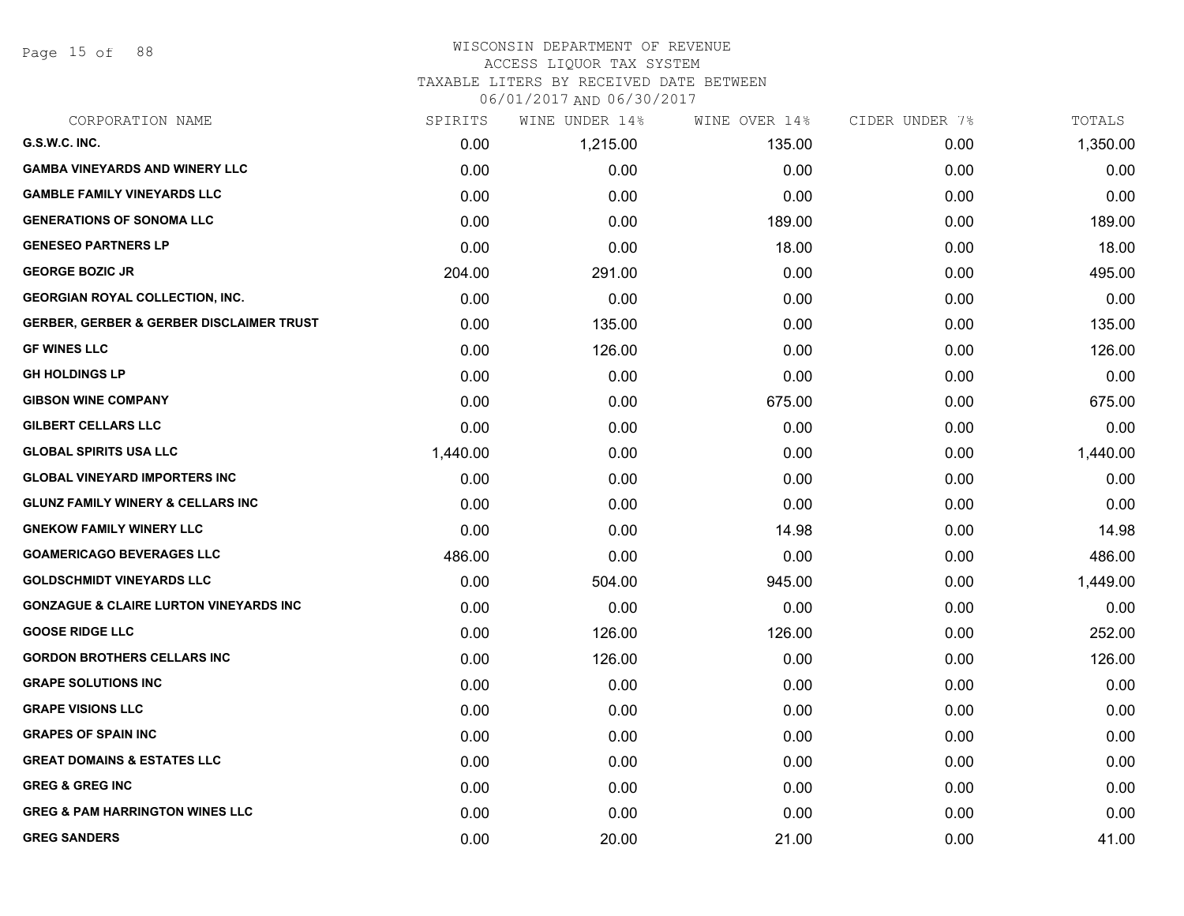WISCONSIN DEPARTMENT OF REVENUE
ACCESS LIQUOR TAX SYSTEM
TAXABLE LITERS BY RECEIVED DATE BETWEEN
06/01/2017 AND 06/30/2017

| CORPORATION NAME | SPIRITS | WINE UNDER 14% | WINE OVER 14% | CIDER UNDER 7% | TOTALS |
|---|---|---|---|---|---|
| G.S.W.C. INC. | 0.00 | 1,215.00 | 135.00 | 0.00 | 1,350.00 |
| GAMBA VINEYARDS AND WINERY LLC | 0.00 | 0.00 | 0.00 | 0.00 | 0.00 |
| GAMBLE FAMILY VINEYARDS LLC | 0.00 | 0.00 | 0.00 | 0.00 | 0.00 |
| GENERATIONS OF SONOMA LLC | 0.00 | 0.00 | 189.00 | 0.00 | 189.00 |
| GENESEO PARTNERS LP | 0.00 | 0.00 | 18.00 | 0.00 | 18.00 |
| GEORGE BOZIC JR | 204.00 | 291.00 | 0.00 | 0.00 | 495.00 |
| GEORGIAN ROYAL COLLECTION, INC. | 0.00 | 0.00 | 0.00 | 0.00 | 0.00 |
| GERBER, GERBER & GERBER DISCLAIMER TRUST | 0.00 | 135.00 | 0.00 | 0.00 | 135.00 |
| GF WINES LLC | 0.00 | 126.00 | 0.00 | 0.00 | 126.00 |
| GH HOLDINGS LP | 0.00 | 0.00 | 0.00 | 0.00 | 0.00 |
| GIBSON WINE COMPANY | 0.00 | 0.00 | 675.00 | 0.00 | 675.00 |
| GILBERT CELLARS LLC | 0.00 | 0.00 | 0.00 | 0.00 | 0.00 |
| GLOBAL SPIRITS USA LLC | 1,440.00 | 0.00 | 0.00 | 0.00 | 1,440.00 |
| GLOBAL VINEYARD IMPORTERS INC | 0.00 | 0.00 | 0.00 | 0.00 | 0.00 |
| GLUNZ FAMILY WINERY & CELLARS INC | 0.00 | 0.00 | 0.00 | 0.00 | 0.00 |
| GNEKOW FAMILY WINERY LLC | 0.00 | 0.00 | 14.98 | 0.00 | 14.98 |
| GOAMERICAGO BEVERAGES LLC | 486.00 | 0.00 | 0.00 | 0.00 | 486.00 |
| GOLDSCHMIDT VINEYARDS LLC | 0.00 | 504.00 | 945.00 | 0.00 | 1,449.00 |
| GONZAGUE & CLAIRE LURTON VINEYARDS INC | 0.00 | 0.00 | 0.00 | 0.00 | 0.00 |
| GOOSE RIDGE LLC | 0.00 | 126.00 | 126.00 | 0.00 | 252.00 |
| GORDON BROTHERS CELLARS INC | 0.00 | 126.00 | 0.00 | 0.00 | 126.00 |
| GRAPE SOLUTIONS INC | 0.00 | 0.00 | 0.00 | 0.00 | 0.00 |
| GRAPE VISIONS LLC | 0.00 | 0.00 | 0.00 | 0.00 | 0.00 |
| GRAPES OF SPAIN INC | 0.00 | 0.00 | 0.00 | 0.00 | 0.00 |
| GREAT DOMAINS & ESTATES LLC | 0.00 | 0.00 | 0.00 | 0.00 | 0.00 |
| GREG & GREG INC | 0.00 | 0.00 | 0.00 | 0.00 | 0.00 |
| GREG & PAM HARRINGTON WINES LLC | 0.00 | 0.00 | 0.00 | 0.00 | 0.00 |
| GREG SANDERS | 0.00 | 20.00 | 21.00 | 0.00 | 41.00 |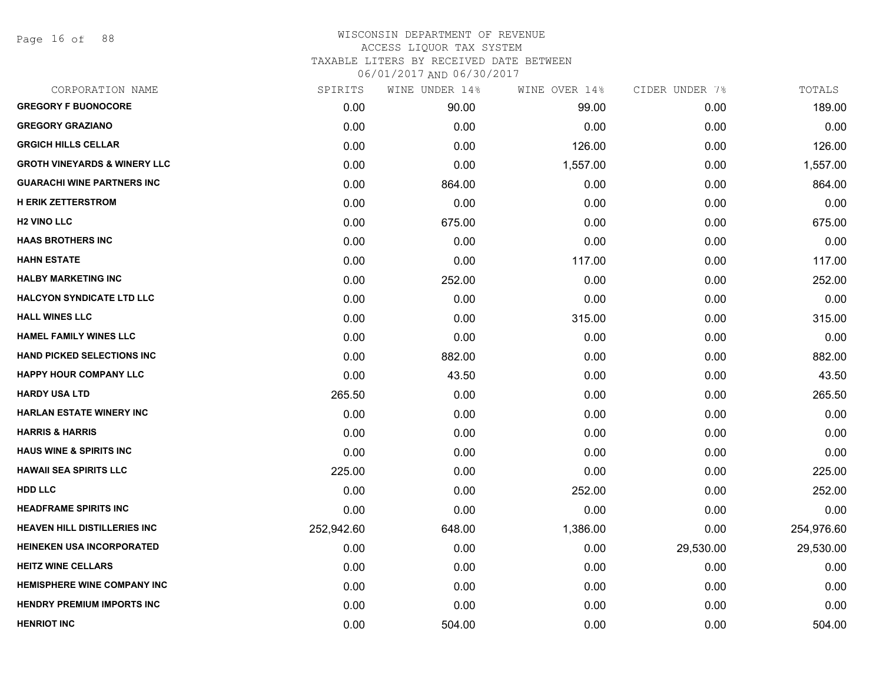WISCONSIN DEPARTMENT OF REVENUE
ACCESS LIQUOR TAX SYSTEM
TAXABLE LITERS BY RECEIVED DATE BETWEEN
06/01/2017 AND 06/30/2017

| CORPORATION NAME | SPIRITS | WINE UNDER 14% | WINE OVER 14% | CIDER UNDER 7% | TOTALS |
|---|---|---|---|---|---|
| GREGORY F BUONOCORE | 0.00 | 90.00 | 99.00 | 0.00 | 189.00 |
| GREGORY GRAZIANO | 0.00 | 0.00 | 0.00 | 0.00 | 0.00 |
| GRGICH HILLS CELLAR | 0.00 | 0.00 | 126.00 | 0.00 | 126.00 |
| GROTH VINEYARDS & WINERY LLC | 0.00 | 0.00 | 1,557.00 | 0.00 | 1,557.00 |
| GUARACHI WINE PARTNERS INC | 0.00 | 864.00 | 0.00 | 0.00 | 864.00 |
| H ERIK ZETTERSTROM | 0.00 | 0.00 | 0.00 | 0.00 | 0.00 |
| H2 VINO LLC | 0.00 | 675.00 | 0.00 | 0.00 | 675.00 |
| HAAS BROTHERS INC | 0.00 | 0.00 | 0.00 | 0.00 | 0.00 |
| HAHN ESTATE | 0.00 | 0.00 | 117.00 | 0.00 | 117.00 |
| HALBY MARKETING INC | 0.00 | 252.00 | 0.00 | 0.00 | 252.00 |
| HALCYON SYNDICATE LTD LLC | 0.00 | 0.00 | 0.00 | 0.00 | 0.00 |
| HALL WINES LLC | 0.00 | 0.00 | 315.00 | 0.00 | 315.00 |
| HAMEL FAMILY WINES LLC | 0.00 | 0.00 | 0.00 | 0.00 | 0.00 |
| HAND PICKED SELECTIONS INC | 0.00 | 882.00 | 0.00 | 0.00 | 882.00 |
| HAPPY HOUR COMPANY LLC | 0.00 | 43.50 | 0.00 | 0.00 | 43.50 |
| HARDY USA LTD | 265.50 | 0.00 | 0.00 | 0.00 | 265.50 |
| HARLAN ESTATE WINERY INC | 0.00 | 0.00 | 0.00 | 0.00 | 0.00 |
| HARRIS & HARRIS | 0.00 | 0.00 | 0.00 | 0.00 | 0.00 |
| HAUS WINE & SPIRITS INC | 0.00 | 0.00 | 0.00 | 0.00 | 0.00 |
| HAWAII SEA SPIRITS LLC | 225.00 | 0.00 | 0.00 | 0.00 | 225.00 |
| HDD LLC | 0.00 | 0.00 | 252.00 | 0.00 | 252.00 |
| HEADFRAME SPIRITS INC | 0.00 | 0.00 | 0.00 | 0.00 | 0.00 |
| HEAVEN HILL DISTILLERIES INC | 252,942.60 | 648.00 | 1,386.00 | 0.00 | 254,976.60 |
| HEINEKEN USA INCORPORATED | 0.00 | 0.00 | 0.00 | 29,530.00 | 29,530.00 |
| HEITZ WINE CELLARS | 0.00 | 0.00 | 0.00 | 0.00 | 0.00 |
| HEMISPHERE WINE COMPANY INC | 0.00 | 0.00 | 0.00 | 0.00 | 0.00 |
| HENDRY PREMIUM IMPORTS INC | 0.00 | 0.00 | 0.00 | 0.00 | 0.00 |
| HENRIOT INC | 0.00 | 504.00 | 0.00 | 0.00 | 504.00 |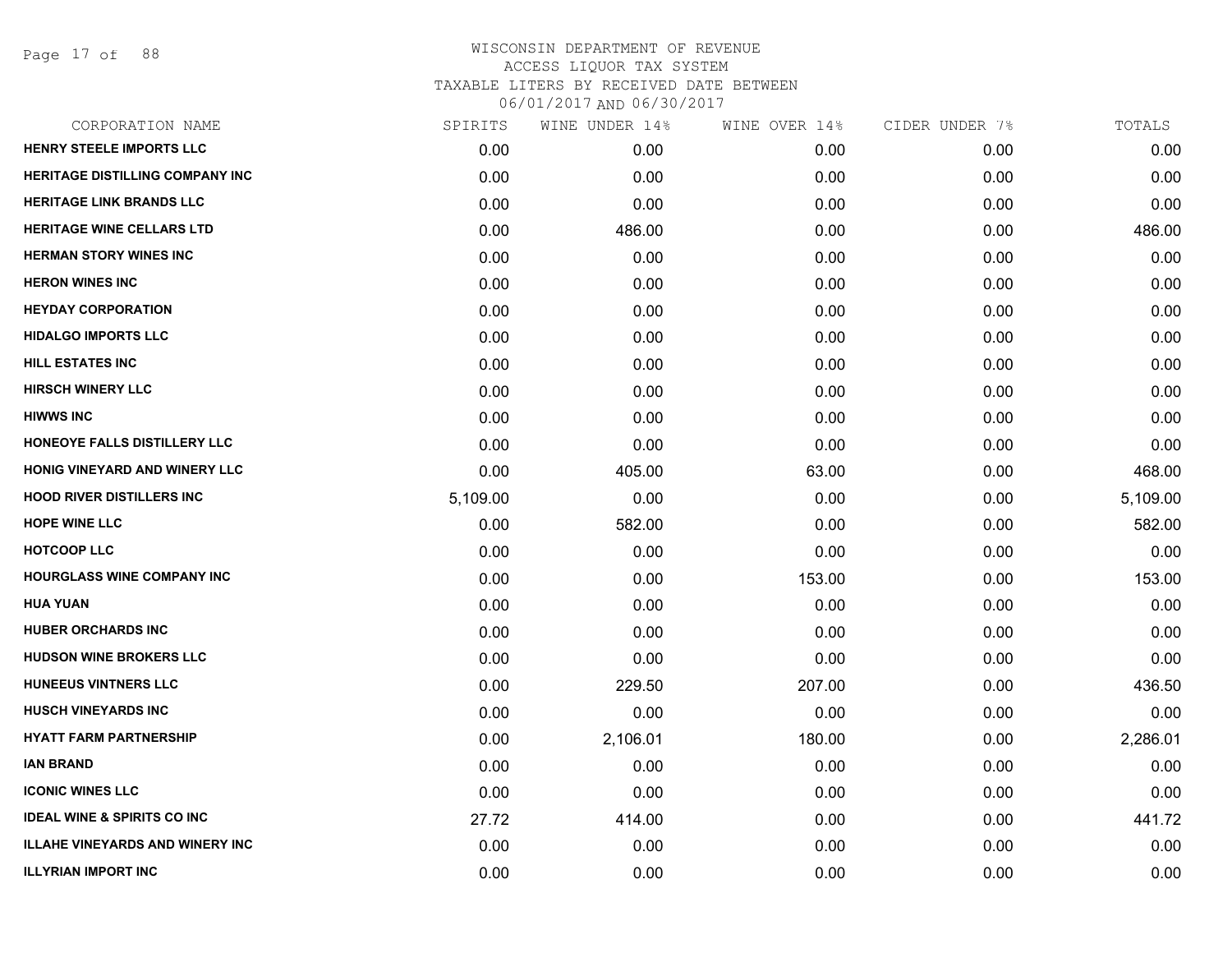# WISCONSIN DEPARTMENT OF REVENUE
## ACCESS LIQUOR TAX SYSTEM
### TAXABLE LITERS BY RECEIVED DATE BETWEEN 06/01/2017 AND 06/30/2017

| CORPORATION NAME | SPIRITS | WINE UNDER 14% | WINE OVER 14% | CIDER UNDER 7% | TOTALS |
|---|---|---|---|---|---|
| HENRY STEELE IMPORTS LLC | 0.00 | 0.00 | 0.00 | 0.00 | 0.00 |
| HERITAGE DISTILLING COMPANY INC | 0.00 | 0.00 | 0.00 | 0.00 | 0.00 |
| HERITAGE LINK BRANDS LLC | 0.00 | 0.00 | 0.00 | 0.00 | 0.00 |
| HERITAGE WINE CELLARS LTD | 0.00 | 486.00 | 0.00 | 0.00 | 486.00 |
| HERMAN STORY WINES INC | 0.00 | 0.00 | 0.00 | 0.00 | 0.00 |
| HERON WINES INC | 0.00 | 0.00 | 0.00 | 0.00 | 0.00 |
| HEYDAY CORPORATION | 0.00 | 0.00 | 0.00 | 0.00 | 0.00 |
| HIDALGO IMPORTS LLC | 0.00 | 0.00 | 0.00 | 0.00 | 0.00 |
| HILL ESTATES INC | 0.00 | 0.00 | 0.00 | 0.00 | 0.00 |
| HIRSCH WINERY LLC | 0.00 | 0.00 | 0.00 | 0.00 | 0.00 |
| HIWWS INC | 0.00 | 0.00 | 0.00 | 0.00 | 0.00 |
| HONEOYE FALLS DISTILLERY LLC | 0.00 | 0.00 | 0.00 | 0.00 | 0.00 |
| HONIG VINEYARD AND WINERY LLC | 0.00 | 405.00 | 63.00 | 0.00 | 468.00 |
| HOOD RIVER DISTILLERS INC | 5,109.00 | 0.00 | 0.00 | 0.00 | 5,109.00 |
| HOPE WINE LLC | 0.00 | 582.00 | 0.00 | 0.00 | 582.00 |
| HOTCOOP LLC | 0.00 | 0.00 | 0.00 | 0.00 | 0.00 |
| HOURGLASS WINE COMPANY INC | 0.00 | 0.00 | 153.00 | 0.00 | 153.00 |
| HUA YUAN | 0.00 | 0.00 | 0.00 | 0.00 | 0.00 |
| HUBER ORCHARDS INC | 0.00 | 0.00 | 0.00 | 0.00 | 0.00 |
| HUDSON WINE BROKERS LLC | 0.00 | 0.00 | 0.00 | 0.00 | 0.00 |
| HUNEEUS VINTNERS LLC | 0.00 | 229.50 | 207.00 | 0.00 | 436.50 |
| HUSCH VINEYARDS INC | 0.00 | 0.00 | 0.00 | 0.00 | 0.00 |
| HYATT FARM PARTNERSHIP | 0.00 | 2,106.01 | 180.00 | 0.00 | 2,286.01 |
| IAN BRAND | 0.00 | 0.00 | 0.00 | 0.00 | 0.00 |
| ICONIC WINES LLC | 0.00 | 0.00 | 0.00 | 0.00 | 0.00 |
| IDEAL WINE & SPIRITS CO INC | 27.72 | 414.00 | 0.00 | 0.00 | 441.72 |
| ILLAHE VINEYARDS AND WINERY INC | 0.00 | 0.00 | 0.00 | 0.00 | 0.00 |
| ILLYRIAN IMPORT INC | 0.00 | 0.00 | 0.00 | 0.00 | 0.00 |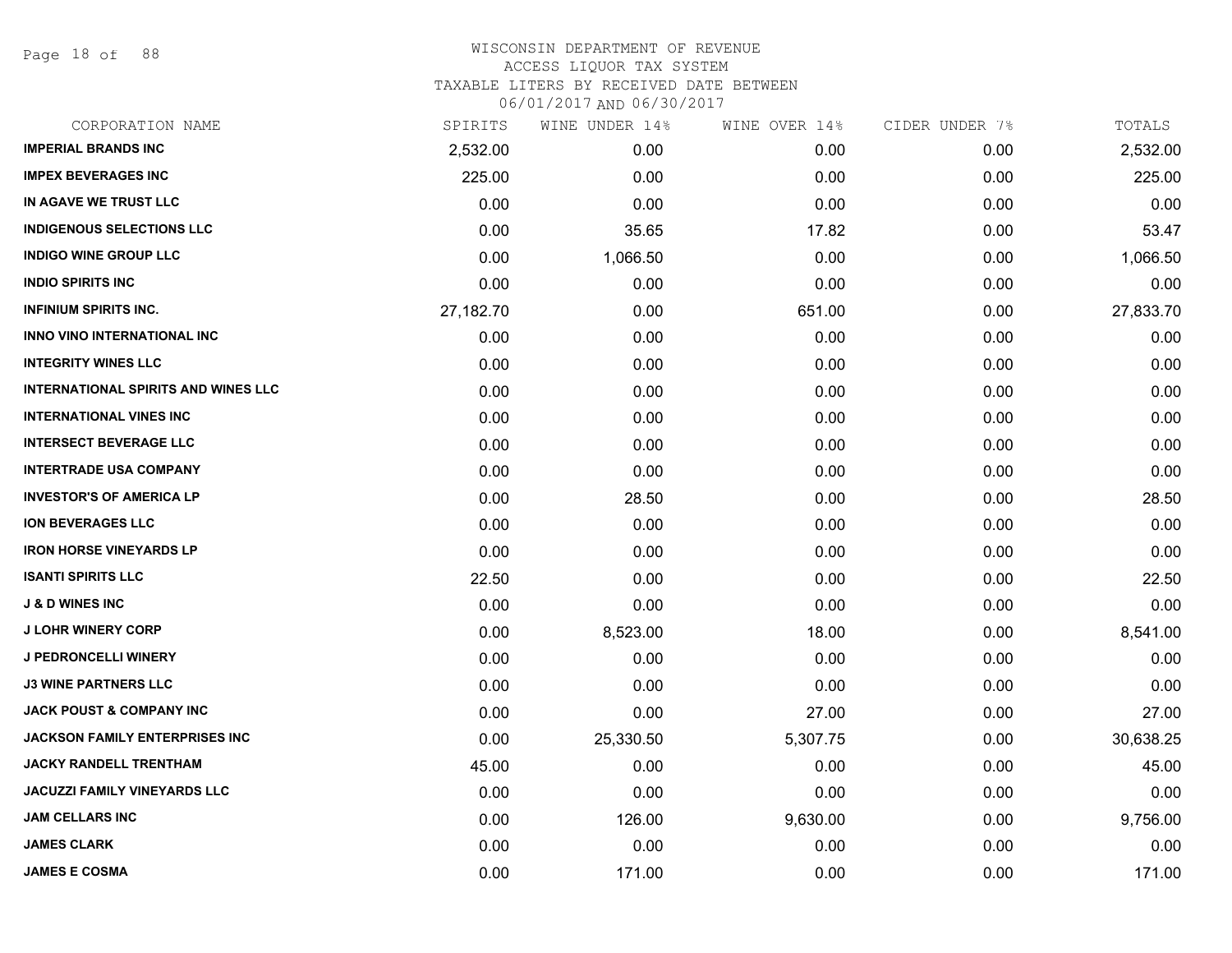WISCONSIN DEPARTMENT OF REVENUE
ACCESS LIQUOR TAX SYSTEM
TAXABLE LITERS BY RECEIVED DATE BETWEEN
06/01/2017 AND 06/30/2017

| CORPORATION NAME | SPIRITS | WINE UNDER 14% | WINE OVER 14% | CIDER UNDER 7% | TOTALS |
|---|---|---|---|---|---|
| IMPERIAL BRANDS INC | 2,532.00 | 0.00 | 0.00 | 0.00 | 2,532.00 |
| IMPEX BEVERAGES INC | 225.00 | 0.00 | 0.00 | 0.00 | 225.00 |
| IN AGAVE WE TRUST LLC | 0.00 | 0.00 | 0.00 | 0.00 | 0.00 |
| INDIGENOUS SELECTIONS LLC | 0.00 | 35.65 | 17.82 | 0.00 | 53.47 |
| INDIGO WINE GROUP LLC | 0.00 | 1,066.50 | 0.00 | 0.00 | 1,066.50 |
| INDIO SPIRITS INC | 0.00 | 0.00 | 0.00 | 0.00 | 0.00 |
| INFINIUM SPIRITS INC. | 27,182.70 | 0.00 | 651.00 | 0.00 | 27,833.70 |
| INNO VINO INTERNATIONAL INC | 0.00 | 0.00 | 0.00 | 0.00 | 0.00 |
| INTEGRITY WINES LLC | 0.00 | 0.00 | 0.00 | 0.00 | 0.00 |
| INTERNATIONAL SPIRITS AND WINES LLC | 0.00 | 0.00 | 0.00 | 0.00 | 0.00 |
| INTERNATIONAL VINES INC | 0.00 | 0.00 | 0.00 | 0.00 | 0.00 |
| INTERSECT BEVERAGE LLC | 0.00 | 0.00 | 0.00 | 0.00 | 0.00 |
| INTERTRADE USA COMPANY | 0.00 | 0.00 | 0.00 | 0.00 | 0.00 |
| INVESTOR'S OF AMERICA LP | 0.00 | 28.50 | 0.00 | 0.00 | 28.50 |
| ION BEVERAGES LLC | 0.00 | 0.00 | 0.00 | 0.00 | 0.00 |
| IRON HORSE VINEYARDS LP | 0.00 | 0.00 | 0.00 | 0.00 | 0.00 |
| ISANTI SPIRITS LLC | 22.50 | 0.00 | 0.00 | 0.00 | 22.50 |
| J & D WINES INC | 0.00 | 0.00 | 0.00 | 0.00 | 0.00 |
| J LOHR WINERY CORP | 0.00 | 8,523.00 | 18.00 | 0.00 | 8,541.00 |
| J PEDRONCELLI WINERY | 0.00 | 0.00 | 0.00 | 0.00 | 0.00 |
| J3 WINE PARTNERS LLC | 0.00 | 0.00 | 0.00 | 0.00 | 0.00 |
| JACK POUST & COMPANY INC | 0.00 | 0.00 | 27.00 | 0.00 | 27.00 |
| JACKSON FAMILY ENTERPRISES INC | 0.00 | 25,330.50 | 5,307.75 | 0.00 | 30,638.25 |
| JACKY RANDELL TRENTHAM | 45.00 | 0.00 | 0.00 | 0.00 | 45.00 |
| JACUZZI FAMILY VINEYARDS LLC | 0.00 | 0.00 | 0.00 | 0.00 | 0.00 |
| JAM CELLARS INC | 0.00 | 126.00 | 9,630.00 | 0.00 | 9,756.00 |
| JAMES CLARK | 0.00 | 0.00 | 0.00 | 0.00 | 0.00 |
| JAMES E COSMA | 0.00 | 171.00 | 0.00 | 0.00 | 171.00 |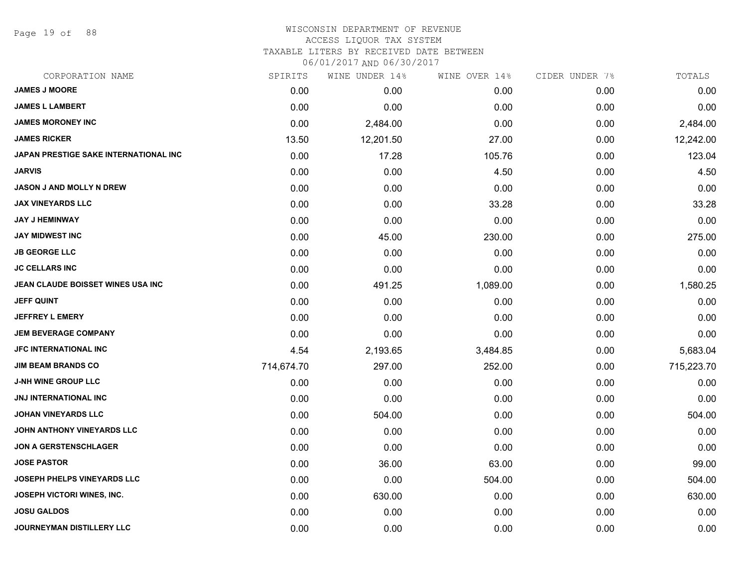WISCONSIN DEPARTMENT OF REVENUE
ACCESS LIQUOR TAX SYSTEM
TAXABLE LITERS BY RECEIVED DATE BETWEEN
06/01/2017 AND 06/30/2017

| CORPORATION NAME | SPIRITS | WINE UNDER 14% | WINE OVER 14% | CIDER UNDER 7% | TOTALS |
|---|---|---|---|---|---|
| JAMES J MOORE | 0.00 | 0.00 | 0.00 | 0.00 | 0.00 |
| JAMES L LAMBERT | 0.00 | 0.00 | 0.00 | 0.00 | 0.00 |
| JAMES MORONEY INC | 0.00 | 2,484.00 | 0.00 | 0.00 | 2,484.00 |
| JAMES RICKER | 13.50 | 12,201.50 | 27.00 | 0.00 | 12,242.00 |
| JAPAN PRESTIGE SAKE INTERNATIONAL INC | 0.00 | 17.28 | 105.76 | 0.00 | 123.04 |
| JARVIS | 0.00 | 0.00 | 4.50 | 0.00 | 4.50 |
| JASON J AND MOLLY N DREW | 0.00 | 0.00 | 0.00 | 0.00 | 0.00 |
| JAX VINEYARDS LLC | 0.00 | 0.00 | 33.28 | 0.00 | 33.28 |
| JAY J HEMINWAY | 0.00 | 0.00 | 0.00 | 0.00 | 0.00 |
| JAY MIDWEST INC | 0.00 | 45.00 | 230.00 | 0.00 | 275.00 |
| JB GEORGE LLC | 0.00 | 0.00 | 0.00 | 0.00 | 0.00 |
| JC CELLARS INC | 0.00 | 0.00 | 0.00 | 0.00 | 0.00 |
| JEAN CLAUDE BOISSET WINES USA INC | 0.00 | 491.25 | 1,089.00 | 0.00 | 1,580.25 |
| JEFF QUINT | 0.00 | 0.00 | 0.00 | 0.00 | 0.00 |
| JEFFREY L EMERY | 0.00 | 0.00 | 0.00 | 0.00 | 0.00 |
| JEM BEVERAGE COMPANY | 0.00 | 0.00 | 0.00 | 0.00 | 0.00 |
| JFC INTERNATIONAL INC | 4.54 | 2,193.65 | 3,484.85 | 0.00 | 5,683.04 |
| JIM BEAM BRANDS CO | 714,674.70 | 297.00 | 252.00 | 0.00 | 715,223.70 |
| J-NH WINE GROUP LLC | 0.00 | 0.00 | 0.00 | 0.00 | 0.00 |
| JNJ INTERNATIONAL INC | 0.00 | 0.00 | 0.00 | 0.00 | 0.00 |
| JOHAN VINEYARDS LLC | 0.00 | 504.00 | 0.00 | 0.00 | 504.00 |
| JOHN ANTHONY VINEYARDS LLC | 0.00 | 0.00 | 0.00 | 0.00 | 0.00 |
| JON A GERSTENSCHLAGER | 0.00 | 0.00 | 0.00 | 0.00 | 0.00 |
| JOSE PASTOR | 0.00 | 36.00 | 63.00 | 0.00 | 99.00 |
| JOSEPH PHELPS VINEYARDS LLC | 0.00 | 0.00 | 504.00 | 0.00 | 504.00 |
| JOSEPH VICTORI WINES, INC. | 0.00 | 630.00 | 0.00 | 0.00 | 630.00 |
| JOSU GALDOS | 0.00 | 0.00 | 0.00 | 0.00 | 0.00 |
| JOURNEYMAN DISTILLERY LLC | 0.00 | 0.00 | 0.00 | 0.00 | 0.00 |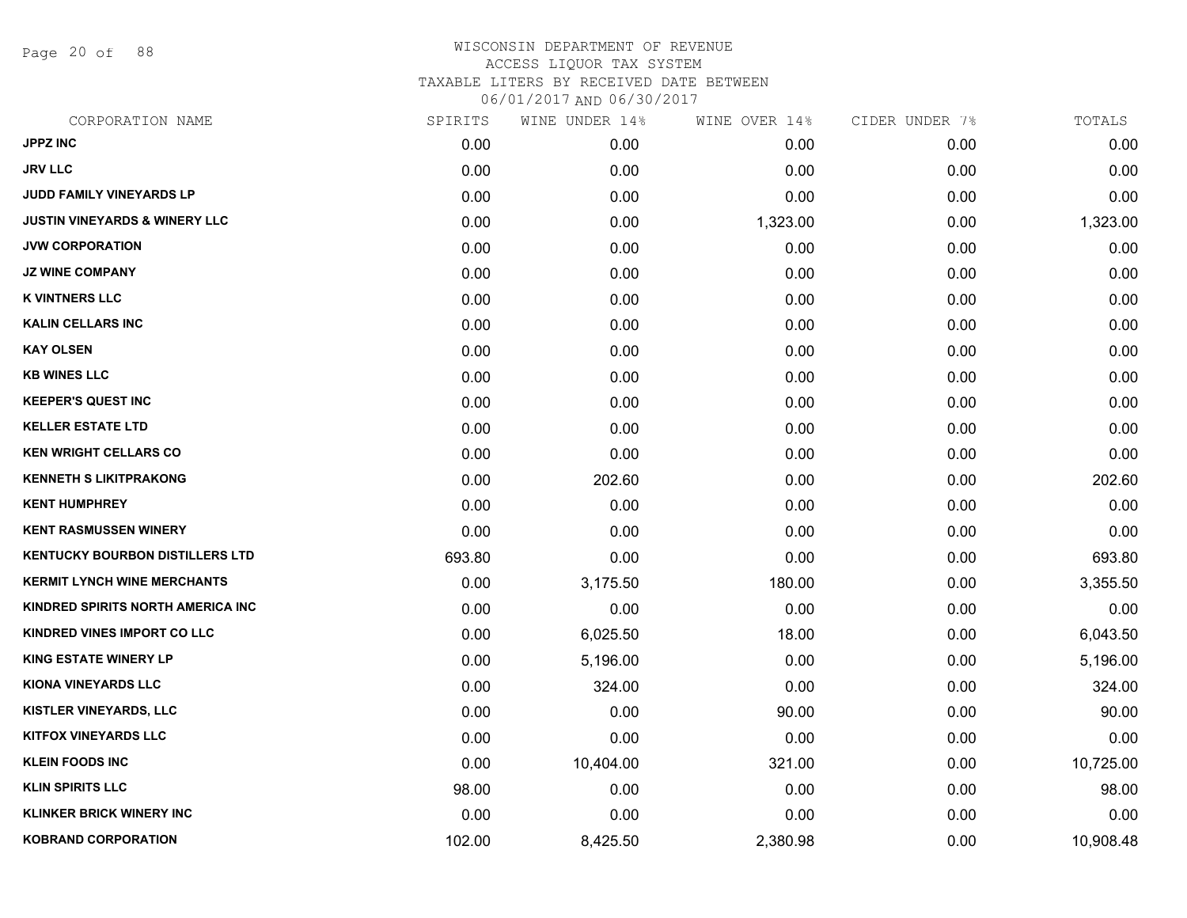WISCONSIN DEPARTMENT OF REVENUE
ACCESS LIQUOR TAX SYSTEM
TAXABLE LITERS BY RECEIVED DATE BETWEEN
06/01/2017 AND 06/30/2017

| CORPORATION NAME | SPIRITS | WINE UNDER 14% | WINE OVER 14% | CIDER UNDER 7% | TOTALS |
|---|---|---|---|---|---|
| JPPZ INC | 0.00 | 0.00 | 0.00 | 0.00 | 0.00 |
| JRV LLC | 0.00 | 0.00 | 0.00 | 0.00 | 0.00 |
| JUDD FAMILY VINEYARDS LP | 0.00 | 0.00 | 0.00 | 0.00 | 0.00 |
| JUSTIN VINEYARDS & WINERY LLC | 0.00 | 0.00 | 1,323.00 | 0.00 | 1,323.00 |
| JVW CORPORATION | 0.00 | 0.00 | 0.00 | 0.00 | 0.00 |
| JZ WINE COMPANY | 0.00 | 0.00 | 0.00 | 0.00 | 0.00 |
| K VINTNERS LLC | 0.00 | 0.00 | 0.00 | 0.00 | 0.00 |
| KALIN CELLARS INC | 0.00 | 0.00 | 0.00 | 0.00 | 0.00 |
| KAY OLSEN | 0.00 | 0.00 | 0.00 | 0.00 | 0.00 |
| KB WINES LLC | 0.00 | 0.00 | 0.00 | 0.00 | 0.00 |
| KEEPER'S QUEST INC | 0.00 | 0.00 | 0.00 | 0.00 | 0.00 |
| KELLER ESTATE LTD | 0.00 | 0.00 | 0.00 | 0.00 | 0.00 |
| KEN WRIGHT CELLARS CO | 0.00 | 0.00 | 0.00 | 0.00 | 0.00 |
| KENNETH S LIKITPRAKONG | 0.00 | 202.60 | 0.00 | 0.00 | 202.60 |
| KENT HUMPHREY | 0.00 | 0.00 | 0.00 | 0.00 | 0.00 |
| KENT RASMUSSEN WINERY | 0.00 | 0.00 | 0.00 | 0.00 | 0.00 |
| KENTUCKY BOURBON DISTILLERS LTD | 693.80 | 0.00 | 0.00 | 0.00 | 693.80 |
| KERMIT LYNCH WINE MERCHANTS | 0.00 | 3,175.50 | 180.00 | 0.00 | 3,355.50 |
| KINDRED SPIRITS NORTH AMERICA INC | 0.00 | 0.00 | 0.00 | 0.00 | 0.00 |
| KINDRED VINES IMPORT CO LLC | 0.00 | 6,025.50 | 18.00 | 0.00 | 6,043.50 |
| KING ESTATE WINERY LP | 0.00 | 5,196.00 | 0.00 | 0.00 | 5,196.00 |
| KIONA VINEYARDS LLC | 0.00 | 324.00 | 0.00 | 0.00 | 324.00 |
| KISTLER VINEYARDS, LLC | 0.00 | 0.00 | 90.00 | 0.00 | 90.00 |
| KITFOX VINEYARDS LLC | 0.00 | 0.00 | 0.00 | 0.00 | 0.00 |
| KLEIN FOODS INC | 0.00 | 10,404.00 | 321.00 | 0.00 | 10,725.00 |
| KLIN SPIRITS LLC | 98.00 | 0.00 | 0.00 | 0.00 | 98.00 |
| KLINKER BRICK WINERY INC | 0.00 | 0.00 | 0.00 | 0.00 | 0.00 |
| KOBRAND CORPORATION | 102.00 | 8,425.50 | 2,380.98 | 0.00 | 10,908.48 |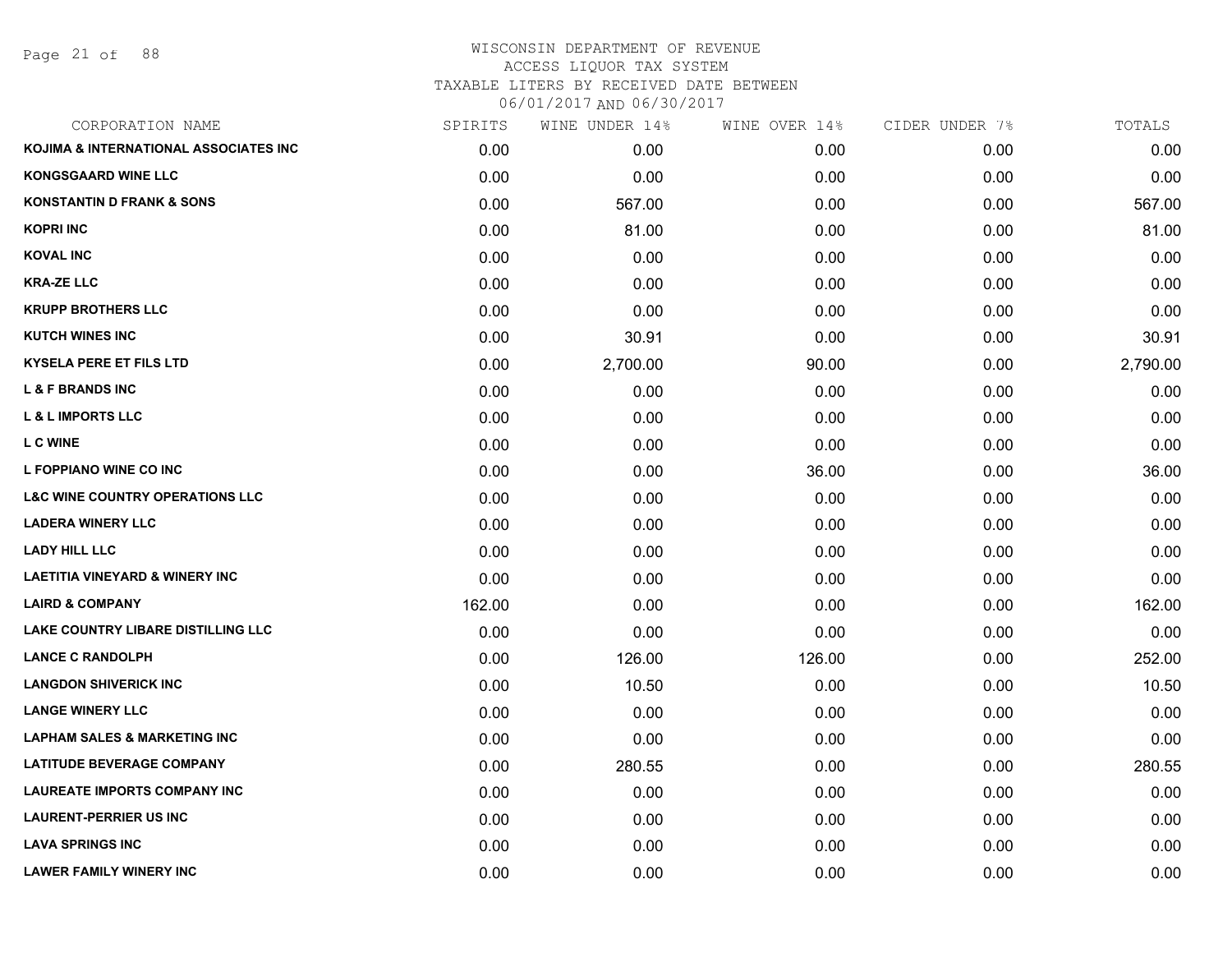# WISCONSIN DEPARTMENT OF REVENUE
## ACCESS LIQUOR TAX SYSTEM
### TAXABLE LITERS BY RECEIVED DATE BETWEEN 06/01/2017 AND 06/30/2017

| CORPORATION NAME | SPIRITS | WINE UNDER 14% | WINE OVER 14% | CIDER UNDER 7% | TOTALS |
|---|---|---|---|---|---|
| KOJIMA & INTERNATIONAL ASSOCIATES INC | 0.00 | 0.00 | 0.00 | 0.00 | 0.00 |
| KONGSGAARD WINE LLC | 0.00 | 0.00 | 0.00 | 0.00 | 0.00 |
| KONSTANTIN D FRANK & SONS | 0.00 | 567.00 | 0.00 | 0.00 | 567.00 |
| KOPRI INC | 0.00 | 81.00 | 0.00 | 0.00 | 81.00 |
| KOVAL INC | 0.00 | 0.00 | 0.00 | 0.00 | 0.00 |
| KRA-ZE LLC | 0.00 | 0.00 | 0.00 | 0.00 | 0.00 |
| KRUPP BROTHERS LLC | 0.00 | 0.00 | 0.00 | 0.00 | 0.00 |
| KUTCH WINES INC | 0.00 | 30.91 | 0.00 | 0.00 | 30.91 |
| KYSELA PERE ET FILS LTD | 0.00 | 2,700.00 | 90.00 | 0.00 | 2,790.00 |
| L & F BRANDS INC | 0.00 | 0.00 | 0.00 | 0.00 | 0.00 |
| L & L IMPORTS LLC | 0.00 | 0.00 | 0.00 | 0.00 | 0.00 |
| L C WINE | 0.00 | 0.00 | 0.00 | 0.00 | 0.00 |
| L FOPPIANO WINE CO INC | 0.00 | 0.00 | 36.00 | 0.00 | 36.00 |
| L&C WINE COUNTRY OPERATIONS LLC | 0.00 | 0.00 | 0.00 | 0.00 | 0.00 |
| LADERA WINERY LLC | 0.00 | 0.00 | 0.00 | 0.00 | 0.00 |
| LADY HILL LLC | 0.00 | 0.00 | 0.00 | 0.00 | 0.00 |
| LAETITIA VINEYARD & WINERY INC | 0.00 | 0.00 | 0.00 | 0.00 | 0.00 |
| LAIRD & COMPANY | 162.00 | 0.00 | 0.00 | 0.00 | 162.00 |
| LAKE COUNTRY LIBARE DISTILLING LLC | 0.00 | 0.00 | 0.00 | 0.00 | 0.00 |
| LANCE C RANDOLPH | 0.00 | 126.00 | 126.00 | 0.00 | 252.00 |
| LANGDON SHIVERICK INC | 0.00 | 10.50 | 0.00 | 0.00 | 10.50 |
| LANGE WINERY LLC | 0.00 | 0.00 | 0.00 | 0.00 | 0.00 |
| LAPHAM SALES & MARKETING INC | 0.00 | 0.00 | 0.00 | 0.00 | 0.00 |
| LATITUDE BEVERAGE COMPANY | 0.00 | 280.55 | 0.00 | 0.00 | 280.55 |
| LAUREATE IMPORTS COMPANY INC | 0.00 | 0.00 | 0.00 | 0.00 | 0.00 |
| LAURENT-PERRIER US INC | 0.00 | 0.00 | 0.00 | 0.00 | 0.00 |
| LAVA SPRINGS INC | 0.00 | 0.00 | 0.00 | 0.00 | 0.00 |
| LAWER FAMILY WINERY INC | 0.00 | 0.00 | 0.00 | 0.00 | 0.00 |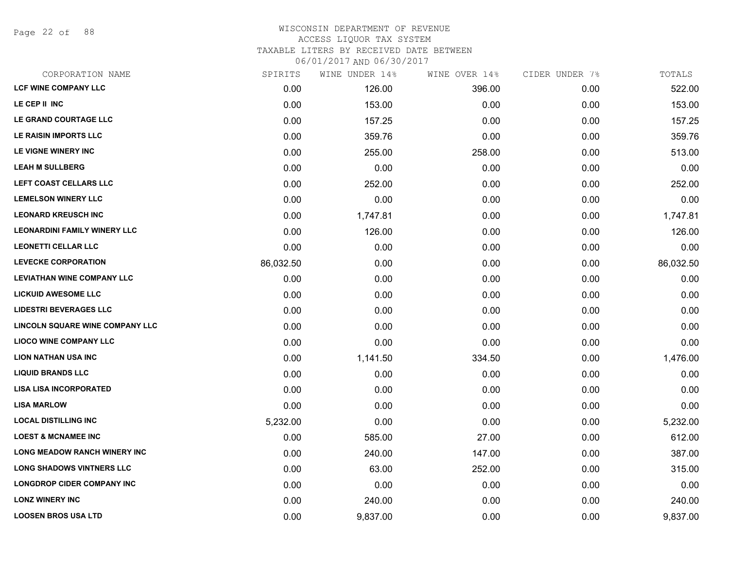# WISCONSIN DEPARTMENT OF REVENUE
## ACCESS LIQUOR TAX SYSTEM
### TAXABLE LITERS BY RECEIVED DATE BETWEEN 06/01/2017 AND 06/30/2017

| CORPORATION NAME | SPIRITS | WINE UNDER 14% | WINE OVER 14% | CIDER UNDER 7% | TOTALS |
|---|---|---|---|---|---|
| LCF WINE COMPANY LLC | 0.00 | 126.00 | 396.00 | 0.00 | 522.00 |
| LE CEP II INC | 0.00 | 153.00 | 0.00 | 0.00 | 153.00 |
| LE GRAND COURTAGE LLC | 0.00 | 157.25 | 0.00 | 0.00 | 157.25 |
| LE RAISIN IMPORTS LLC | 0.00 | 359.76 | 0.00 | 0.00 | 359.76 |
| LE VIGNE WINERY INC | 0.00 | 255.00 | 258.00 | 0.00 | 513.00 |
| LEAH M SULLBERG | 0.00 | 0.00 | 0.00 | 0.00 | 0.00 |
| LEFT COAST CELLARS LLC | 0.00 | 252.00 | 0.00 | 0.00 | 252.00 |
| LEMELSON WINERY LLC | 0.00 | 0.00 | 0.00 | 0.00 | 0.00 |
| LEONARD KREUSCH INC | 0.00 | 1,747.81 | 0.00 | 0.00 | 1,747.81 |
| LEONARDINI FAMILY WINERY LLC | 0.00 | 126.00 | 0.00 | 0.00 | 126.00 |
| LEONETTI CELLAR LLC | 0.00 | 0.00 | 0.00 | 0.00 | 0.00 |
| LEVECKE CORPORATION | 86,032.50 | 0.00 | 0.00 | 0.00 | 86,032.50 |
| LEVIATHAN WINE COMPANY LLC | 0.00 | 0.00 | 0.00 | 0.00 | 0.00 |
| LICKUID AWESOME LLC | 0.00 | 0.00 | 0.00 | 0.00 | 0.00 |
| LIDESTRI BEVERAGES LLC | 0.00 | 0.00 | 0.00 | 0.00 | 0.00 |
| LINCOLN SQUARE WINE COMPANY LLC | 0.00 | 0.00 | 0.00 | 0.00 | 0.00 |
| LIOCO WINE COMPANY LLC | 0.00 | 0.00 | 0.00 | 0.00 | 0.00 |
| LION NATHAN USA INC | 0.00 | 1,141.50 | 334.50 | 0.00 | 1,476.00 |
| LIQUID BRANDS LLC | 0.00 | 0.00 | 0.00 | 0.00 | 0.00 |
| LISA LISA INCORPORATED | 0.00 | 0.00 | 0.00 | 0.00 | 0.00 |
| LISA MARLOW | 0.00 | 0.00 | 0.00 | 0.00 | 0.00 |
| LOCAL DISTILLING INC | 5,232.00 | 0.00 | 0.00 | 0.00 | 5,232.00 |
| LOEST & MCNAMEE INC | 0.00 | 585.00 | 27.00 | 0.00 | 612.00 |
| LONG MEADOW RANCH WINERY INC | 0.00 | 240.00 | 147.00 | 0.00 | 387.00 |
| LONG SHADOWS VINTNERS LLC | 0.00 | 63.00 | 252.00 | 0.00 | 315.00 |
| LONGDROP CIDER COMPANY INC | 0.00 | 0.00 | 0.00 | 0.00 | 0.00 |
| LONZ WINERY INC | 0.00 | 240.00 | 0.00 | 0.00 | 240.00 |
| LOOSEN BROS USA LTD | 0.00 | 9,837.00 | 0.00 | 0.00 | 9,837.00 |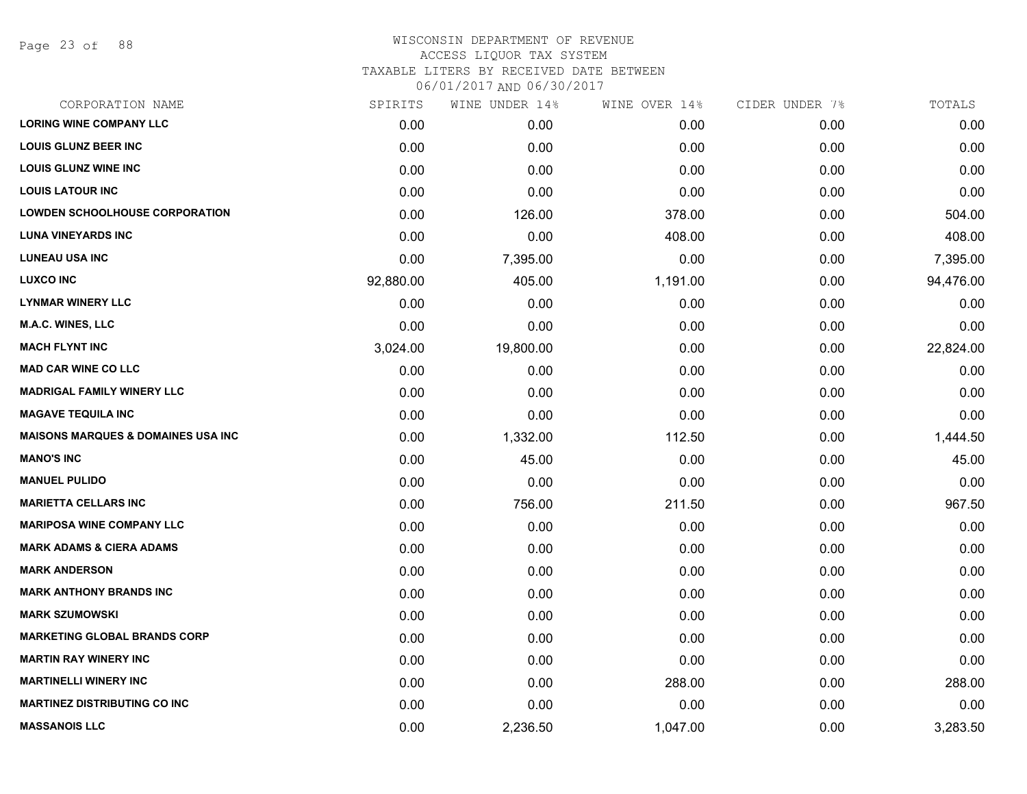# WISCONSIN DEPARTMENT OF REVENUE
ACCESS LIQUOR TAX SYSTEM
TAXABLE LITERS BY RECEIVED DATE BETWEEN
06/01/2017 AND 06/30/2017

| CORPORATION NAME | SPIRITS | WINE UNDER 14% | WINE OVER 14% | CIDER UNDER 7% | TOTALS |
|---|---|---|---|---|---|
| LORING WINE COMPANY LLC | 0.00 | 0.00 | 0.00 | 0.00 | 0.00 |
| LOUIS GLUNZ BEER INC | 0.00 | 0.00 | 0.00 | 0.00 | 0.00 |
| LOUIS GLUNZ WINE INC | 0.00 | 0.00 | 0.00 | 0.00 | 0.00 |
| LOUIS LATOUR INC | 0.00 | 0.00 | 0.00 | 0.00 | 0.00 |
| LOWDEN SCHOOLHOUSE CORPORATION | 0.00 | 126.00 | 378.00 | 0.00 | 504.00 |
| LUNA VINEYARDS INC | 0.00 | 0.00 | 408.00 | 0.00 | 408.00 |
| LUNEAU USA INC | 0.00 | 7,395.00 | 0.00 | 0.00 | 7,395.00 |
| LUXCO INC | 92,880.00 | 405.00 | 1,191.00 | 0.00 | 94,476.00 |
| LYNMAR WINERY LLC | 0.00 | 0.00 | 0.00 | 0.00 | 0.00 |
| M.A.C. WINES, LLC | 0.00 | 0.00 | 0.00 | 0.00 | 0.00 |
| MACH FLYNT INC | 3,024.00 | 19,800.00 | 0.00 | 0.00 | 22,824.00 |
| MAD CAR WINE CO LLC | 0.00 | 0.00 | 0.00 | 0.00 | 0.00 |
| MADRIGAL FAMILY WINERY LLC | 0.00 | 0.00 | 0.00 | 0.00 | 0.00 |
| MAGAVE TEQUILA INC | 0.00 | 0.00 | 0.00 | 0.00 | 0.00 |
| MAISONS MARQUES & DOMAINES USA INC | 0.00 | 1,332.00 | 112.50 | 0.00 | 1,444.50 |
| MANO'S INC | 0.00 | 45.00 | 0.00 | 0.00 | 45.00 |
| MANUEL PULIDO | 0.00 | 0.00 | 0.00 | 0.00 | 0.00 |
| MARIETTA CELLARS INC | 0.00 | 756.00 | 211.50 | 0.00 | 967.50 |
| MARIPOSA WINE COMPANY LLC | 0.00 | 0.00 | 0.00 | 0.00 | 0.00 |
| MARK ADAMS & CIERA ADAMS | 0.00 | 0.00 | 0.00 | 0.00 | 0.00 |
| MARK ANDERSON | 0.00 | 0.00 | 0.00 | 0.00 | 0.00 |
| MARK ANTHONY BRANDS INC | 0.00 | 0.00 | 0.00 | 0.00 | 0.00 |
| MARK SZUMOWSKI | 0.00 | 0.00 | 0.00 | 0.00 | 0.00 |
| MARKETING GLOBAL BRANDS CORP | 0.00 | 0.00 | 0.00 | 0.00 | 0.00 |
| MARTIN RAY WINERY INC | 0.00 | 0.00 | 0.00 | 0.00 | 0.00 |
| MARTINELLI WINERY INC | 0.00 | 0.00 | 288.00 | 0.00 | 288.00 |
| MARTINEZ DISTRIBUTING CO INC | 0.00 | 0.00 | 0.00 | 0.00 | 0.00 |
| MASSANOIS LLC | 0.00 | 2,236.50 | 1,047.00 | 0.00 | 3,283.50 |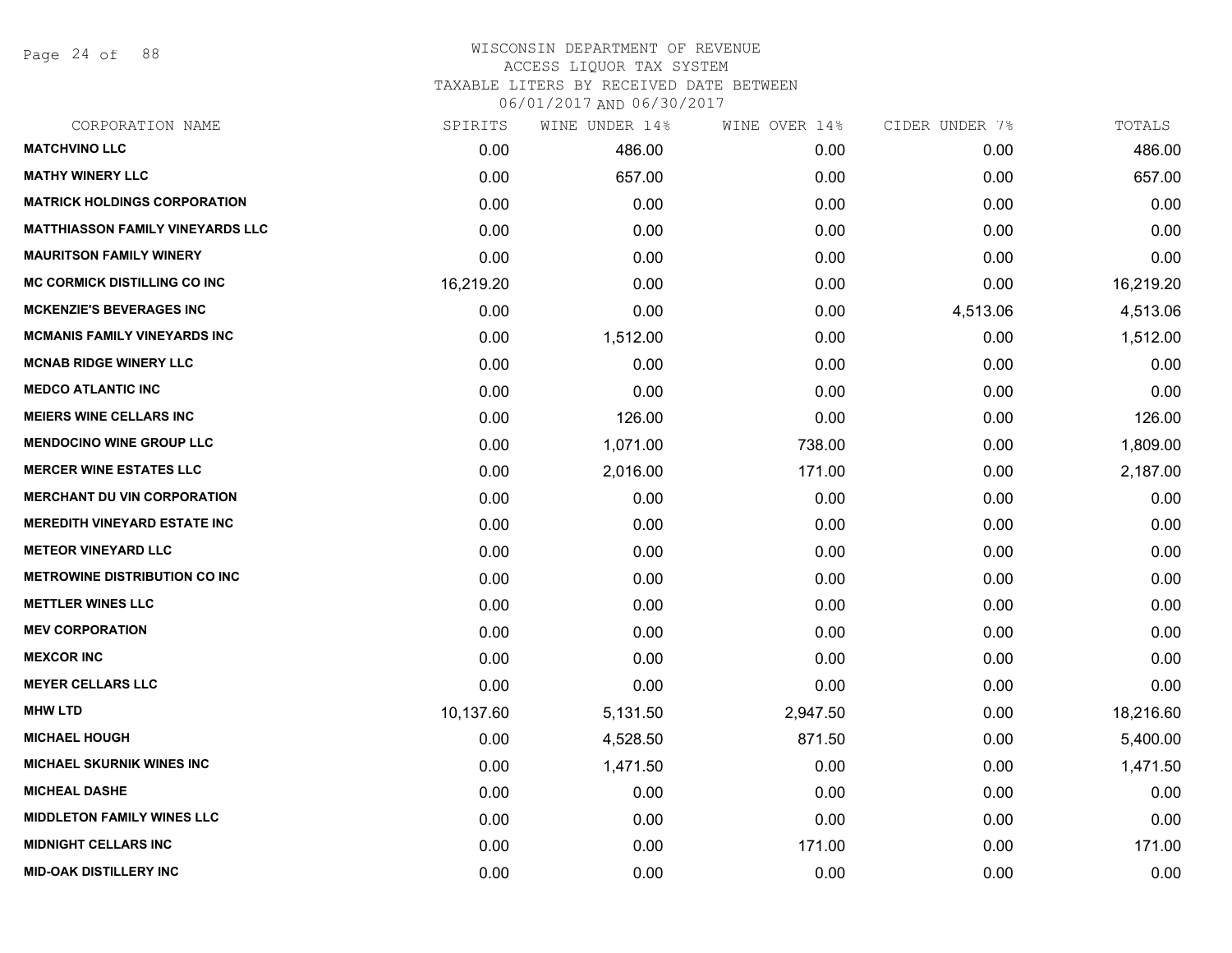WISCONSIN DEPARTMENT OF REVENUE
ACCESS LIQUOR TAX SYSTEM
TAXABLE LITERS BY RECEIVED DATE BETWEEN
06/01/2017 AND 06/30/2017

| CORPORATION NAME | SPIRITS | WINE UNDER 14% | WINE OVER 14% | CIDER UNDER 7% | TOTALS |
|---|---|---|---|---|---|
| MATCHVINO LLC | 0.00 | 486.00 | 0.00 | 0.00 | 486.00 |
| MATHY WINERY LLC | 0.00 | 657.00 | 0.00 | 0.00 | 657.00 |
| MATRICK HOLDINGS CORPORATION | 0.00 | 0.00 | 0.00 | 0.00 | 0.00 |
| MATTHIASSON FAMILY VINEYARDS LLC | 0.00 | 0.00 | 0.00 | 0.00 | 0.00 |
| MAURITSON FAMILY WINERY | 0.00 | 0.00 | 0.00 | 0.00 | 0.00 |
| MC CORMICK DISTILLING CO INC | 16,219.20 | 0.00 | 0.00 | 0.00 | 16,219.20 |
| MCKENZIE'S BEVERAGES INC | 0.00 | 0.00 | 0.00 | 4,513.06 | 4,513.06 |
| MCMANIS FAMILY VINEYARDS INC | 0.00 | 1,512.00 | 0.00 | 0.00 | 1,512.00 |
| MCNAB RIDGE WINERY LLC | 0.00 | 0.00 | 0.00 | 0.00 | 0.00 |
| MEDCO ATLANTIC INC | 0.00 | 0.00 | 0.00 | 0.00 | 0.00 |
| MEIERS WINE CELLARS INC | 0.00 | 126.00 | 0.00 | 0.00 | 126.00 |
| MENDOCINO WINE GROUP LLC | 0.00 | 1,071.00 | 738.00 | 0.00 | 1,809.00 |
| MERCER WINE ESTATES LLC | 0.00 | 2,016.00 | 171.00 | 0.00 | 2,187.00 |
| MERCHANT DU VIN CORPORATION | 0.00 | 0.00 | 0.00 | 0.00 | 0.00 |
| MEREDITH VINEYARD ESTATE INC | 0.00 | 0.00 | 0.00 | 0.00 | 0.00 |
| METEOR VINEYARD LLC | 0.00 | 0.00 | 0.00 | 0.00 | 0.00 |
| METROWINE DISTRIBUTION CO INC | 0.00 | 0.00 | 0.00 | 0.00 | 0.00 |
| METTLER WINES LLC | 0.00 | 0.00 | 0.00 | 0.00 | 0.00 |
| MEV CORPORATION | 0.00 | 0.00 | 0.00 | 0.00 | 0.00 |
| MEXCOR INC | 0.00 | 0.00 | 0.00 | 0.00 | 0.00 |
| MEYER CELLARS LLC | 0.00 | 0.00 | 0.00 | 0.00 | 0.00 |
| MHW LTD | 10,137.60 | 5,131.50 | 2,947.50 | 0.00 | 18,216.60 |
| MICHAEL HOUGH | 0.00 | 4,528.50 | 871.50 | 0.00 | 5,400.00 |
| MICHAEL SKURNIK WINES INC | 0.00 | 1,471.50 | 0.00 | 0.00 | 1,471.50 |
| MICHEAL DASHE | 0.00 | 0.00 | 0.00 | 0.00 | 0.00 |
| MIDDLETON FAMILY WINES LLC | 0.00 | 0.00 | 0.00 | 0.00 | 0.00 |
| MIDNIGHT CELLARS INC | 0.00 | 0.00 | 171.00 | 0.00 | 171.00 |
| MID-OAK DISTILLERY INC | 0.00 | 0.00 | 0.00 | 0.00 | 0.00 |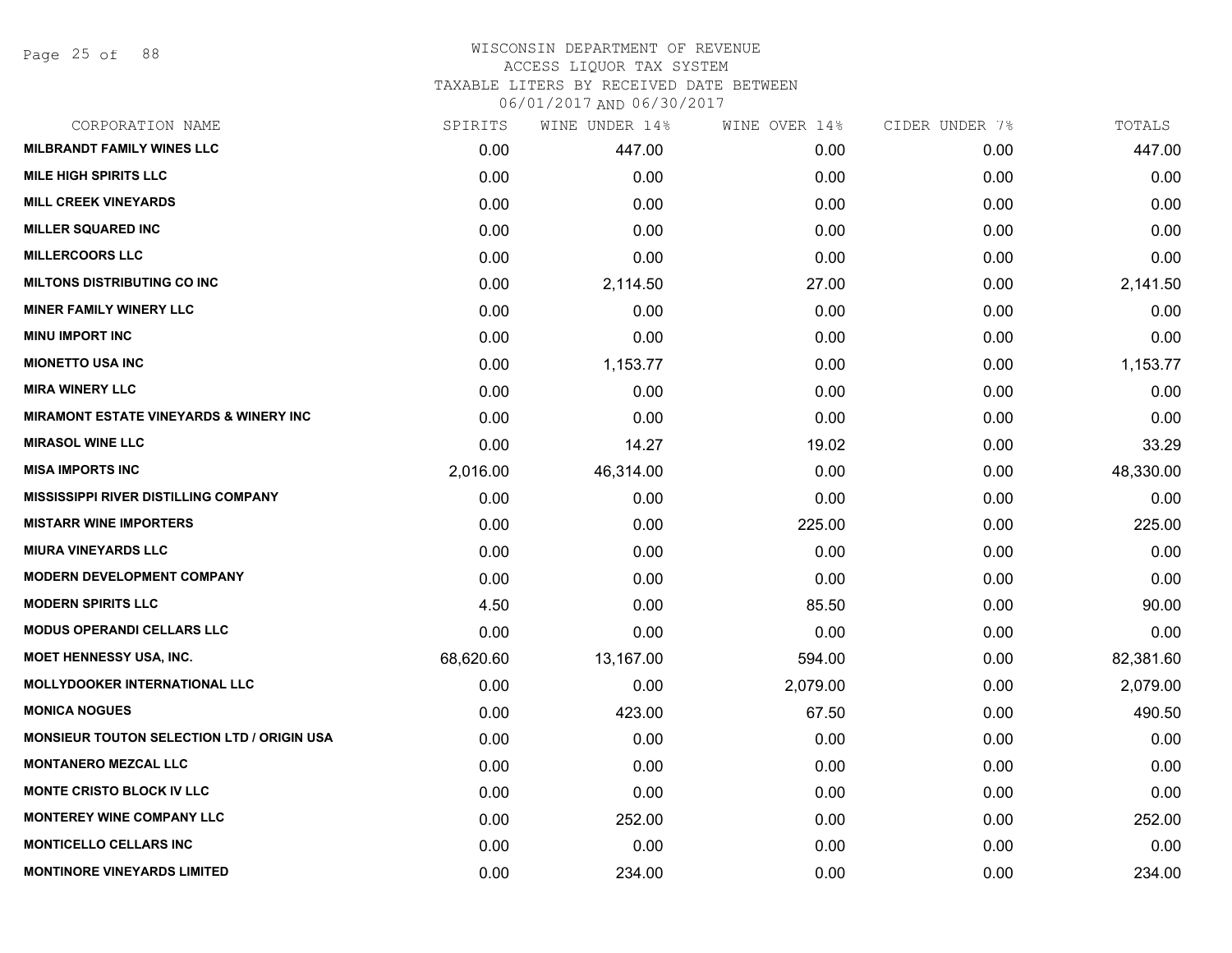# WISCONSIN DEPARTMENT OF REVENUE
## ACCESS LIQUOR TAX SYSTEM
### TAXABLE LITERS BY RECEIVED DATE BETWEEN 06/01/2017 AND 06/30/2017

| CORPORATION NAME | SPIRITS | WINE UNDER 14% | WINE OVER 14% | CIDER UNDER 7% | TOTALS |
|---|---|---|---|---|---|
| MILBRANDT FAMILY WINES LLC | 0.00 | 447.00 | 0.00 | 0.00 | 447.00 |
| MILE HIGH SPIRITS LLC | 0.00 | 0.00 | 0.00 | 0.00 | 0.00 |
| MILL CREEK VINEYARDS | 0.00 | 0.00 | 0.00 | 0.00 | 0.00 |
| MILLER SQUARED INC | 0.00 | 0.00 | 0.00 | 0.00 | 0.00 |
| MILLERCOORS LLC | 0.00 | 0.00 | 0.00 | 0.00 | 0.00 |
| MILTONS DISTRIBUTING CO INC | 0.00 | 2,114.50 | 27.00 | 0.00 | 2,141.50 |
| MINER FAMILY WINERY LLC | 0.00 | 0.00 | 0.00 | 0.00 | 0.00 |
| MINU IMPORT INC | 0.00 | 0.00 | 0.00 | 0.00 | 0.00 |
| MIONETTO USA INC | 0.00 | 1,153.77 | 0.00 | 0.00 | 1,153.77 |
| MIRA WINERY LLC | 0.00 | 0.00 | 0.00 | 0.00 | 0.00 |
| MIRAMONT ESTATE VINEYARDS & WINERY INC | 0.00 | 0.00 | 0.00 | 0.00 | 0.00 |
| MIRASOL WINE LLC | 0.00 | 14.27 | 19.02 | 0.00 | 33.29 |
| MISA IMPORTS INC | 2,016.00 | 46,314.00 | 0.00 | 0.00 | 48,330.00 |
| MISSISSIPPI RIVER DISTILLING COMPANY | 0.00 | 0.00 | 0.00 | 0.00 | 0.00 |
| MISTARR WINE IMPORTERS | 0.00 | 0.00 | 225.00 | 0.00 | 225.00 |
| MIURA VINEYARDS LLC | 0.00 | 0.00 | 0.00 | 0.00 | 0.00 |
| MODERN DEVELOPMENT COMPANY | 0.00 | 0.00 | 0.00 | 0.00 | 0.00 |
| MODERN SPIRITS LLC | 4.50 | 0.00 | 85.50 | 0.00 | 90.00 |
| MODUS OPERANDI CELLARS LLC | 0.00 | 0.00 | 0.00 | 0.00 | 0.00 |
| MOET HENNESSY USA, INC. | 68,620.60 | 13,167.00 | 594.00 | 0.00 | 82,381.60 |
| MOLLYDOOKER INTERNATIONAL LLC | 0.00 | 0.00 | 2,079.00 | 0.00 | 2,079.00 |
| MONICA NOGUES | 0.00 | 423.00 | 67.50 | 0.00 | 490.50 |
| MONSIEUR TOUTON SELECTION LTD / ORIGIN USA | 0.00 | 0.00 | 0.00 | 0.00 | 0.00 |
| MONTANERO MEZCAL LLC | 0.00 | 0.00 | 0.00 | 0.00 | 0.00 |
| MONTE CRISTO BLOCK IV LLC | 0.00 | 0.00 | 0.00 | 0.00 | 0.00 |
| MONTEREY WINE COMPANY LLC | 0.00 | 252.00 | 0.00 | 0.00 | 252.00 |
| MONTICELLO CELLARS INC | 0.00 | 0.00 | 0.00 | 0.00 | 0.00 |
| MONTINORE VINEYARDS LIMITED | 0.00 | 234.00 | 0.00 | 0.00 | 234.00 |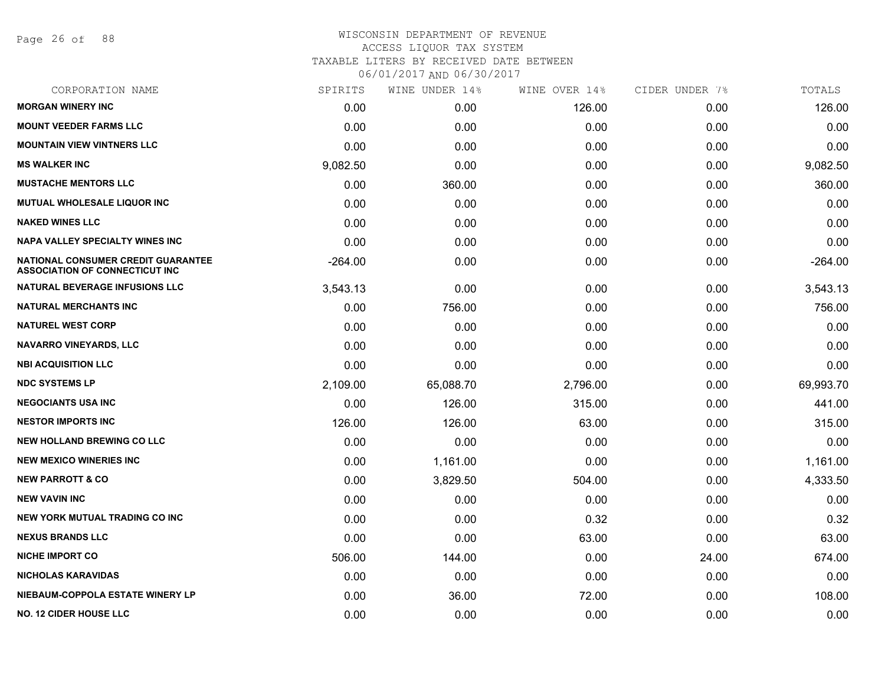# WISCONSIN DEPARTMENT OF REVENUE
ACCESS LIQUOR TAX SYSTEM
TAXABLE LITERS BY RECEIVED DATE BETWEEN
06/01/2017 AND 06/30/2017

| CORPORATION NAME | SPIRITS | WINE UNDER 14% | WINE OVER 14% | CIDER UNDER 7% | TOTALS |
|---|---|---|---|---|---|
| MORGAN WINERY INC | 0.00 | 0.00 | 126.00 | 0.00 | 126.00 |
| MOUNT VEEDER FARMS LLC | 0.00 | 0.00 | 0.00 | 0.00 | 0.00 |
| MOUNTAIN VIEW VINTNERS LLC | 0.00 | 0.00 | 0.00 | 0.00 | 0.00 |
| MS WALKER INC | 9,082.50 | 0.00 | 0.00 | 0.00 | 9,082.50 |
| MUSTACHE MENTORS LLC | 0.00 | 360.00 | 0.00 | 0.00 | 360.00 |
| MUTUAL WHOLESALE LIQUOR INC | 0.00 | 0.00 | 0.00 | 0.00 | 0.00 |
| NAKED WINES LLC | 0.00 | 0.00 | 0.00 | 0.00 | 0.00 |
| NAPA VALLEY SPECIALTY WINES INC | 0.00 | 0.00 | 0.00 | 0.00 | 0.00 |
| NATIONAL CONSUMER CREDIT GUARANTEE ASSOCIATION OF CONNECTICUT INC | -264.00 | 0.00 | 0.00 | 0.00 | -264.00 |
| NATURAL BEVERAGE INFUSIONS LLC | 3,543.13 | 0.00 | 0.00 | 0.00 | 3,543.13 |
| NATURAL MERCHANTS INC | 0.00 | 756.00 | 0.00 | 0.00 | 756.00 |
| NATUREL WEST CORP | 0.00 | 0.00 | 0.00 | 0.00 | 0.00 |
| NAVARRO VINEYARDS, LLC | 0.00 | 0.00 | 0.00 | 0.00 | 0.00 |
| NBI ACQUISITION LLC | 0.00 | 0.00 | 0.00 | 0.00 | 0.00 |
| NDC SYSTEMS LP | 2,109.00 | 65,088.70 | 2,796.00 | 0.00 | 69,993.70 |
| NEGOCIANTS USA INC | 0.00 | 126.00 | 315.00 | 0.00 | 441.00 |
| NESTOR IMPORTS INC | 126.00 | 126.00 | 63.00 | 0.00 | 315.00 |
| NEW HOLLAND BREWING CO LLC | 0.00 | 0.00 | 0.00 | 0.00 | 0.00 |
| NEW MEXICO WINERIES INC | 0.00 | 1,161.00 | 0.00 | 0.00 | 1,161.00 |
| NEW PARROTT & CO | 0.00 | 3,829.50 | 504.00 | 0.00 | 4,333.50 |
| NEW VAVIN INC | 0.00 | 0.00 | 0.00 | 0.00 | 0.00 |
| NEW YORK MUTUAL TRADING CO INC | 0.00 | 0.00 | 0.32 | 0.00 | 0.32 |
| NEXUS BRANDS LLC | 0.00 | 0.00 | 63.00 | 0.00 | 63.00 |
| NICHE IMPORT CO | 506.00 | 144.00 | 0.00 | 24.00 | 674.00 |
| NICHOLAS KARAVIDAS | 0.00 | 0.00 | 0.00 | 0.00 | 0.00 |
| NIEBAUM-COPPOLA ESTATE WINERY LP | 0.00 | 36.00 | 72.00 | 0.00 | 108.00 |
| NO. 12 CIDER HOUSE LLC | 0.00 | 0.00 | 0.00 | 0.00 | 0.00 |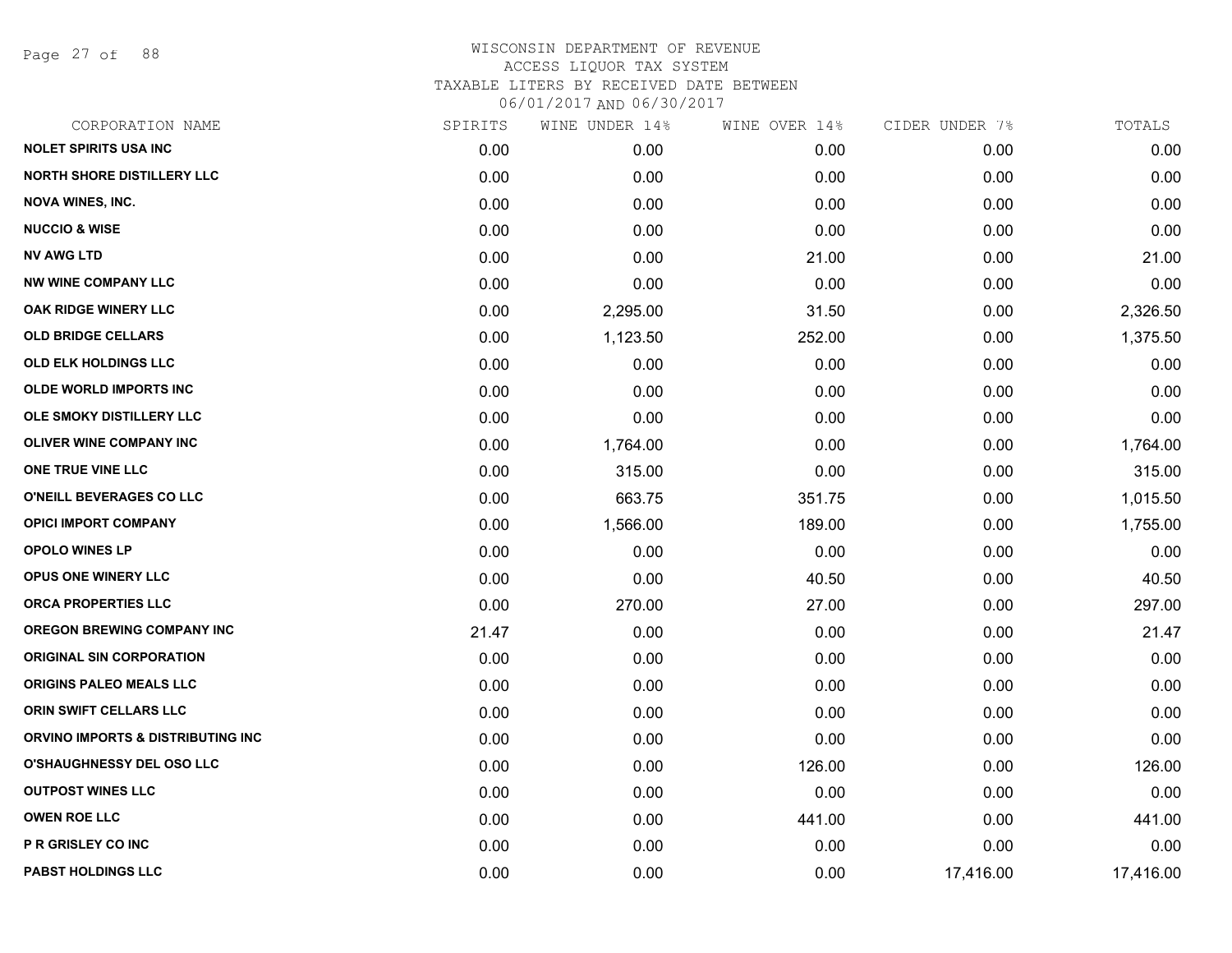# WISCONSIN DEPARTMENT OF REVENUE
ACCESS LIQUOR TAX SYSTEM
TAXABLE LITERS BY RECEIVED DATE BETWEEN
06/01/2017 AND 06/30/2017

| CORPORATION NAME | SPIRITS | WINE UNDER 14% | WINE OVER 14% | CIDER UNDER 7% | TOTALS |
|---|---|---|---|---|---|
| NOLET SPIRITS USA INC | 0.00 | 0.00 | 0.00 | 0.00 | 0.00 |
| NORTH SHORE DISTILLERY LLC | 0.00 | 0.00 | 0.00 | 0.00 | 0.00 |
| NOVA WINES, INC. | 0.00 | 0.00 | 0.00 | 0.00 | 0.00 |
| NUCCIO & WISE | 0.00 | 0.00 | 0.00 | 0.00 | 0.00 |
| NV AWG LTD | 0.00 | 0.00 | 21.00 | 0.00 | 21.00 |
| NW WINE COMPANY LLC | 0.00 | 0.00 | 0.00 | 0.00 | 0.00 |
| OAK RIDGE WINERY LLC | 0.00 | 2,295.00 | 31.50 | 0.00 | 2,326.50 |
| OLD BRIDGE CELLARS | 0.00 | 1,123.50 | 252.00 | 0.00 | 1,375.50 |
| OLD ELK HOLDINGS LLC | 0.00 | 0.00 | 0.00 | 0.00 | 0.00 |
| OLDE WORLD IMPORTS INC | 0.00 | 0.00 | 0.00 | 0.00 | 0.00 |
| OLE SMOKY DISTILLERY LLC | 0.00 | 0.00 | 0.00 | 0.00 | 0.00 |
| OLIVER WINE COMPANY INC | 0.00 | 1,764.00 | 0.00 | 0.00 | 1,764.00 |
| ONE TRUE VINE LLC | 0.00 | 315.00 | 0.00 | 0.00 | 315.00 |
| O'NEILL BEVERAGES CO LLC | 0.00 | 663.75 | 351.75 | 0.00 | 1,015.50 |
| OPICI IMPORT COMPANY | 0.00 | 1,566.00 | 189.00 | 0.00 | 1,755.00 |
| OPOLO WINES LP | 0.00 | 0.00 | 0.00 | 0.00 | 0.00 |
| OPUS ONE WINERY LLC | 0.00 | 0.00 | 40.50 | 0.00 | 40.50 |
| ORCA PROPERTIES LLC | 0.00 | 270.00 | 27.00 | 0.00 | 297.00 |
| OREGON BREWING COMPANY INC | 21.47 | 0.00 | 0.00 | 0.00 | 21.47 |
| ORIGINAL SIN CORPORATION | 0.00 | 0.00 | 0.00 | 0.00 | 0.00 |
| ORIGINS PALEO MEALS LLC | 0.00 | 0.00 | 0.00 | 0.00 | 0.00 |
| ORIN SWIFT CELLARS LLC | 0.00 | 0.00 | 0.00 | 0.00 | 0.00 |
| ORVINO IMPORTS & DISTRIBUTING INC | 0.00 | 0.00 | 0.00 | 0.00 | 0.00 |
| O'SHAUGHNESSY DEL OSO LLC | 0.00 | 0.00 | 126.00 | 0.00 | 126.00 |
| OUTPOST WINES LLC | 0.00 | 0.00 | 0.00 | 0.00 | 0.00 |
| OWEN ROE LLC | 0.00 | 0.00 | 441.00 | 0.00 | 441.00 |
| P R GRISLEY CO INC | 0.00 | 0.00 | 0.00 | 0.00 | 0.00 |
| PABST HOLDINGS LLC | 0.00 | 0.00 | 0.00 | 17,416.00 | 17,416.00 |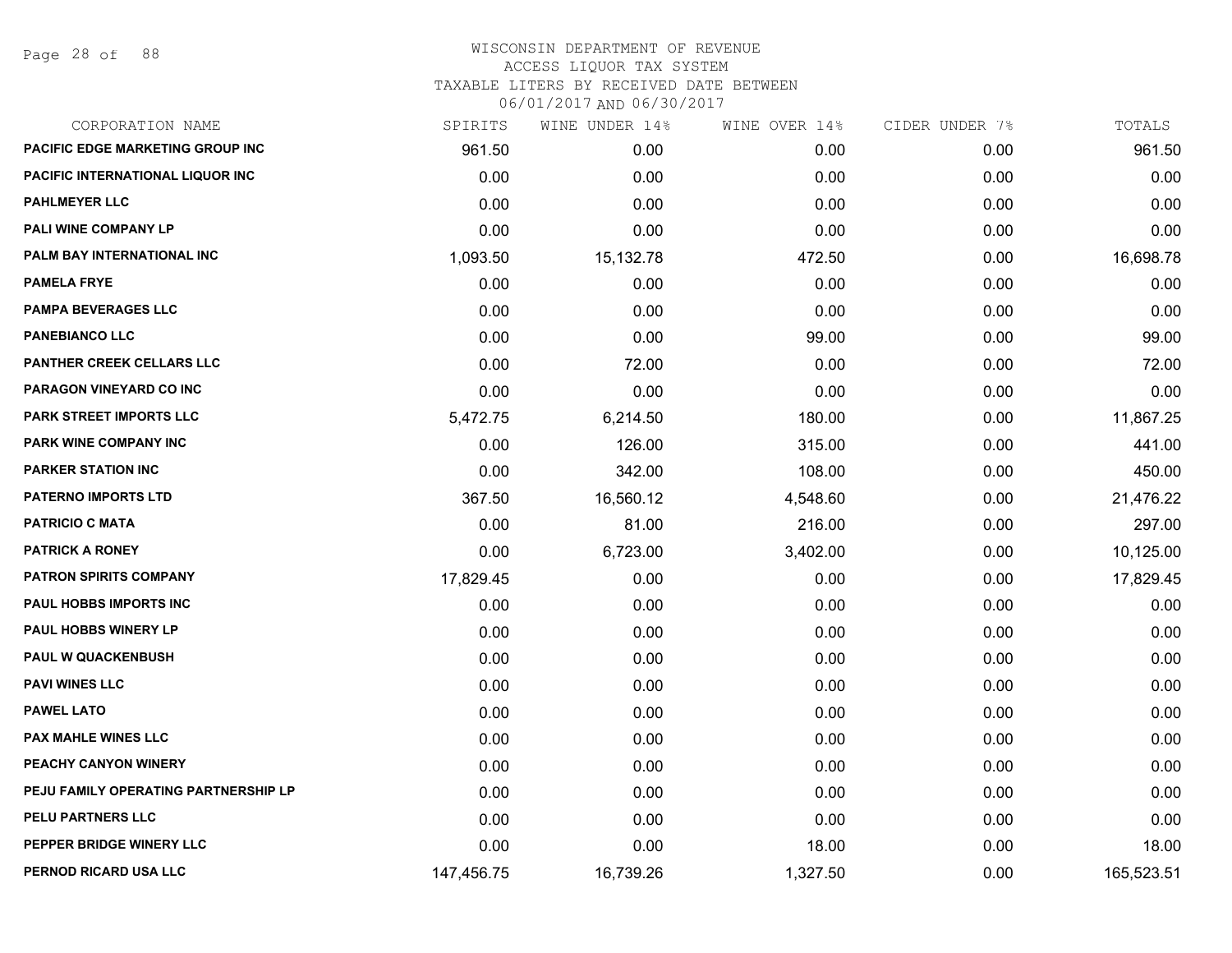# WISCONSIN DEPARTMENT OF REVENUE
ACCESS LIQUOR TAX SYSTEM
TAXABLE LITERS BY RECEIVED DATE BETWEEN
06/01/2017 AND 06/30/2017

| CORPORATION NAME | SPIRITS | WINE UNDER 14% | WINE OVER 14% | CIDER UNDER 7% | TOTALS |
|---|---|---|---|---|---|
| PACIFIC EDGE MARKETING GROUP INC | 961.50 | 0.00 | 0.00 | 0.00 | 961.50 |
| PACIFIC INTERNATIONAL LIQUOR INC | 0.00 | 0.00 | 0.00 | 0.00 | 0.00 |
| PAHLMEYER LLC | 0.00 | 0.00 | 0.00 | 0.00 | 0.00 |
| PALI WINE COMPANY LP | 0.00 | 0.00 | 0.00 | 0.00 | 0.00 |
| PALM BAY INTERNATIONAL INC | 1,093.50 | 15,132.78 | 472.50 | 0.00 | 16,698.78 |
| PAMELA FRYE | 0.00 | 0.00 | 0.00 | 0.00 | 0.00 |
| PAMPA BEVERAGES LLC | 0.00 | 0.00 | 0.00 | 0.00 | 0.00 |
| PANEBIANCO LLC | 0.00 | 0.00 | 99.00 | 0.00 | 99.00 |
| PANTHER CREEK CELLARS LLC | 0.00 | 72.00 | 0.00 | 0.00 | 72.00 |
| PARAGON VINEYARD CO INC | 0.00 | 0.00 | 0.00 | 0.00 | 0.00 |
| PARK STREET IMPORTS LLC | 5,472.75 | 6,214.50 | 180.00 | 0.00 | 11,867.25 |
| PARK WINE COMPANY INC | 0.00 | 126.00 | 315.00 | 0.00 | 441.00 |
| PARKER STATION INC | 0.00 | 342.00 | 108.00 | 0.00 | 450.00 |
| PATERNO IMPORTS LTD | 367.50 | 16,560.12 | 4,548.60 | 0.00 | 21,476.22 |
| PATRICIO C MATA | 0.00 | 81.00 | 216.00 | 0.00 | 297.00 |
| PATRICK A RONEY | 0.00 | 6,723.00 | 3,402.00 | 0.00 | 10,125.00 |
| PATRON SPIRITS COMPANY | 17,829.45 | 0.00 | 0.00 | 0.00 | 17,829.45 |
| PAUL HOBBS IMPORTS INC | 0.00 | 0.00 | 0.00 | 0.00 | 0.00 |
| PAUL HOBBS WINERY LP | 0.00 | 0.00 | 0.00 | 0.00 | 0.00 |
| PAUL W QUACKENBUSH | 0.00 | 0.00 | 0.00 | 0.00 | 0.00 |
| PAVI WINES LLC | 0.00 | 0.00 | 0.00 | 0.00 | 0.00 |
| PAWEL LATO | 0.00 | 0.00 | 0.00 | 0.00 | 0.00 |
| PAX MAHLE WINES LLC | 0.00 | 0.00 | 0.00 | 0.00 | 0.00 |
| PEACHY CANYON WINERY | 0.00 | 0.00 | 0.00 | 0.00 | 0.00 |
| PEJU FAMILY OPERATING PARTNERSHIP LP | 0.00 | 0.00 | 0.00 | 0.00 | 0.00 |
| PELU PARTNERS LLC | 0.00 | 0.00 | 0.00 | 0.00 | 0.00 |
| PEPPER BRIDGE WINERY LLC | 0.00 | 0.00 | 18.00 | 0.00 | 18.00 |
| PERNOD RICARD USA LLC | 147,456.75 | 16,739.26 | 1,327.50 | 0.00 | 165,523.51 |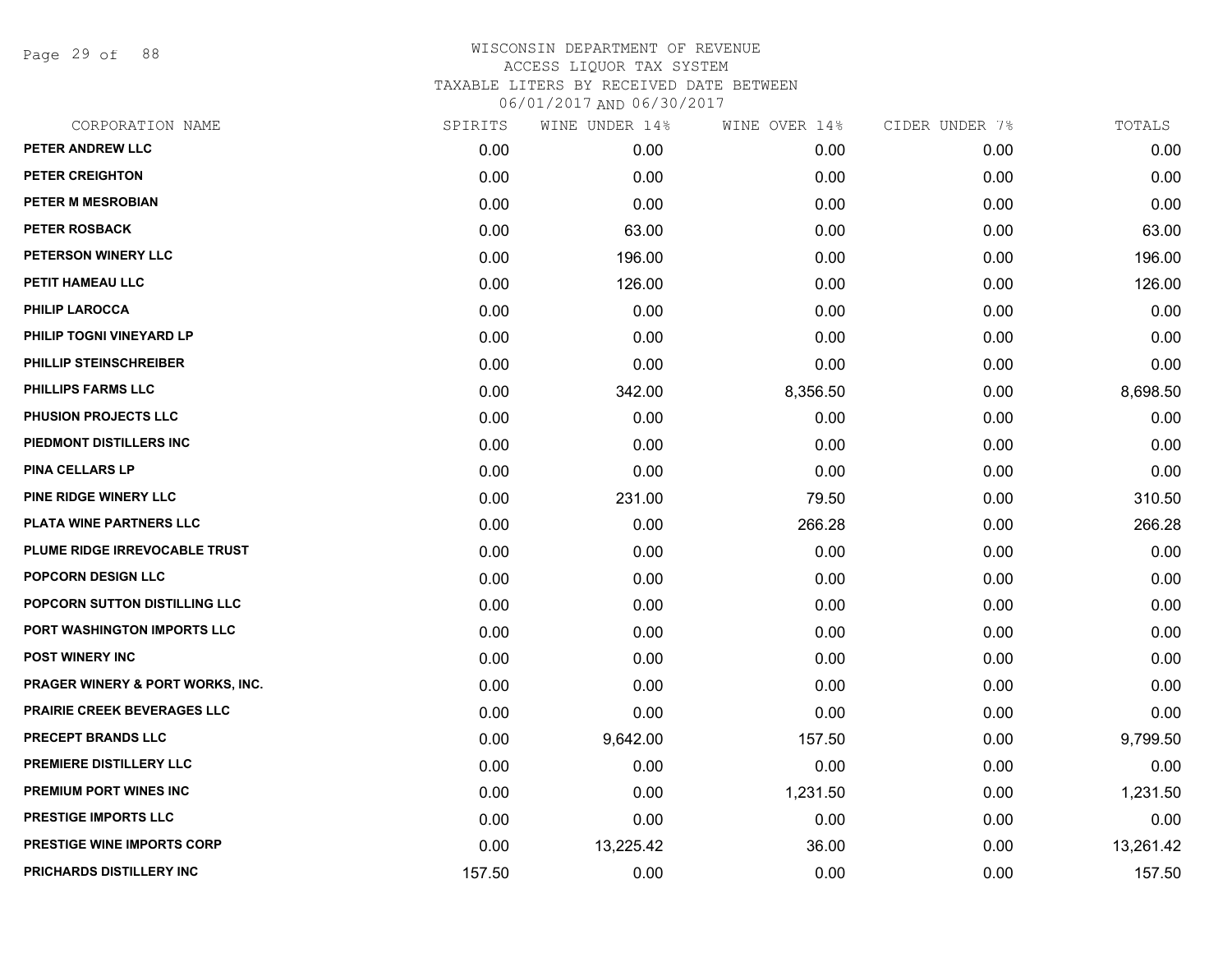# WISCONSIN DEPARTMENT OF REVENUE
ACCESS LIQUOR TAX SYSTEM
TAXABLE LITERS BY RECEIVED DATE BETWEEN
06/01/2017 AND 06/30/2017

| CORPORATION NAME | SPIRITS | WINE UNDER 14% | WINE OVER 14% | CIDER UNDER 7% | TOTALS |
|---|---|---|---|---|---|
| PETER ANDREW LLC | 0.00 | 0.00 | 0.00 | 0.00 | 0.00 |
| PETER CREIGHTON | 0.00 | 0.00 | 0.00 | 0.00 | 0.00 |
| PETER M MESROBIAN | 0.00 | 0.00 | 0.00 | 0.00 | 0.00 |
| PETER ROSBACK | 0.00 | 63.00 | 0.00 | 0.00 | 63.00 |
| PETERSON WINERY LLC | 0.00 | 196.00 | 0.00 | 0.00 | 196.00 |
| PETIT HAMEAU LLC | 0.00 | 126.00 | 0.00 | 0.00 | 126.00 |
| PHILIP LAROCCA | 0.00 | 0.00 | 0.00 | 0.00 | 0.00 |
| PHILIP TOGNI VINEYARD LP | 0.00 | 0.00 | 0.00 | 0.00 | 0.00 |
| PHILLIP STEINSCHREIBER | 0.00 | 0.00 | 0.00 | 0.00 | 0.00 |
| PHILLIPS FARMS LLC | 0.00 | 342.00 | 8,356.50 | 0.00 | 8,698.50 |
| PHUSION PROJECTS LLC | 0.00 | 0.00 | 0.00 | 0.00 | 0.00 |
| PIEDMONT DISTILLERS INC | 0.00 | 0.00 | 0.00 | 0.00 | 0.00 |
| PINA CELLARS LP | 0.00 | 0.00 | 0.00 | 0.00 | 0.00 |
| PINE RIDGE WINERY LLC | 0.00 | 231.00 | 79.50 | 0.00 | 310.50 |
| PLATA WINE PARTNERS LLC | 0.00 | 0.00 | 266.28 | 0.00 | 266.28 |
| PLUME RIDGE IRREVOCABLE TRUST | 0.00 | 0.00 | 0.00 | 0.00 | 0.00 |
| POPCORN DESIGN LLC | 0.00 | 0.00 | 0.00 | 0.00 | 0.00 |
| POPCORN SUTTON DISTILLING LLC | 0.00 | 0.00 | 0.00 | 0.00 | 0.00 |
| PORT WASHINGTON IMPORTS LLC | 0.00 | 0.00 | 0.00 | 0.00 | 0.00 |
| POST WINERY INC | 0.00 | 0.00 | 0.00 | 0.00 | 0.00 |
| PRAGER WINERY & PORT WORKS, INC. | 0.00 | 0.00 | 0.00 | 0.00 | 0.00 |
| PRAIRIE CREEK BEVERAGES LLC | 0.00 | 0.00 | 0.00 | 0.00 | 0.00 |
| PRECEPT BRANDS LLC | 0.00 | 9,642.00 | 157.50 | 0.00 | 9,799.50 |
| PREMIERE DISTILLERY LLC | 0.00 | 0.00 | 0.00 | 0.00 | 0.00 |
| PREMIUM PORT WINES INC | 0.00 | 0.00 | 1,231.50 | 0.00 | 1,231.50 |
| PRESTIGE IMPORTS LLC | 0.00 | 0.00 | 0.00 | 0.00 | 0.00 |
| PRESTIGE WINE IMPORTS CORP | 0.00 | 13,225.42 | 36.00 | 0.00 | 13,261.42 |
| PRICHARDS DISTILLERY INC | 157.50 | 0.00 | 0.00 | 0.00 | 157.50 |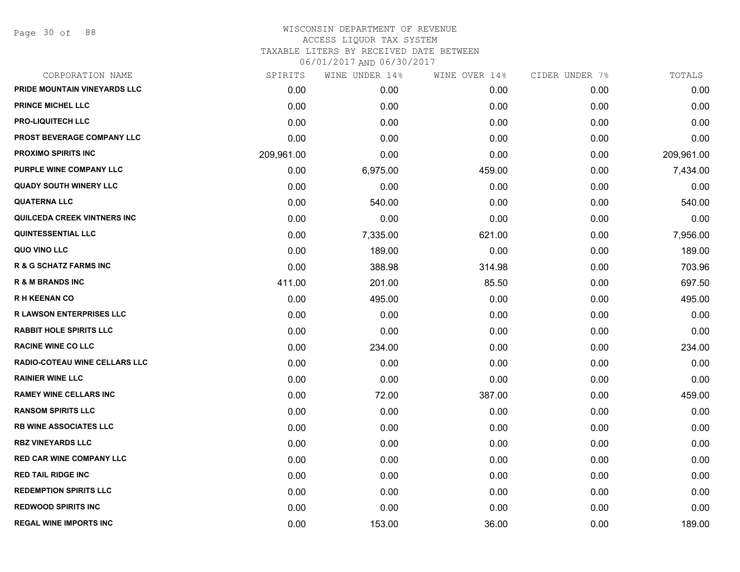# WISCONSIN DEPARTMENT OF REVENUE
## ACCESS LIQUOR TAX SYSTEM
### TAXABLE LITERS BY RECEIVED DATE BETWEEN 06/01/2017 AND 06/30/2017

| CORPORATION NAME | SPIRITS | WINE UNDER 14% | WINE OVER 14% | CIDER UNDER 7% | TOTALS |
|---|---|---|---|---|---|
| PRIDE MOUNTAIN VINEYARDS LLC | 0.00 | 0.00 | 0.00 | 0.00 | 0.00 |
| PRINCE MICHEL LLC | 0.00 | 0.00 | 0.00 | 0.00 | 0.00 |
| PRO-LIQUITECH LLC | 0.00 | 0.00 | 0.00 | 0.00 | 0.00 |
| PROST BEVERAGE COMPANY LLC | 0.00 | 0.00 | 0.00 | 0.00 | 0.00 |
| PROXIMO SPIRITS INC | 209,961.00 | 0.00 | 0.00 | 0.00 | 209,961.00 |
| PURPLE WINE COMPANY LLC | 0.00 | 6,975.00 | 459.00 | 0.00 | 7,434.00 |
| QUADY SOUTH WINERY LLC | 0.00 | 0.00 | 0.00 | 0.00 | 0.00 |
| QUATERNA LLC | 0.00 | 540.00 | 0.00 | 0.00 | 540.00 |
| QUILCEDA CREEK VINTNERS INC | 0.00 | 0.00 | 0.00 | 0.00 | 0.00 |
| QUINTESSENTIAL LLC | 0.00 | 7,335.00 | 621.00 | 0.00 | 7,956.00 |
| QUO VINO LLC | 0.00 | 189.00 | 0.00 | 0.00 | 189.00 |
| R & G SCHATZ FARMS INC | 0.00 | 388.98 | 314.98 | 0.00 | 703.96 |
| R & M BRANDS INC | 411.00 | 201.00 | 85.50 | 0.00 | 697.50 |
| R H KEENAN CO | 0.00 | 495.00 | 0.00 | 0.00 | 495.00 |
| R LAWSON ENTERPRISES LLC | 0.00 | 0.00 | 0.00 | 0.00 | 0.00 |
| RABBIT HOLE SPIRITS LLC | 0.00 | 0.00 | 0.00 | 0.00 | 0.00 |
| RACINE WINE CO LLC | 0.00 | 234.00 | 0.00 | 0.00 | 234.00 |
| RADIO-COTEAU WINE CELLARS LLC | 0.00 | 0.00 | 0.00 | 0.00 | 0.00 |
| RAINIER WINE LLC | 0.00 | 0.00 | 0.00 | 0.00 | 0.00 |
| RAMEY WINE CELLARS INC | 0.00 | 72.00 | 387.00 | 0.00 | 459.00 |
| RANSOM SPIRITS LLC | 0.00 | 0.00 | 0.00 | 0.00 | 0.00 |
| RB WINE ASSOCIATES LLC | 0.00 | 0.00 | 0.00 | 0.00 | 0.00 |
| RBZ VINEYARDS LLC | 0.00 | 0.00 | 0.00 | 0.00 | 0.00 |
| RED CAR WINE COMPANY LLC | 0.00 | 0.00 | 0.00 | 0.00 | 0.00 |
| RED TAIL RIDGE INC | 0.00 | 0.00 | 0.00 | 0.00 | 0.00 |
| REDEMPTION SPIRITS LLC | 0.00 | 0.00 | 0.00 | 0.00 | 0.00 |
| REDWOOD SPIRITS INC | 0.00 | 0.00 | 0.00 | 0.00 | 0.00 |
| REGAL WINE IMPORTS INC | 0.00 | 153.00 | 36.00 | 0.00 | 189.00 |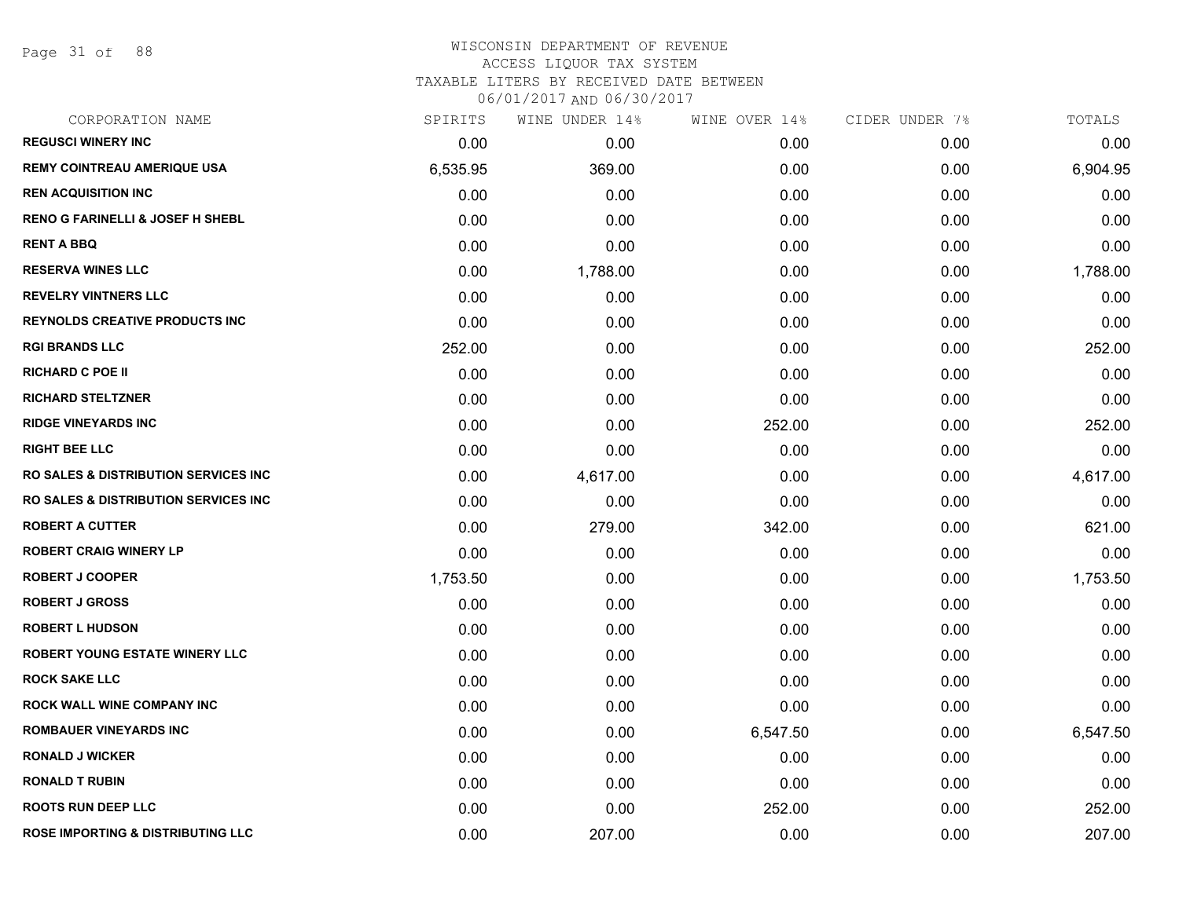# WISCONSIN DEPARTMENT OF REVENUE
ACCESS LIQUOR TAX SYSTEM
TAXABLE LITERS BY RECEIVED DATE BETWEEN
06/01/2017 AND 06/30/2017

| CORPORATION NAME | SPIRITS | WINE UNDER 14% | WINE OVER 14% | CIDER UNDER 7% | TOTALS |
|---|---|---|---|---|---|
| REGUSCI WINERY INC | 0.00 | 0.00 | 0.00 | 0.00 | 0.00 |
| REMY COINTREAU AMERIQUE USA | 6,535.95 | 369.00 | 0.00 | 0.00 | 6,904.95 |
| REN ACQUISITION INC | 0.00 | 0.00 | 0.00 | 0.00 | 0.00 |
| RENO G FARINELLI & JOSEF H SHEBL | 0.00 | 0.00 | 0.00 | 0.00 | 0.00 |
| RENT A BBQ | 0.00 | 0.00 | 0.00 | 0.00 | 0.00 |
| RESERVA WINES LLC | 0.00 | 1,788.00 | 0.00 | 0.00 | 1,788.00 |
| REVELRY VINTNERS LLC | 0.00 | 0.00 | 0.00 | 0.00 | 0.00 |
| REYNOLDS CREATIVE PRODUCTS INC | 0.00 | 0.00 | 0.00 | 0.00 | 0.00 |
| RGI BRANDS LLC | 252.00 | 0.00 | 0.00 | 0.00 | 252.00 |
| RICHARD C POE II | 0.00 | 0.00 | 0.00 | 0.00 | 0.00 |
| RICHARD STELTZNER | 0.00 | 0.00 | 0.00 | 0.00 | 0.00 |
| RIDGE VINEYARDS INC | 0.00 | 0.00 | 252.00 | 0.00 | 252.00 |
| RIGHT BEE LLC | 0.00 | 0.00 | 0.00 | 0.00 | 0.00 |
| RO SALES & DISTRIBUTION SERVICES INC | 0.00 | 4,617.00 | 0.00 | 0.00 | 4,617.00 |
| RO SALES & DISTRIBUTION SERVICES INC | 0.00 | 0.00 | 0.00 | 0.00 | 0.00 |
| ROBERT A CUTTER | 0.00 | 279.00 | 342.00 | 0.00 | 621.00 |
| ROBERT CRAIG WINERY LP | 0.00 | 0.00 | 0.00 | 0.00 | 0.00 |
| ROBERT J COOPER | 1,753.50 | 0.00 | 0.00 | 0.00 | 1,753.50 |
| ROBERT J GROSS | 0.00 | 0.00 | 0.00 | 0.00 | 0.00 |
| ROBERT L HUDSON | 0.00 | 0.00 | 0.00 | 0.00 | 0.00 |
| ROBERT YOUNG ESTATE WINERY LLC | 0.00 | 0.00 | 0.00 | 0.00 | 0.00 |
| ROCK SAKE LLC | 0.00 | 0.00 | 0.00 | 0.00 | 0.00 |
| ROCK WALL WINE COMPANY INC | 0.00 | 0.00 | 0.00 | 0.00 | 0.00 |
| ROMBAUER VINEYARDS INC | 0.00 | 0.00 | 6,547.50 | 0.00 | 6,547.50 |
| RONALD J WICKER | 0.00 | 0.00 | 0.00 | 0.00 | 0.00 |
| RONALD T RUBIN | 0.00 | 0.00 | 0.00 | 0.00 | 0.00 |
| ROOTS RUN DEEP LLC | 0.00 | 0.00 | 252.00 | 0.00 | 252.00 |
| ROSE IMPORTING & DISTRIBUTING LLC | 0.00 | 207.00 | 0.00 | 0.00 | 207.00 |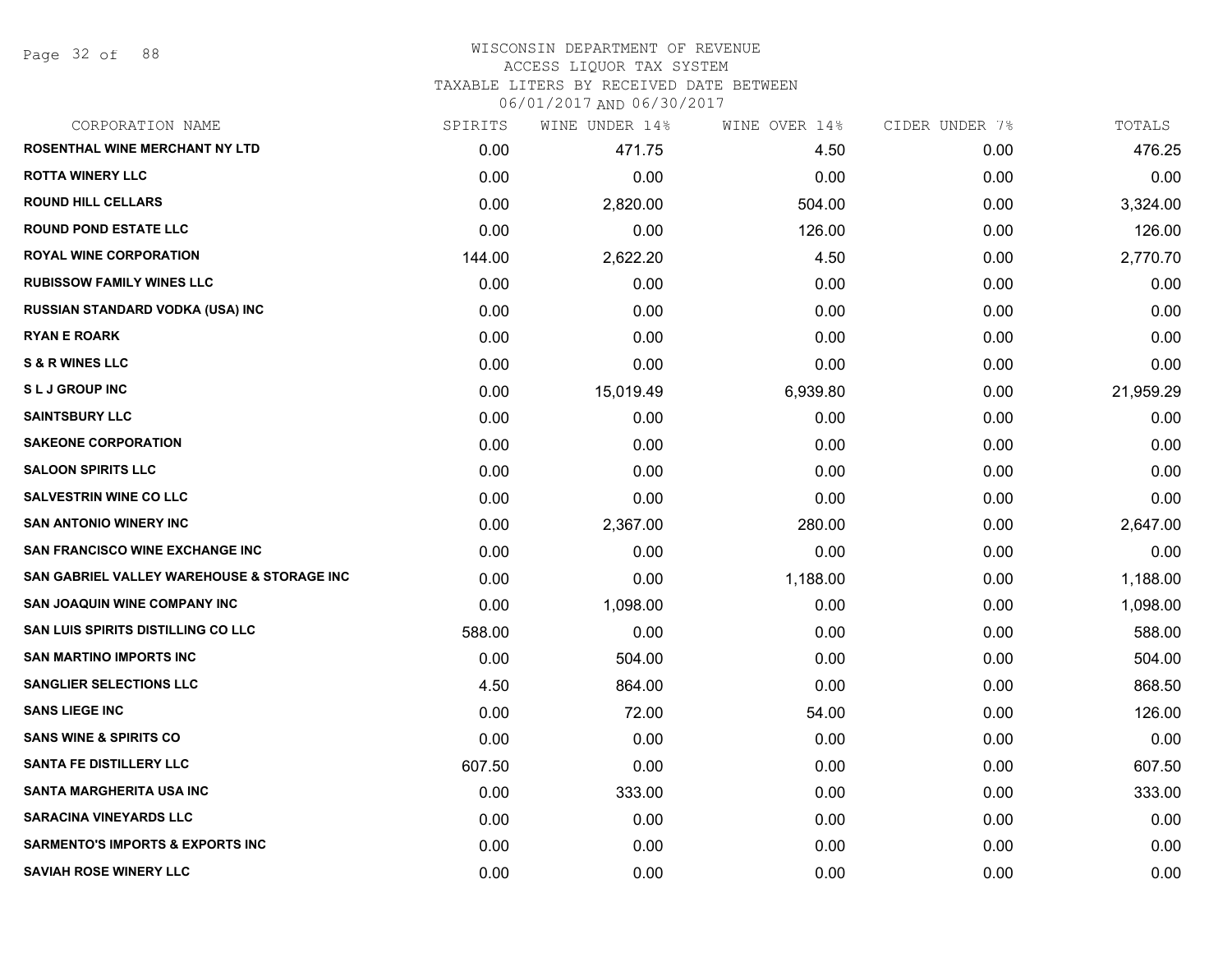WISCONSIN DEPARTMENT OF REVENUE
ACCESS LIQUOR TAX SYSTEM
TAXABLE LITERS BY RECEIVED DATE BETWEEN
06/01/2017 AND 06/30/2017

| CORPORATION NAME | SPIRITS | WINE UNDER 14% | WINE OVER 14% | CIDER UNDER 7% | TOTALS |
|---|---|---|---|---|---|
| ROSENTHAL WINE MERCHANT NY LTD | 0.00 | 471.75 | 4.50 | 0.00 | 476.25 |
| ROTTA WINERY LLC | 0.00 | 0.00 | 0.00 | 0.00 | 0.00 |
| ROUND HILL CELLARS | 0.00 | 2,820.00 | 504.00 | 0.00 | 3,324.00 |
| ROUND POND ESTATE LLC | 0.00 | 0.00 | 126.00 | 0.00 | 126.00 |
| ROYAL WINE CORPORATION | 144.00 | 2,622.20 | 4.50 | 0.00 | 2,770.70 |
| RUBISSOW FAMILY WINES LLC | 0.00 | 0.00 | 0.00 | 0.00 | 0.00 |
| RUSSIAN STANDARD VODKA (USA) INC | 0.00 | 0.00 | 0.00 | 0.00 | 0.00 |
| RYAN E ROARK | 0.00 | 0.00 | 0.00 | 0.00 | 0.00 |
| S & R WINES LLC | 0.00 | 0.00 | 0.00 | 0.00 | 0.00 |
| S L J GROUP INC | 0.00 | 15,019.49 | 6,939.80 | 0.00 | 21,959.29 |
| SAINTSBURY LLC | 0.00 | 0.00 | 0.00 | 0.00 | 0.00 |
| SAKEONE CORPORATION | 0.00 | 0.00 | 0.00 | 0.00 | 0.00 |
| SALOON SPIRITS LLC | 0.00 | 0.00 | 0.00 | 0.00 | 0.00 |
| SALVESTRIN WINE CO LLC | 0.00 | 0.00 | 0.00 | 0.00 | 0.00 |
| SAN ANTONIO WINERY INC | 0.00 | 2,367.00 | 280.00 | 0.00 | 2,647.00 |
| SAN FRANCISCO WINE EXCHANGE INC | 0.00 | 0.00 | 0.00 | 0.00 | 0.00 |
| SAN GABRIEL VALLEY WAREHOUSE & STORAGE INC | 0.00 | 0.00 | 1,188.00 | 0.00 | 1,188.00 |
| SAN JOAQUIN WINE COMPANY INC | 0.00 | 1,098.00 | 0.00 | 0.00 | 1,098.00 |
| SAN LUIS SPIRITS DISTILLING CO LLC | 588.00 | 0.00 | 0.00 | 0.00 | 588.00 |
| SAN MARTINO IMPORTS INC | 0.00 | 504.00 | 0.00 | 0.00 | 504.00 |
| SANGLIER SELECTIONS LLC | 4.50 | 864.00 | 0.00 | 0.00 | 868.50 |
| SANS LIEGE INC | 0.00 | 72.00 | 54.00 | 0.00 | 126.00 |
| SANS WINE & SPIRITS CO | 0.00 | 0.00 | 0.00 | 0.00 | 0.00 |
| SANTA FE DISTILLERY LLC | 607.50 | 0.00 | 0.00 | 0.00 | 607.50 |
| SANTA MARGHERITA USA INC | 0.00 | 333.00 | 0.00 | 0.00 | 333.00 |
| SARACINA VINEYARDS LLC | 0.00 | 0.00 | 0.00 | 0.00 | 0.00 |
| SARMENTO'S IMPORTS & EXPORTS INC | 0.00 | 0.00 | 0.00 | 0.00 | 0.00 |
| SAVIAH ROSE WINERY LLC | 0.00 | 0.00 | 0.00 | 0.00 | 0.00 |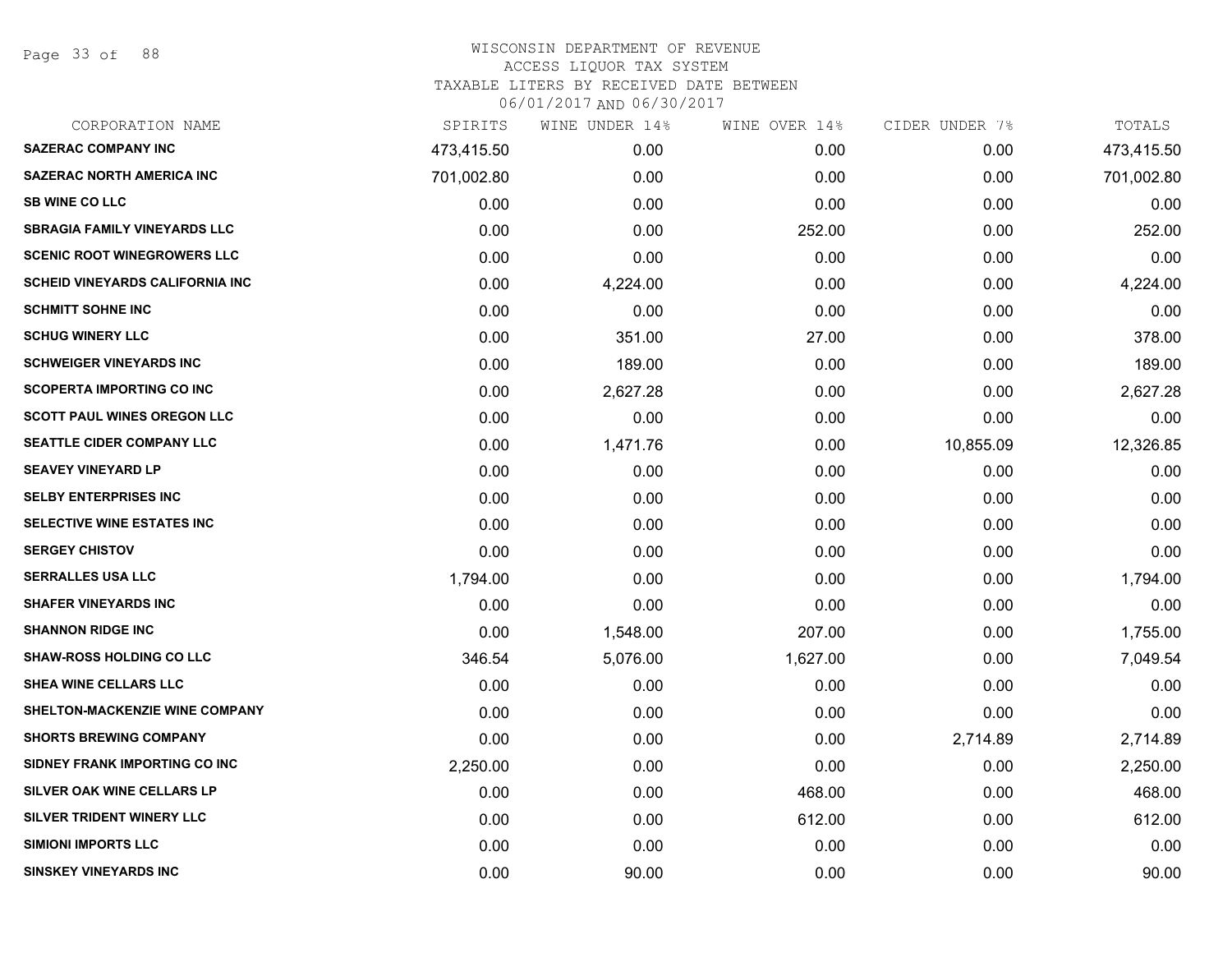WISCONSIN DEPARTMENT OF REVENUE
ACCESS LIQUOR TAX SYSTEM
TAXABLE LITERS BY RECEIVED DATE BETWEEN
06/01/2017 AND 06/30/2017

| CORPORATION NAME | SPIRITS | WINE UNDER 14% | WINE OVER 14% | CIDER UNDER 7% | TOTALS |
|---|---|---|---|---|---|
| SAZERAC COMPANY INC | 473,415.50 | 0.00 | 0.00 | 0.00 | 473,415.50 |
| SAZERAC NORTH AMERICA INC | 701,002.80 | 0.00 | 0.00 | 0.00 | 701,002.80 |
| SB WINE CO LLC | 0.00 | 0.00 | 0.00 | 0.00 | 0.00 |
| SBRAGIA FAMILY VINEYARDS LLC | 0.00 | 0.00 | 252.00 | 0.00 | 252.00 |
| SCENIC ROOT WINEGROWERS LLC | 0.00 | 0.00 | 0.00 | 0.00 | 0.00 |
| SCHEID VINEYARDS CALIFORNIA INC | 0.00 | 4,224.00 | 0.00 | 0.00 | 4,224.00 |
| SCHMITT SOHNE INC | 0.00 | 0.00 | 0.00 | 0.00 | 0.00 |
| SCHUG WINERY LLC | 0.00 | 351.00 | 27.00 | 0.00 | 378.00 |
| SCHWEIGER VINEYARDS INC | 0.00 | 189.00 | 0.00 | 0.00 | 189.00 |
| SCOPERTA IMPORTING CO INC | 0.00 | 2,627.28 | 0.00 | 0.00 | 2,627.28 |
| SCOTT PAUL WINES OREGON LLC | 0.00 | 0.00 | 0.00 | 0.00 | 0.00 |
| SEATTLE CIDER COMPANY LLC | 0.00 | 1,471.76 | 0.00 | 10,855.09 | 12,326.85 |
| SEAVEY VINEYARD LP | 0.00 | 0.00 | 0.00 | 0.00 | 0.00 |
| SELBY ENTERPRISES INC | 0.00 | 0.00 | 0.00 | 0.00 | 0.00 |
| SELECTIVE WINE ESTATES INC | 0.00 | 0.00 | 0.00 | 0.00 | 0.00 |
| SERGEY CHISTOV | 0.00 | 0.00 | 0.00 | 0.00 | 0.00 |
| SERRALLES USA LLC | 1,794.00 | 0.00 | 0.00 | 0.00 | 1,794.00 |
| SHAFER VINEYARDS INC | 0.00 | 0.00 | 0.00 | 0.00 | 0.00 |
| SHANNON RIDGE INC | 0.00 | 1,548.00 | 207.00 | 0.00 | 1,755.00 |
| SHAW-ROSS HOLDING CO LLC | 346.54 | 5,076.00 | 1,627.00 | 0.00 | 7,049.54 |
| SHEA WINE CELLARS LLC | 0.00 | 0.00 | 0.00 | 0.00 | 0.00 |
| SHELTON-MACKENZIE WINE COMPANY | 0.00 | 0.00 | 0.00 | 0.00 | 0.00 |
| SHORTS BREWING COMPANY | 0.00 | 0.00 | 0.00 | 2,714.89 | 2,714.89 |
| SIDNEY FRANK IMPORTING CO INC | 2,250.00 | 0.00 | 0.00 | 0.00 | 2,250.00 |
| SILVER OAK WINE CELLARS LP | 0.00 | 0.00 | 468.00 | 0.00 | 468.00 |
| SILVER TRIDENT WINERY LLC | 0.00 | 0.00 | 612.00 | 0.00 | 612.00 |
| SIMIONI IMPORTS LLC | 0.00 | 0.00 | 0.00 | 0.00 | 0.00 |
| SINSKEY VINEYARDS INC | 0.00 | 90.00 | 0.00 | 0.00 | 90.00 |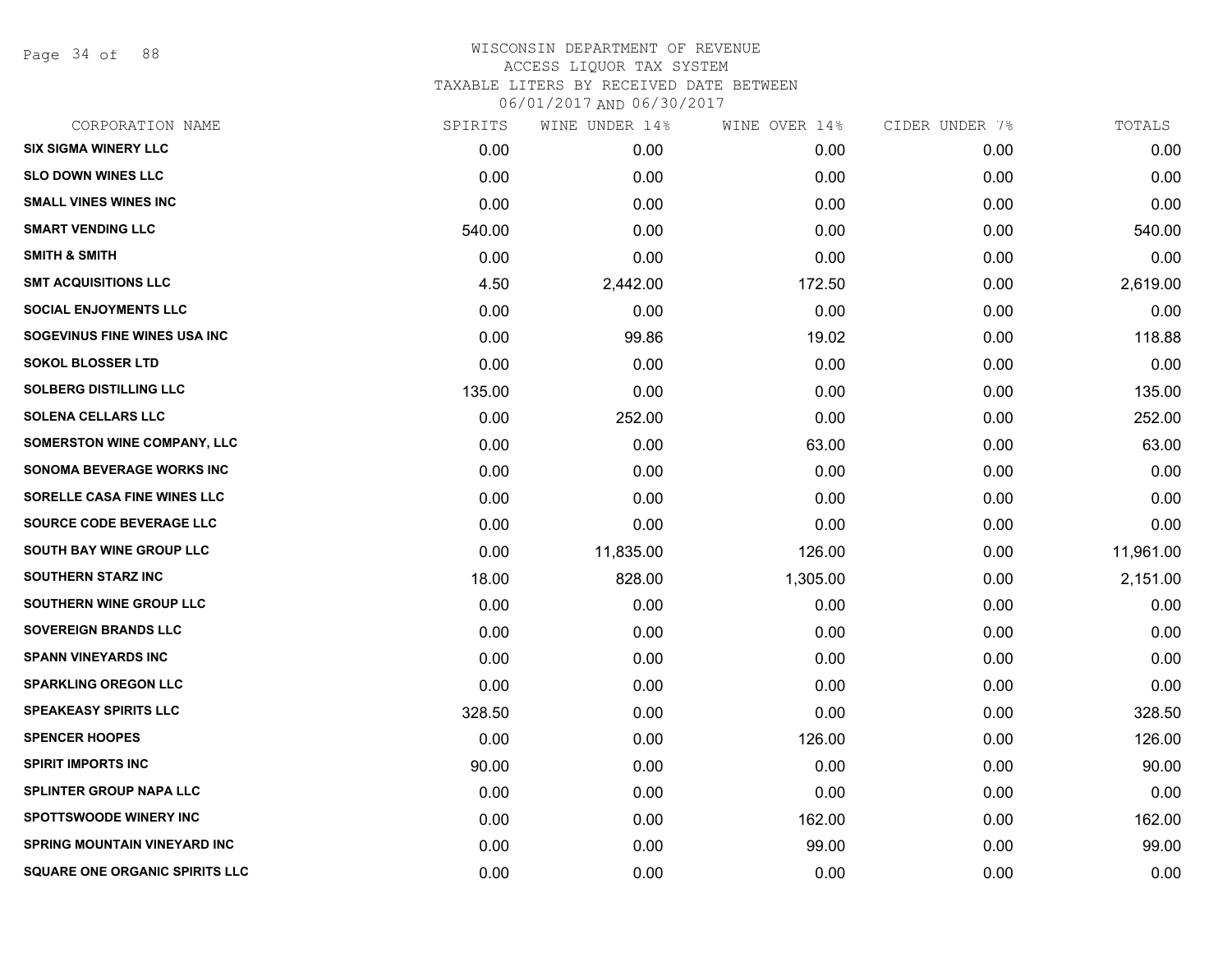# WISCONSIN DEPARTMENT OF REVENUE
## ACCESS LIQUOR TAX SYSTEM
### TAXABLE LITERS BY RECEIVED DATE BETWEEN 06/01/2017 AND 06/30/2017

| CORPORATION NAME | SPIRITS | WINE UNDER 14% | WINE OVER 14% | CIDER UNDER 7% | TOTALS |
|---|---|---|---|---|---|
| SIX SIGMA WINERY LLC | 0.00 | 0.00 | 0.00 | 0.00 | 0.00 |
| SLO DOWN WINES LLC | 0.00 | 0.00 | 0.00 | 0.00 | 0.00 |
| SMALL VINES WINES INC | 0.00 | 0.00 | 0.00 | 0.00 | 0.00 |
| SMART VENDING LLC | 540.00 | 0.00 | 0.00 | 0.00 | 540.00 |
| SMITH & SMITH | 0.00 | 0.00 | 0.00 | 0.00 | 0.00 |
| SMT ACQUISITIONS LLC | 4.50 | 2,442.00 | 172.50 | 0.00 | 2,619.00 |
| SOCIAL ENJOYMENTS LLC | 0.00 | 0.00 | 0.00 | 0.00 | 0.00 |
| SOGEVINUS FINE WINES USA INC | 0.00 | 99.86 | 19.02 | 0.00 | 118.88 |
| SOKOL BLOSSER LTD | 0.00 | 0.00 | 0.00 | 0.00 | 0.00 |
| SOLBERG DISTILLING LLC | 135.00 | 0.00 | 0.00 | 0.00 | 135.00 |
| SOLENA CELLARS LLC | 0.00 | 252.00 | 0.00 | 0.00 | 252.00 |
| SOMERSTON WINE COMPANY, LLC | 0.00 | 0.00 | 63.00 | 0.00 | 63.00 |
| SONOMA BEVERAGE WORKS INC | 0.00 | 0.00 | 0.00 | 0.00 | 0.00 |
| SORELLE CASA FINE WINES LLC | 0.00 | 0.00 | 0.00 | 0.00 | 0.00 |
| SOURCE CODE BEVERAGE LLC | 0.00 | 0.00 | 0.00 | 0.00 | 0.00 |
| SOUTH BAY WINE GROUP LLC | 0.00 | 11,835.00 | 126.00 | 0.00 | 11,961.00 |
| SOUTHERN STARZ INC | 18.00 | 828.00 | 1,305.00 | 0.00 | 2,151.00 |
| SOUTHERN WINE GROUP LLC | 0.00 | 0.00 | 0.00 | 0.00 | 0.00 |
| SOVEREIGN BRANDS LLC | 0.00 | 0.00 | 0.00 | 0.00 | 0.00 |
| SPANN VINEYARDS INC | 0.00 | 0.00 | 0.00 | 0.00 | 0.00 |
| SPARKLING OREGON LLC | 0.00 | 0.00 | 0.00 | 0.00 | 0.00 |
| SPEAKEASY SPIRITS LLC | 328.50 | 0.00 | 0.00 | 0.00 | 328.50 |
| SPENCER HOOPES | 0.00 | 0.00 | 126.00 | 0.00 | 126.00 |
| SPIRIT IMPORTS INC | 90.00 | 0.00 | 0.00 | 0.00 | 90.00 |
| SPLINTER GROUP NAPA LLC | 0.00 | 0.00 | 0.00 | 0.00 | 0.00 |
| SPOTTSWOODE WINERY INC | 0.00 | 0.00 | 162.00 | 0.00 | 162.00 |
| SPRING MOUNTAIN VINEYARD INC | 0.00 | 0.00 | 99.00 | 0.00 | 99.00 |
| SQUARE ONE ORGANIC SPIRITS LLC | 0.00 | 0.00 | 0.00 | 0.00 | 0.00 |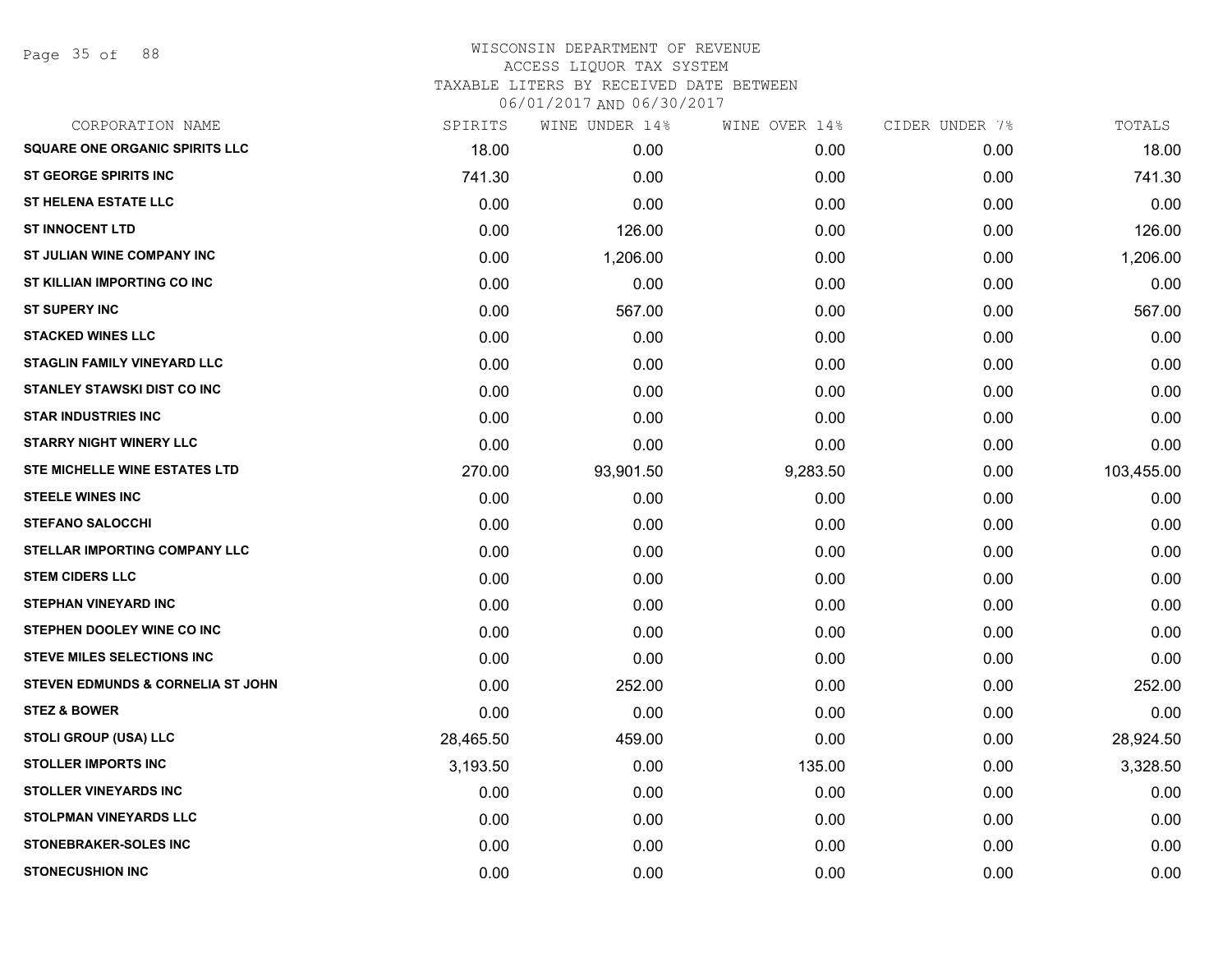# WISCONSIN DEPARTMENT OF REVENUE
## ACCESS LIQUOR TAX SYSTEM
### TAXABLE LITERS BY RECEIVED DATE BETWEEN 06/01/2017 AND 06/30/2017

| CORPORATION NAME | SPIRITS | WINE UNDER 14% | WINE OVER 14% | CIDER UNDER 7% | TOTALS |
|---|---|---|---|---|---|
| SQUARE ONE ORGANIC SPIRITS LLC | 18.00 | 0.00 | 0.00 | 0.00 | 18.00 |
| ST GEORGE SPIRITS INC | 741.30 | 0.00 | 0.00 | 0.00 | 741.30 |
| ST HELENA ESTATE LLC | 0.00 | 0.00 | 0.00 | 0.00 | 0.00 |
| ST INNOCENT LTD | 0.00 | 126.00 | 0.00 | 0.00 | 126.00 |
| ST JULIAN WINE COMPANY INC | 0.00 | 1,206.00 | 0.00 | 0.00 | 1,206.00 |
| ST KILLIAN IMPORTING CO INC | 0.00 | 0.00 | 0.00 | 0.00 | 0.00 |
| ST SUPERY INC | 0.00 | 567.00 | 0.00 | 0.00 | 567.00 |
| STACKED WINES LLC | 0.00 | 0.00 | 0.00 | 0.00 | 0.00 |
| STAGLIN FAMILY VINEYARD LLC | 0.00 | 0.00 | 0.00 | 0.00 | 0.00 |
| STANLEY STAWSKI DIST CO INC | 0.00 | 0.00 | 0.00 | 0.00 | 0.00 |
| STAR INDUSTRIES INC | 0.00 | 0.00 | 0.00 | 0.00 | 0.00 |
| STARRY NIGHT WINERY LLC | 0.00 | 0.00 | 0.00 | 0.00 | 0.00 |
| STE MICHELLE WINE ESTATES LTD | 270.00 | 93,901.50 | 9,283.50 | 0.00 | 103,455.00 |
| STEELE WINES INC | 0.00 | 0.00 | 0.00 | 0.00 | 0.00 |
| STEFANO SALOCCHI | 0.00 | 0.00 | 0.00 | 0.00 | 0.00 |
| STELLAR IMPORTING COMPANY LLC | 0.00 | 0.00 | 0.00 | 0.00 | 0.00 |
| STEM CIDERS LLC | 0.00 | 0.00 | 0.00 | 0.00 | 0.00 |
| STEPHAN VINEYARD INC | 0.00 | 0.00 | 0.00 | 0.00 | 0.00 |
| STEPHEN DOOLEY WINE CO INC | 0.00 | 0.00 | 0.00 | 0.00 | 0.00 |
| STEVE MILES SELECTIONS INC | 0.00 | 0.00 | 0.00 | 0.00 | 0.00 |
| STEVEN EDMUNDS & CORNELIA ST JOHN | 0.00 | 252.00 | 0.00 | 0.00 | 252.00 |
| STEZ & BOWER | 0.00 | 0.00 | 0.00 | 0.00 | 0.00 |
| STOLI GROUP (USA) LLC | 28,465.50 | 459.00 | 0.00 | 0.00 | 28,924.50 |
| STOLLER IMPORTS INC | 3,193.50 | 0.00 | 135.00 | 0.00 | 3,328.50 |
| STOLLER VINEYARDS INC | 0.00 | 0.00 | 0.00 | 0.00 | 0.00 |
| STOLPMAN VINEYARDS LLC | 0.00 | 0.00 | 0.00 | 0.00 | 0.00 |
| STONEBRAKER-SOLES INC | 0.00 | 0.00 | 0.00 | 0.00 | 0.00 |
| STONECUSHION INC | 0.00 | 0.00 | 0.00 | 0.00 | 0.00 |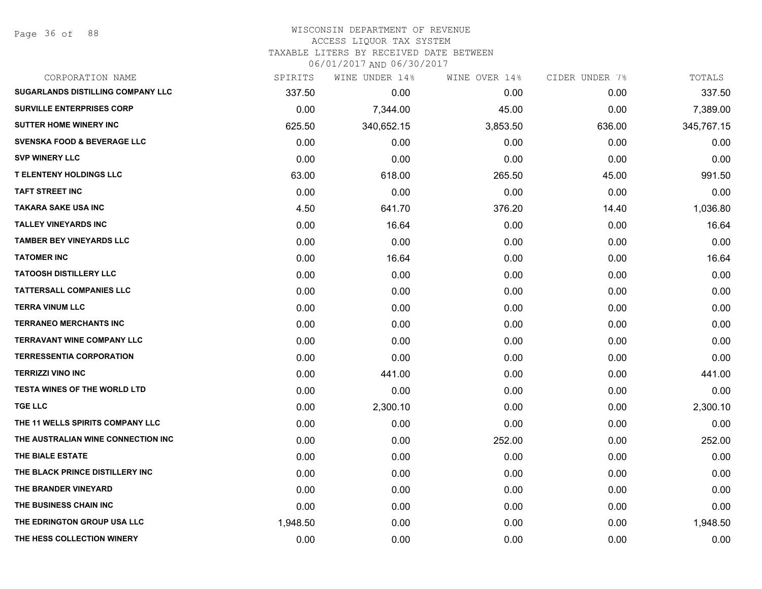WISCONSIN DEPARTMENT OF REVENUE
ACCESS LIQUOR TAX SYSTEM
TAXABLE LITERS BY RECEIVED DATE BETWEEN
06/01/2017 AND 06/30/2017

| CORPORATION NAME | SPIRITS | WINE UNDER 14% | WINE OVER 14% | CIDER UNDER 7% | TOTALS |
|---|---|---|---|---|---|
| SUGARLANDS DISTILLING COMPANY LLC | 337.50 | 0.00 | 0.00 | 0.00 | 337.50 |
| SURVILLE ENTERPRISES CORP | 0.00 | 7,344.00 | 45.00 | 0.00 | 7,389.00 |
| SUTTER HOME WINERY INC | 625.50 | 340,652.15 | 3,853.50 | 636.00 | 345,767.15 |
| SVENSKA FOOD & BEVERAGE LLC | 0.00 | 0.00 | 0.00 | 0.00 | 0.00 |
| SVP WINERY LLC | 0.00 | 0.00 | 0.00 | 0.00 | 0.00 |
| T ELENTENY HOLDINGS LLC | 63.00 | 618.00 | 265.50 | 45.00 | 991.50 |
| TAFT STREET INC | 0.00 | 0.00 | 0.00 | 0.00 | 0.00 |
| TAKARA SAKE USA INC | 4.50 | 641.70 | 376.20 | 14.40 | 1,036.80 |
| TALLEY VINEYARDS INC | 0.00 | 16.64 | 0.00 | 0.00 | 16.64 |
| TAMBER BEY VINEYARDS LLC | 0.00 | 0.00 | 0.00 | 0.00 | 0.00 |
| TATOMER INC | 0.00 | 16.64 | 0.00 | 0.00 | 16.64 |
| TATOOSH DISTILLERY LLC | 0.00 | 0.00 | 0.00 | 0.00 | 0.00 |
| TATTERSALL COMPANIES LLC | 0.00 | 0.00 | 0.00 | 0.00 | 0.00 |
| TERRA VINUM LLC | 0.00 | 0.00 | 0.00 | 0.00 | 0.00 |
| TERRANEO MERCHANTS INC | 0.00 | 0.00 | 0.00 | 0.00 | 0.00 |
| TERRAVANT WINE COMPANY LLC | 0.00 | 0.00 | 0.00 | 0.00 | 0.00 |
| TERRESSENTIA CORPORATION | 0.00 | 0.00 | 0.00 | 0.00 | 0.00 |
| TERRIZZI VINO INC | 0.00 | 441.00 | 0.00 | 0.00 | 441.00 |
| TESTA WINES OF THE WORLD LTD | 0.00 | 0.00 | 0.00 | 0.00 | 0.00 |
| TGE LLC | 0.00 | 2,300.10 | 0.00 | 0.00 | 2,300.10 |
| THE 11 WELLS SPIRITS COMPANY LLC | 0.00 | 0.00 | 0.00 | 0.00 | 0.00 |
| THE AUSTRALIAN WINE CONNECTION INC | 0.00 | 0.00 | 252.00 | 0.00 | 252.00 |
| THE BIALE ESTATE | 0.00 | 0.00 | 0.00 | 0.00 | 0.00 |
| THE BLACK PRINCE DISTILLERY INC | 0.00 | 0.00 | 0.00 | 0.00 | 0.00 |
| THE BRANDER VINEYARD | 0.00 | 0.00 | 0.00 | 0.00 | 0.00 |
| THE BUSINESS CHAIN INC | 0.00 | 0.00 | 0.00 | 0.00 | 0.00 |
| THE EDRINGTON GROUP USA LLC | 1,948.50 | 0.00 | 0.00 | 0.00 | 1,948.50 |
| THE HESS COLLECTION WINERY | 0.00 | 0.00 | 0.00 | 0.00 | 0.00 |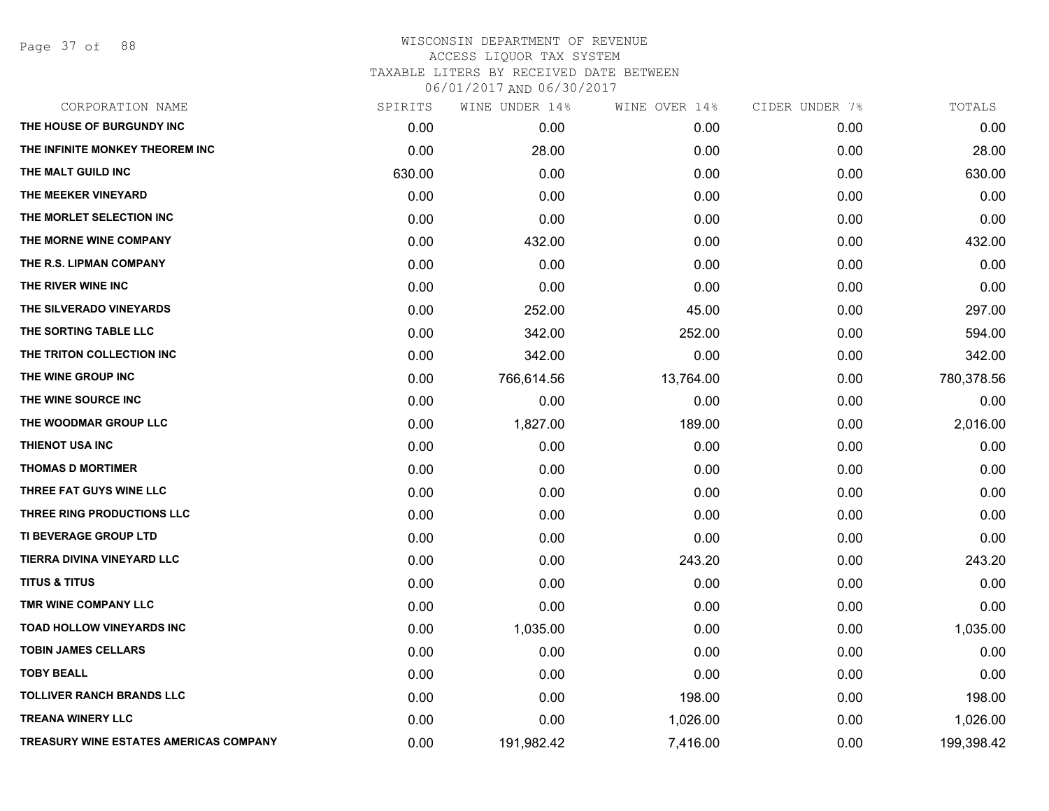# WISCONSIN DEPARTMENT OF REVENUE
## ACCESS LIQUOR TAX SYSTEM
## TAXABLE LITERS BY RECEIVED DATE BETWEEN 06/01/2017 AND 06/30/2017

| CORPORATION NAME | SPIRITS | WINE UNDER 14% | WINE OVER 14% | CIDER UNDER 7% | TOTALS |
|---|---|---|---|---|---|
| THE HOUSE OF BURGUNDY INC | 0.00 | 0.00 | 0.00 | 0.00 | 0.00 |
| THE INFINITE MONKEY THEOREM INC | 0.00 | 28.00 | 0.00 | 0.00 | 28.00 |
| THE MALT GUILD INC | 630.00 | 0.00 | 0.00 | 0.00 | 630.00 |
| THE MEEKER VINEYARD | 0.00 | 0.00 | 0.00 | 0.00 | 0.00 |
| THE MORLET SELECTION INC | 0.00 | 0.00 | 0.00 | 0.00 | 0.00 |
| THE MORNE WINE COMPANY | 0.00 | 432.00 | 0.00 | 0.00 | 432.00 |
| THE R.S. LIPMAN COMPANY | 0.00 | 0.00 | 0.00 | 0.00 | 0.00 |
| THE RIVER WINE INC | 0.00 | 0.00 | 0.00 | 0.00 | 0.00 |
| THE SILVERADO VINEYARDS | 0.00 | 252.00 | 45.00 | 0.00 | 297.00 |
| THE SORTING TABLE LLC | 0.00 | 342.00 | 252.00 | 0.00 | 594.00 |
| THE TRITON COLLECTION INC | 0.00 | 342.00 | 0.00 | 0.00 | 342.00 |
| THE WINE GROUP INC | 0.00 | 766,614.56 | 13,764.00 | 0.00 | 780,378.56 |
| THE WINE SOURCE INC | 0.00 | 0.00 | 0.00 | 0.00 | 0.00 |
| THE WOODMAR GROUP LLC | 0.00 | 1,827.00 | 189.00 | 0.00 | 2,016.00 |
| THIENOT USA INC | 0.00 | 0.00 | 0.00 | 0.00 | 0.00 |
| THOMAS D MORTIMER | 0.00 | 0.00 | 0.00 | 0.00 | 0.00 |
| THREE FAT GUYS WINE LLC | 0.00 | 0.00 | 0.00 | 0.00 | 0.00 |
| THREE RING PRODUCTIONS LLC | 0.00 | 0.00 | 0.00 | 0.00 | 0.00 |
| TI BEVERAGE GROUP LTD | 0.00 | 0.00 | 0.00 | 0.00 | 0.00 |
| TIERRA DIVINA VINEYARD LLC | 0.00 | 0.00 | 243.20 | 0.00 | 243.20 |
| TITUS & TITUS | 0.00 | 0.00 | 0.00 | 0.00 | 0.00 |
| TMR WINE COMPANY LLC | 0.00 | 0.00 | 0.00 | 0.00 | 0.00 |
| TOAD HOLLOW VINEYARDS INC | 0.00 | 1,035.00 | 0.00 | 0.00 | 1,035.00 |
| TOBIN JAMES CELLARS | 0.00 | 0.00 | 0.00 | 0.00 | 0.00 |
| TOBY BEALL | 0.00 | 0.00 | 0.00 | 0.00 | 0.00 |
| TOLLIVER RANCH BRANDS LLC | 0.00 | 0.00 | 198.00 | 0.00 | 198.00 |
| TREANA WINERY LLC | 0.00 | 0.00 | 1,026.00 | 0.00 | 1,026.00 |
| TREASURY WINE ESTATES AMERICAS COMPANY | 0.00 | 191,982.42 | 7,416.00 | 0.00 | 199,398.42 |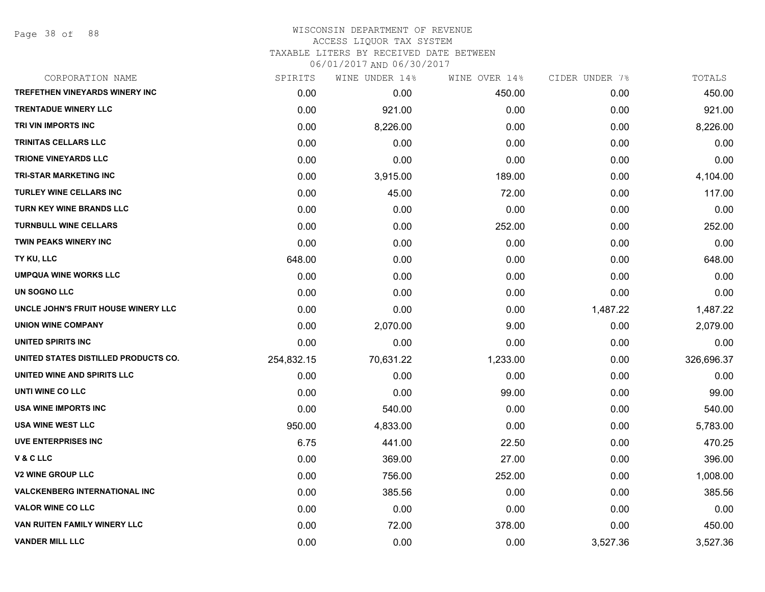WISCONSIN DEPARTMENT OF REVENUE
ACCESS LIQUOR TAX SYSTEM
TAXABLE LITERS BY RECEIVED DATE BETWEEN
06/01/2017 AND 06/30/2017

| CORPORATION NAME | SPIRITS | WINE UNDER 14% | WINE OVER 14% | CIDER UNDER 7% | TOTALS |
|---|---|---|---|---|---|
| TREFETHEN VINEYARDS WINERY INC | 0.00 | 0.00 | 450.00 | 0.00 | 450.00 |
| TRENTADUE WINERY LLC | 0.00 | 921.00 | 0.00 | 0.00 | 921.00 |
| TRI VIN IMPORTS INC | 0.00 | 8,226.00 | 0.00 | 0.00 | 8,226.00 |
| TRINITAS CELLARS LLC | 0.00 | 0.00 | 0.00 | 0.00 | 0.00 |
| TRIONE VINEYARDS LLC | 0.00 | 0.00 | 0.00 | 0.00 | 0.00 |
| TRI-STAR MARKETING INC | 0.00 | 3,915.00 | 189.00 | 0.00 | 4,104.00 |
| TURLEY WINE CELLARS INC | 0.00 | 45.00 | 72.00 | 0.00 | 117.00 |
| TURN KEY WINE BRANDS LLC | 0.00 | 0.00 | 0.00 | 0.00 | 0.00 |
| TURNBULL WINE CELLARS | 0.00 | 0.00 | 252.00 | 0.00 | 252.00 |
| TWIN PEAKS WINERY INC | 0.00 | 0.00 | 0.00 | 0.00 | 0.00 |
| TY KU, LLC | 648.00 | 0.00 | 0.00 | 0.00 | 648.00 |
| UMPQUA WINE WORKS LLC | 0.00 | 0.00 | 0.00 | 0.00 | 0.00 |
| UN SOGNO LLC | 0.00 | 0.00 | 0.00 | 0.00 | 0.00 |
| UNCLE JOHN'S FRUIT HOUSE WINERY LLC | 0.00 | 0.00 | 0.00 | 1,487.22 | 1,487.22 |
| UNION WINE COMPANY | 0.00 | 2,070.00 | 9.00 | 0.00 | 2,079.00 |
| UNITED SPIRITS INC | 0.00 | 0.00 | 0.00 | 0.00 | 0.00 |
| UNITED STATES DISTILLED PRODUCTS CO. | 254,832.15 | 70,631.22 | 1,233.00 | 0.00 | 326,696.37 |
| UNITED WINE AND SPIRITS LLC | 0.00 | 0.00 | 0.00 | 0.00 | 0.00 |
| UNTI WINE CO LLC | 0.00 | 0.00 | 99.00 | 0.00 | 99.00 |
| USA WINE IMPORTS INC | 0.00 | 540.00 | 0.00 | 0.00 | 540.00 |
| USA WINE WEST LLC | 950.00 | 4,833.00 | 0.00 | 0.00 | 5,783.00 |
| UVE ENTERPRISES INC | 6.75 | 441.00 | 22.50 | 0.00 | 470.25 |
| V & C LLC | 0.00 | 369.00 | 27.00 | 0.00 | 396.00 |
| V2 WINE GROUP LLC | 0.00 | 756.00 | 252.00 | 0.00 | 1,008.00 |
| VALCKENBERG INTERNATIONAL INC | 0.00 | 385.56 | 0.00 | 0.00 | 385.56 |
| VALOR WINE CO LLC | 0.00 | 0.00 | 0.00 | 0.00 | 0.00 |
| VAN RUITEN FAMILY WINERY LLC | 0.00 | 72.00 | 378.00 | 0.00 | 450.00 |
| VANDER MILL LLC | 0.00 | 0.00 | 0.00 | 3,527.36 | 3,527.36 |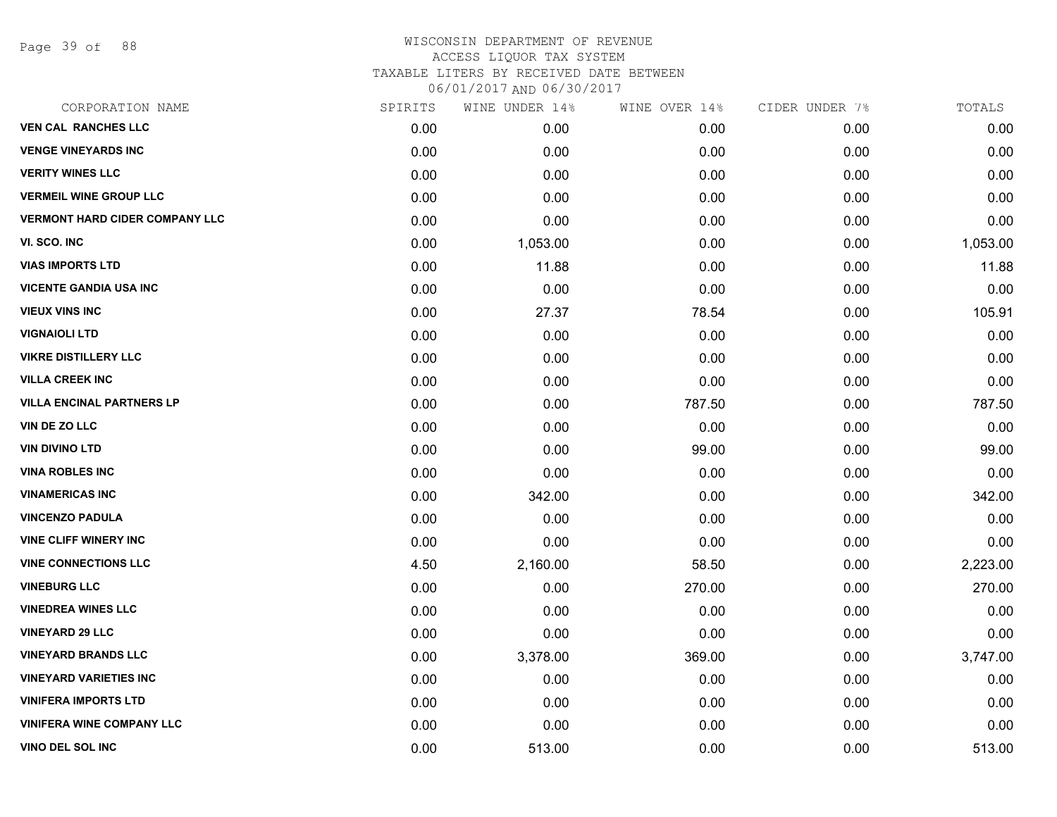WISCONSIN DEPARTMENT OF REVENUE
ACCESS LIQUOR TAX SYSTEM
TAXABLE LITERS BY RECEIVED DATE BETWEEN
06/01/2017 AND 06/30/2017

| CORPORATION NAME | SPIRITS | WINE UNDER 14% | WINE OVER 14% | CIDER UNDER 7% | TOTALS |
|---|---|---|---|---|---|
| VEN CAL RANCHES LLC | 0.00 | 0.00 | 0.00 | 0.00 | 0.00 |
| VENGE VINEYARDS INC | 0.00 | 0.00 | 0.00 | 0.00 | 0.00 |
| VERITY WINES LLC | 0.00 | 0.00 | 0.00 | 0.00 | 0.00 |
| VERMEIL WINE GROUP LLC | 0.00 | 0.00 | 0.00 | 0.00 | 0.00 |
| VERMONT HARD CIDER COMPANY LLC | 0.00 | 0.00 | 0.00 | 0.00 | 0.00 |
| VI. SCO. INC | 0.00 | 1,053.00 | 0.00 | 0.00 | 1,053.00 |
| VIAS IMPORTS LTD | 0.00 | 11.88 | 0.00 | 0.00 | 11.88 |
| VICENTE GANDIA USA INC | 0.00 | 0.00 | 0.00 | 0.00 | 0.00 |
| VIEUX VINS INC | 0.00 | 27.37 | 78.54 | 0.00 | 105.91 |
| VIGNAIOLI LTD | 0.00 | 0.00 | 0.00 | 0.00 | 0.00 |
| VIKRE DISTILLERY LLC | 0.00 | 0.00 | 0.00 | 0.00 | 0.00 |
| VILLA CREEK INC | 0.00 | 0.00 | 0.00 | 0.00 | 0.00 |
| VILLA ENCINAL PARTNERS LP | 0.00 | 0.00 | 787.50 | 0.00 | 787.50 |
| VIN DE ZO LLC | 0.00 | 0.00 | 0.00 | 0.00 | 0.00 |
| VIN DIVINO LTD | 0.00 | 0.00 | 99.00 | 0.00 | 99.00 |
| VINA ROBLES INC | 0.00 | 0.00 | 0.00 | 0.00 | 0.00 |
| VINAMERICAS INC | 0.00 | 342.00 | 0.00 | 0.00 | 342.00 |
| VINCENZO PADULA | 0.00 | 0.00 | 0.00 | 0.00 | 0.00 |
| VINE CLIFF WINERY INC | 0.00 | 0.00 | 0.00 | 0.00 | 0.00 |
| VINE CONNECTIONS LLC | 4.50 | 2,160.00 | 58.50 | 0.00 | 2,223.00 |
| VINEBURG LLC | 0.00 | 0.00 | 270.00 | 0.00 | 270.00 |
| VINEDREA WINES LLC | 0.00 | 0.00 | 0.00 | 0.00 | 0.00 |
| VINEYARD 29 LLC | 0.00 | 0.00 | 0.00 | 0.00 | 0.00 |
| VINEYARD BRANDS LLC | 0.00 | 3,378.00 | 369.00 | 0.00 | 3,747.00 |
| VINEYARD VARIETIES INC | 0.00 | 0.00 | 0.00 | 0.00 | 0.00 |
| VINIFERA IMPORTS LTD | 0.00 | 0.00 | 0.00 | 0.00 | 0.00 |
| VINIFERA WINE COMPANY LLC | 0.00 | 0.00 | 0.00 | 0.00 | 0.00 |
| VINO DEL SOL INC | 0.00 | 513.00 | 0.00 | 0.00 | 513.00 |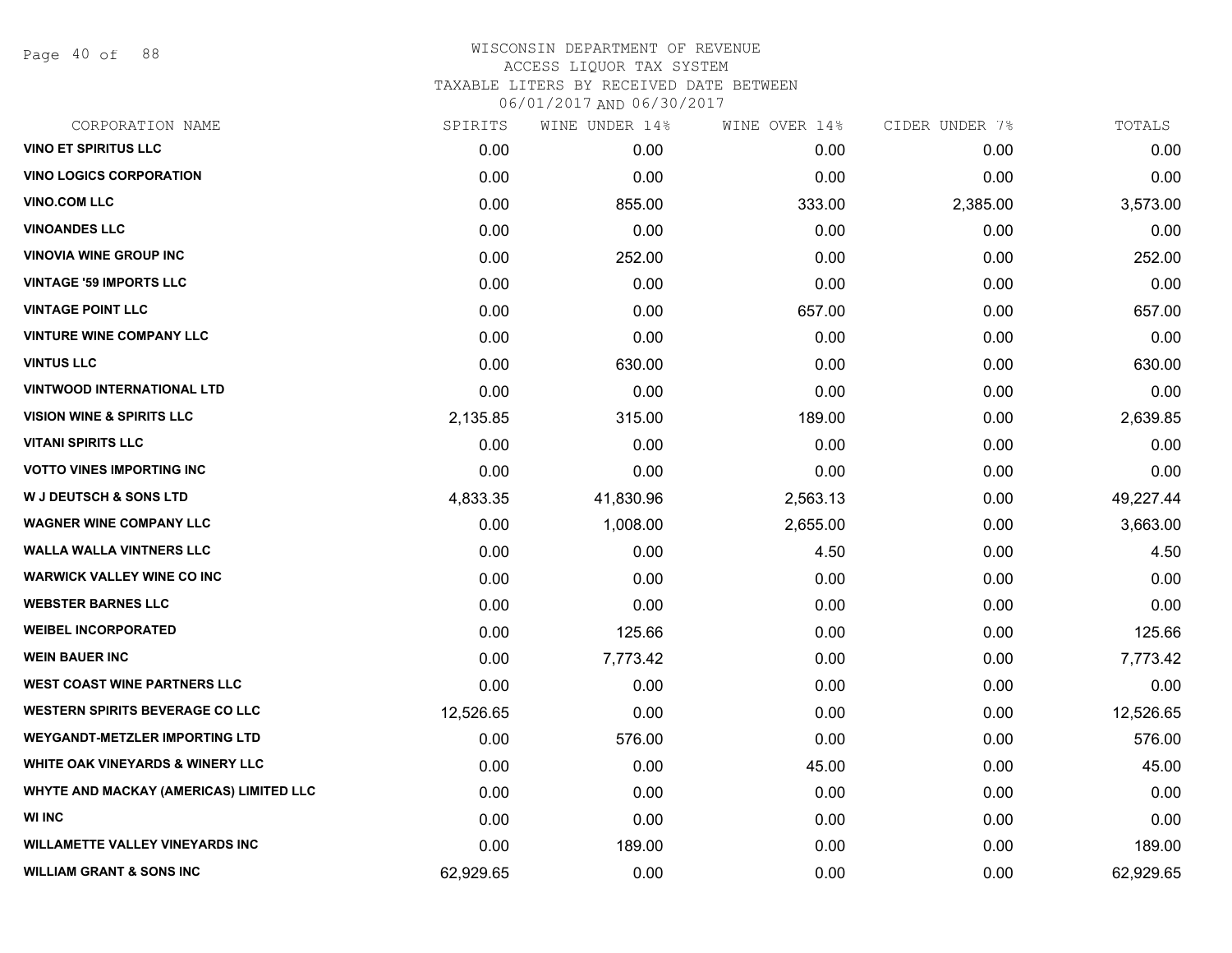# WISCONSIN DEPARTMENT OF REVENUE
## ACCESS LIQUOR TAX SYSTEM
### TAXABLE LITERS BY RECEIVED DATE BETWEEN 06/01/2017 AND 06/30/2017

| CORPORATION NAME | SPIRITS | WINE UNDER 14% | WINE OVER 14% | CIDER UNDER 7% | TOTALS |
|---|---|---|---|---|---|
| VINO ET SPIRITUS LLC | 0.00 | 0.00 | 0.00 | 0.00 | 0.00 |
| VINO LOGICS CORPORATION | 0.00 | 0.00 | 0.00 | 0.00 | 0.00 |
| VINO.COM LLC | 0.00 | 855.00 | 333.00 | 2,385.00 | 3,573.00 |
| VINOANDES LLC | 0.00 | 0.00 | 0.00 | 0.00 | 0.00 |
| VINOVIA WINE GROUP INC | 0.00 | 252.00 | 0.00 | 0.00 | 252.00 |
| VINTAGE '59 IMPORTS LLC | 0.00 | 0.00 | 0.00 | 0.00 | 0.00 |
| VINTAGE POINT LLC | 0.00 | 0.00 | 657.00 | 0.00 | 657.00 |
| VINTURE WINE COMPANY LLC | 0.00 | 0.00 | 0.00 | 0.00 | 0.00 |
| VINTUS LLC | 0.00 | 630.00 | 0.00 | 0.00 | 630.00 |
| VINTWOOD INTERNATIONAL LTD | 0.00 | 0.00 | 0.00 | 0.00 | 0.00 |
| VISION WINE & SPIRITS LLC | 2,135.85 | 315.00 | 189.00 | 0.00 | 2,639.85 |
| VITANI SPIRITS LLC | 0.00 | 0.00 | 0.00 | 0.00 | 0.00 |
| VOTTO VINES IMPORTING INC | 0.00 | 0.00 | 0.00 | 0.00 | 0.00 |
| W J DEUTSCH & SONS LTD | 4,833.35 | 41,830.96 | 2,563.13 | 0.00 | 49,227.44 |
| WAGNER WINE COMPANY LLC | 0.00 | 1,008.00 | 2,655.00 | 0.00 | 3,663.00 |
| WALLA WALLA VINTNERS LLC | 0.00 | 0.00 | 4.50 | 0.00 | 4.50 |
| WARWICK VALLEY WINE CO INC | 0.00 | 0.00 | 0.00 | 0.00 | 0.00 |
| WEBSTER BARNES LLC | 0.00 | 0.00 | 0.00 | 0.00 | 0.00 |
| WEIBEL INCORPORATED | 0.00 | 125.66 | 0.00 | 0.00 | 125.66 |
| WEIN BAUER INC | 0.00 | 7,773.42 | 0.00 | 0.00 | 7,773.42 |
| WEST COAST WINE PARTNERS LLC | 0.00 | 0.00 | 0.00 | 0.00 | 0.00 |
| WESTERN SPIRITS BEVERAGE CO LLC | 12,526.65 | 0.00 | 0.00 | 0.00 | 12,526.65 |
| WEYGANDT-METZLER IMPORTING LTD | 0.00 | 576.00 | 0.00 | 0.00 | 576.00 |
| WHITE OAK VINEYARDS & WINERY LLC | 0.00 | 0.00 | 45.00 | 0.00 | 45.00 |
| WHYTE AND MACKAY (AMERICAS) LIMITED LLC | 0.00 | 0.00 | 0.00 | 0.00 | 0.00 |
| WI INC | 0.00 | 0.00 | 0.00 | 0.00 | 0.00 |
| WILLAMETTE VALLEY VINEYARDS INC | 0.00 | 189.00 | 0.00 | 0.00 | 189.00 |
| WILLIAM GRANT & SONS INC | 62,929.65 | 0.00 | 0.00 | 0.00 | 62,929.65 |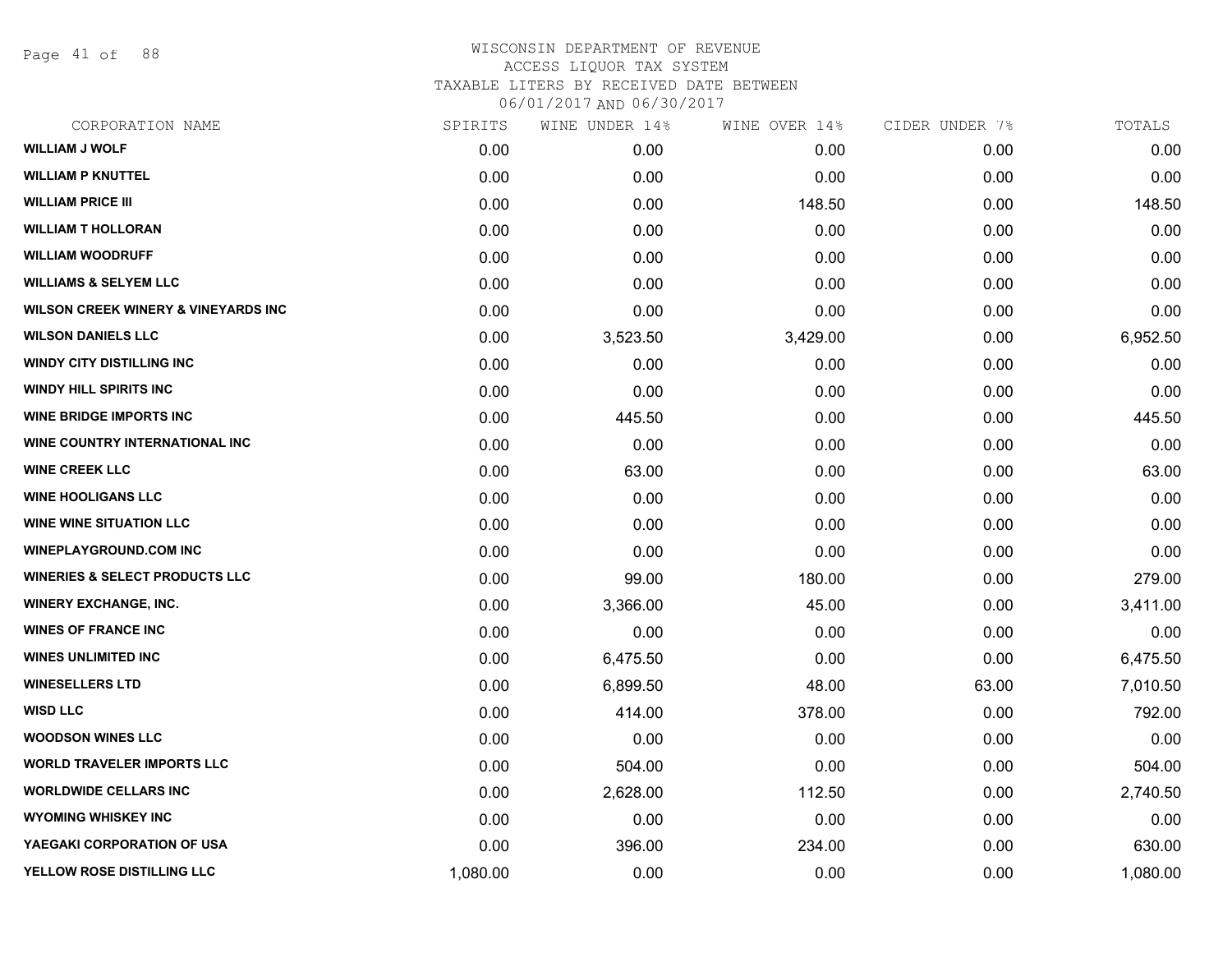WISCONSIN DEPARTMENT OF REVENUE
ACCESS LIQUOR TAX SYSTEM
TAXABLE LITERS BY RECEIVED DATE BETWEEN
06/01/2017 AND 06/30/2017

| CORPORATION NAME | SPIRITS | WINE UNDER 14% | WINE OVER 14% | CIDER UNDER 7% | TOTALS |
|---|---|---|---|---|---|
| WILLIAM J WOLF | 0.00 | 0.00 | 0.00 | 0.00 | 0.00 |
| WILLIAM P KNUTTEL | 0.00 | 0.00 | 0.00 | 0.00 | 0.00 |
| WILLIAM PRICE III | 0.00 | 0.00 | 148.50 | 0.00 | 148.50 |
| WILLIAM T HOLLORAN | 0.00 | 0.00 | 0.00 | 0.00 | 0.00 |
| WILLIAM WOODRUFF | 0.00 | 0.00 | 0.00 | 0.00 | 0.00 |
| WILLIAMS & SELYEM LLC | 0.00 | 0.00 | 0.00 | 0.00 | 0.00 |
| WILSON CREEK WINERY & VINEYARDS INC | 0.00 | 0.00 | 0.00 | 0.00 | 0.00 |
| WILSON DANIELS LLC | 0.00 | 3,523.50 | 3,429.00 | 0.00 | 6,952.50 |
| WINDY CITY DISTILLING INC | 0.00 | 0.00 | 0.00 | 0.00 | 0.00 |
| WINDY HILL SPIRITS INC | 0.00 | 0.00 | 0.00 | 0.00 | 0.00 |
| WINE BRIDGE IMPORTS INC | 0.00 | 445.50 | 0.00 | 0.00 | 445.50 |
| WINE COUNTRY INTERNATIONAL INC | 0.00 | 0.00 | 0.00 | 0.00 | 0.00 |
| WINE CREEK LLC | 0.00 | 63.00 | 0.00 | 0.00 | 63.00 |
| WINE HOOLIGANS LLC | 0.00 | 0.00 | 0.00 | 0.00 | 0.00 |
| WINE WINE SITUATION LLC | 0.00 | 0.00 | 0.00 | 0.00 | 0.00 |
| WINEPLAYGROUND.COM INC | 0.00 | 0.00 | 0.00 | 0.00 | 0.00 |
| WINERIES & SELECT PRODUCTS LLC | 0.00 | 99.00 | 180.00 | 0.00 | 279.00 |
| WINERY EXCHANGE, INC. | 0.00 | 3,366.00 | 45.00 | 0.00 | 3,411.00 |
| WINES OF FRANCE INC | 0.00 | 0.00 | 0.00 | 0.00 | 0.00 |
| WINES UNLIMITED INC | 0.00 | 6,475.50 | 0.00 | 0.00 | 6,475.50 |
| WINESELLERS LTD | 0.00 | 6,899.50 | 48.00 | 63.00 | 7,010.50 |
| WISD LLC | 0.00 | 414.00 | 378.00 | 0.00 | 792.00 |
| WOODSON WINES LLC | 0.00 | 0.00 | 0.00 | 0.00 | 0.00 |
| WORLD TRAVELER IMPORTS LLC | 0.00 | 504.00 | 0.00 | 0.00 | 504.00 |
| WORLDWIDE CELLARS INC | 0.00 | 2,628.00 | 112.50 | 0.00 | 2,740.50 |
| WYOMING WHISKEY INC | 0.00 | 0.00 | 0.00 | 0.00 | 0.00 |
| YAEGAKI CORPORATION OF USA | 0.00 | 396.00 | 234.00 | 0.00 | 630.00 |
| YELLOW ROSE DISTILLING LLC | 1,080.00 | 0.00 | 0.00 | 0.00 | 1,080.00 |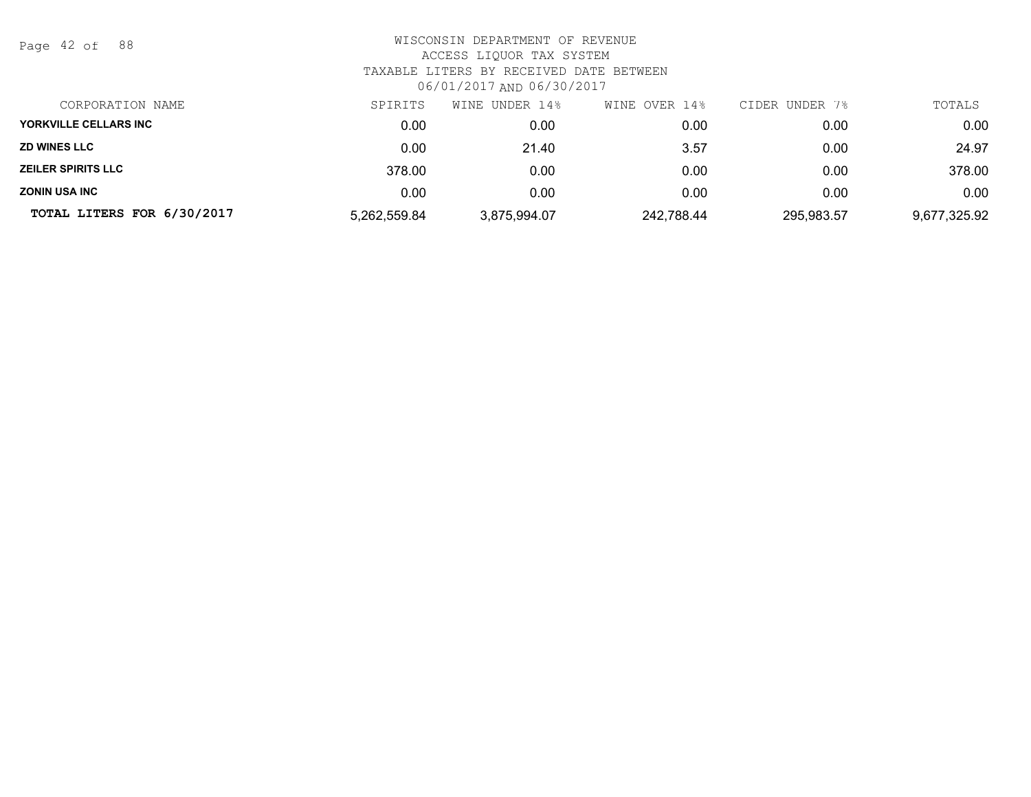WISCONSIN DEPARTMENT OF REVENUE
ACCESS LIQUOR TAX SYSTEM
TAXABLE LITERS BY RECEIVED DATE BETWEEN
06/01/2017 AND 06/30/2017

| CORPORATION NAME | SPIRITS | WINE UNDER 14% | WINE OVER 14% | CIDER UNDER 7% | TOTALS |
|---|---|---|---|---|---|
| **YORKVILLE CELLARS INC** | 0.00 | 0.00 | 0.00 | 0.00 | 0.00 |
| **ZD WINES LLC** | 0.00 | 21.40 | 3.57 | 0.00 | 24.97 |
| **ZEILER SPIRITS LLC** | 378.00 | 0.00 | 0.00 | 0.00 | 378.00 |
| **ZONIN USA INC** | 0.00 | 0.00 | 0.00 | 0.00 | 0.00 |
| **TOTAL LITERS FOR 6/30/2017** | 5,262,559.84 | 3,875,994.07 | 242,788.44 | 295,983.57 | 9,677,325.92 |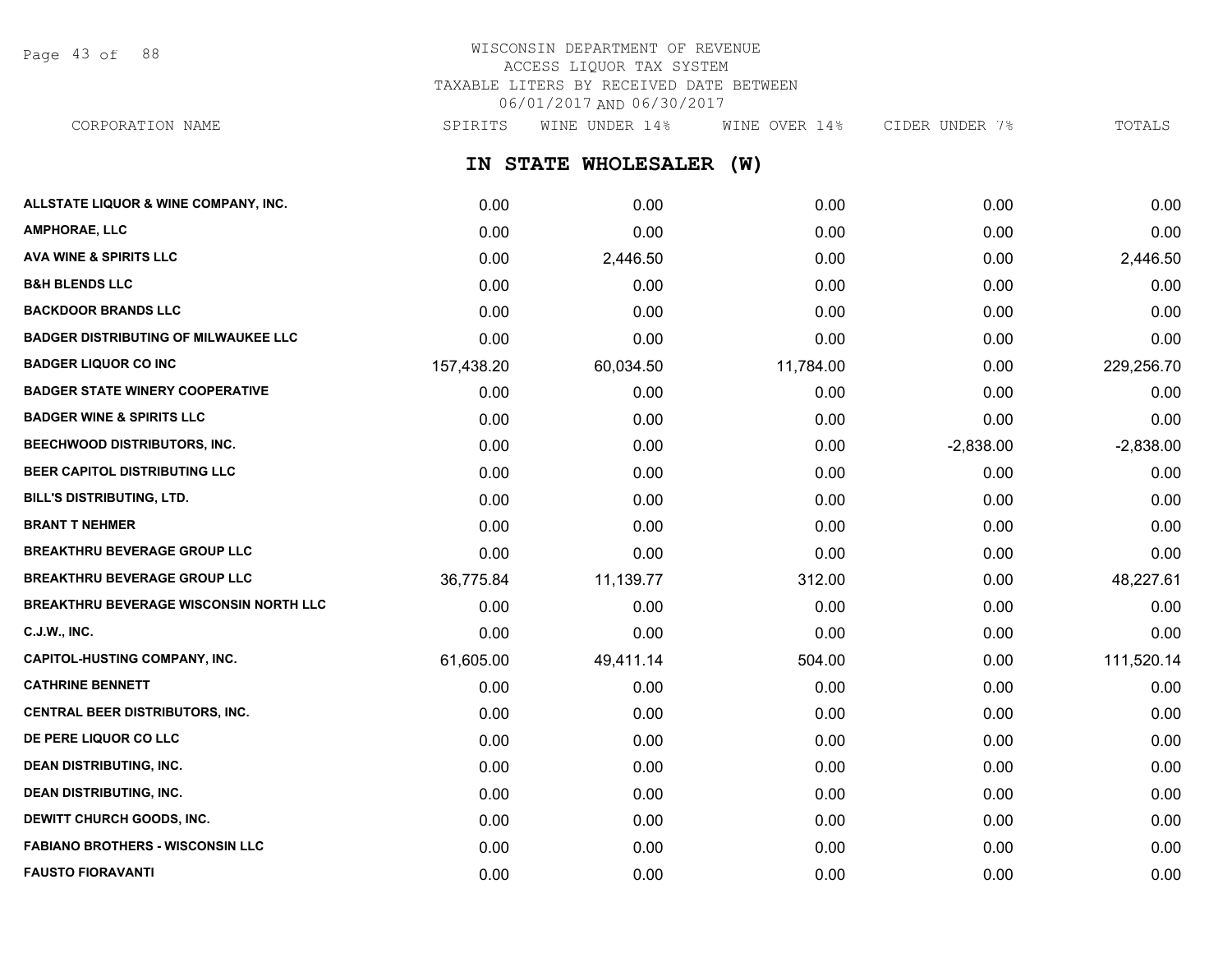WISCONSIN DEPARTMENT OF REVENUE
ACCESS LIQUOR TAX SYSTEM
TAXABLE LITERS BY RECEIVED DATE BETWEEN
06/01/2017 AND 06/30/2017

## IN STATE WHOLESALER (W)

| CORPORATION NAME | SPIRITS | WINE UNDER 14% | WINE OVER 14% | CIDER UNDER 7% | TOTALS |
|---|---|---|---|---|---|
| ALLSTATE LIQUOR & WINE COMPANY, INC. | 0.00 | 0.00 | 0.00 | 0.00 | 0.00 |
| AMPHORAE, LLC | 0.00 | 0.00 | 0.00 | 0.00 | 0.00 |
| AVA WINE & SPIRITS LLC | 0.00 | 2,446.50 | 0.00 | 0.00 | 2,446.50 |
| B&H BLENDS LLC | 0.00 | 0.00 | 0.00 | 0.00 | 0.00 |
| BACKDOOR BRANDS LLC | 0.00 | 0.00 | 0.00 | 0.00 | 0.00 |
| BADGER DISTRIBUTING OF MILWAUKEE LLC | 0.00 | 0.00 | 0.00 | 0.00 | 0.00 |
| BADGER LIQUOR CO INC | 157,438.20 | 60,034.50 | 11,784.00 | 0.00 | 229,256.70 |
| BADGER STATE WINERY COOPERATIVE | 0.00 | 0.00 | 0.00 | 0.00 | 0.00 |
| BADGER WINE & SPIRITS LLC | 0.00 | 0.00 | 0.00 | 0.00 | 0.00 |
| BEECHWOOD DISTRIBUTORS, INC. | 0.00 | 0.00 | 0.00 | -2,838.00 | -2,838.00 |
| BEER CAPITOL DISTRIBUTING LLC | 0.00 | 0.00 | 0.00 | 0.00 | 0.00 |
| BILL'S DISTRIBUTING, LTD. | 0.00 | 0.00 | 0.00 | 0.00 | 0.00 |
| BRANT T NEHMER | 0.00 | 0.00 | 0.00 | 0.00 | 0.00 |
| BREAKTHRU BEVERAGE GROUP LLC | 0.00 | 0.00 | 0.00 | 0.00 | 0.00 |
| BREAKTHRU BEVERAGE GROUP LLC | 36,775.84 | 11,139.77 | 312.00 | 0.00 | 48,227.61 |
| BREAKTHRU BEVERAGE WISCONSIN NORTH LLC | 0.00 | 0.00 | 0.00 | 0.00 | 0.00 |
| C.J.W., INC. | 0.00 | 0.00 | 0.00 | 0.00 | 0.00 |
| CAPITOL-HUSTING COMPANY, INC. | 61,605.00 | 49,411.14 | 504.00 | 0.00 | 111,520.14 |
| CATHRINE BENNETT | 0.00 | 0.00 | 0.00 | 0.00 | 0.00 |
| CENTRAL BEER DISTRIBUTORS, INC. | 0.00 | 0.00 | 0.00 | 0.00 | 0.00 |
| DE PERE LIQUOR CO LLC | 0.00 | 0.00 | 0.00 | 0.00 | 0.00 |
| DEAN DISTRIBUTING, INC. | 0.00 | 0.00 | 0.00 | 0.00 | 0.00 |
| DEAN DISTRIBUTING, INC. | 0.00 | 0.00 | 0.00 | 0.00 | 0.00 |
| DEWITT CHURCH GOODS, INC. | 0.00 | 0.00 | 0.00 | 0.00 | 0.00 |
| FABIANO BROTHERS - WISCONSIN LLC | 0.00 | 0.00 | 0.00 | 0.00 | 0.00 |
| FAUSTO FIORAVANTI | 0.00 | 0.00 | 0.00 | 0.00 | 0.00 |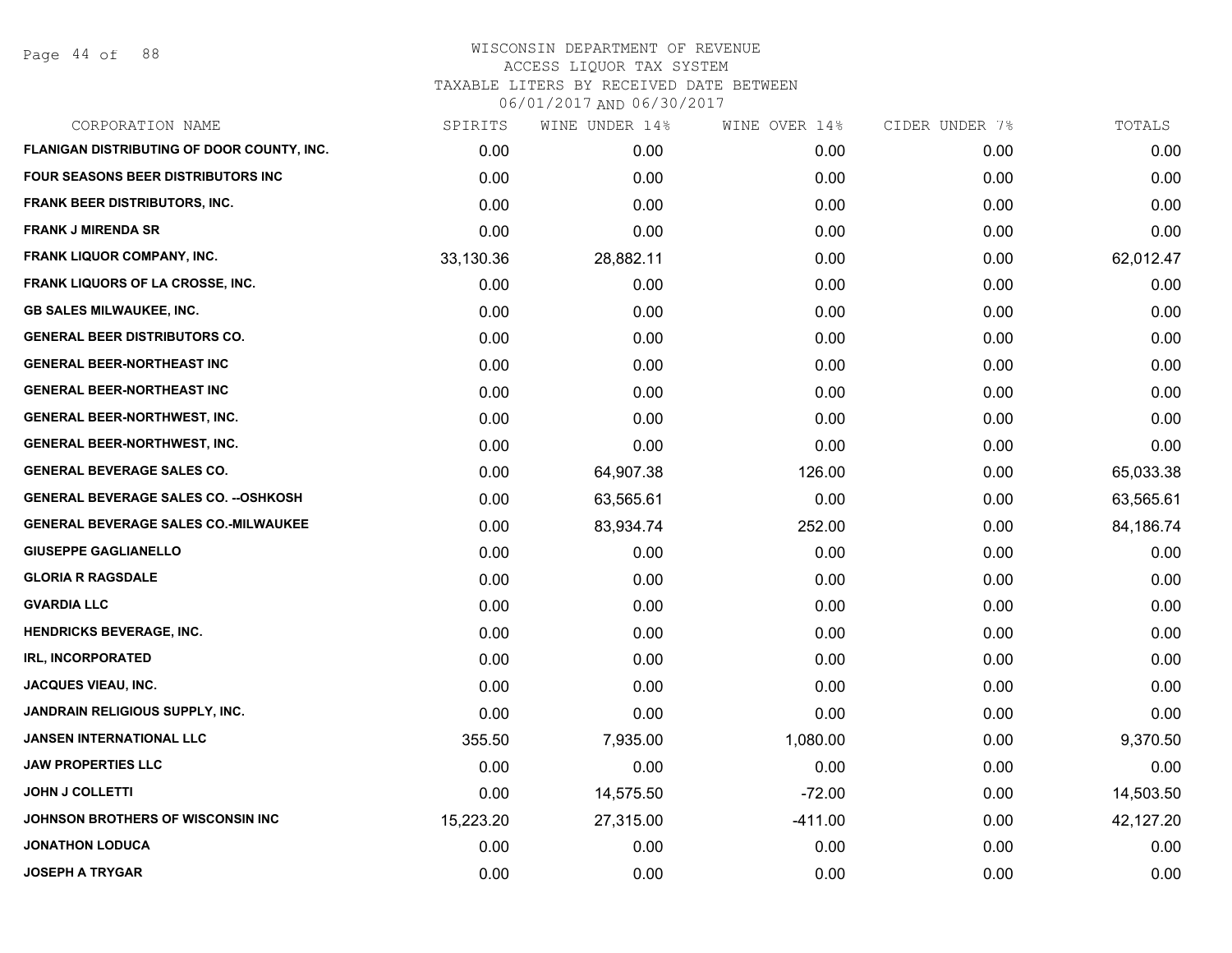WISCONSIN DEPARTMENT OF REVENUE
ACCESS LIQUOR TAX SYSTEM
TAXABLE LITERS BY RECEIVED DATE BETWEEN
06/01/2017 AND 06/30/2017

| CORPORATION NAME | SPIRITS | WINE UNDER 14% | WINE OVER 14% | CIDER UNDER 7% | TOTALS |
|---|---|---|---|---|---|
| FLANIGAN DISTRIBUTING OF DOOR COUNTY, INC. | 0.00 | 0.00 | 0.00 | 0.00 | 0.00 |
| FOUR SEASONS BEER DISTRIBUTORS INC | 0.00 | 0.00 | 0.00 | 0.00 | 0.00 |
| FRANK BEER DISTRIBUTORS, INC. | 0.00 | 0.00 | 0.00 | 0.00 | 0.00 |
| FRANK J MIRENDA SR | 0.00 | 0.00 | 0.00 | 0.00 | 0.00 |
| FRANK LIQUOR COMPANY, INC. | 33,130.36 | 28,882.11 | 0.00 | 0.00 | 62,012.47 |
| FRANK LIQUORS OF LA CROSSE, INC. | 0.00 | 0.00 | 0.00 | 0.00 | 0.00 |
| GB SALES MILWAUKEE, INC. | 0.00 | 0.00 | 0.00 | 0.00 | 0.00 |
| GENERAL BEER DISTRIBUTORS CO. | 0.00 | 0.00 | 0.00 | 0.00 | 0.00 |
| GENERAL BEER-NORTHEAST INC | 0.00 | 0.00 | 0.00 | 0.00 | 0.00 |
| GENERAL BEER-NORTHEAST INC | 0.00 | 0.00 | 0.00 | 0.00 | 0.00 |
| GENERAL BEER-NORTHWEST, INC. | 0.00 | 0.00 | 0.00 | 0.00 | 0.00 |
| GENERAL BEER-NORTHWEST, INC. | 0.00 | 0.00 | 0.00 | 0.00 | 0.00 |
| GENERAL BEVERAGE SALES CO. | 0.00 | 64,907.38 | 126.00 | 0.00 | 65,033.38 |
| GENERAL BEVERAGE SALES CO. --OSHKOSH | 0.00 | 63,565.61 | 0.00 | 0.00 | 63,565.61 |
| GENERAL BEVERAGE SALES CO.-MILWAUKEE | 0.00 | 83,934.74 | 252.00 | 0.00 | 84,186.74 |
| GIUSEPPE GAGLIANELLO | 0.00 | 0.00 | 0.00 | 0.00 | 0.00 |
| GLORIA R RAGSDALE | 0.00 | 0.00 | 0.00 | 0.00 | 0.00 |
| GVARDIA LLC | 0.00 | 0.00 | 0.00 | 0.00 | 0.00 |
| HENDRICKS BEVERAGE, INC. | 0.00 | 0.00 | 0.00 | 0.00 | 0.00 |
| IRL, INCORPORATED | 0.00 | 0.00 | 0.00 | 0.00 | 0.00 |
| JACQUES VIEAU, INC. | 0.00 | 0.00 | 0.00 | 0.00 | 0.00 |
| JANDRAIN RELIGIOUS SUPPLY, INC. | 0.00 | 0.00 | 0.00 | 0.00 | 0.00 |
| JANSEN INTERNATIONAL LLC | 355.50 | 7,935.00 | 1,080.00 | 0.00 | 9,370.50 |
| JAW PROPERTIES LLC | 0.00 | 0.00 | 0.00 | 0.00 | 0.00 |
| JOHN J COLLETTI | 0.00 | 14,575.50 | -72.00 | 0.00 | 14,503.50 |
| JOHNSON BROTHERS OF WISCONSIN INC | 15,223.20 | 27,315.00 | -411.00 | 0.00 | 42,127.20 |
| JONATHON LODUCA | 0.00 | 0.00 | 0.00 | 0.00 | 0.00 |
| JOSEPH A TRYGAR | 0.00 | 0.00 | 0.00 | 0.00 | 0.00 |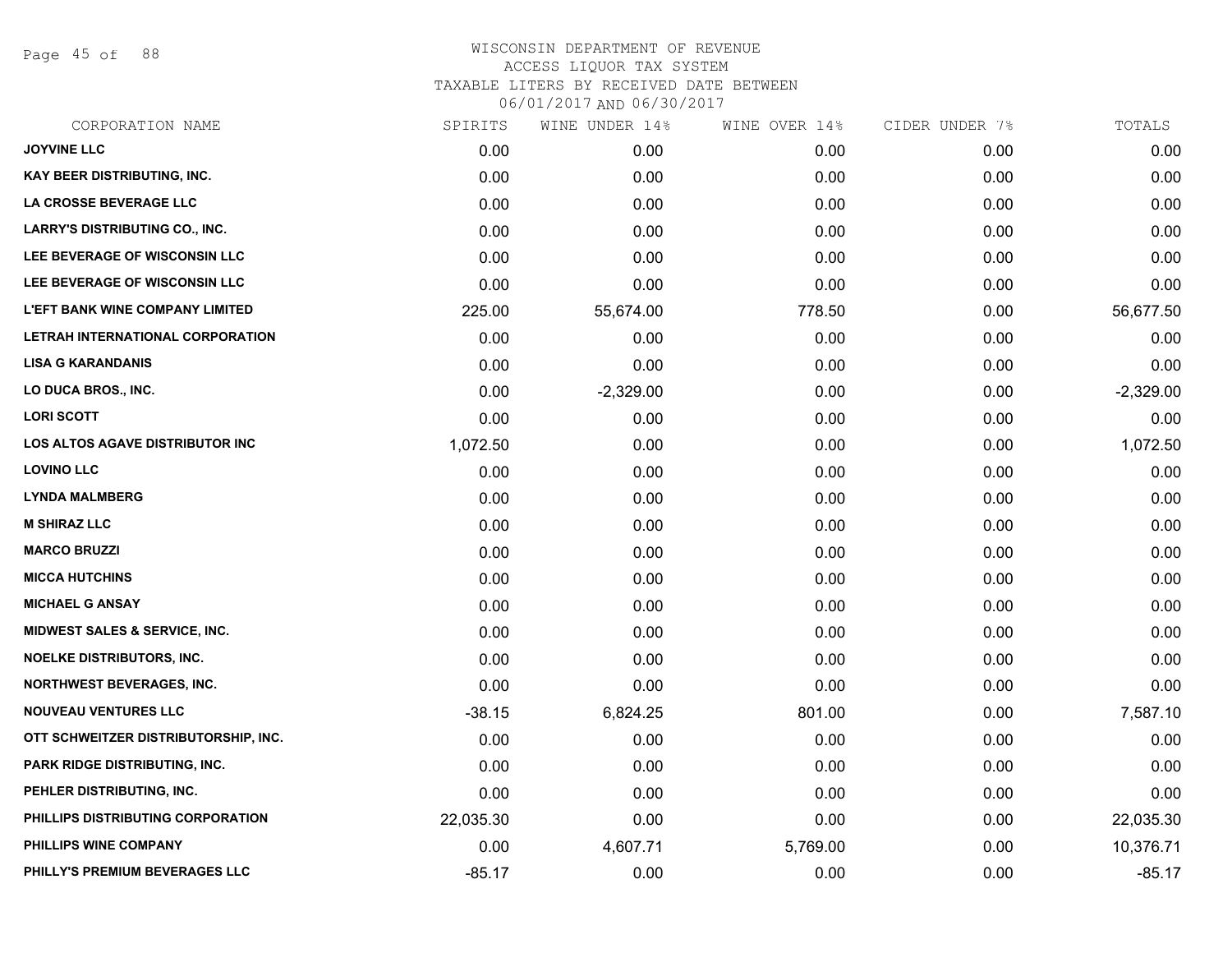# WISCONSIN DEPARTMENT OF REVENUE
## ACCESS LIQUOR TAX SYSTEM
## TAXABLE LITERS BY RECEIVED DATE BETWEEN 06/01/2017 AND 06/30/2017

| CORPORATION NAME | SPIRITS | WINE UNDER 14% | WINE OVER 14% | CIDER UNDER 7% | TOTALS |
|---|---|---|---|---|---|
| JOYVINE LLC | 0.00 | 0.00 | 0.00 | 0.00 | 0.00 |
| KAY BEER DISTRIBUTING, INC. | 0.00 | 0.00 | 0.00 | 0.00 | 0.00 |
| LA CROSSE BEVERAGE LLC | 0.00 | 0.00 | 0.00 | 0.00 | 0.00 |
| LARRY'S DISTRIBUTING CO., INC. | 0.00 | 0.00 | 0.00 | 0.00 | 0.00 |
| LEE BEVERAGE OF WISCONSIN LLC | 0.00 | 0.00 | 0.00 | 0.00 | 0.00 |
| LEE BEVERAGE OF WISCONSIN LLC | 0.00 | 0.00 | 0.00 | 0.00 | 0.00 |
| L'EFT BANK WINE COMPANY LIMITED | 225.00 | 55,674.00 | 778.50 | 0.00 | 56,677.50 |
| LETRAH INTERNATIONAL CORPORATION | 0.00 | 0.00 | 0.00 | 0.00 | 0.00 |
| LISA G KARANDANIS | 0.00 | 0.00 | 0.00 | 0.00 | 0.00 |
| LO DUCA BROS., INC. | 0.00 | -2,329.00 | 0.00 | 0.00 | -2,329.00 |
| LORI SCOTT | 0.00 | 0.00 | 0.00 | 0.00 | 0.00 |
| LOS ALTOS AGAVE DISTRIBUTOR INC | 1,072.50 | 0.00 | 0.00 | 0.00 | 1,072.50 |
| LOVINO LLC | 0.00 | 0.00 | 0.00 | 0.00 | 0.00 |
| LYNDA MALMBERG | 0.00 | 0.00 | 0.00 | 0.00 | 0.00 |
| M SHIRAZ LLC | 0.00 | 0.00 | 0.00 | 0.00 | 0.00 |
| MARCO BRUZZI | 0.00 | 0.00 | 0.00 | 0.00 | 0.00 |
| MICCA HUTCHINS | 0.00 | 0.00 | 0.00 | 0.00 | 0.00 |
| MICHAEL G ANSAY | 0.00 | 0.00 | 0.00 | 0.00 | 0.00 |
| MIDWEST SALES & SERVICE, INC. | 0.00 | 0.00 | 0.00 | 0.00 | 0.00 |
| NOELKE DISTRIBUTORS, INC. | 0.00 | 0.00 | 0.00 | 0.00 | 0.00 |
| NORTHWEST BEVERAGES, INC. | 0.00 | 0.00 | 0.00 | 0.00 | 0.00 |
| NOUVEAU VENTURES LLC | -38.15 | 6,824.25 | 801.00 | 0.00 | 7,587.10 |
| OTT SCHWEITZER DISTRIBUTORSHIP, INC. | 0.00 | 0.00 | 0.00 | 0.00 | 0.00 |
| PARK RIDGE DISTRIBUTING, INC. | 0.00 | 0.00 | 0.00 | 0.00 | 0.00 |
| PEHLER DISTRIBUTING, INC. | 0.00 | 0.00 | 0.00 | 0.00 | 0.00 |
| PHILLIPS DISTRIBUTING CORPORATION | 22,035.30 | 0.00 | 0.00 | 0.00 | 22,035.30 |
| PHILLIPS WINE COMPANY | 0.00 | 4,607.71 | 5,769.00 | 0.00 | 10,376.71 |
| PHILLY'S PREMIUM BEVERAGES LLC | -85.17 | 0.00 | 0.00 | 0.00 | -85.17 |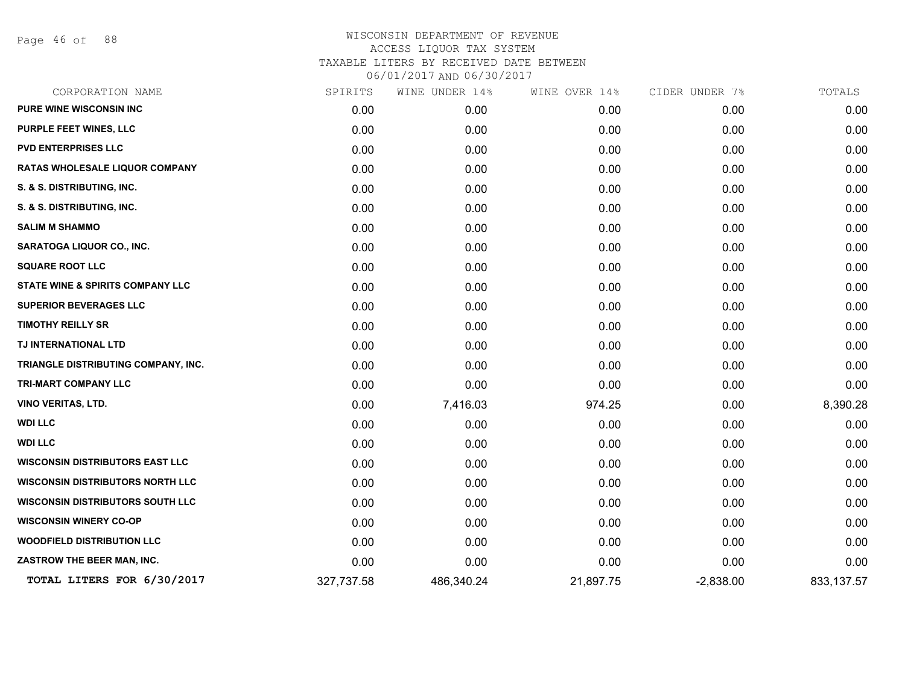# WISCONSIN DEPARTMENT OF REVENUE
ACCESS LIQUOR TAX SYSTEM
TAXABLE LITERS BY RECEIVED DATE BETWEEN
06/01/2017 AND 06/30/2017

| CORPORATION NAME | SPIRITS | WINE UNDER 14% | WINE OVER 14% | CIDER UNDER 7% | TOTALS |
|---|---|---|---|---|---|
| PURE WINE WISCONSIN INC | 0.00 | 0.00 | 0.00 | 0.00 | 0.00 |
| PURPLE FEET WINES, LLC | 0.00 | 0.00 | 0.00 | 0.00 | 0.00 |
| PVD ENTERPRISES LLC | 0.00 | 0.00 | 0.00 | 0.00 | 0.00 |
| RATAS WHOLESALE LIQUOR COMPANY | 0.00 | 0.00 | 0.00 | 0.00 | 0.00 |
| S. & S. DISTRIBUTING, INC. | 0.00 | 0.00 | 0.00 | 0.00 | 0.00 |
| S. & S. DISTRIBUTING, INC. | 0.00 | 0.00 | 0.00 | 0.00 | 0.00 |
| SALIM M SHAMMO | 0.00 | 0.00 | 0.00 | 0.00 | 0.00 |
| SARATOGA LIQUOR CO., INC. | 0.00 | 0.00 | 0.00 | 0.00 | 0.00 |
| SQUARE ROOT LLC | 0.00 | 0.00 | 0.00 | 0.00 | 0.00 |
| STATE WINE & SPIRITS COMPANY LLC | 0.00 | 0.00 | 0.00 | 0.00 | 0.00 |
| SUPERIOR BEVERAGES LLC | 0.00 | 0.00 | 0.00 | 0.00 | 0.00 |
| TIMOTHY REILLY SR | 0.00 | 0.00 | 0.00 | 0.00 | 0.00 |
| TJ INTERNATIONAL LTD | 0.00 | 0.00 | 0.00 | 0.00 | 0.00 |
| TRIANGLE DISTRIBUTING COMPANY, INC. | 0.00 | 0.00 | 0.00 | 0.00 | 0.00 |
| TRI-MART COMPANY LLC | 0.00 | 0.00 | 0.00 | 0.00 | 0.00 |
| VINO VERITAS, LTD. | 0.00 | 7,416.03 | 974.25 | 0.00 | 8,390.28 |
| WDI LLC | 0.00 | 0.00 | 0.00 | 0.00 | 0.00 |
| WDI LLC | 0.00 | 0.00 | 0.00 | 0.00 | 0.00 |
| WISCONSIN DISTRIBUTORS EAST LLC | 0.00 | 0.00 | 0.00 | 0.00 | 0.00 |
| WISCONSIN DISTRIBUTORS NORTH LLC | 0.00 | 0.00 | 0.00 | 0.00 | 0.00 |
| WISCONSIN DISTRIBUTORS SOUTH LLC | 0.00 | 0.00 | 0.00 | 0.00 | 0.00 |
| WISCONSIN WINERY CO-OP | 0.00 | 0.00 | 0.00 | 0.00 | 0.00 |
| WOODFIELD DISTRIBUTION LLC | 0.00 | 0.00 | 0.00 | 0.00 | 0.00 |
| ZASTROW THE BEER MAN, INC. | 0.00 | 0.00 | 0.00 | 0.00 | 0.00 |
| **TOTAL LITERS FOR 6/30/2017** | 327,737.58 | 486,340.24 | 21,897.75 | -2,838.00 | 833,137.57 |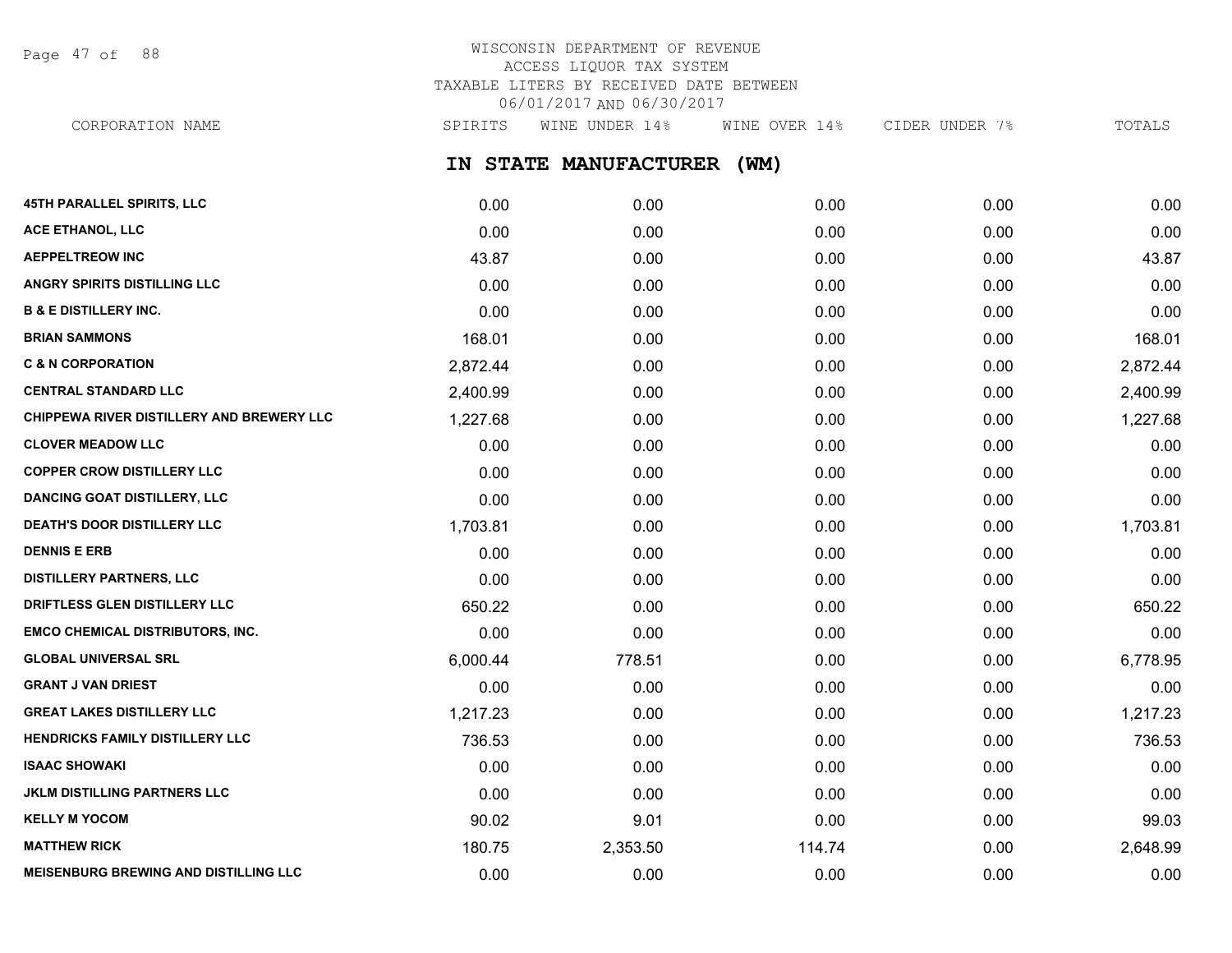# WISCONSIN DEPARTMENT OF REVENUE
ACCESS LIQUOR TAX SYSTEM
TAXABLE LITERS BY RECEIVED DATE BETWEEN
06/01/2017 AND 06/30/2017

## IN STATE MANUFACTURER (WM)

| CORPORATION NAME | SPIRITS | WINE UNDER 14% | WINE OVER 14% | CIDER UNDER 7% | TOTALS |
|---|---|---|---|---|---|
| **45TH PARALLEL SPIRITS, LLC** | 0.00 | 0.00 | 0.00 | 0.00 | 0.00 |
| **ACE ETHANOL, LLC** | 0.00 | 0.00 | 0.00 | 0.00 | 0.00 |
| **AEPPELTREOW INC** | 43.87 | 0.00 | 0.00 | 0.00 | 43.87 |
| **ANGRY SPIRITS DISTILLING LLC** | 0.00 | 0.00 | 0.00 | 0.00 | 0.00 |
| **B & E DISTILLERY INC.** | 0.00 | 0.00 | 0.00 | 0.00 | 0.00 |
| **BRIAN SAMMONS** | 168.01 | 0.00 | 0.00 | 0.00 | 168.01 |
| **C & N CORPORATION** | 2,872.44 | 0.00 | 0.00 | 0.00 | 2,872.44 |
| **CENTRAL STANDARD LLC** | 2,400.99 | 0.00 | 0.00 | 0.00 | 2,400.99 |
| **CHIPPEWA RIVER DISTILLERY AND BREWERY LLC** | 1,227.68 | 0.00 | 0.00 | 0.00 | 1,227.68 |
| **CLOVER MEADOW LLC** | 0.00 | 0.00 | 0.00 | 0.00 | 0.00 |
| **COPPER CROW DISTILLERY LLC** | 0.00 | 0.00 | 0.00 | 0.00 | 0.00 |
| **DANCING GOAT DISTILLERY, LLC** | 0.00 | 0.00 | 0.00 | 0.00 | 0.00 |
| **DEATH'S DOOR DISTILLERY LLC** | 1,703.81 | 0.00 | 0.00 | 0.00 | 1,703.81 |
| **DENNIS E ERB** | 0.00 | 0.00 | 0.00 | 0.00 | 0.00 |
| **DISTILLERY PARTNERS, LLC** | 0.00 | 0.00 | 0.00 | 0.00 | 0.00 |
| **DRIFTLESS GLEN DISTILLERY LLC** | 650.22 | 0.00 | 0.00 | 0.00 | 650.22 |
| **EMCO CHEMICAL DISTRIBUTORS, INC.** | 0.00 | 0.00 | 0.00 | 0.00 | 0.00 |
| **GLOBAL UNIVERSAL SRL** | 6,000.44 | 778.51 | 0.00 | 0.00 | 6,778.95 |
| **GRANT J VAN DRIEST** | 0.00 | 0.00 | 0.00 | 0.00 | 0.00 |
| **GREAT LAKES DISTILLERY LLC** | 1,217.23 | 0.00 | 0.00 | 0.00 | 1,217.23 |
| **HENDRICKS FAMILY DISTILLERY LLC** | 736.53 | 0.00 | 0.00 | 0.00 | 736.53 |
| **ISAAC SHOWAKI** | 0.00 | 0.00 | 0.00 | 0.00 | 0.00 |
| **JKLM DISTILLING PARTNERS LLC** | 0.00 | 0.00 | 0.00 | 0.00 | 0.00 |
| **KELLY M YOCOM** | 90.02 | 9.01 | 0.00 | 0.00 | 99.03 |
| **MATTHEW RICK** | 180.75 | 2,353.50 | 114.74 | 0.00 | 2,648.99 |
| **MEISENBURG BREWING AND DISTILLING LLC** | 0.00 | 0.00 | 0.00 | 0.00 | 0.00 |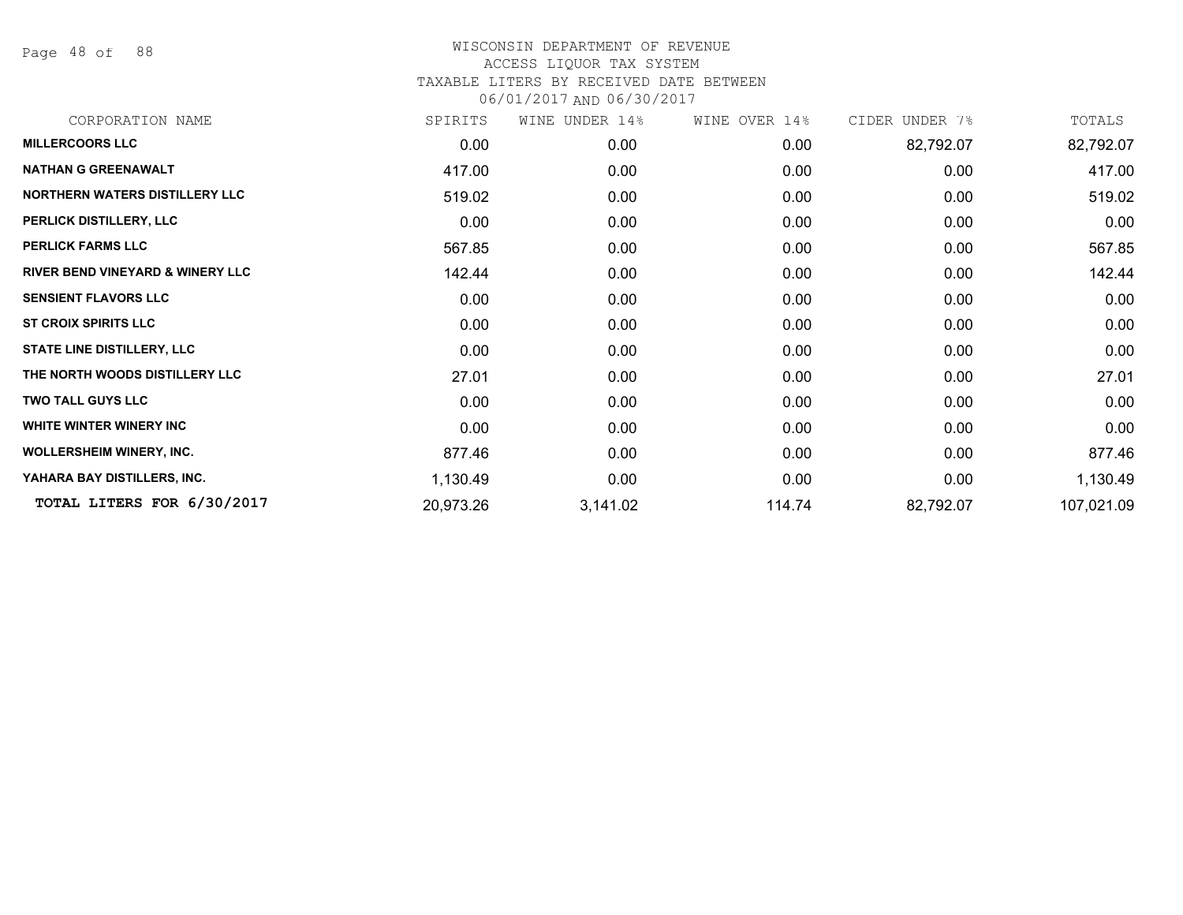# WISCONSIN DEPARTMENT OF REVENUE
ACCESS LIQUOR TAX SYSTEM
TAXABLE LITERS BY RECEIVED DATE BETWEEN
06/01/2017 AND 06/30/2017

| CORPORATION NAME | SPIRITS | WINE UNDER 14% | WINE OVER 14% | CIDER UNDER 7% | TOTALS |
|---|---|---|---|---|---|
| **MILLERCOORS LLC** | 0.00 | 0.00 | 0.00 | 82,792.07 | 82,792.07 |
| **NATHAN G GREENAWALT** | 417.00 | 0.00 | 0.00 | 0.00 | 417.00 |
| **NORTHERN WATERS DISTILLERY LLC** | 519.02 | 0.00 | 0.00 | 0.00 | 519.02 |
| **PERLICK DISTILLERY, LLC** | 0.00 | 0.00 | 0.00 | 0.00 | 0.00 |
| **PERLICK FARMS LLC** | 567.85 | 0.00 | 0.00 | 0.00 | 567.85 |
| **RIVER BEND VINEYARD & WINERY LLC** | 142.44 | 0.00 | 0.00 | 0.00 | 142.44 |
| **SENSIENT FLAVORS LLC** | 0.00 | 0.00 | 0.00 | 0.00 | 0.00 |
| **ST CROIX SPIRITS LLC** | 0.00 | 0.00 | 0.00 | 0.00 | 0.00 |
| **STATE LINE DISTILLERY, LLC** | 0.00 | 0.00 | 0.00 | 0.00 | 0.00 |
| **THE NORTH WOODS DISTILLERY LLC** | 27.01 | 0.00 | 0.00 | 0.00 | 27.01 |
| **TWO TALL GUYS LLC** | 0.00 | 0.00 | 0.00 | 0.00 | 0.00 |
| **WHITE WINTER WINERY INC** | 0.00 | 0.00 | 0.00 | 0.00 | 0.00 |
| **WOLLERSHEIM WINERY, INC.** | 877.46 | 0.00 | 0.00 | 0.00 | 877.46 |
| **YAHARA BAY DISTILLERS, INC.** | 1,130.49 | 0.00 | 0.00 | 0.00 | 1,130.49 |
| **TOTAL LITERS FOR 6/30/2017** | 20,973.26 | 3,141.02 | 114.74 | 82,792.07 | 107,021.09 |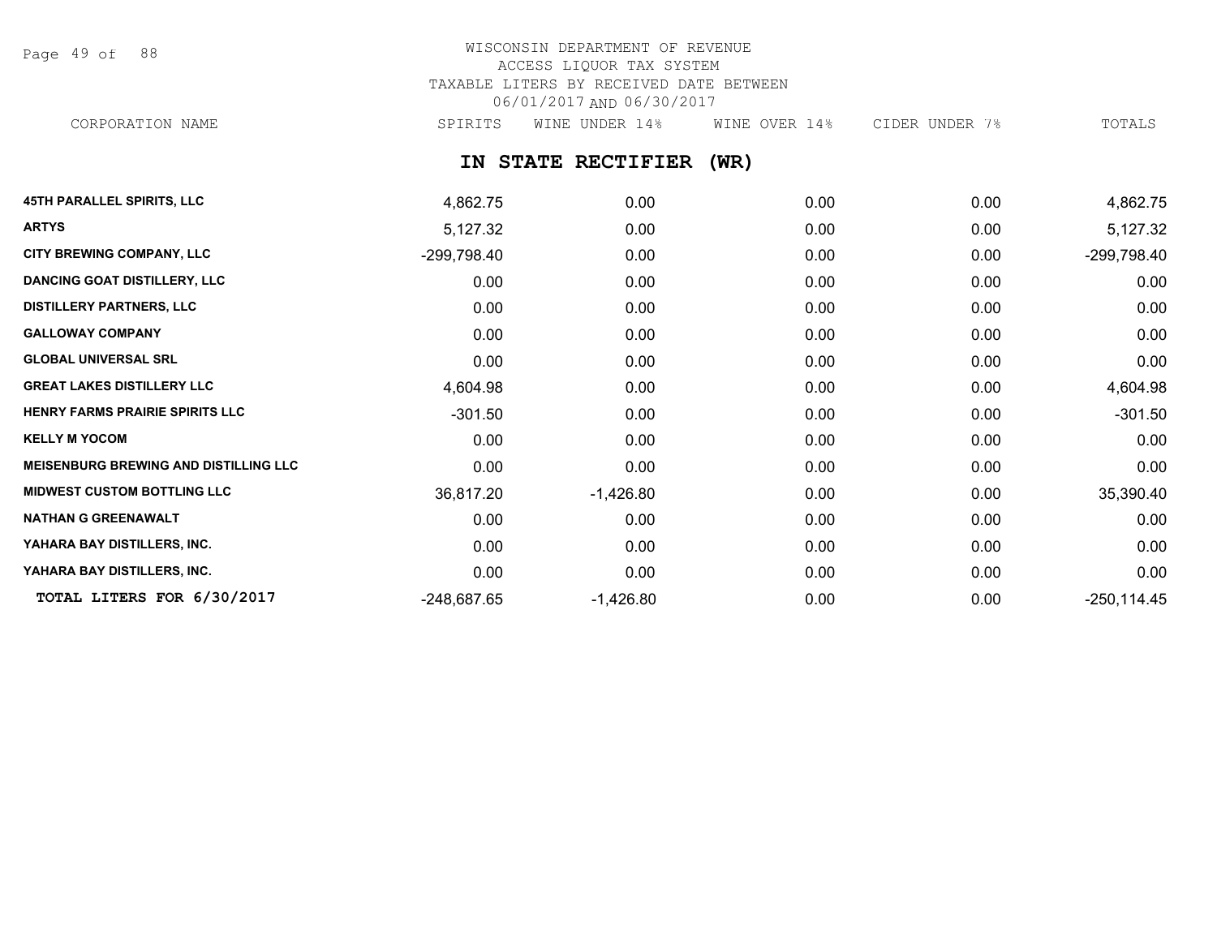# WISCONSIN DEPARTMENT OF REVENUE
## ACCESS LIQUOR TAX SYSTEM
## TAXABLE LITERS BY RECEIVED DATE BETWEEN 06/01/2017 AND 06/30/2017

## IN STATE RECTIFIER (WR)

| CORPORATION NAME | SPIRITS | WINE UNDER 14% | WINE OVER 14% | CIDER UNDER 7% | TOTALS |
|---|---|---|---|---|---|
| 45TH PARALLEL SPIRITS, LLC | 4,862.75 | 0.00 | 0.00 | 0.00 | 4,862.75 |
| ARTYS | 5,127.32 | 0.00 | 0.00 | 0.00 | 5,127.32 |
| CITY BREWING COMPANY, LLC | -299,798.40 | 0.00 | 0.00 | 0.00 | -299,798.40 |
| DANCING GOAT DISTILLERY, LLC | 0.00 | 0.00 | 0.00 | 0.00 | 0.00 |
| DISTILLERY PARTNERS, LLC | 0.00 | 0.00 | 0.00 | 0.00 | 0.00 |
| GALLOWAY COMPANY | 0.00 | 0.00 | 0.00 | 0.00 | 0.00 |
| GLOBAL UNIVERSAL SRL | 0.00 | 0.00 | 0.00 | 0.00 | 0.00 |
| GREAT LAKES DISTILLERY LLC | 4,604.98 | 0.00 | 0.00 | 0.00 | 4,604.98 |
| HENRY FARMS PRAIRIE SPIRITS LLC | -301.50 | 0.00 | 0.00 | 0.00 | -301.50 |
| KELLY M YOCOM | 0.00 | 0.00 | 0.00 | 0.00 | 0.00 |
| MEISENBURG BREWING AND DISTILLING LLC | 0.00 | 0.00 | 0.00 | 0.00 | 0.00 |
| MIDWEST CUSTOM BOTTLING LLC | 36,817.20 | -1,426.80 | 0.00 | 0.00 | 35,390.40 |
| NATHAN G GREENAWALT | 0.00 | 0.00 | 0.00 | 0.00 | 0.00 |
| YAHARA BAY DISTILLERS, INC. | 0.00 | 0.00 | 0.00 | 0.00 | 0.00 |
| YAHARA BAY DISTILLERS, INC. | 0.00 | 0.00 | 0.00 | 0.00 | 0.00 |
| **TOTAL LITERS FOR 6/30/2017** | -248,687.65 | -1,426.80 | 0.00 | 0.00 | -250,114.45 |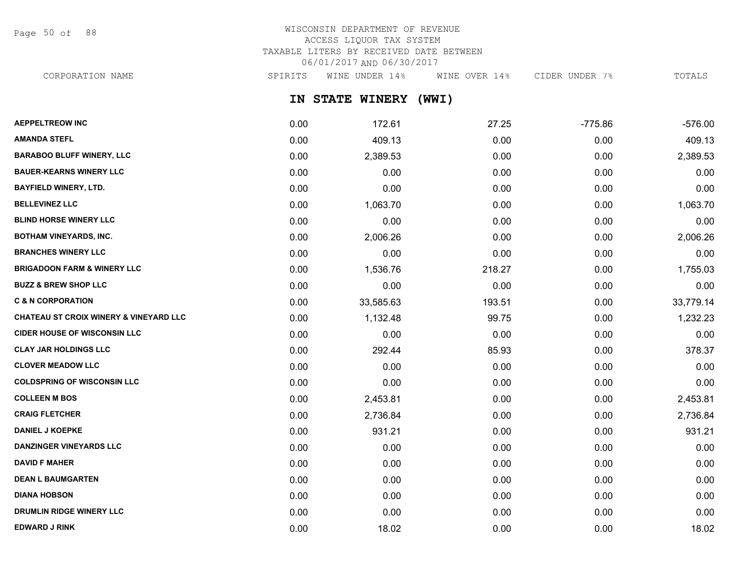WISCONSIN DEPARTMENT OF REVENUE
ACCESS LIQUOR TAX SYSTEM
TAXABLE LITERS BY RECEIVED DATE BETWEEN
06/01/2017 AND 06/30/2017

## IN STATE WINERY (WWI)

| CORPORATION NAME | SPIRITS | WINE UNDER 14% | WINE OVER 14% | CIDER UNDER 7% | TOTALS |
|---|---|---|---|---|---|
| AEPPELTREOW INC | 0.00 | 172.61 | 27.25 | -775.86 | -576.00 |
| AMANDA STEFL | 0.00 | 409.13 | 0.00 | 0.00 | 409.13 |
| BARABOO BLUFF WINERY, LLC | 0.00 | 2,389.53 | 0.00 | 0.00 | 2,389.53 |
| BAUER-KEARNS WINERY LLC | 0.00 | 0.00 | 0.00 | 0.00 | 0.00 |
| BAYFIELD WINERY, LTD. | 0.00 | 0.00 | 0.00 | 0.00 | 0.00 |
| BELLEVINEZ LLC | 0.00 | 1,063.70 | 0.00 | 0.00 | 1,063.70 |
| BLIND HORSE WINERY LLC | 0.00 | 0.00 | 0.00 | 0.00 | 0.00 |
| BOTHAM VINEYARDS, INC. | 0.00 | 2,006.26 | 0.00 | 0.00 | 2,006.26 |
| BRANCHES WINERY LLC | 0.00 | 0.00 | 0.00 | 0.00 | 0.00 |
| BRIGADOON FARM & WINERY LLC | 0.00 | 1,536.76 | 218.27 | 0.00 | 1,755.03 |
| BUZZ & BREW SHOP LLC | 0.00 | 0.00 | 0.00 | 0.00 | 0.00 |
| C & N CORPORATION | 0.00 | 33,585.63 | 193.51 | 0.00 | 33,779.14 |
| CHATEAU ST CROIX WINERY & VINEYARD LLC | 0.00 | 1,132.48 | 99.75 | 0.00 | 1,232.23 |
| CIDER HOUSE OF WISCONSIN LLC | 0.00 | 0.00 | 0.00 | 0.00 | 0.00 |
| CLAY JAR HOLDINGS LLC | 0.00 | 292.44 | 85.93 | 0.00 | 378.37 |
| CLOVER MEADOW LLC | 0.00 | 0.00 | 0.00 | 0.00 | 0.00 |
| COLDSPRING OF WISCONSIN LLC | 0.00 | 0.00 | 0.00 | 0.00 | 0.00 |
| COLLEEN M BOS | 0.00 | 2,453.81 | 0.00 | 0.00 | 2,453.81 |
| CRAIG FLETCHER | 0.00 | 2,736.84 | 0.00 | 0.00 | 2,736.84 |
| DANIEL J KOEPKE | 0.00 | 931.21 | 0.00 | 0.00 | 931.21 |
| DANZINGER VINEYARDS LLC | 0.00 | 0.00 | 0.00 | 0.00 | 0.00 |
| DAVID F MAHER | 0.00 | 0.00 | 0.00 | 0.00 | 0.00 |
| DEAN L BAUMGARTEN | 0.00 | 0.00 | 0.00 | 0.00 | 0.00 |
| DIANA HOBSON | 0.00 | 0.00 | 0.00 | 0.00 | 0.00 |
| DRUMLIN RIDGE WINERY LLC | 0.00 | 0.00 | 0.00 | 0.00 | 0.00 |
| EDWARD J RINK | 0.00 | 18.02 | 0.00 | 0.00 | 18.02 |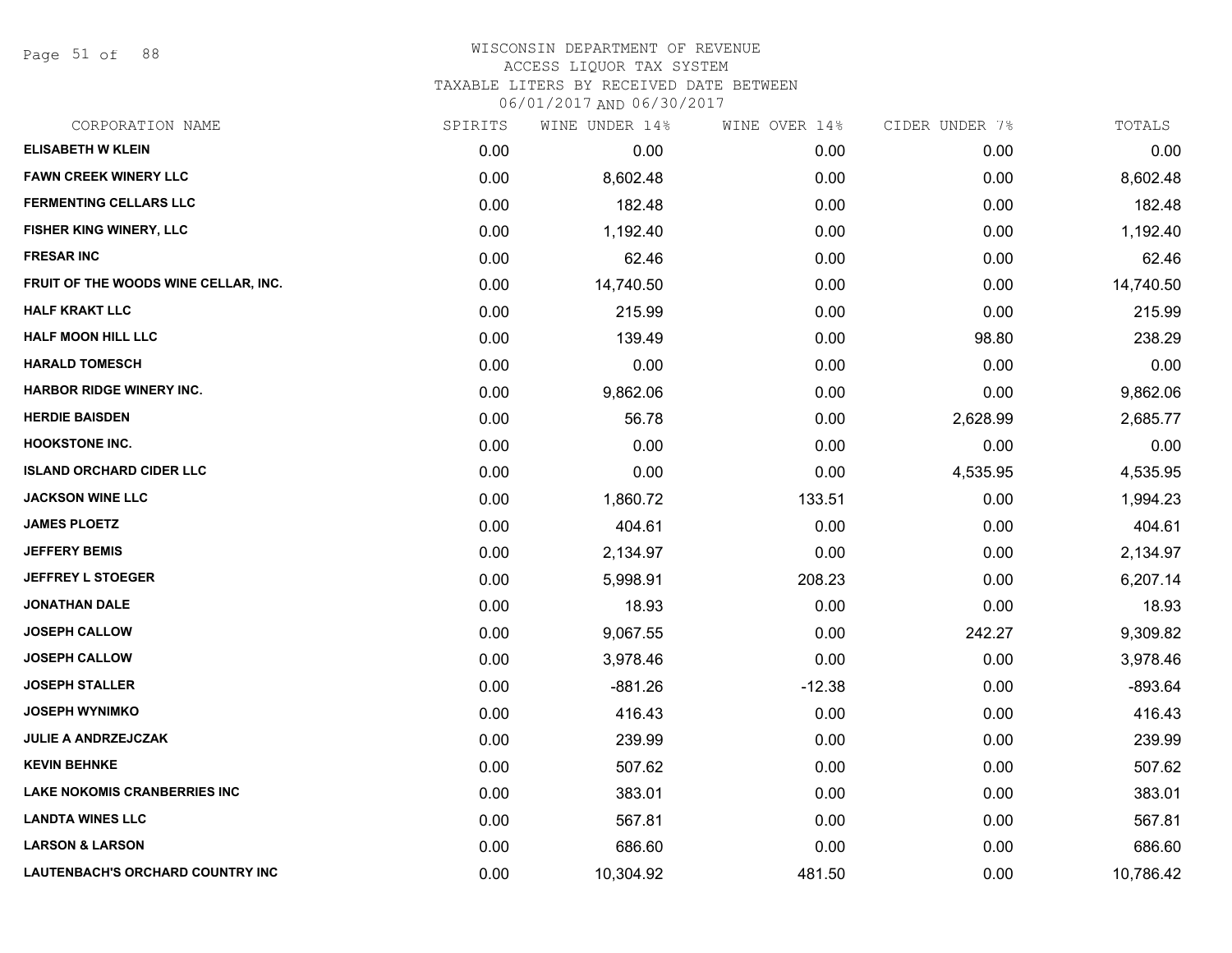# WISCONSIN DEPARTMENT OF REVENUE

ACCESS LIQUOR TAX SYSTEM

TAXABLE LITERS BY RECEIVED DATE BETWEEN 06/01/2017 AND 06/30/2017

| CORPORATION NAME | SPIRITS | WINE UNDER 14% | WINE OVER 14% | CIDER UNDER 7% | TOTALS |
|---|---|---|---|---|---|
| ELISABETH W KLEIN | 0.00 | 0.00 | 0.00 | 0.00 | 0.00 |
| FAWN CREEK WINERY LLC | 0.00 | 8,602.48 | 0.00 | 0.00 | 8,602.48 |
| FERMENTING CELLARS LLC | 0.00 | 182.48 | 0.00 | 0.00 | 182.48 |
| FISHER KING WINERY, LLC | 0.00 | 1,192.40 | 0.00 | 0.00 | 1,192.40 |
| FRESAR INC | 0.00 | 62.46 | 0.00 | 0.00 | 62.46 |
| FRUIT OF THE WOODS WINE CELLAR, INC. | 0.00 | 14,740.50 | 0.00 | 0.00 | 14,740.50 |
| HALF KRAKT LLC | 0.00 | 215.99 | 0.00 | 0.00 | 215.99 |
| HALF MOON HILL LLC | 0.00 | 139.49 | 0.00 | 98.80 | 238.29 |
| HARALD TOMESCH | 0.00 | 0.00 | 0.00 | 0.00 | 0.00 |
| HARBOR RIDGE WINERY INC. | 0.00 | 9,862.06 | 0.00 | 0.00 | 9,862.06 |
| HERDIE BAISDEN | 0.00 | 56.78 | 0.00 | 2,628.99 | 2,685.77 |
| HOOKSTONE INC. | 0.00 | 0.00 | 0.00 | 0.00 | 0.00 |
| ISLAND ORCHARD CIDER LLC | 0.00 | 0.00 | 0.00 | 4,535.95 | 4,535.95 |
| JACKSON WINE LLC | 0.00 | 1,860.72 | 133.51 | 0.00 | 1,994.23 |
| JAMES PLOETZ | 0.00 | 404.61 | 0.00 | 0.00 | 404.61 |
| JEFFERY BEMIS | 0.00 | 2,134.97 | 0.00 | 0.00 | 2,134.97 |
| JEFFREY L STOEGER | 0.00 | 5,998.91 | 208.23 | 0.00 | 6,207.14 |
| JONATHAN DALE | 0.00 | 18.93 | 0.00 | 0.00 | 18.93 |
| JOSEPH CALLOW | 0.00 | 9,067.55 | 0.00 | 242.27 | 9,309.82 |
| JOSEPH CALLOW | 0.00 | 3,978.46 | 0.00 | 0.00 | 3,978.46 |
| JOSEPH STALLER | 0.00 | -881.26 | -12.38 | 0.00 | -893.64 |
| JOSEPH WYNIMKO | 0.00 | 416.43 | 0.00 | 0.00 | 416.43 |
| JULIE A ANDRZEJCZAK | 0.00 | 239.99 | 0.00 | 0.00 | 239.99 |
| KEVIN BEHNKE | 0.00 | 507.62 | 0.00 | 0.00 | 507.62 |
| LAKE NOKOMIS CRANBERRIES INC | 0.00 | 383.01 | 0.00 | 0.00 | 383.01 |
| LANDTA WINES LLC | 0.00 | 567.81 | 0.00 | 0.00 | 567.81 |
| LARSON & LARSON | 0.00 | 686.60 | 0.00 | 0.00 | 686.60 |
| LAUTENBACH'S ORCHARD COUNTRY INC | 0.00 | 10,304.92 | 481.50 | 0.00 | 10,786.42 |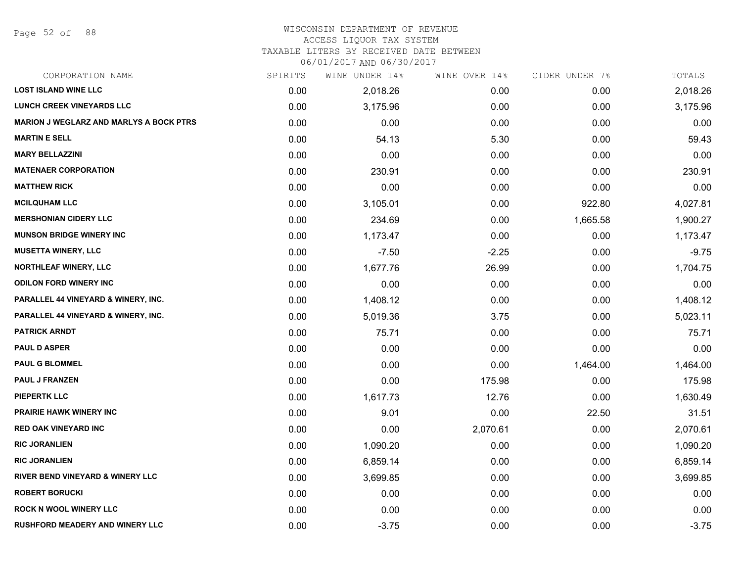WISCONSIN DEPARTMENT OF REVENUE
ACCESS LIQUOR TAX SYSTEM
TAXABLE LITERS BY RECEIVED DATE BETWEEN
06/01/2017 AND 06/30/2017

| CORPORATION NAME | SPIRITS | WINE UNDER 14% | WINE OVER 14% | CIDER UNDER 7% | TOTALS |
|---|---|---|---|---|---|
| LOST ISLAND WINE LLC | 0.00 | 2,018.26 | 0.00 | 0.00 | 2,018.26 |
| LUNCH CREEK VINEYARDS LLC | 0.00 | 3,175.96 | 0.00 | 0.00 | 3,175.96 |
| MARION J WEGLARZ AND MARLYS A BOCK PTRS | 0.00 | 0.00 | 0.00 | 0.00 | 0.00 |
| MARTIN E SELL | 0.00 | 54.13 | 5.30 | 0.00 | 59.43 |
| MARY BELLAZZINI | 0.00 | 0.00 | 0.00 | 0.00 | 0.00 |
| MATENAER CORPORATION | 0.00 | 230.91 | 0.00 | 0.00 | 230.91 |
| MATTHEW RICK | 0.00 | 0.00 | 0.00 | 0.00 | 0.00 |
| MCILQUHAM LLC | 0.00 | 3,105.01 | 0.00 | 922.80 | 4,027.81 |
| MERSHONIAN CIDERY LLC | 0.00 | 234.69 | 0.00 | 1,665.58 | 1,900.27 |
| MUNSON BRIDGE WINERY INC | 0.00 | 1,173.47 | 0.00 | 0.00 | 1,173.47 |
| MUSETTA WINERY, LLC | 0.00 | -7.50 | -2.25 | 0.00 | -9.75 |
| NORTHLEAF WINERY, LLC | 0.00 | 1,677.76 | 26.99 | 0.00 | 1,704.75 |
| ODILON FORD WINERY INC | 0.00 | 0.00 | 0.00 | 0.00 | 0.00 |
| PARALLEL 44 VINEYARD & WINERY, INC. | 0.00 | 1,408.12 | 0.00 | 0.00 | 1,408.12 |
| PARALLEL 44 VINEYARD & WINERY, INC. | 0.00 | 5,019.36 | 3.75 | 0.00 | 5,023.11 |
| PATRICK ARNDT | 0.00 | 75.71 | 0.00 | 0.00 | 75.71 |
| PAUL D ASPER | 0.00 | 0.00 | 0.00 | 0.00 | 0.00 |
| PAUL G BLOMMEL | 0.00 | 0.00 | 0.00 | 1,464.00 | 1,464.00 |
| PAUL J FRANZEN | 0.00 | 0.00 | 175.98 | 0.00 | 175.98 |
| PIEPERTK LLC | 0.00 | 1,617.73 | 12.76 | 0.00 | 1,630.49 |
| PRAIRIE HAWK WINERY INC | 0.00 | 9.01 | 0.00 | 22.50 | 31.51 |
| RED OAK VINEYARD INC | 0.00 | 0.00 | 2,070.61 | 0.00 | 2,070.61 |
| RIC JORANLIEN | 0.00 | 1,090.20 | 0.00 | 0.00 | 1,090.20 |
| RIC JORANLIEN | 0.00 | 6,859.14 | 0.00 | 0.00 | 6,859.14 |
| RIVER BEND VINEYARD & WINERY LLC | 0.00 | 3,699.85 | 0.00 | 0.00 | 3,699.85 |
| ROBERT BORUCKI | 0.00 | 0.00 | 0.00 | 0.00 | 0.00 |
| ROCK N WOOL WINERY LLC | 0.00 | 0.00 | 0.00 | 0.00 | 0.00 |
| RUSHFORD MEADERY AND WINERY LLC | 0.00 | -3.75 | 0.00 | 0.00 | -3.75 |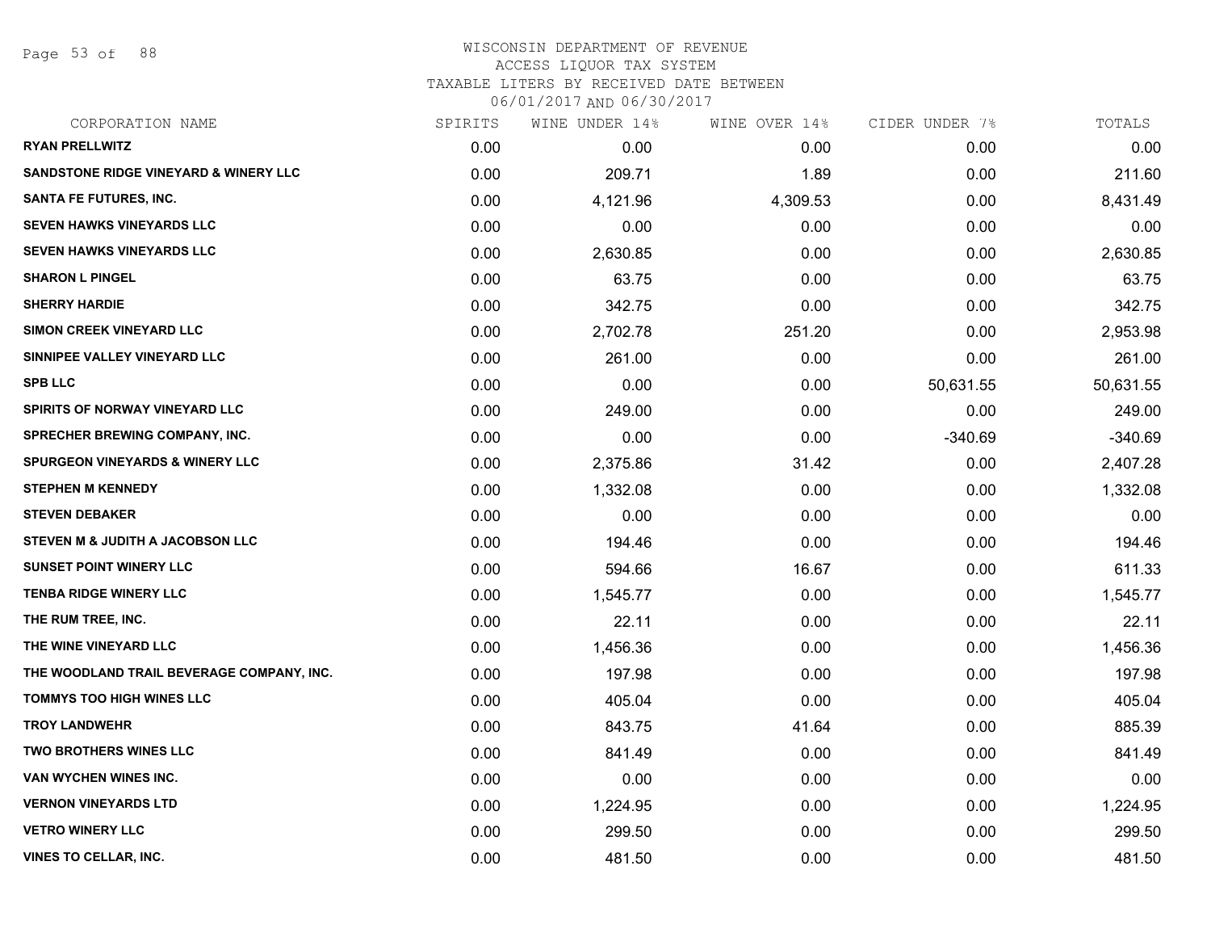# WISCONSIN DEPARTMENT OF REVENUE
ACCESS LIQUOR TAX SYSTEM
TAXABLE LITERS BY RECEIVED DATE BETWEEN
06/01/2017 AND 06/30/2017

| CORPORATION NAME | SPIRITS | WINE UNDER 14% | WINE OVER 14% | CIDER UNDER 7% | TOTALS |
|---|---|---|---|---|---|
| RYAN PRELLWITZ | 0.00 | 0.00 | 0.00 | 0.00 | 0.00 |
| SANDSTONE RIDGE VINEYARD & WINERY LLC | 0.00 | 209.71 | 1.89 | 0.00 | 211.60 |
| SANTA FE FUTURES, INC. | 0.00 | 4,121.96 | 4,309.53 | 0.00 | 8,431.49 |
| SEVEN HAWKS VINEYARDS LLC | 0.00 | 0.00 | 0.00 | 0.00 | 0.00 |
| SEVEN HAWKS VINEYARDS LLC | 0.00 | 2,630.85 | 0.00 | 0.00 | 2,630.85 |
| SHARON L PINGEL | 0.00 | 63.75 | 0.00 | 0.00 | 63.75 |
| SHERRY HARDIE | 0.00 | 342.75 | 0.00 | 0.00 | 342.75 |
| SIMON CREEK VINEYARD LLC | 0.00 | 2,702.78 | 251.20 | 0.00 | 2,953.98 |
| SINNIPEE VALLEY VINEYARD LLC | 0.00 | 261.00 | 0.00 | 0.00 | 261.00 |
| SPB LLC | 0.00 | 0.00 | 0.00 | 50,631.55 | 50,631.55 |
| SPIRITS OF NORWAY VINEYARD LLC | 0.00 | 249.00 | 0.00 | 0.00 | 249.00 |
| SPRECHER BREWING COMPANY, INC. | 0.00 | 0.00 | 0.00 | -340.69 | -340.69 |
| SPURGEON VINEYARDS & WINERY LLC | 0.00 | 2,375.86 | 31.42 | 0.00 | 2,407.28 |
| STEPHEN M KENNEDY | 0.00 | 1,332.08 | 0.00 | 0.00 | 1,332.08 |
| STEVEN DEBAKER | 0.00 | 0.00 | 0.00 | 0.00 | 0.00 |
| STEVEN M & JUDITH A JACOBSON LLC | 0.00 | 194.46 | 0.00 | 0.00 | 194.46 |
| SUNSET POINT WINERY LLC | 0.00 | 594.66 | 16.67 | 0.00 | 611.33 |
| TENBA RIDGE WINERY LLC | 0.00 | 1,545.77 | 0.00 | 0.00 | 1,545.77 |
| THE RUM TREE, INC. | 0.00 | 22.11 | 0.00 | 0.00 | 22.11 |
| THE WINE VINEYARD LLC | 0.00 | 1,456.36 | 0.00 | 0.00 | 1,456.36 |
| THE WOODLAND TRAIL BEVERAGE COMPANY, INC. | 0.00 | 197.98 | 0.00 | 0.00 | 197.98 |
| TOMMYS TOO HIGH WINES LLC | 0.00 | 405.04 | 0.00 | 0.00 | 405.04 |
| TROY LANDWEHR | 0.00 | 843.75 | 41.64 | 0.00 | 885.39 |
| TWO BROTHERS WINES LLC | 0.00 | 841.49 | 0.00 | 0.00 | 841.49 |
| VAN WYCHEN WINES INC. | 0.00 | 0.00 | 0.00 | 0.00 | 0.00 |
| VERNON VINEYARDS LTD | 0.00 | 1,224.95 | 0.00 | 0.00 | 1,224.95 |
| VETRO WINERY LLC | 0.00 | 299.50 | 0.00 | 0.00 | 299.50 |
| VINES TO CELLAR, INC. | 0.00 | 481.50 | 0.00 | 0.00 | 481.50 |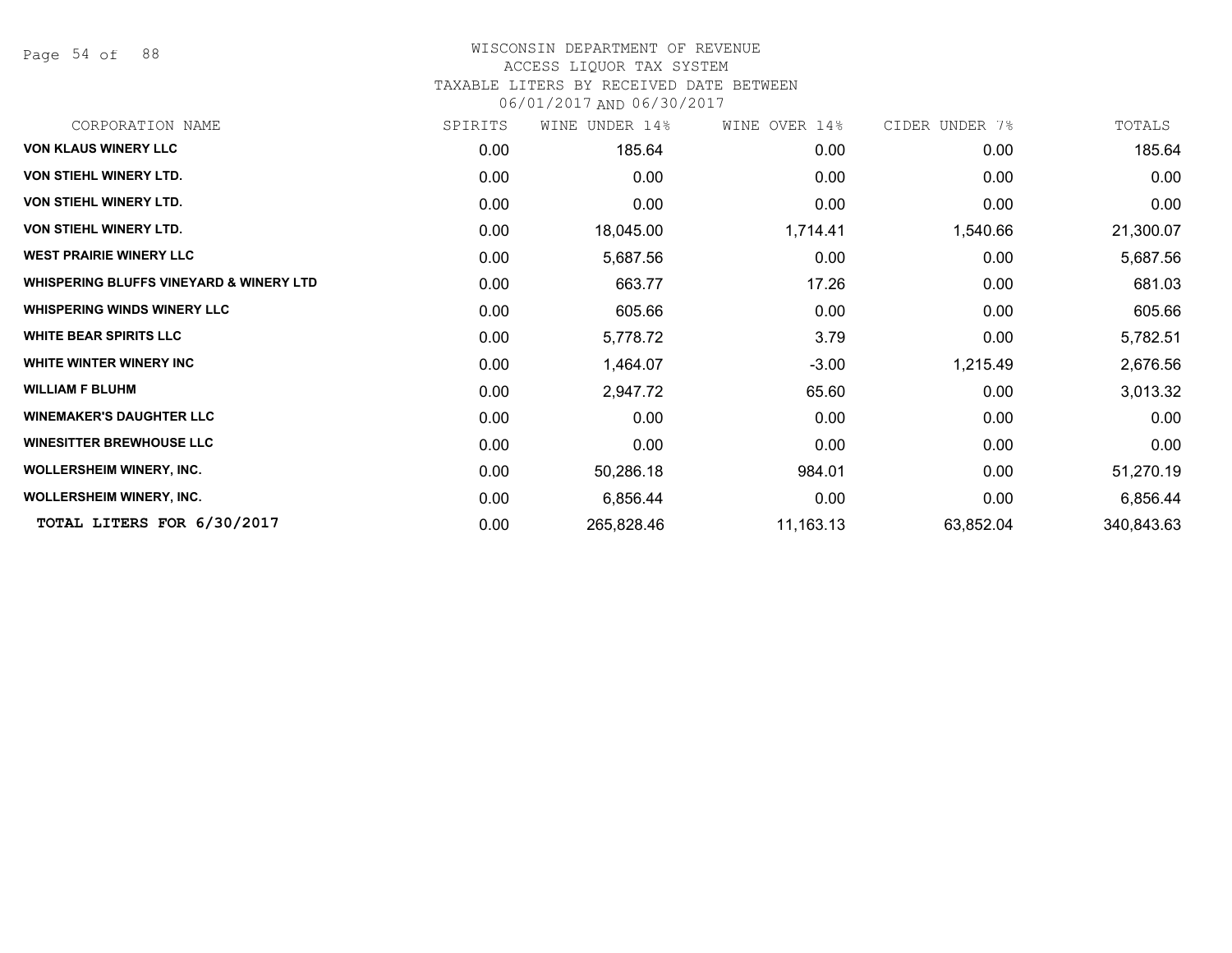# WISCONSIN DEPARTMENT OF REVENUE
## ACCESS LIQUOR TAX SYSTEM
### TAXABLE LITERS BY RECEIVED DATE BETWEEN 06/01/2017 AND 06/30/2017

| CORPORATION NAME | SPIRITS | WINE UNDER 14% | WINE OVER 14% | CIDER UNDER 7% | TOTALS |
|---|---|---|---|---|---|
| **VON KLAUS WINERY LLC** | 0.00 | 185.64 | 0.00 | 0.00 | 185.64 |
| **VON STIEHL WINERY LTD.** | 0.00 | 0.00 | 0.00 | 0.00 | 0.00 |
| **VON STIEHL WINERY LTD.** | 0.00 | 0.00 | 0.00 | 0.00 | 0.00 |
| **VON STIEHL WINERY LTD.** | 0.00 | 18,045.00 | 1,714.41 | 1,540.66 | 21,300.07 |
| **WEST PRAIRIE WINERY LLC** | 0.00 | 5,687.56 | 0.00 | 0.00 | 5,687.56 |
| **WHISPERING BLUFFS VINEYARD & WINERY LTD** | 0.00 | 663.77 | 17.26 | 0.00 | 681.03 |
| **WHISPERING WINDS WINERY LLC** | 0.00 | 605.66 | 0.00 | 0.00 | 605.66 |
| **WHITE BEAR SPIRITS LLC** | 0.00 | 5,778.72 | 3.79 | 0.00 | 5,782.51 |
| **WHITE WINTER WINERY INC** | 0.00 | 1,464.07 | -3.00 | 1,215.49 | 2,676.56 |
| **WILLIAM F BLUHM** | 0.00 | 2,947.72 | 65.60 | 0.00 | 3,013.32 |
| **WINEMAKER'S DAUGHTER LLC** | 0.00 | 0.00 | 0.00 | 0.00 | 0.00 |
| **WINESITTER BREWHOUSE LLC** | 0.00 | 0.00 | 0.00 | 0.00 | 0.00 |
| **WOLLERSHEIM WINERY, INC.** | 0.00 | 50,286.18 | 984.01 | 0.00 | 51,270.19 |
| **WOLLERSHEIM WINERY, INC.** | 0.00 | 6,856.44 | 0.00 | 0.00 | 6,856.44 |
| **TOTAL LITERS FOR 6/30/2017** | 0.00 | 265,828.46 | 11,163.13 | 63,852.04 | 340,843.63 |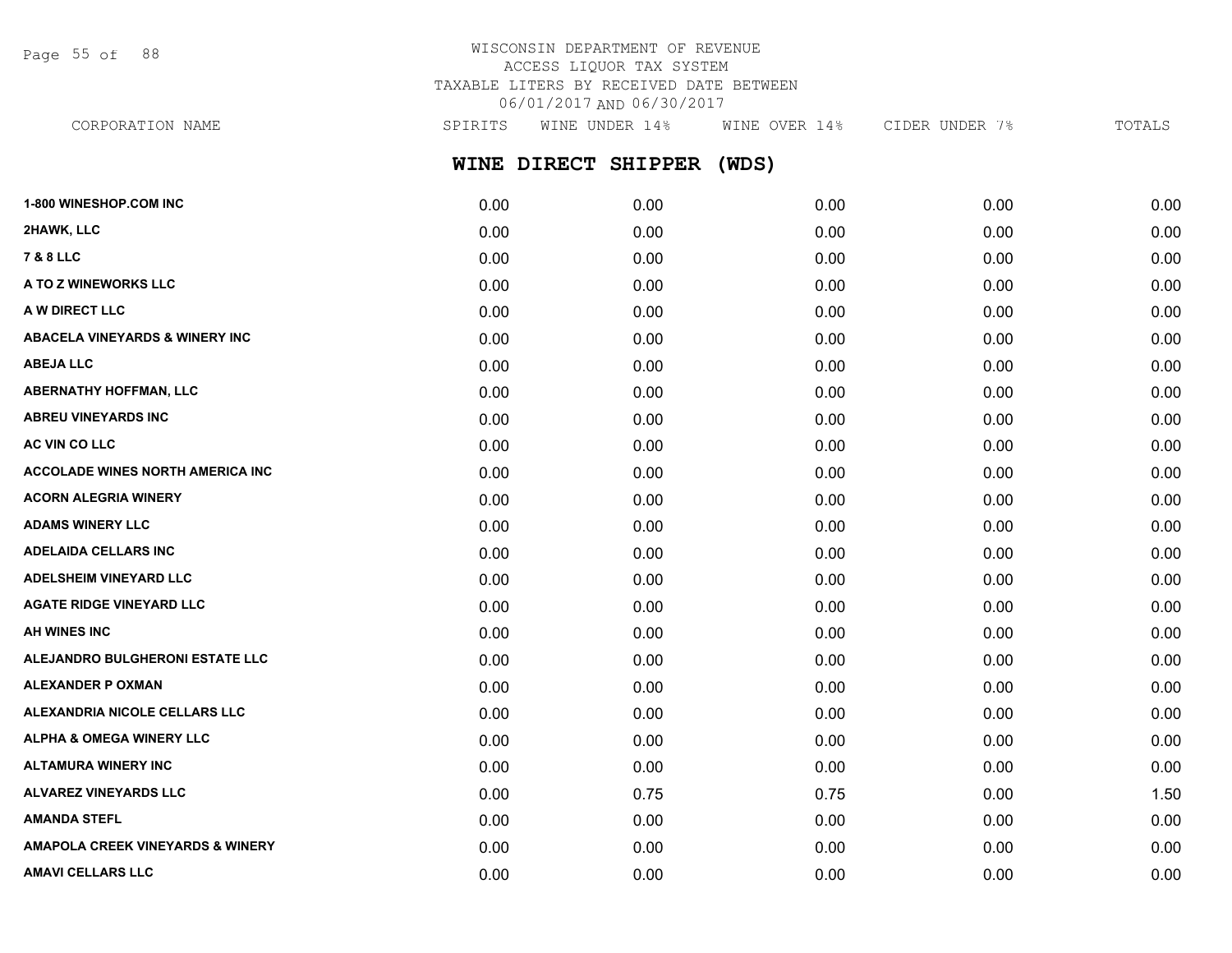WISCONSIN DEPARTMENT OF REVENUE
ACCESS LIQUOR TAX SYSTEM
TAXABLE LITERS BY RECEIVED DATE BETWEEN
06/01/2017 AND 06/30/2017

## WINE DIRECT SHIPPER (WDS)

| CORPORATION NAME | SPIRITS | WINE UNDER 14% | WINE OVER 14% | CIDER UNDER 7% | TOTALS |
|---|---|---|---|---|---|
| 1-800 WINESHOP.COM INC | 0.00 | 0.00 | 0.00 | 0.00 | 0.00 |
| 2HAWK, LLC | 0.00 | 0.00 | 0.00 | 0.00 | 0.00 |
| 7 & 8 LLC | 0.00 | 0.00 | 0.00 | 0.00 | 0.00 |
| A TO Z WINEWORKS LLC | 0.00 | 0.00 | 0.00 | 0.00 | 0.00 |
| A W DIRECT LLC | 0.00 | 0.00 | 0.00 | 0.00 | 0.00 |
| ABACELA VINEYARDS & WINERY INC | 0.00 | 0.00 | 0.00 | 0.00 | 0.00 |
| ABEJA LLC | 0.00 | 0.00 | 0.00 | 0.00 | 0.00 |
| ABERNATHY HOFFMAN, LLC | 0.00 | 0.00 | 0.00 | 0.00 | 0.00 |
| ABREU VINEYARDS INC | 0.00 | 0.00 | 0.00 | 0.00 | 0.00 |
| AC VIN CO LLC | 0.00 | 0.00 | 0.00 | 0.00 | 0.00 |
| ACCOLADE WINES NORTH AMERICA INC | 0.00 | 0.00 | 0.00 | 0.00 | 0.00 |
| ACORN ALEGRIA WINERY | 0.00 | 0.00 | 0.00 | 0.00 | 0.00 |
| ADAMS WINERY LLC | 0.00 | 0.00 | 0.00 | 0.00 | 0.00 |
| ADELAIDA CELLARS INC | 0.00 | 0.00 | 0.00 | 0.00 | 0.00 |
| ADELSHEIM VINEYARD LLC | 0.00 | 0.00 | 0.00 | 0.00 | 0.00 |
| AGATE RIDGE VINEYARD LLC | 0.00 | 0.00 | 0.00 | 0.00 | 0.00 |
| AH WINES INC | 0.00 | 0.00 | 0.00 | 0.00 | 0.00 |
| ALEJANDRO BULGHERONI ESTATE LLC | 0.00 | 0.00 | 0.00 | 0.00 | 0.00 |
| ALEXANDER P OXMAN | 0.00 | 0.00 | 0.00 | 0.00 | 0.00 |
| ALEXANDRIA NICOLE CELLARS LLC | 0.00 | 0.00 | 0.00 | 0.00 | 0.00 |
| ALPHA & OMEGA WINERY LLC | 0.00 | 0.00 | 0.00 | 0.00 | 0.00 |
| ALTAMURA WINERY INC | 0.00 | 0.00 | 0.00 | 0.00 | 0.00 |
| ALVAREZ VINEYARDS LLC | 0.00 | 0.75 | 0.75 | 0.00 | 1.50 |
| AMANDA STEFL | 0.00 | 0.00 | 0.00 | 0.00 | 0.00 |
| AMAPOLA CREEK VINEYARDS & WINERY | 0.00 | 0.00 | 0.00 | 0.00 | 0.00 |
| AMAVI CELLARS LLC | 0.00 | 0.00 | 0.00 | 0.00 | 0.00 |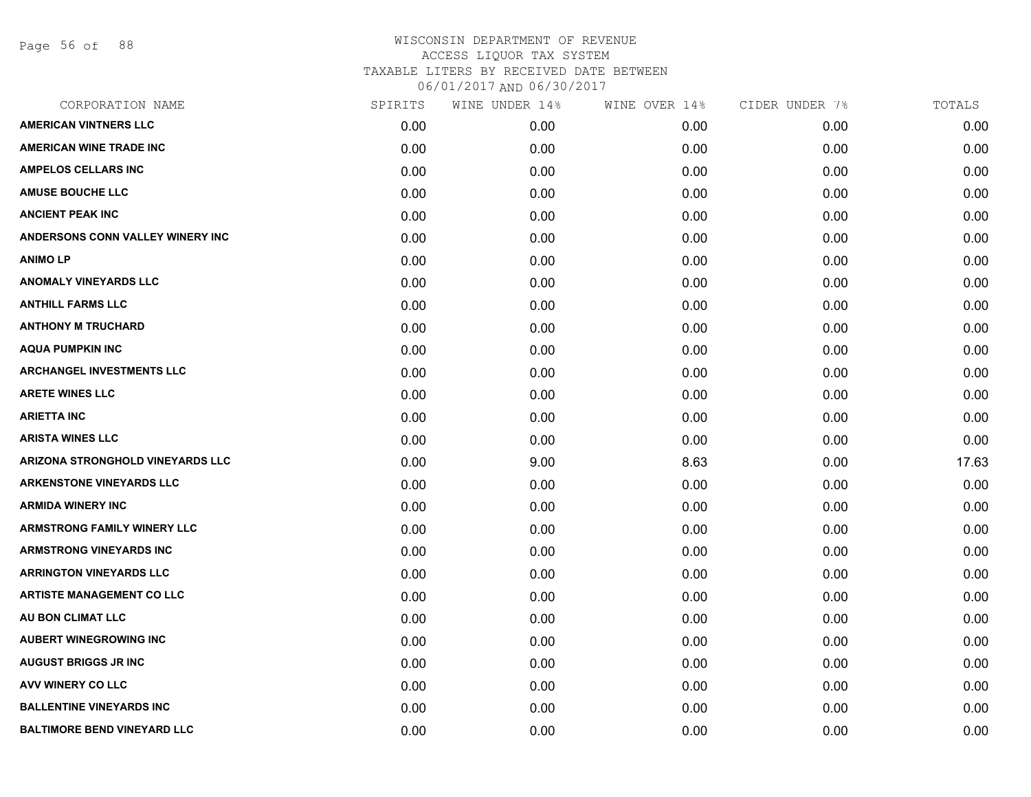WISCONSIN DEPARTMENT OF REVENUE
ACCESS LIQUOR TAX SYSTEM
TAXABLE LITERS BY RECEIVED DATE BETWEEN
06/01/2017 AND 06/30/2017

| CORPORATION NAME | SPIRITS | WINE UNDER 14% | WINE OVER 14% | CIDER UNDER 7% | TOTALS |
|---|---|---|---|---|---|
| **AMERICAN VINTNERS LLC** | 0.00 | 0.00 | 0.00 | 0.00 | 0.00 |
| **AMERICAN WINE TRADE INC** | 0.00 | 0.00 | 0.00 | 0.00 | 0.00 |
| **AMPELOS CELLARS INC** | 0.00 | 0.00 | 0.00 | 0.00 | 0.00 |
| **AMUSE BOUCHE LLC** | 0.00 | 0.00 | 0.00 | 0.00 | 0.00 |
| **ANCIENT PEAK INC** | 0.00 | 0.00 | 0.00 | 0.00 | 0.00 |
| **ANDERSONS CONN VALLEY WINERY INC** | 0.00 | 0.00 | 0.00 | 0.00 | 0.00 |
| **ANIMO LP** | 0.00 | 0.00 | 0.00 | 0.00 | 0.00 |
| **ANOMALY VINEYARDS LLC** | 0.00 | 0.00 | 0.00 | 0.00 | 0.00 |
| **ANTHILL FARMS LLC** | 0.00 | 0.00 | 0.00 | 0.00 | 0.00 |
| **ANTHONY M TRUCHARD** | 0.00 | 0.00 | 0.00 | 0.00 | 0.00 |
| **AQUA PUMPKIN INC** | 0.00 | 0.00 | 0.00 | 0.00 | 0.00 |
| **ARCHANGEL INVESTMENTS LLC** | 0.00 | 0.00 | 0.00 | 0.00 | 0.00 |
| **ARETE WINES LLC** | 0.00 | 0.00 | 0.00 | 0.00 | 0.00 |
| **ARIETTA INC** | 0.00 | 0.00 | 0.00 | 0.00 | 0.00 |
| **ARISTA WINES LLC** | 0.00 | 0.00 | 0.00 | 0.00 | 0.00 |
| **ARIZONA STRONGHOLD VINEYARDS LLC** | 0.00 | 9.00 | 8.63 | 0.00 | 17.63 |
| **ARKENSTONE VINEYARDS LLC** | 0.00 | 0.00 | 0.00 | 0.00 | 0.00 |
| **ARMIDA WINERY INC** | 0.00 | 0.00 | 0.00 | 0.00 | 0.00 |
| **ARMSTRONG FAMILY WINERY LLC** | 0.00 | 0.00 | 0.00 | 0.00 | 0.00 |
| **ARMSTRONG VINEYARDS INC** | 0.00 | 0.00 | 0.00 | 0.00 | 0.00 |
| **ARRINGTON VINEYARDS LLC** | 0.00 | 0.00 | 0.00 | 0.00 | 0.00 |
| **ARTISTE MANAGEMENT CO LLC** | 0.00 | 0.00 | 0.00 | 0.00 | 0.00 |
| **AU BON CLIMAT LLC** | 0.00 | 0.00 | 0.00 | 0.00 | 0.00 |
| **AUBERT WINEGROWING INC** | 0.00 | 0.00 | 0.00 | 0.00 | 0.00 |
| **AUGUST BRIGGS JR INC** | 0.00 | 0.00 | 0.00 | 0.00 | 0.00 |
| **AVV WINERY CO LLC** | 0.00 | 0.00 | 0.00 | 0.00 | 0.00 |
| **BALLENTINE VINEYARDS INC** | 0.00 | 0.00 | 0.00 | 0.00 | 0.00 |
| **BALTIMORE BEND VINEYARD LLC** | 0.00 | 0.00 | 0.00 | 0.00 | 0.00 |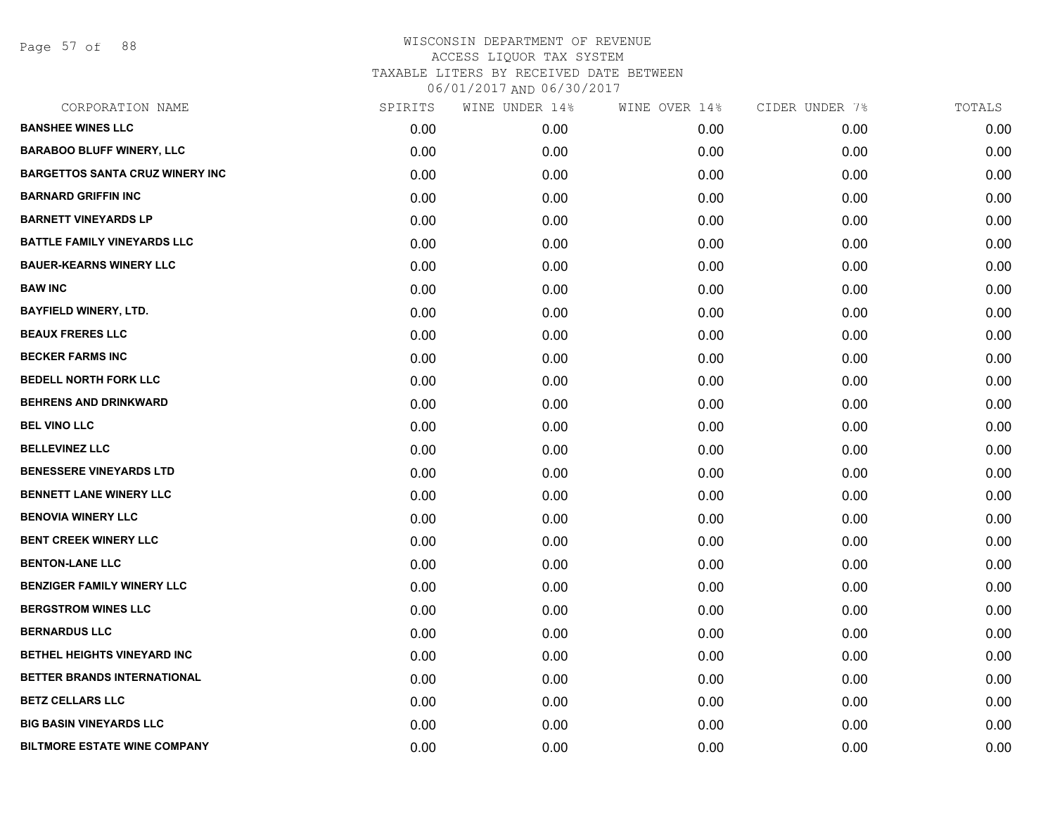WISCONSIN DEPARTMENT OF REVENUE
ACCESS LIQUOR TAX SYSTEM
TAXABLE LITERS BY RECEIVED DATE BETWEEN
06/01/2017 AND 06/30/2017

| CORPORATION NAME | SPIRITS | WINE UNDER 14% | WINE OVER 14% | CIDER UNDER 7% | TOTALS |
|---|---|---|---|---|---|
| BANSHEE WINES LLC | 0.00 | 0.00 | 0.00 | 0.00 | 0.00 |
| BARABOO BLUFF WINERY, LLC | 0.00 | 0.00 | 0.00 | 0.00 | 0.00 |
| BARGETTOS SANTA CRUZ WINERY INC | 0.00 | 0.00 | 0.00 | 0.00 | 0.00 |
| BARNARD GRIFFIN INC | 0.00 | 0.00 | 0.00 | 0.00 | 0.00 |
| BARNETT VINEYARDS LP | 0.00 | 0.00 | 0.00 | 0.00 | 0.00 |
| BATTLE FAMILY VINEYARDS LLC | 0.00 | 0.00 | 0.00 | 0.00 | 0.00 |
| BAUER-KEARNS WINERY LLC | 0.00 | 0.00 | 0.00 | 0.00 | 0.00 |
| BAW INC | 0.00 | 0.00 | 0.00 | 0.00 | 0.00 |
| BAYFIELD WINERY, LTD. | 0.00 | 0.00 | 0.00 | 0.00 | 0.00 |
| BEAUX FRERES LLC | 0.00 | 0.00 | 0.00 | 0.00 | 0.00 |
| BECKER FARMS INC | 0.00 | 0.00 | 0.00 | 0.00 | 0.00 |
| BEDELL NORTH FORK LLC | 0.00 | 0.00 | 0.00 | 0.00 | 0.00 |
| BEHRENS AND DRINKWARD | 0.00 | 0.00 | 0.00 | 0.00 | 0.00 |
| BEL VINO LLC | 0.00 | 0.00 | 0.00 | 0.00 | 0.00 |
| BELLEVINEZ LLC | 0.00 | 0.00 | 0.00 | 0.00 | 0.00 |
| BENESSERE VINEYARDS LTD | 0.00 | 0.00 | 0.00 | 0.00 | 0.00 |
| BENNETT LANE WINERY LLC | 0.00 | 0.00 | 0.00 | 0.00 | 0.00 |
| BENOVIA WINERY LLC | 0.00 | 0.00 | 0.00 | 0.00 | 0.00 |
| BENT CREEK WINERY LLC | 0.00 | 0.00 | 0.00 | 0.00 | 0.00 |
| BENTON-LANE LLC | 0.00 | 0.00 | 0.00 | 0.00 | 0.00 |
| BENZIGER FAMILY WINERY LLC | 0.00 | 0.00 | 0.00 | 0.00 | 0.00 |
| BERGSTROM WINES LLC | 0.00 | 0.00 | 0.00 | 0.00 | 0.00 |
| BERNARDUS LLC | 0.00 | 0.00 | 0.00 | 0.00 | 0.00 |
| BETHEL HEIGHTS VINEYARD INC | 0.00 | 0.00 | 0.00 | 0.00 | 0.00 |
| BETTER BRANDS INTERNATIONAL | 0.00 | 0.00 | 0.00 | 0.00 | 0.00 |
| BETZ CELLARS LLC | 0.00 | 0.00 | 0.00 | 0.00 | 0.00 |
| BIG BASIN VINEYARDS LLC | 0.00 | 0.00 | 0.00 | 0.00 | 0.00 |
| BILTMORE ESTATE WINE COMPANY | 0.00 | 0.00 | 0.00 | 0.00 | 0.00 |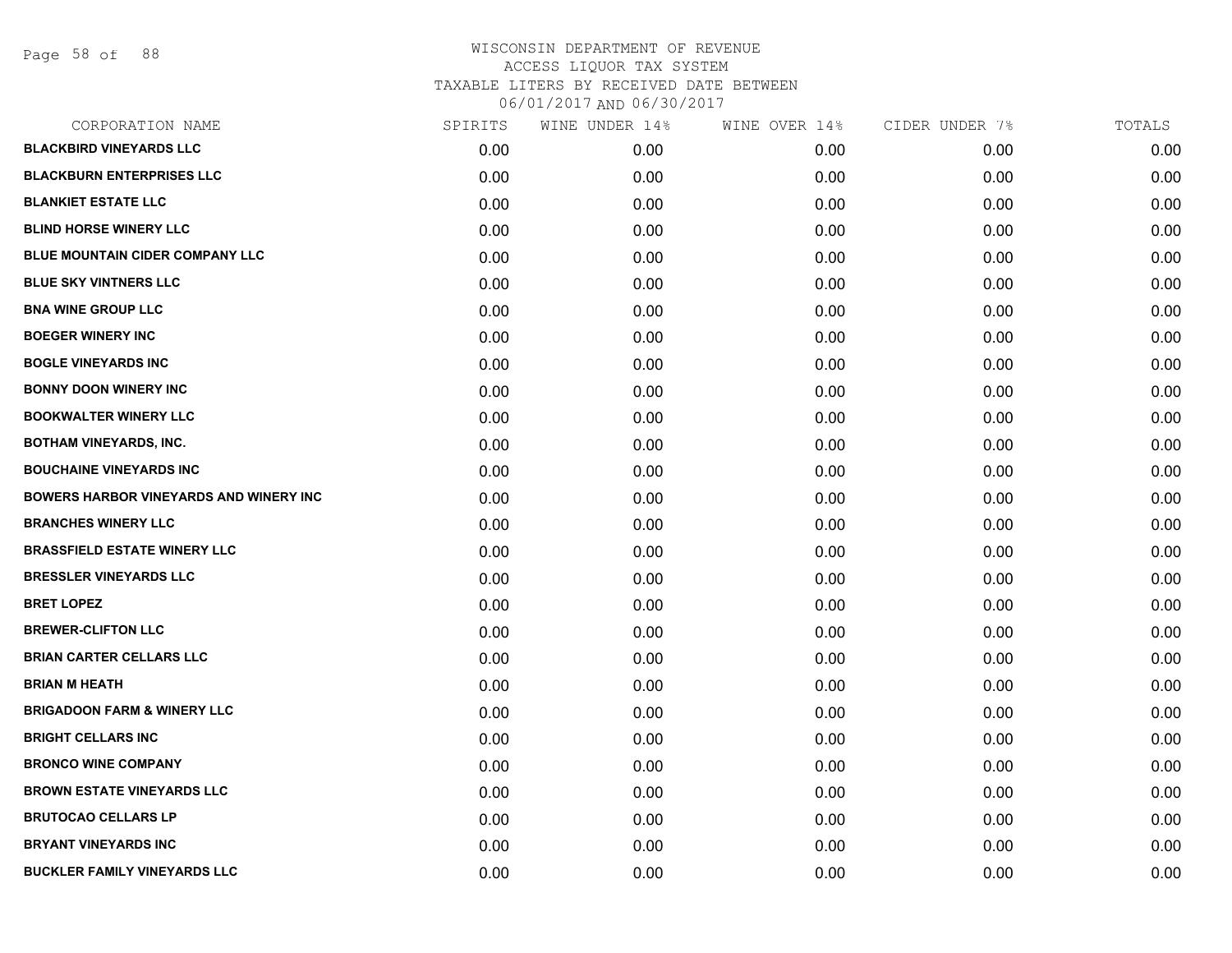# WISCONSIN DEPARTMENT OF REVENUE
ACCESS LIQUOR TAX SYSTEM
TAXABLE LITERS BY RECEIVED DATE BETWEEN
06/01/2017 AND 06/30/2017

| CORPORATION NAME | SPIRITS | WINE UNDER 14% | WINE OVER 14% | CIDER UNDER 7% | TOTALS |
|---|---|---|---|---|---|
| **BLACKBIRD VINEYARDS LLC** | 0.00 | 0.00 | 0.00 | 0.00 | 0.00 |
| **BLACKBURN ENTERPRISES LLC** | 0.00 | 0.00 | 0.00 | 0.00 | 0.00 |
| **BLANKIET ESTATE LLC** | 0.00 | 0.00 | 0.00 | 0.00 | 0.00 |
| **BLIND HORSE WINERY LLC** | 0.00 | 0.00 | 0.00 | 0.00 | 0.00 |
| **BLUE MOUNTAIN CIDER COMPANY LLC** | 0.00 | 0.00 | 0.00 | 0.00 | 0.00 |
| **BLUE SKY VINTNERS LLC** | 0.00 | 0.00 | 0.00 | 0.00 | 0.00 |
| **BNA WINE GROUP LLC** | 0.00 | 0.00 | 0.00 | 0.00 | 0.00 |
| **BOEGER WINERY INC** | 0.00 | 0.00 | 0.00 | 0.00 | 0.00 |
| **BOGLE VINEYARDS INC** | 0.00 | 0.00 | 0.00 | 0.00 | 0.00 |
| **BONNY DOON WINERY INC** | 0.00 | 0.00 | 0.00 | 0.00 | 0.00 |
| **BOOKWALTER WINERY LLC** | 0.00 | 0.00 | 0.00 | 0.00 | 0.00 |
| **BOTHAM VINEYARDS, INC.** | 0.00 | 0.00 | 0.00 | 0.00 | 0.00 |
| **BOUCHAINE VINEYARDS INC** | 0.00 | 0.00 | 0.00 | 0.00 | 0.00 |
| **BOWERS HARBOR VINEYARDS AND WINERY INC** | 0.00 | 0.00 | 0.00 | 0.00 | 0.00 |
| **BRANCHES WINERY LLC** | 0.00 | 0.00 | 0.00 | 0.00 | 0.00 |
| **BRASSFIELD ESTATE WINERY LLC** | 0.00 | 0.00 | 0.00 | 0.00 | 0.00 |
| **BRESSLER VINEYARDS LLC** | 0.00 | 0.00 | 0.00 | 0.00 | 0.00 |
| **BRET LOPEZ** | 0.00 | 0.00 | 0.00 | 0.00 | 0.00 |
| **BREWER-CLIFTON LLC** | 0.00 | 0.00 | 0.00 | 0.00 | 0.00 |
| **BRIAN CARTER CELLARS LLC** | 0.00 | 0.00 | 0.00 | 0.00 | 0.00 |
| **BRIAN M HEATH** | 0.00 | 0.00 | 0.00 | 0.00 | 0.00 |
| **BRIGADOON FARM & WINERY LLC** | 0.00 | 0.00 | 0.00 | 0.00 | 0.00 |
| **BRIGHT CELLARS INC** | 0.00 | 0.00 | 0.00 | 0.00 | 0.00 |
| **BRONCO WINE COMPANY** | 0.00 | 0.00 | 0.00 | 0.00 | 0.00 |
| **BROWN ESTATE VINEYARDS LLC** | 0.00 | 0.00 | 0.00 | 0.00 | 0.00 |
| **BRUTOCAO CELLARS LP** | 0.00 | 0.00 | 0.00 | 0.00 | 0.00 |
| **BRYANT VINEYARDS INC** | 0.00 | 0.00 | 0.00 | 0.00 | 0.00 |
| **BUCKLER FAMILY VINEYARDS LLC** | 0.00 | 0.00 | 0.00 | 0.00 | 0.00 |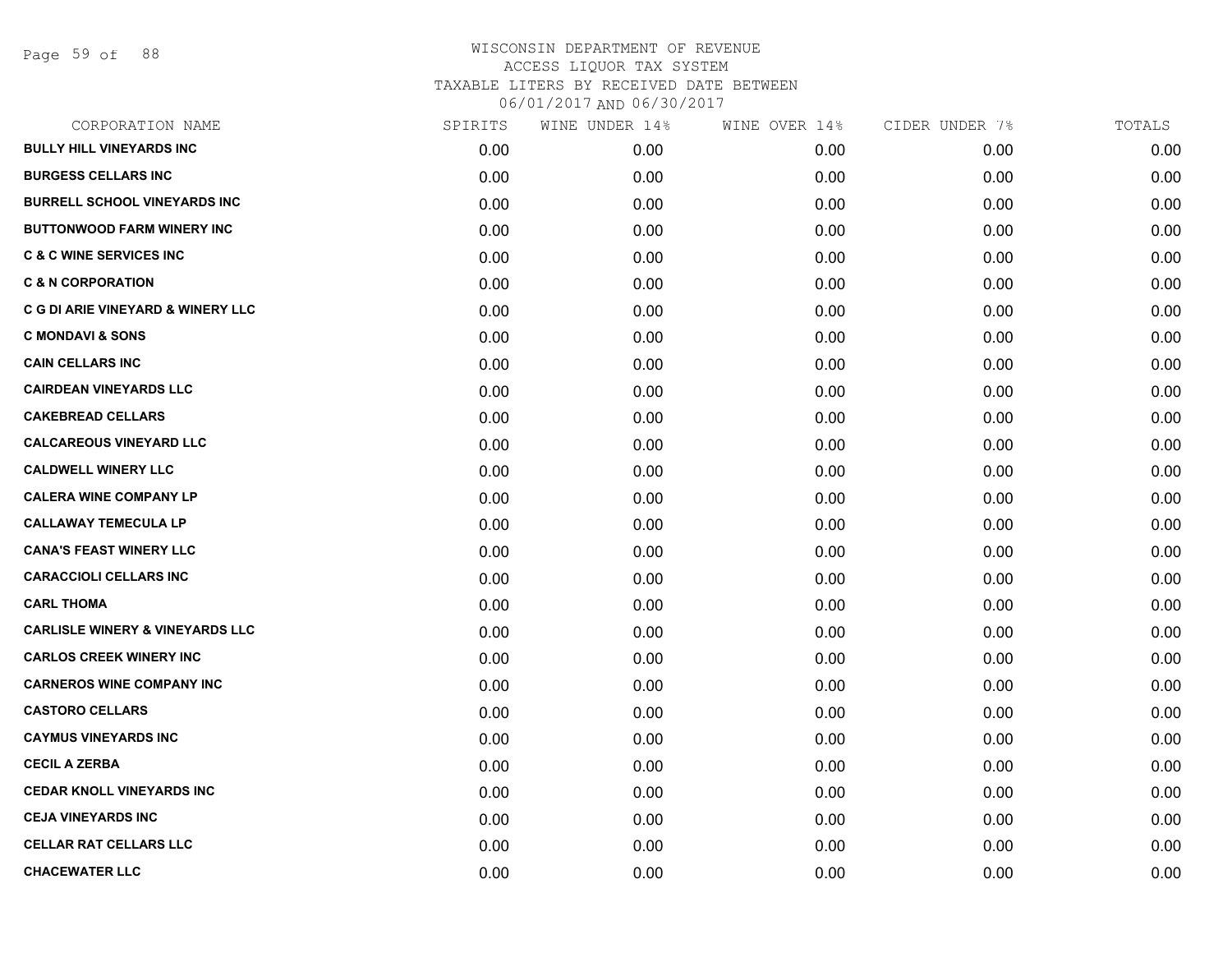# WISCONSIN DEPARTMENT OF REVENUE
## ACCESS LIQUOR TAX SYSTEM
### TAXABLE LITERS BY RECEIVED DATE BETWEEN 06/01/2017 AND 06/30/2017

| CORPORATION NAME | SPIRITS | WINE UNDER 14% | WINE OVER 14% | CIDER UNDER 7% | TOTALS |
|---|---|---|---|---|---|
| BULLY HILL VINEYARDS INC | 0.00 | 0.00 | 0.00 | 0.00 | 0.00 |
| BURGESS CELLARS INC | 0.00 | 0.00 | 0.00 | 0.00 | 0.00 |
| BURRELL SCHOOL VINEYARDS INC | 0.00 | 0.00 | 0.00 | 0.00 | 0.00 |
| BUTTONWOOD FARM WINERY INC | 0.00 | 0.00 | 0.00 | 0.00 | 0.00 |
| C & C WINE SERVICES INC | 0.00 | 0.00 | 0.00 | 0.00 | 0.00 |
| C & N CORPORATION | 0.00 | 0.00 | 0.00 | 0.00 | 0.00 |
| C G DI ARIE VINEYARD & WINERY LLC | 0.00 | 0.00 | 0.00 | 0.00 | 0.00 |
| C MONDAVI & SONS | 0.00 | 0.00 | 0.00 | 0.00 | 0.00 |
| CAIN CELLARS INC | 0.00 | 0.00 | 0.00 | 0.00 | 0.00 |
| CAIRDEAN VINEYARDS LLC | 0.00 | 0.00 | 0.00 | 0.00 | 0.00 |
| CAKEBREAD CELLARS | 0.00 | 0.00 | 0.00 | 0.00 | 0.00 |
| CALCAREOUS VINEYARD LLC | 0.00 | 0.00 | 0.00 | 0.00 | 0.00 |
| CALDWELL WINERY LLC | 0.00 | 0.00 | 0.00 | 0.00 | 0.00 |
| CALERA WINE COMPANY LP | 0.00 | 0.00 | 0.00 | 0.00 | 0.00 |
| CALLAWAY TEMECULA LP | 0.00 | 0.00 | 0.00 | 0.00 | 0.00 |
| CANA'S FEAST WINERY LLC | 0.00 | 0.00 | 0.00 | 0.00 | 0.00 |
| CARACCIOLI CELLARS INC | 0.00 | 0.00 | 0.00 | 0.00 | 0.00 |
| CARL THOMA | 0.00 | 0.00 | 0.00 | 0.00 | 0.00 |
| CARLISLE WINERY & VINEYARDS LLC | 0.00 | 0.00 | 0.00 | 0.00 | 0.00 |
| CARLOS CREEK WINERY INC | 0.00 | 0.00 | 0.00 | 0.00 | 0.00 |
| CARNEROS WINE COMPANY INC | 0.00 | 0.00 | 0.00 | 0.00 | 0.00 |
| CASTORO CELLARS | 0.00 | 0.00 | 0.00 | 0.00 | 0.00 |
| CAYMUS VINEYARDS INC | 0.00 | 0.00 | 0.00 | 0.00 | 0.00 |
| CECIL A ZERBA | 0.00 | 0.00 | 0.00 | 0.00 | 0.00 |
| CEDAR KNOLL VINEYARDS INC | 0.00 | 0.00 | 0.00 | 0.00 | 0.00 |
| CEJA VINEYARDS INC | 0.00 | 0.00 | 0.00 | 0.00 | 0.00 |
| CELLAR RAT CELLARS LLC | 0.00 | 0.00 | 0.00 | 0.00 | 0.00 |
| CHACEWATER LLC | 0.00 | 0.00 | 0.00 | 0.00 | 0.00 |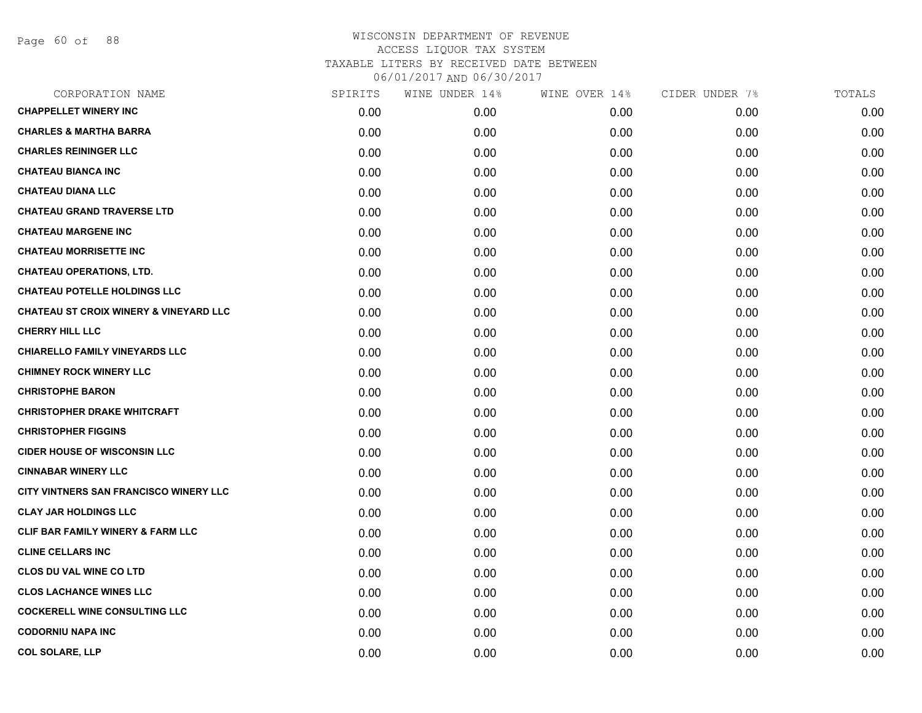WISCONSIN DEPARTMENT OF REVENUE
ACCESS LIQUOR TAX SYSTEM
TAXABLE LITERS BY RECEIVED DATE BETWEEN
06/01/2017 AND 06/30/2017

| CORPORATION NAME | SPIRITS | WINE UNDER 14% | WINE OVER 14% | CIDER UNDER 7% | TOTALS |
|---|---|---|---|---|---|
| CHAPPELLET WINERY INC | 0.00 | 0.00 | 0.00 | 0.00 | 0.00 |
| CHARLES & MARTHA BARRA | 0.00 | 0.00 | 0.00 | 0.00 | 0.00 |
| CHARLES REININGER LLC | 0.00 | 0.00 | 0.00 | 0.00 | 0.00 |
| CHATEAU BIANCA INC | 0.00 | 0.00 | 0.00 | 0.00 | 0.00 |
| CHATEAU DIANA LLC | 0.00 | 0.00 | 0.00 | 0.00 | 0.00 |
| CHATEAU GRAND TRAVERSE LTD | 0.00 | 0.00 | 0.00 | 0.00 | 0.00 |
| CHATEAU MARGENE INC | 0.00 | 0.00 | 0.00 | 0.00 | 0.00 |
| CHATEAU MORRISETTE INC | 0.00 | 0.00 | 0.00 | 0.00 | 0.00 |
| CHATEAU OPERATIONS, LTD. | 0.00 | 0.00 | 0.00 | 0.00 | 0.00 |
| CHATEAU POTELLE HOLDINGS LLC | 0.00 | 0.00 | 0.00 | 0.00 | 0.00 |
| CHATEAU ST CROIX WINERY & VINEYARD LLC | 0.00 | 0.00 | 0.00 | 0.00 | 0.00 |
| CHERRY HILL LLC | 0.00 | 0.00 | 0.00 | 0.00 | 0.00 |
| CHIARELLO FAMILY VINEYARDS LLC | 0.00 | 0.00 | 0.00 | 0.00 | 0.00 |
| CHIMNEY ROCK WINERY LLC | 0.00 | 0.00 | 0.00 | 0.00 | 0.00 |
| CHRISTOPHE BARON | 0.00 | 0.00 | 0.00 | 0.00 | 0.00 |
| CHRISTOPHER DRAKE WHITCRAFT | 0.00 | 0.00 | 0.00 | 0.00 | 0.00 |
| CHRISTOPHER FIGGINS | 0.00 | 0.00 | 0.00 | 0.00 | 0.00 |
| CIDER HOUSE OF WISCONSIN LLC | 0.00 | 0.00 | 0.00 | 0.00 | 0.00 |
| CINNABAR WINERY LLC | 0.00 | 0.00 | 0.00 | 0.00 | 0.00 |
| CITY VINTNERS SAN FRANCISCO WINERY LLC | 0.00 | 0.00 | 0.00 | 0.00 | 0.00 |
| CLAY JAR HOLDINGS LLC | 0.00 | 0.00 | 0.00 | 0.00 | 0.00 |
| CLIF BAR FAMILY WINERY & FARM LLC | 0.00 | 0.00 | 0.00 | 0.00 | 0.00 |
| CLINE CELLARS INC | 0.00 | 0.00 | 0.00 | 0.00 | 0.00 |
| CLOS DU VAL WINE CO LTD | 0.00 | 0.00 | 0.00 | 0.00 | 0.00 |
| CLOS LACHANCE WINES LLC | 0.00 | 0.00 | 0.00 | 0.00 | 0.00 |
| COCKERELL WINE CONSULTING LLC | 0.00 | 0.00 | 0.00 | 0.00 | 0.00 |
| CODORNIU NAPA INC | 0.00 | 0.00 | 0.00 | 0.00 | 0.00 |
| COL SOLARE, LLP | 0.00 | 0.00 | 0.00 | 0.00 | 0.00 |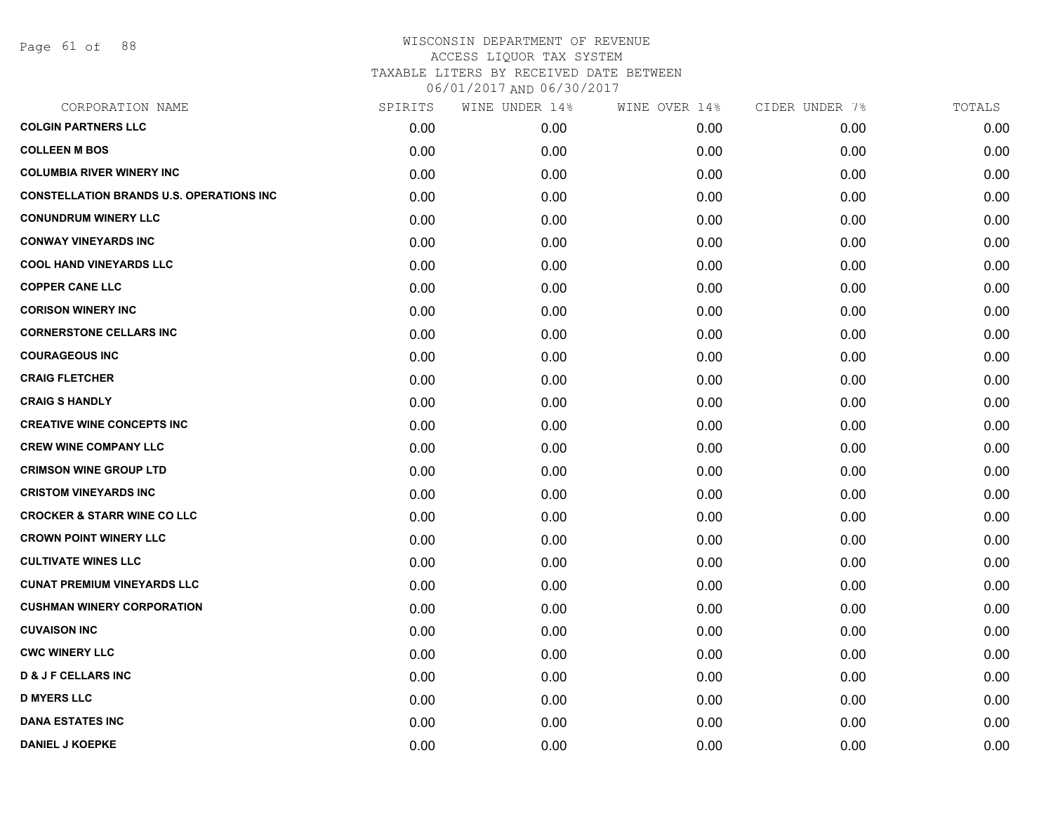# WISCONSIN DEPARTMENT OF REVENUE
## ACCESS LIQUOR TAX SYSTEM
### TAXABLE LITERS BY RECEIVED DATE BETWEEN 06/01/2017 AND 06/30/2017

| CORPORATION NAME | SPIRITS | WINE UNDER 14% | WINE OVER 14% | CIDER UNDER 7% | TOTALS |
|---|---|---|---|---|---|
| COLGIN PARTNERS LLC | 0.00 | 0.00 | 0.00 | 0.00 | 0.00 |
| COLLEEN M BOS | 0.00 | 0.00 | 0.00 | 0.00 | 0.00 |
| COLUMBIA RIVER WINERY INC | 0.00 | 0.00 | 0.00 | 0.00 | 0.00 |
| CONSTELLATION BRANDS U.S. OPERATIONS INC | 0.00 | 0.00 | 0.00 | 0.00 | 0.00 |
| CONUNDRUM WINERY LLC | 0.00 | 0.00 | 0.00 | 0.00 | 0.00 |
| CONWAY VINEYARDS INC | 0.00 | 0.00 | 0.00 | 0.00 | 0.00 |
| COOL HAND VINEYARDS LLC | 0.00 | 0.00 | 0.00 | 0.00 | 0.00 |
| COPPER CANE LLC | 0.00 | 0.00 | 0.00 | 0.00 | 0.00 |
| CORISON WINERY INC | 0.00 | 0.00 | 0.00 | 0.00 | 0.00 |
| CORNERSTONE CELLARS INC | 0.00 | 0.00 | 0.00 | 0.00 | 0.00 |
| COURAGEOUS INC | 0.00 | 0.00 | 0.00 | 0.00 | 0.00 |
| CRAIG FLETCHER | 0.00 | 0.00 | 0.00 | 0.00 | 0.00 |
| CRAIG S HANDLY | 0.00 | 0.00 | 0.00 | 0.00 | 0.00 |
| CREATIVE WINE CONCEPTS INC | 0.00 | 0.00 | 0.00 | 0.00 | 0.00 |
| CREW WINE COMPANY LLC | 0.00 | 0.00 | 0.00 | 0.00 | 0.00 |
| CRIMSON WINE GROUP LTD | 0.00 | 0.00 | 0.00 | 0.00 | 0.00 |
| CRISTOM VINEYARDS INC | 0.00 | 0.00 | 0.00 | 0.00 | 0.00 |
| CROCKER & STARR WINE CO LLC | 0.00 | 0.00 | 0.00 | 0.00 | 0.00 |
| CROWN POINT WINERY LLC | 0.00 | 0.00 | 0.00 | 0.00 | 0.00 |
| CULTIVATE WINES LLC | 0.00 | 0.00 | 0.00 | 0.00 | 0.00 |
| CUNAT PREMIUM VINEYARDS LLC | 0.00 | 0.00 | 0.00 | 0.00 | 0.00 |
| CUSHMAN WINERY CORPORATION | 0.00 | 0.00 | 0.00 | 0.00 | 0.00 |
| CUVAISON INC | 0.00 | 0.00 | 0.00 | 0.00 | 0.00 |
| CWC WINERY LLC | 0.00 | 0.00 | 0.00 | 0.00 | 0.00 |
| D & J F CELLARS INC | 0.00 | 0.00 | 0.00 | 0.00 | 0.00 |
| D MYERS LLC | 0.00 | 0.00 | 0.00 | 0.00 | 0.00 |
| DANA ESTATES INC | 0.00 | 0.00 | 0.00 | 0.00 | 0.00 |
| DANIEL J KOEPKE | 0.00 | 0.00 | 0.00 | 0.00 | 0.00 |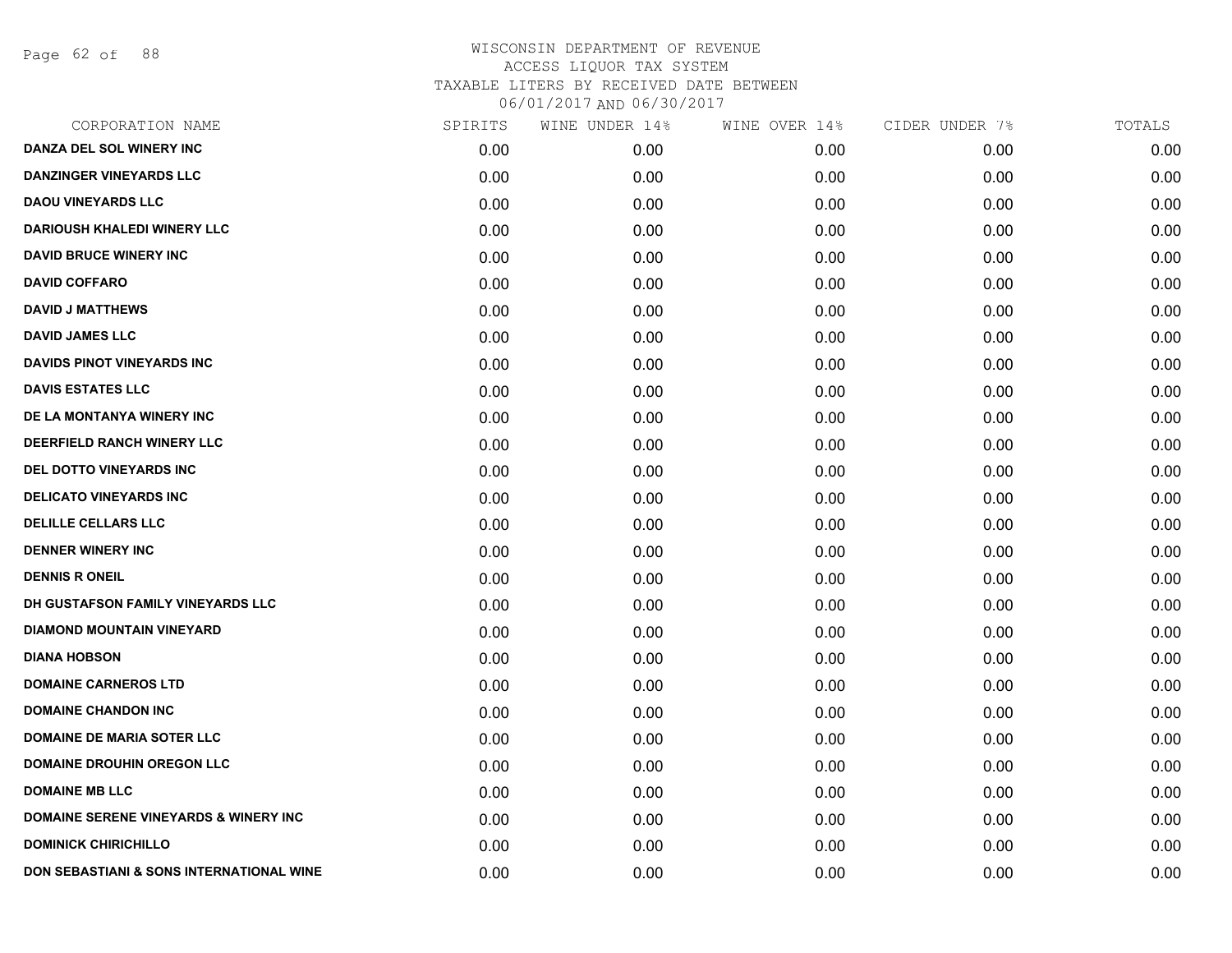# WISCONSIN DEPARTMENT OF REVENUE
ACCESS LIQUOR TAX SYSTEM
TAXABLE LITERS BY RECEIVED DATE BETWEEN
06/01/2017 AND 06/30/2017

| CORPORATION NAME | SPIRITS | WINE UNDER 14% | WINE OVER 14% | CIDER UNDER 7% | TOTALS |
|---|---|---|---|---|---|
| DANZA DEL SOL WINERY INC | 0.00 | 0.00 | 0.00 | 0.00 | 0.00 |
| DANZINGER VINEYARDS LLC | 0.00 | 0.00 | 0.00 | 0.00 | 0.00 |
| DAOU VINEYARDS LLC | 0.00 | 0.00 | 0.00 | 0.00 | 0.00 |
| DARIOUSH KHALEDI WINERY LLC | 0.00 | 0.00 | 0.00 | 0.00 | 0.00 |
| DAVID BRUCE WINERY INC | 0.00 | 0.00 | 0.00 | 0.00 | 0.00 |
| DAVID COFFARO | 0.00 | 0.00 | 0.00 | 0.00 | 0.00 |
| DAVID J MATTHEWS | 0.00 | 0.00 | 0.00 | 0.00 | 0.00 |
| DAVID JAMES LLC | 0.00 | 0.00 | 0.00 | 0.00 | 0.00 |
| DAVIDS PINOT VINEYARDS INC | 0.00 | 0.00 | 0.00 | 0.00 | 0.00 |
| DAVIS ESTATES LLC | 0.00 | 0.00 | 0.00 | 0.00 | 0.00 |
| DE LA MONTANYA WINERY INC | 0.00 | 0.00 | 0.00 | 0.00 | 0.00 |
| DEERFIELD RANCH WINERY LLC | 0.00 | 0.00 | 0.00 | 0.00 | 0.00 |
| DEL DOTTO VINEYARDS INC | 0.00 | 0.00 | 0.00 | 0.00 | 0.00 |
| DELICATO VINEYARDS INC | 0.00 | 0.00 | 0.00 | 0.00 | 0.00 |
| DELILLE CELLARS LLC | 0.00 | 0.00 | 0.00 | 0.00 | 0.00 |
| DENNER WINERY INC | 0.00 | 0.00 | 0.00 | 0.00 | 0.00 |
| DENNIS R ONEIL | 0.00 | 0.00 | 0.00 | 0.00 | 0.00 |
| DH GUSTAFSON FAMILY VINEYARDS LLC | 0.00 | 0.00 | 0.00 | 0.00 | 0.00 |
| DIAMOND MOUNTAIN VINEYARD | 0.00 | 0.00 | 0.00 | 0.00 | 0.00 |
| DIANA HOBSON | 0.00 | 0.00 | 0.00 | 0.00 | 0.00 |
| DOMAINE CARNEROS LTD | 0.00 | 0.00 | 0.00 | 0.00 | 0.00 |
| DOMAINE CHANDON INC | 0.00 | 0.00 | 0.00 | 0.00 | 0.00 |
| DOMAINE DE MARIA SOTER LLC | 0.00 | 0.00 | 0.00 | 0.00 | 0.00 |
| DOMAINE DROUHIN OREGON LLC | 0.00 | 0.00 | 0.00 | 0.00 | 0.00 |
| DOMAINE MB LLC | 0.00 | 0.00 | 0.00 | 0.00 | 0.00 |
| DOMAINE SERENE VINEYARDS & WINERY INC | 0.00 | 0.00 | 0.00 | 0.00 | 0.00 |
| DOMINICK CHIRICHILLO | 0.00 | 0.00 | 0.00 | 0.00 | 0.00 |
| DON SEBASTIANI & SONS INTERNATIONAL WINE | 0.00 | 0.00 | 0.00 | 0.00 | 0.00 |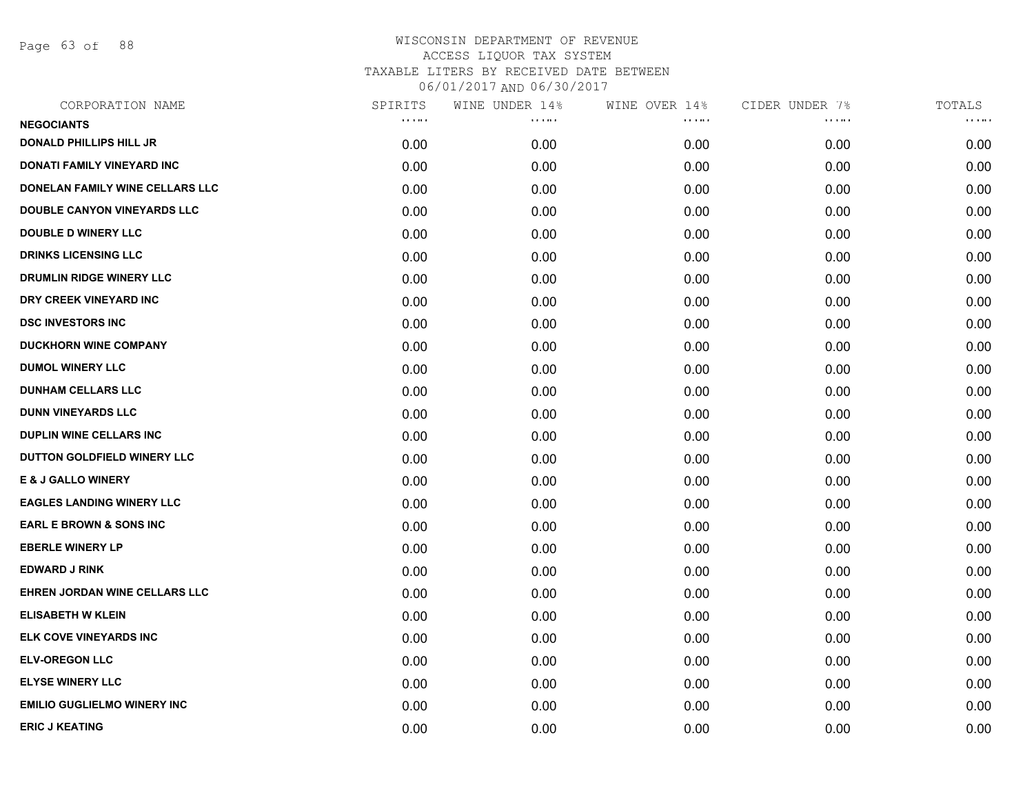# WISCONSIN DEPARTMENT OF REVENUE
## ACCESS LIQUOR TAX SYSTEM
### TAXABLE LITERS BY RECEIVED DATE BETWEEN 06/01/2017 AND 06/30/2017

| CORPORATION NAME | SPIRITS | WINE UNDER 14% | WINE OVER 14% | CIDER UNDER 7% | TOTALS |
|---|---|---|---|---|---|
| **NEGOCIANTS** | | | | | |
| **DONALD PHILLIPS HILL JR** | 0.00 | 0.00 | 0.00 | 0.00 | 0.00 |
| **DONATI FAMILY VINEYARD INC** | 0.00 | 0.00 | 0.00 | 0.00 | 0.00 |
| **DONELAN FAMILY WINE CELLARS LLC** | 0.00 | 0.00 | 0.00 | 0.00 | 0.00 |
| **DOUBLE CANYON VINEYARDS LLC** | 0.00 | 0.00 | 0.00 | 0.00 | 0.00 |
| **DOUBLE D WINERY LLC** | 0.00 | 0.00 | 0.00 | 0.00 | 0.00 |
| **DRINKS LICENSING LLC** | 0.00 | 0.00 | 0.00 | 0.00 | 0.00 |
| **DRUMLIN RIDGE WINERY LLC** | 0.00 | 0.00 | 0.00 | 0.00 | 0.00 |
| **DRY CREEK VINEYARD INC** | 0.00 | 0.00 | 0.00 | 0.00 | 0.00 |
| **DSC INVESTORS INC** | 0.00 | 0.00 | 0.00 | 0.00 | 0.00 |
| **DUCKHORN WINE COMPANY** | 0.00 | 0.00 | 0.00 | 0.00 | 0.00 |
| **DUMOL WINERY LLC** | 0.00 | 0.00 | 0.00 | 0.00 | 0.00 |
| **DUNHAM CELLARS LLC** | 0.00 | 0.00 | 0.00 | 0.00 | 0.00 |
| **DUNN VINEYARDS LLC** | 0.00 | 0.00 | 0.00 | 0.00 | 0.00 |
| **DUPLIN WINE CELLARS INC** | 0.00 | 0.00 | 0.00 | 0.00 | 0.00 |
| **DUTTON GOLDFIELD WINERY LLC** | 0.00 | 0.00 | 0.00 | 0.00 | 0.00 |
| **E & J GALLO WINERY** | 0.00 | 0.00 | 0.00 | 0.00 | 0.00 |
| **EAGLES LANDING WINERY LLC** | 0.00 | 0.00 | 0.00 | 0.00 | 0.00 |
| **EARL E BROWN & SONS INC** | 0.00 | 0.00 | 0.00 | 0.00 | 0.00 |
| **EBERLE WINERY LP** | 0.00 | 0.00 | 0.00 | 0.00 | 0.00 |
| **EDWARD J RINK** | 0.00 | 0.00 | 0.00 | 0.00 | 0.00 |
| **EHREN JORDAN WINE CELLARS LLC** | 0.00 | 0.00 | 0.00 | 0.00 | 0.00 |
| **ELISABETH W KLEIN** | 0.00 | 0.00 | 0.00 | 0.00 | 0.00 |
| **ELK COVE VINEYARDS INC** | 0.00 | 0.00 | 0.00 | 0.00 | 0.00 |
| **ELV-OREGON LLC** | 0.00 | 0.00 | 0.00 | 0.00 | 0.00 |
| **ELYSE WINERY LLC** | 0.00 | 0.00 | 0.00 | 0.00 | 0.00 |
| **EMILIO GUGLIELMO WINERY INC** | 0.00 | 0.00 | 0.00 | 0.00 | 0.00 |
| **ERIC J KEATING** | 0.00 | 0.00 | 0.00 | 0.00 | 0.00 |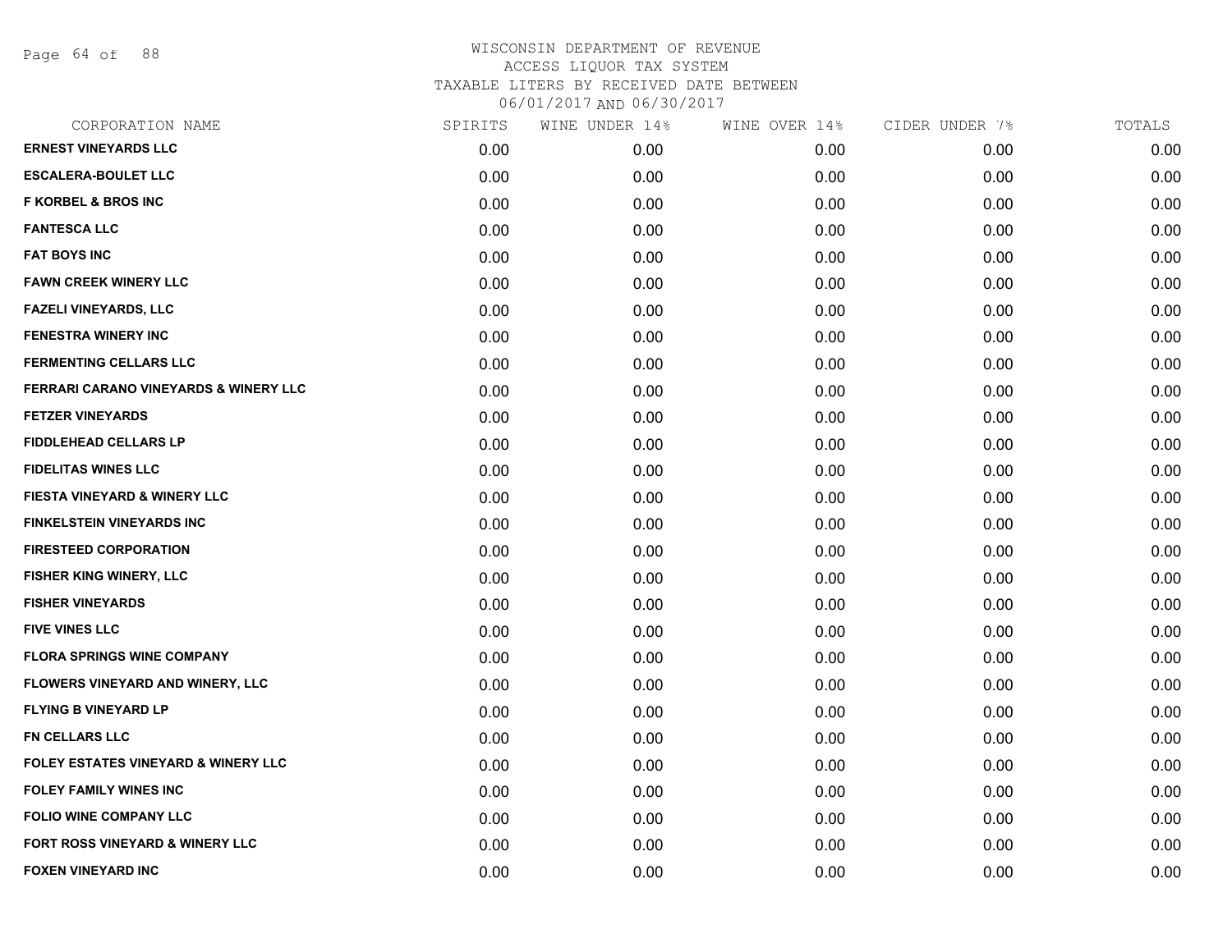WISCONSIN DEPARTMENT OF REVENUE
ACCESS LIQUOR TAX SYSTEM
TAXABLE LITERS BY RECEIVED DATE BETWEEN
06/01/2017 AND 06/30/2017

| CORPORATION NAME | SPIRITS | WINE UNDER 14% | WINE OVER 14% | CIDER UNDER 7% | TOTALS |
|---|---|---|---|---|---|
| **ERNEST VINEYARDS LLC** | 0.00 | 0.00 | 0.00 | 0.00 | 0.00 |
| **ESCALERA-BOULET LLC** | 0.00 | 0.00 | 0.00 | 0.00 | 0.00 |
| **F KORBEL & BROS INC** | 0.00 | 0.00 | 0.00 | 0.00 | 0.00 |
| **FANTESCA LLC** | 0.00 | 0.00 | 0.00 | 0.00 | 0.00 |
| **FAT BOYS INC** | 0.00 | 0.00 | 0.00 | 0.00 | 0.00 |
| **FAWN CREEK WINERY LLC** | 0.00 | 0.00 | 0.00 | 0.00 | 0.00 |
| **FAZELI VINEYARDS, LLC** | 0.00 | 0.00 | 0.00 | 0.00 | 0.00 |
| **FENESTRA WINERY INC** | 0.00 | 0.00 | 0.00 | 0.00 | 0.00 |
| **FERMENTING CELLARS LLC** | 0.00 | 0.00 | 0.00 | 0.00 | 0.00 |
| **FERRARI CARANO VINEYARDS & WINERY LLC** | 0.00 | 0.00 | 0.00 | 0.00 | 0.00 |
| **FETZER VINEYARDS** | 0.00 | 0.00 | 0.00 | 0.00 | 0.00 |
| **FIDDLEHEAD CELLARS LP** | 0.00 | 0.00 | 0.00 | 0.00 | 0.00 |
| **FIDELITAS WINES LLC** | 0.00 | 0.00 | 0.00 | 0.00 | 0.00 |
| **FIESTA VINEYARD & WINERY LLC** | 0.00 | 0.00 | 0.00 | 0.00 | 0.00 |
| **FINKELSTEIN VINEYARDS INC** | 0.00 | 0.00 | 0.00 | 0.00 | 0.00 |
| **FIRESTEED CORPORATION** | 0.00 | 0.00 | 0.00 | 0.00 | 0.00 |
| **FISHER KING WINERY, LLC** | 0.00 | 0.00 | 0.00 | 0.00 | 0.00 |
| **FISHER VINEYARDS** | 0.00 | 0.00 | 0.00 | 0.00 | 0.00 |
| **FIVE VINES LLC** | 0.00 | 0.00 | 0.00 | 0.00 | 0.00 |
| **FLORA SPRINGS WINE COMPANY** | 0.00 | 0.00 | 0.00 | 0.00 | 0.00 |
| **FLOWERS VINEYARD AND WINERY, LLC** | 0.00 | 0.00 | 0.00 | 0.00 | 0.00 |
| **FLYING B VINEYARD LP** | 0.00 | 0.00 | 0.00 | 0.00 | 0.00 |
| **FN CELLARS LLC** | 0.00 | 0.00 | 0.00 | 0.00 | 0.00 |
| **FOLEY ESTATES VINEYARD & WINERY LLC** | 0.00 | 0.00 | 0.00 | 0.00 | 0.00 |
| **FOLEY FAMILY WINES INC** | 0.00 | 0.00 | 0.00 | 0.00 | 0.00 |
| **FOLIO WINE COMPANY LLC** | 0.00 | 0.00 | 0.00 | 0.00 | 0.00 |
| **FORT ROSS VINEYARD & WINERY LLC** | 0.00 | 0.00 | 0.00 | 0.00 | 0.00 |
| **FOXEN VINEYARD INC** | 0.00 | 0.00 | 0.00 | 0.00 | 0.00 |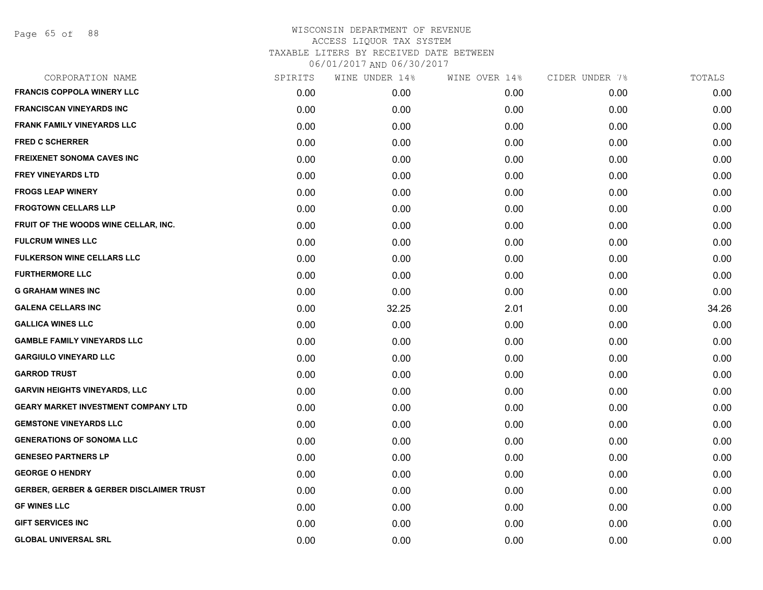WISCONSIN DEPARTMENT OF REVENUE
ACCESS LIQUOR TAX SYSTEM
TAXABLE LITERS BY RECEIVED DATE BETWEEN
06/01/2017 AND 06/30/2017

| CORPORATION NAME | SPIRITS | WINE UNDER 14% | WINE OVER 14% | CIDER UNDER 7% | TOTALS |
|---|---|---|---|---|---|
| FRANCIS COPPOLA WINERY LLC | 0.00 | 0.00 | 0.00 | 0.00 | 0.00 |
| FRANCISCAN VINEYARDS INC | 0.00 | 0.00 | 0.00 | 0.00 | 0.00 |
| FRANK FAMILY VINEYARDS LLC | 0.00 | 0.00 | 0.00 | 0.00 | 0.00 |
| FRED C SCHERRER | 0.00 | 0.00 | 0.00 | 0.00 | 0.00 |
| FREIXENET SONOMA CAVES INC | 0.00 | 0.00 | 0.00 | 0.00 | 0.00 |
| FREY VINEYARDS LTD | 0.00 | 0.00 | 0.00 | 0.00 | 0.00 |
| FROGS LEAP WINERY | 0.00 | 0.00 | 0.00 | 0.00 | 0.00 |
| FROGTOWN CELLARS LLP | 0.00 | 0.00 | 0.00 | 0.00 | 0.00 |
| FRUIT OF THE WOODS WINE CELLAR, INC. | 0.00 | 0.00 | 0.00 | 0.00 | 0.00 |
| FULCRUM WINES LLC | 0.00 | 0.00 | 0.00 | 0.00 | 0.00 |
| FULKERSON WINE CELLARS LLC | 0.00 | 0.00 | 0.00 | 0.00 | 0.00 |
| FURTHERMORE LLC | 0.00 | 0.00 | 0.00 | 0.00 | 0.00 |
| G GRAHAM WINES INC | 0.00 | 0.00 | 0.00 | 0.00 | 0.00 |
| GALENA CELLARS INC | 0.00 | 32.25 | 2.01 | 0.00 | 34.26 |
| GALLICA WINES LLC | 0.00 | 0.00 | 0.00 | 0.00 | 0.00 |
| GAMBLE FAMILY VINEYARDS LLC | 0.00 | 0.00 | 0.00 | 0.00 | 0.00 |
| GARGIULO VINEYARD LLC | 0.00 | 0.00 | 0.00 | 0.00 | 0.00 |
| GARROD TRUST | 0.00 | 0.00 | 0.00 | 0.00 | 0.00 |
| GARVIN HEIGHTS VINEYARDS, LLC | 0.00 | 0.00 | 0.00 | 0.00 | 0.00 |
| GEARY MARKET INVESTMENT COMPANY LTD | 0.00 | 0.00 | 0.00 | 0.00 | 0.00 |
| GEMSTONE VINEYARDS LLC | 0.00 | 0.00 | 0.00 | 0.00 | 0.00 |
| GENERATIONS OF SONOMA LLC | 0.00 | 0.00 | 0.00 | 0.00 | 0.00 |
| GENESEO PARTNERS LP | 0.00 | 0.00 | 0.00 | 0.00 | 0.00 |
| GEORGE O HENDRY | 0.00 | 0.00 | 0.00 | 0.00 | 0.00 |
| GERBER, GERBER & GERBER DISCLAIMER TRUST | 0.00 | 0.00 | 0.00 | 0.00 | 0.00 |
| GF WINES LLC | 0.00 | 0.00 | 0.00 | 0.00 | 0.00 |
| GIFT SERVICES INC | 0.00 | 0.00 | 0.00 | 0.00 | 0.00 |
| GLOBAL UNIVERSAL SRL | 0.00 | 0.00 | 0.00 | 0.00 | 0.00 |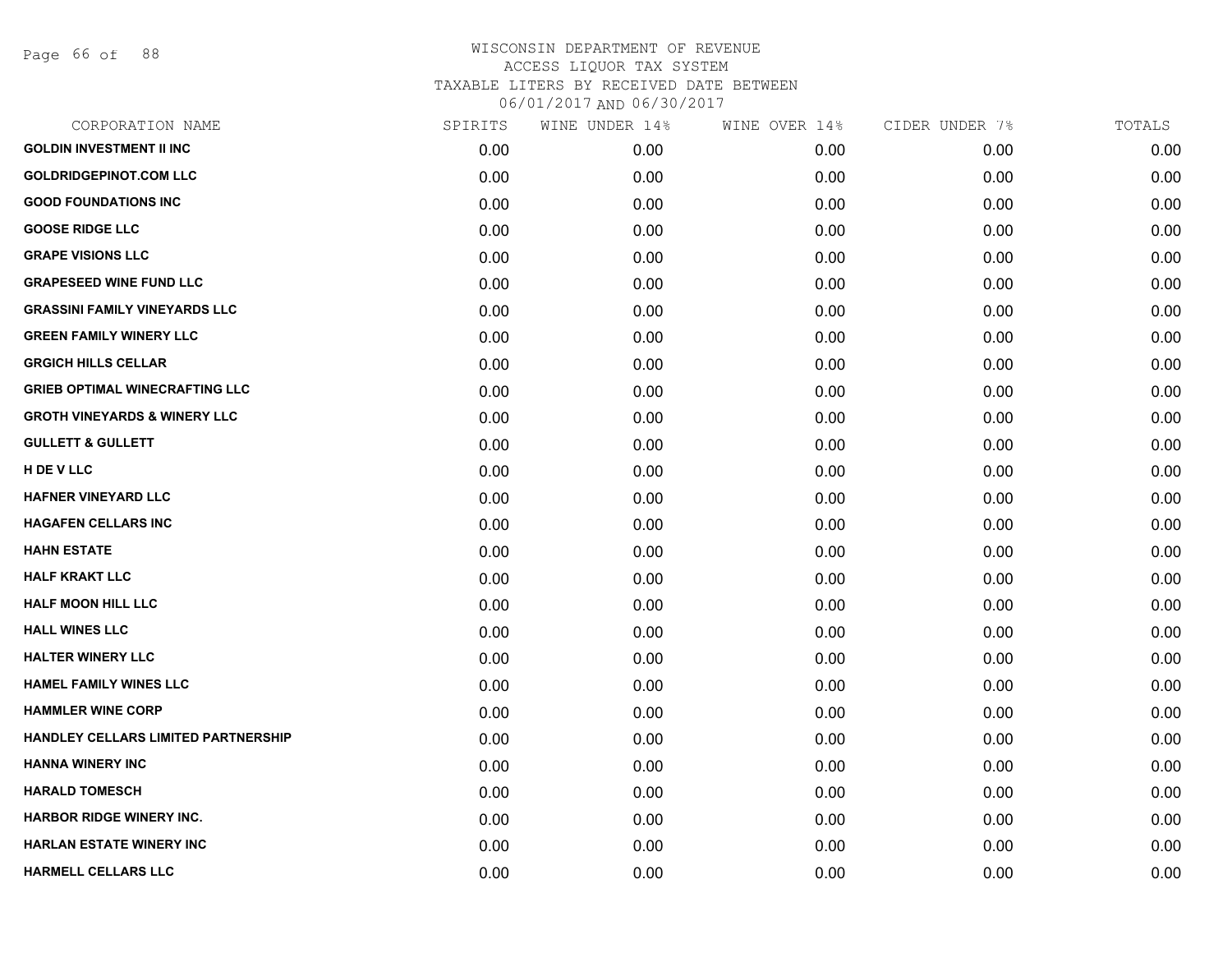# WISCONSIN DEPARTMENT OF REVENUE
## ACCESS LIQUOR TAX SYSTEM
### TAXABLE LITERS BY RECEIVED DATE BETWEEN 06/01/2017 AND 06/30/2017

| CORPORATION NAME | SPIRITS | WINE UNDER 14% | WINE OVER 14% | CIDER UNDER 7% | TOTALS |
|---|---|---|---|---|---|
| GOLDIN INVESTMENT II INC | 0.00 | 0.00 | 0.00 | 0.00 | 0.00 |
| GOLDRIDGEPINOT.COM LLC | 0.00 | 0.00 | 0.00 | 0.00 | 0.00 |
| GOOD FOUNDATIONS INC | 0.00 | 0.00 | 0.00 | 0.00 | 0.00 |
| GOOSE RIDGE LLC | 0.00 | 0.00 | 0.00 | 0.00 | 0.00 |
| GRAPE VISIONS LLC | 0.00 | 0.00 | 0.00 | 0.00 | 0.00 |
| GRAPESEED WINE FUND LLC | 0.00 | 0.00 | 0.00 | 0.00 | 0.00 |
| GRASSINI FAMILY VINEYARDS LLC | 0.00 | 0.00 | 0.00 | 0.00 | 0.00 |
| GREEN FAMILY WINERY LLC | 0.00 | 0.00 | 0.00 | 0.00 | 0.00 |
| GRGICH HILLS CELLAR | 0.00 | 0.00 | 0.00 | 0.00 | 0.00 |
| GRIEB OPTIMAL WINECRAFTING LLC | 0.00 | 0.00 | 0.00 | 0.00 | 0.00 |
| GROTH VINEYARDS & WINERY LLC | 0.00 | 0.00 | 0.00 | 0.00 | 0.00 |
| GULLETT & GULLETT | 0.00 | 0.00 | 0.00 | 0.00 | 0.00 |
| H DE V LLC | 0.00 | 0.00 | 0.00 | 0.00 | 0.00 |
| HAFNER VINEYARD LLC | 0.00 | 0.00 | 0.00 | 0.00 | 0.00 |
| HAGAFEN CELLARS INC | 0.00 | 0.00 | 0.00 | 0.00 | 0.00 |
| HAHN ESTATE | 0.00 | 0.00 | 0.00 | 0.00 | 0.00 |
| HALF KRAKT LLC | 0.00 | 0.00 | 0.00 | 0.00 | 0.00 |
| HALF MOON HILL LLC | 0.00 | 0.00 | 0.00 | 0.00 | 0.00 |
| HALL WINES LLC | 0.00 | 0.00 | 0.00 | 0.00 | 0.00 |
| HALTER WINERY LLC | 0.00 | 0.00 | 0.00 | 0.00 | 0.00 |
| HAMEL FAMILY WINES LLC | 0.00 | 0.00 | 0.00 | 0.00 | 0.00 |
| HAMMLER WINE CORP | 0.00 | 0.00 | 0.00 | 0.00 | 0.00 |
| HANDLEY CELLARS LIMITED PARTNERSHIP | 0.00 | 0.00 | 0.00 | 0.00 | 0.00 |
| HANNA WINERY INC | 0.00 | 0.00 | 0.00 | 0.00 | 0.00 |
| HARALD TOMESCH | 0.00 | 0.00 | 0.00 | 0.00 | 0.00 |
| HARBOR RIDGE WINERY INC. | 0.00 | 0.00 | 0.00 | 0.00 | 0.00 |
| HARLAN ESTATE WINERY INC | 0.00 | 0.00 | 0.00 | 0.00 | 0.00 |
| HARMELL CELLARS LLC | 0.00 | 0.00 | 0.00 | 0.00 | 0.00 |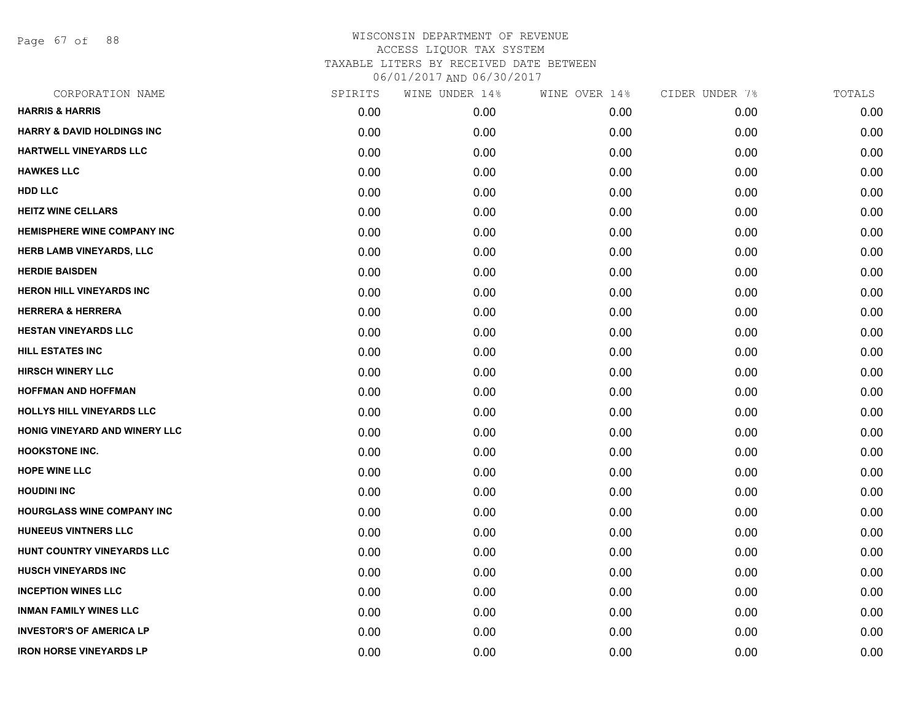WISCONSIN DEPARTMENT OF REVENUE
ACCESS LIQUOR TAX SYSTEM
TAXABLE LITERS BY RECEIVED DATE BETWEEN
06/01/2017 AND 06/30/2017

| CORPORATION NAME | SPIRITS | WINE UNDER 14% | WINE OVER 14% | CIDER UNDER 7% | TOTALS |
|---|---|---|---|---|---|
| HARRIS & HARRIS | 0.00 | 0.00 | 0.00 | 0.00 | 0.00 |
| HARRY & DAVID HOLDINGS INC | 0.00 | 0.00 | 0.00 | 0.00 | 0.00 |
| HARTWELL VINEYARDS LLC | 0.00 | 0.00 | 0.00 | 0.00 | 0.00 |
| HAWKES LLC | 0.00 | 0.00 | 0.00 | 0.00 | 0.00 |
| HDD LLC | 0.00 | 0.00 | 0.00 | 0.00 | 0.00 |
| HEITZ WINE CELLARS | 0.00 | 0.00 | 0.00 | 0.00 | 0.00 |
| HEMISPHERE WINE COMPANY INC | 0.00 | 0.00 | 0.00 | 0.00 | 0.00 |
| HERB LAMB VINEYARDS, LLC | 0.00 | 0.00 | 0.00 | 0.00 | 0.00 |
| HERDIE BAISDEN | 0.00 | 0.00 | 0.00 | 0.00 | 0.00 |
| HERON HILL VINEYARDS INC | 0.00 | 0.00 | 0.00 | 0.00 | 0.00 |
| HERRERA & HERRERA | 0.00 | 0.00 | 0.00 | 0.00 | 0.00 |
| HESTAN VINEYARDS LLC | 0.00 | 0.00 | 0.00 | 0.00 | 0.00 |
| HILL ESTATES INC | 0.00 | 0.00 | 0.00 | 0.00 | 0.00 |
| HIRSCH WINERY LLC | 0.00 | 0.00 | 0.00 | 0.00 | 0.00 |
| HOFFMAN AND HOFFMAN | 0.00 | 0.00 | 0.00 | 0.00 | 0.00 |
| HOLLYS HILL VINEYARDS LLC | 0.00 | 0.00 | 0.00 | 0.00 | 0.00 |
| HONIG VINEYARD AND WINERY LLC | 0.00 | 0.00 | 0.00 | 0.00 | 0.00 |
| HOOKSTONE INC. | 0.00 | 0.00 | 0.00 | 0.00 | 0.00 |
| HOPE WINE LLC | 0.00 | 0.00 | 0.00 | 0.00 | 0.00 |
| HOUDINI INC | 0.00 | 0.00 | 0.00 | 0.00 | 0.00 |
| HOURGLASS WINE COMPANY INC | 0.00 | 0.00 | 0.00 | 0.00 | 0.00 |
| HUNEEUS VINTNERS LLC | 0.00 | 0.00 | 0.00 | 0.00 | 0.00 |
| HUNT COUNTRY VINEYARDS LLC | 0.00 | 0.00 | 0.00 | 0.00 | 0.00 |
| HUSCH VINEYARDS INC | 0.00 | 0.00 | 0.00 | 0.00 | 0.00 |
| INCEPTION WINES LLC | 0.00 | 0.00 | 0.00 | 0.00 | 0.00 |
| INMAN FAMILY WINES LLC | 0.00 | 0.00 | 0.00 | 0.00 | 0.00 |
| INVESTOR'S OF AMERICA LP | 0.00 | 0.00 | 0.00 | 0.00 | 0.00 |
| IRON HORSE VINEYARDS LP | 0.00 | 0.00 | 0.00 | 0.00 | 0.00 |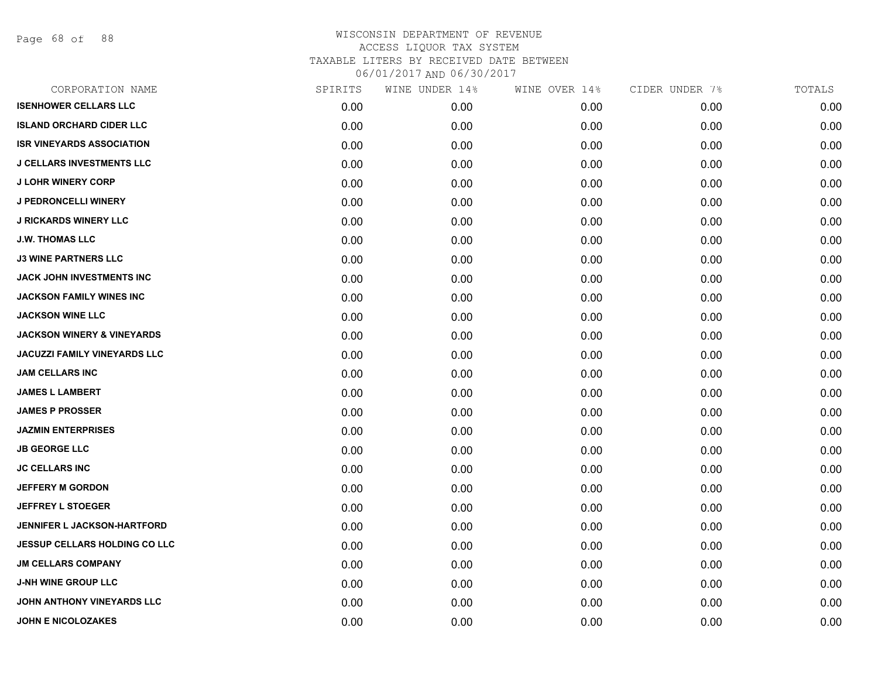# WISCONSIN DEPARTMENT OF REVENUE
## ACCESS LIQUOR TAX SYSTEM
### TAXABLE LITERS BY RECEIVED DATE BETWEEN 06/01/2017 AND 06/30/2017

| CORPORATION NAME | SPIRITS | WINE UNDER 14% | WINE OVER 14% | CIDER UNDER 7% | TOTALS |
|---|---|---|---|---|---|
| ISENHOWER CELLARS LLC | 0.00 | 0.00 | 0.00 | 0.00 | 0.00 |
| ISLAND ORCHARD CIDER LLC | 0.00 | 0.00 | 0.00 | 0.00 | 0.00 |
| ISR VINEYARDS ASSOCIATION | 0.00 | 0.00 | 0.00 | 0.00 | 0.00 |
| J CELLARS INVESTMENTS LLC | 0.00 | 0.00 | 0.00 | 0.00 | 0.00 |
| J LOHR WINERY CORP | 0.00 | 0.00 | 0.00 | 0.00 | 0.00 |
| J PEDRONCELLI WINERY | 0.00 | 0.00 | 0.00 | 0.00 | 0.00 |
| J RICKARDS WINERY LLC | 0.00 | 0.00 | 0.00 | 0.00 | 0.00 |
| J.W. THOMAS LLC | 0.00 | 0.00 | 0.00 | 0.00 | 0.00 |
| J3 WINE PARTNERS LLC | 0.00 | 0.00 | 0.00 | 0.00 | 0.00 |
| JACK JOHN INVESTMENTS INC | 0.00 | 0.00 | 0.00 | 0.00 | 0.00 |
| JACKSON FAMILY WINES INC | 0.00 | 0.00 | 0.00 | 0.00 | 0.00 |
| JACKSON WINE LLC | 0.00 | 0.00 | 0.00 | 0.00 | 0.00 |
| JACKSON WINERY & VINEYARDS | 0.00 | 0.00 | 0.00 | 0.00 | 0.00 |
| JACUZZI FAMILY VINEYARDS LLC | 0.00 | 0.00 | 0.00 | 0.00 | 0.00 |
| JAM CELLARS INC | 0.00 | 0.00 | 0.00 | 0.00 | 0.00 |
| JAMES L LAMBERT | 0.00 | 0.00 | 0.00 | 0.00 | 0.00 |
| JAMES P PROSSER | 0.00 | 0.00 | 0.00 | 0.00 | 0.00 |
| JAZMIN ENTERPRISES | 0.00 | 0.00 | 0.00 | 0.00 | 0.00 |
| JB GEORGE LLC | 0.00 | 0.00 | 0.00 | 0.00 | 0.00 |
| JC CELLARS INC | 0.00 | 0.00 | 0.00 | 0.00 | 0.00 |
| JEFFERY M GORDON | 0.00 | 0.00 | 0.00 | 0.00 | 0.00 |
| JEFFREY L STOEGER | 0.00 | 0.00 | 0.00 | 0.00 | 0.00 |
| JENNIFER L JACKSON-HARTFORD | 0.00 | 0.00 | 0.00 | 0.00 | 0.00 |
| JESSUP CELLARS HOLDING CO LLC | 0.00 | 0.00 | 0.00 | 0.00 | 0.00 |
| JM CELLARS COMPANY | 0.00 | 0.00 | 0.00 | 0.00 | 0.00 |
| J-NH WINE GROUP LLC | 0.00 | 0.00 | 0.00 | 0.00 | 0.00 |
| JOHN ANTHONY VINEYARDS LLC | 0.00 | 0.00 | 0.00 | 0.00 | 0.00 |
| JOHN E NICOLOZAKES | 0.00 | 0.00 | 0.00 | 0.00 | 0.00 |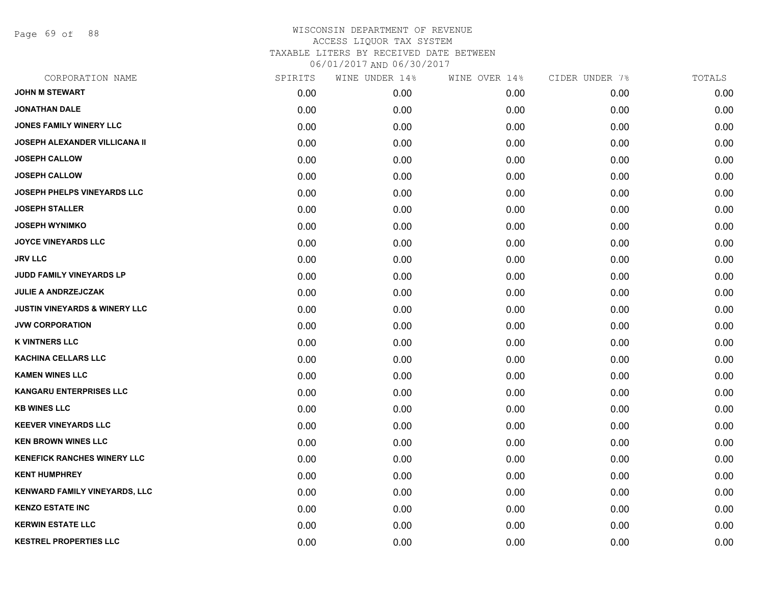WISCONSIN DEPARTMENT OF REVENUE
ACCESS LIQUOR TAX SYSTEM
TAXABLE LITERS BY RECEIVED DATE BETWEEN
06/01/2017 AND 06/30/2017

| CORPORATION NAME | SPIRITS | WINE UNDER 14% | WINE OVER 14% | CIDER UNDER 7% | TOTALS |
|---|---|---|---|---|---|
| JOHN M STEWART | 0.00 | 0.00 | 0.00 | 0.00 | 0.00 |
| JONATHAN DALE | 0.00 | 0.00 | 0.00 | 0.00 | 0.00 |
| JONES FAMILY WINERY LLC | 0.00 | 0.00 | 0.00 | 0.00 | 0.00 |
| JOSEPH ALEXANDER VILLICANA II | 0.00 | 0.00 | 0.00 | 0.00 | 0.00 |
| JOSEPH CALLOW | 0.00 | 0.00 | 0.00 | 0.00 | 0.00 |
| JOSEPH CALLOW | 0.00 | 0.00 | 0.00 | 0.00 | 0.00 |
| JOSEPH PHELPS VINEYARDS LLC | 0.00 | 0.00 | 0.00 | 0.00 | 0.00 |
| JOSEPH STALLER | 0.00 | 0.00 | 0.00 | 0.00 | 0.00 |
| JOSEPH WYNIMKO | 0.00 | 0.00 | 0.00 | 0.00 | 0.00 |
| JOYCE VINEYARDS LLC | 0.00 | 0.00 | 0.00 | 0.00 | 0.00 |
| JRV LLC | 0.00 | 0.00 | 0.00 | 0.00 | 0.00 |
| JUDD FAMILY VINEYARDS LP | 0.00 | 0.00 | 0.00 | 0.00 | 0.00 |
| JULIE A ANDRZEJCZAK | 0.00 | 0.00 | 0.00 | 0.00 | 0.00 |
| JUSTIN VINEYARDS & WINERY LLC | 0.00 | 0.00 | 0.00 | 0.00 | 0.00 |
| JVW CORPORATION | 0.00 | 0.00 | 0.00 | 0.00 | 0.00 |
| K VINTNERS LLC | 0.00 | 0.00 | 0.00 | 0.00 | 0.00 |
| KACHINA CELLARS LLC | 0.00 | 0.00 | 0.00 | 0.00 | 0.00 |
| KAMEN WINES LLC | 0.00 | 0.00 | 0.00 | 0.00 | 0.00 |
| KANGARU ENTERPRISES LLC | 0.00 | 0.00 | 0.00 | 0.00 | 0.00 |
| KB WINES LLC | 0.00 | 0.00 | 0.00 | 0.00 | 0.00 |
| KEEVER VINEYARDS LLC | 0.00 | 0.00 | 0.00 | 0.00 | 0.00 |
| KEN BROWN WINES LLC | 0.00 | 0.00 | 0.00 | 0.00 | 0.00 |
| KENEFICK RANCHES WINERY LLC | 0.00 | 0.00 | 0.00 | 0.00 | 0.00 |
| KENT HUMPHREY | 0.00 | 0.00 | 0.00 | 0.00 | 0.00 |
| KENWARD FAMILY VINEYARDS, LLC | 0.00 | 0.00 | 0.00 | 0.00 | 0.00 |
| KENZO ESTATE INC | 0.00 | 0.00 | 0.00 | 0.00 | 0.00 |
| KERWIN ESTATE LLC | 0.00 | 0.00 | 0.00 | 0.00 | 0.00 |
| KESTREL PROPERTIES LLC | 0.00 | 0.00 | 0.00 | 0.00 | 0.00 |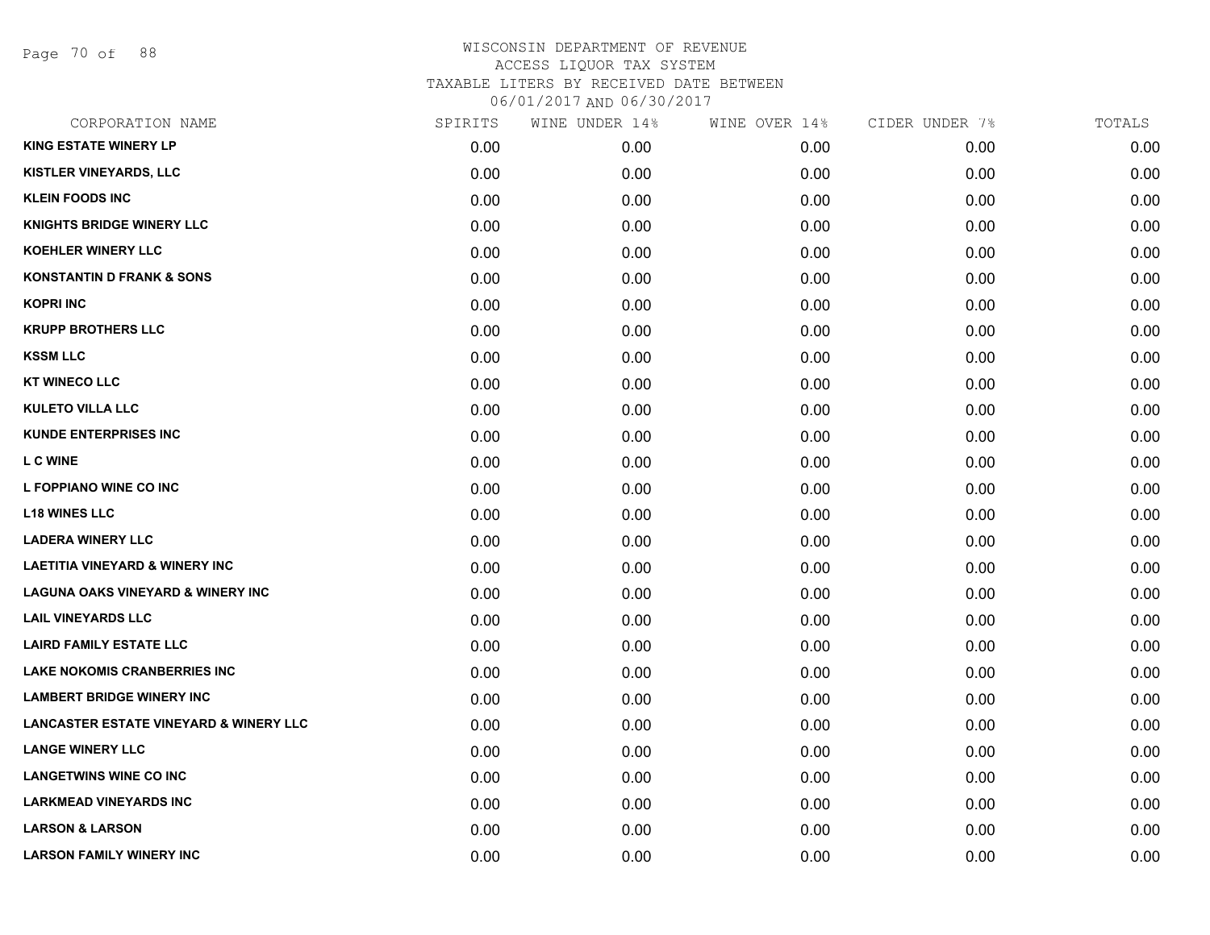WISCONSIN DEPARTMENT OF REVENUE
ACCESS LIQUOR TAX SYSTEM
TAXABLE LITERS BY RECEIVED DATE BETWEEN
06/01/2017 AND 06/30/2017

| CORPORATION NAME | SPIRITS | WINE UNDER 14% | WINE OVER 14% | CIDER UNDER 7% | TOTALS |
|---|---|---|---|---|---|
| KING ESTATE WINERY LP | 0.00 | 0.00 | 0.00 | 0.00 | 0.00 |
| KISTLER VINEYARDS, LLC | 0.00 | 0.00 | 0.00 | 0.00 | 0.00 |
| KLEIN FOODS INC | 0.00 | 0.00 | 0.00 | 0.00 | 0.00 |
| KNIGHTS BRIDGE WINERY LLC | 0.00 | 0.00 | 0.00 | 0.00 | 0.00 |
| KOEHLER WINERY LLC | 0.00 | 0.00 | 0.00 | 0.00 | 0.00 |
| KONSTANTIN D FRANK & SONS | 0.00 | 0.00 | 0.00 | 0.00 | 0.00 |
| KOPRI INC | 0.00 | 0.00 | 0.00 | 0.00 | 0.00 |
| KRUPP BROTHERS LLC | 0.00 | 0.00 | 0.00 | 0.00 | 0.00 |
| KSSM LLC | 0.00 | 0.00 | 0.00 | 0.00 | 0.00 |
| KT WINECO LLC | 0.00 | 0.00 | 0.00 | 0.00 | 0.00 |
| KULETO VILLA LLC | 0.00 | 0.00 | 0.00 | 0.00 | 0.00 |
| KUNDE ENTERPRISES INC | 0.00 | 0.00 | 0.00 | 0.00 | 0.00 |
| L C WINE | 0.00 | 0.00 | 0.00 | 0.00 | 0.00 |
| L FOPPIANO WINE CO INC | 0.00 | 0.00 | 0.00 | 0.00 | 0.00 |
| L18 WINES LLC | 0.00 | 0.00 | 0.00 | 0.00 | 0.00 |
| LADERA WINERY LLC | 0.00 | 0.00 | 0.00 | 0.00 | 0.00 |
| LAETITIA VINEYARD & WINERY INC | 0.00 | 0.00 | 0.00 | 0.00 | 0.00 |
| LAGUNA OAKS VINEYARD & WINERY INC | 0.00 | 0.00 | 0.00 | 0.00 | 0.00 |
| LAIL VINEYARDS LLC | 0.00 | 0.00 | 0.00 | 0.00 | 0.00 |
| LAIRD FAMILY ESTATE LLC | 0.00 | 0.00 | 0.00 | 0.00 | 0.00 |
| LAKE NOKOMIS CRANBERRIES INC | 0.00 | 0.00 | 0.00 | 0.00 | 0.00 |
| LAMBERT BRIDGE WINERY INC | 0.00 | 0.00 | 0.00 | 0.00 | 0.00 |
| LANCASTER ESTATE VINEYARD & WINERY LLC | 0.00 | 0.00 | 0.00 | 0.00 | 0.00 |
| LANGE WINERY LLC | 0.00 | 0.00 | 0.00 | 0.00 | 0.00 |
| LANGETWINS WINE CO INC | 0.00 | 0.00 | 0.00 | 0.00 | 0.00 |
| LARKMEAD VINEYARDS INC | 0.00 | 0.00 | 0.00 | 0.00 | 0.00 |
| LARSON & LARSON | 0.00 | 0.00 | 0.00 | 0.00 | 0.00 |
| LARSON FAMILY WINERY INC | 0.00 | 0.00 | 0.00 | 0.00 | 0.00 |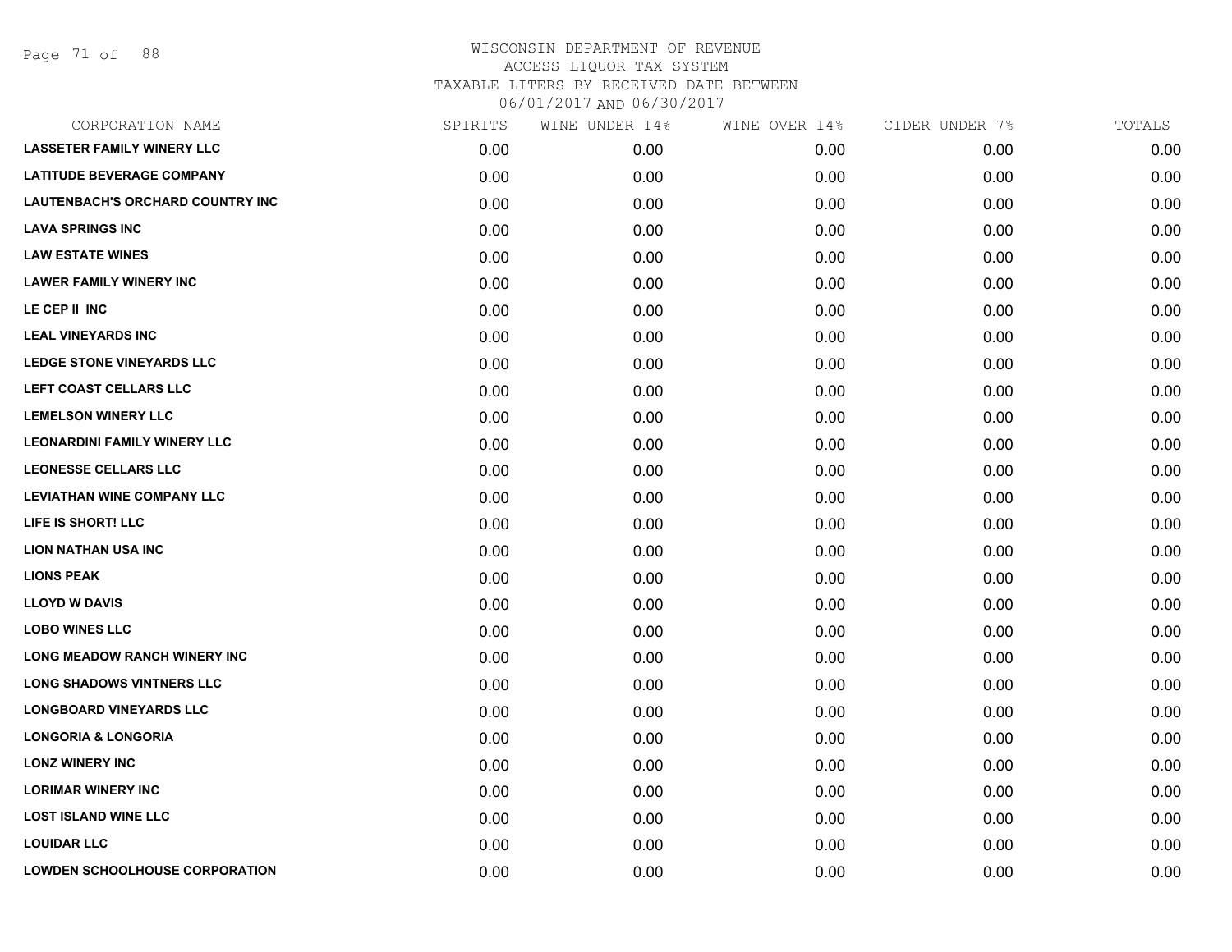# WISCONSIN DEPARTMENT OF REVENUE
ACCESS LIQUOR TAX SYSTEM
TAXABLE LITERS BY RECEIVED DATE BETWEEN
06/01/2017 AND 06/30/2017

| CORPORATION NAME | SPIRITS | WINE UNDER 14% | WINE OVER 14% | CIDER UNDER 7% | TOTALS |
|---|---|---|---|---|---|
| LASSETER FAMILY WINERY LLC | 0.00 | 0.00 | 0.00 | 0.00 | 0.00 |
| LATITUDE BEVERAGE COMPANY | 0.00 | 0.00 | 0.00 | 0.00 | 0.00 |
| LAUTENBACH'S ORCHARD COUNTRY INC | 0.00 | 0.00 | 0.00 | 0.00 | 0.00 |
| LAVA SPRINGS INC | 0.00 | 0.00 | 0.00 | 0.00 | 0.00 |
| LAW ESTATE WINES | 0.00 | 0.00 | 0.00 | 0.00 | 0.00 |
| LAWER FAMILY WINERY INC | 0.00 | 0.00 | 0.00 | 0.00 | 0.00 |
| LE CEP II INC | 0.00 | 0.00 | 0.00 | 0.00 | 0.00 |
| LEAL VINEYARDS INC | 0.00 | 0.00 | 0.00 | 0.00 | 0.00 |
| LEDGE STONE VINEYARDS LLC | 0.00 | 0.00 | 0.00 | 0.00 | 0.00 |
| LEFT COAST CELLARS LLC | 0.00 | 0.00 | 0.00 | 0.00 | 0.00 |
| LEMELSON WINERY LLC | 0.00 | 0.00 | 0.00 | 0.00 | 0.00 |
| LEONARDINI FAMILY WINERY LLC | 0.00 | 0.00 | 0.00 | 0.00 | 0.00 |
| LEONESSE CELLARS LLC | 0.00 | 0.00 | 0.00 | 0.00 | 0.00 |
| LEVIATHAN WINE COMPANY LLC | 0.00 | 0.00 | 0.00 | 0.00 | 0.00 |
| LIFE IS SHORT! LLC | 0.00 | 0.00 | 0.00 | 0.00 | 0.00 |
| LION NATHAN USA INC | 0.00 | 0.00 | 0.00 | 0.00 | 0.00 |
| LIONS PEAK | 0.00 | 0.00 | 0.00 | 0.00 | 0.00 |
| LLOYD W DAVIS | 0.00 | 0.00 | 0.00 | 0.00 | 0.00 |
| LOBO WINES LLC | 0.00 | 0.00 | 0.00 | 0.00 | 0.00 |
| LONG MEADOW RANCH WINERY INC | 0.00 | 0.00 | 0.00 | 0.00 | 0.00 |
| LONG SHADOWS VINTNERS LLC | 0.00 | 0.00 | 0.00 | 0.00 | 0.00 |
| LONGBOARD VINEYARDS LLC | 0.00 | 0.00 | 0.00 | 0.00 | 0.00 |
| LONGORIA & LONGORIA | 0.00 | 0.00 | 0.00 | 0.00 | 0.00 |
| LONZ WINERY INC | 0.00 | 0.00 | 0.00 | 0.00 | 0.00 |
| LORIMAR WINERY INC | 0.00 | 0.00 | 0.00 | 0.00 | 0.00 |
| LOST ISLAND WINE LLC | 0.00 | 0.00 | 0.00 | 0.00 | 0.00 |
| LOUIDAR LLC | 0.00 | 0.00 | 0.00 | 0.00 | 0.00 |
| LOWDEN SCHOOLHOUSE CORPORATION | 0.00 | 0.00 | 0.00 | 0.00 | 0.00 |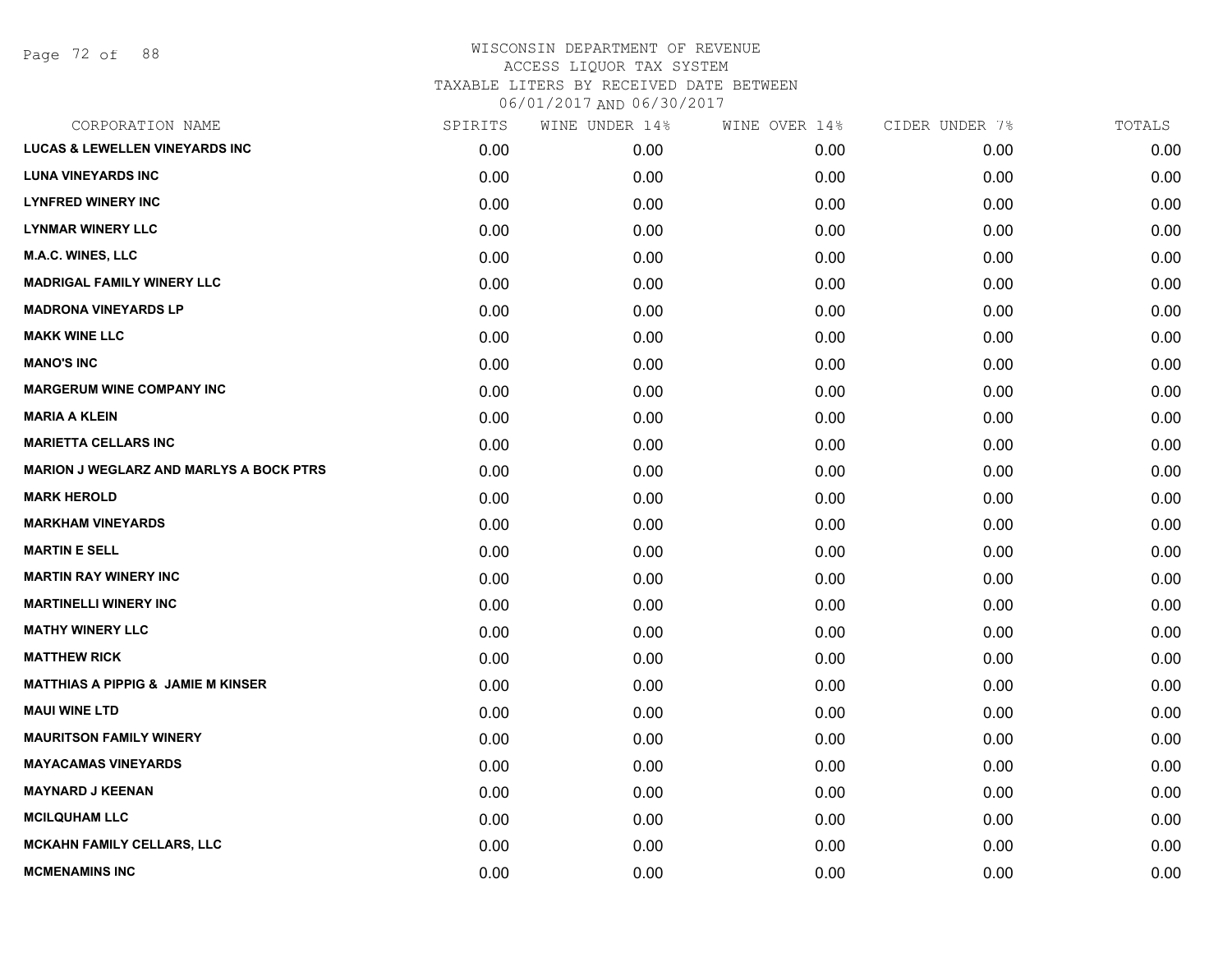# WISCONSIN DEPARTMENT OF REVENUE
## ACCESS LIQUOR TAX SYSTEM
### TAXABLE LITERS BY RECEIVED DATE BETWEEN 06/01/2017 AND 06/30/2017

| CORPORATION NAME | SPIRITS | WINE UNDER 14% | WINE OVER 14% | CIDER UNDER 7% | TOTALS |
|---|---|---|---|---|---|
| LUCAS & LEWELLEN VINEYARDS INC | 0.00 | 0.00 | 0.00 | 0.00 | 0.00 |
| LUNA VINEYARDS INC | 0.00 | 0.00 | 0.00 | 0.00 | 0.00 |
| LYNFRED WINERY INC | 0.00 | 0.00 | 0.00 | 0.00 | 0.00 |
| LYNMAR WINERY LLC | 0.00 | 0.00 | 0.00 | 0.00 | 0.00 |
| M.A.C. WINES, LLC | 0.00 | 0.00 | 0.00 | 0.00 | 0.00 |
| MADRIGAL FAMILY WINERY LLC | 0.00 | 0.00 | 0.00 | 0.00 | 0.00 |
| MADRONA VINEYARDS LP | 0.00 | 0.00 | 0.00 | 0.00 | 0.00 |
| MAKK WINE LLC | 0.00 | 0.00 | 0.00 | 0.00 | 0.00 |
| MANO'S INC | 0.00 | 0.00 | 0.00 | 0.00 | 0.00 |
| MARGERUM WINE COMPANY INC | 0.00 | 0.00 | 0.00 | 0.00 | 0.00 |
| MARIA A KLEIN | 0.00 | 0.00 | 0.00 | 0.00 | 0.00 |
| MARIETTA CELLARS INC | 0.00 | 0.00 | 0.00 | 0.00 | 0.00 |
| MARION J WEGLARZ AND MARLYS A BOCK PTRS | 0.00 | 0.00 | 0.00 | 0.00 | 0.00 |
| MARK HEROLD | 0.00 | 0.00 | 0.00 | 0.00 | 0.00 |
| MARKHAM VINEYARDS | 0.00 | 0.00 | 0.00 | 0.00 | 0.00 |
| MARTIN E SELL | 0.00 | 0.00 | 0.00 | 0.00 | 0.00 |
| MARTIN RAY WINERY INC | 0.00 | 0.00 | 0.00 | 0.00 | 0.00 |
| MARTINELLI WINERY INC | 0.00 | 0.00 | 0.00 | 0.00 | 0.00 |
| MATHY WINERY LLC | 0.00 | 0.00 | 0.00 | 0.00 | 0.00 |
| MATTHEW RICK | 0.00 | 0.00 | 0.00 | 0.00 | 0.00 |
| MATTHIAS A PIPPIG & JAMIE M KINSER | 0.00 | 0.00 | 0.00 | 0.00 | 0.00 |
| MAUI WINE LTD | 0.00 | 0.00 | 0.00 | 0.00 | 0.00 |
| MAURITSON FAMILY WINERY | 0.00 | 0.00 | 0.00 | 0.00 | 0.00 |
| MAYACAMAS VINEYARDS | 0.00 | 0.00 | 0.00 | 0.00 | 0.00 |
| MAYNARD J KEENAN | 0.00 | 0.00 | 0.00 | 0.00 | 0.00 |
| MCILQUHAM LLC | 0.00 | 0.00 | 0.00 | 0.00 | 0.00 |
| MCKAHN FAMILY CELLARS, LLC | 0.00 | 0.00 | 0.00 | 0.00 | 0.00 |
| MCMENAMINS INC | 0.00 | 0.00 | 0.00 | 0.00 | 0.00 |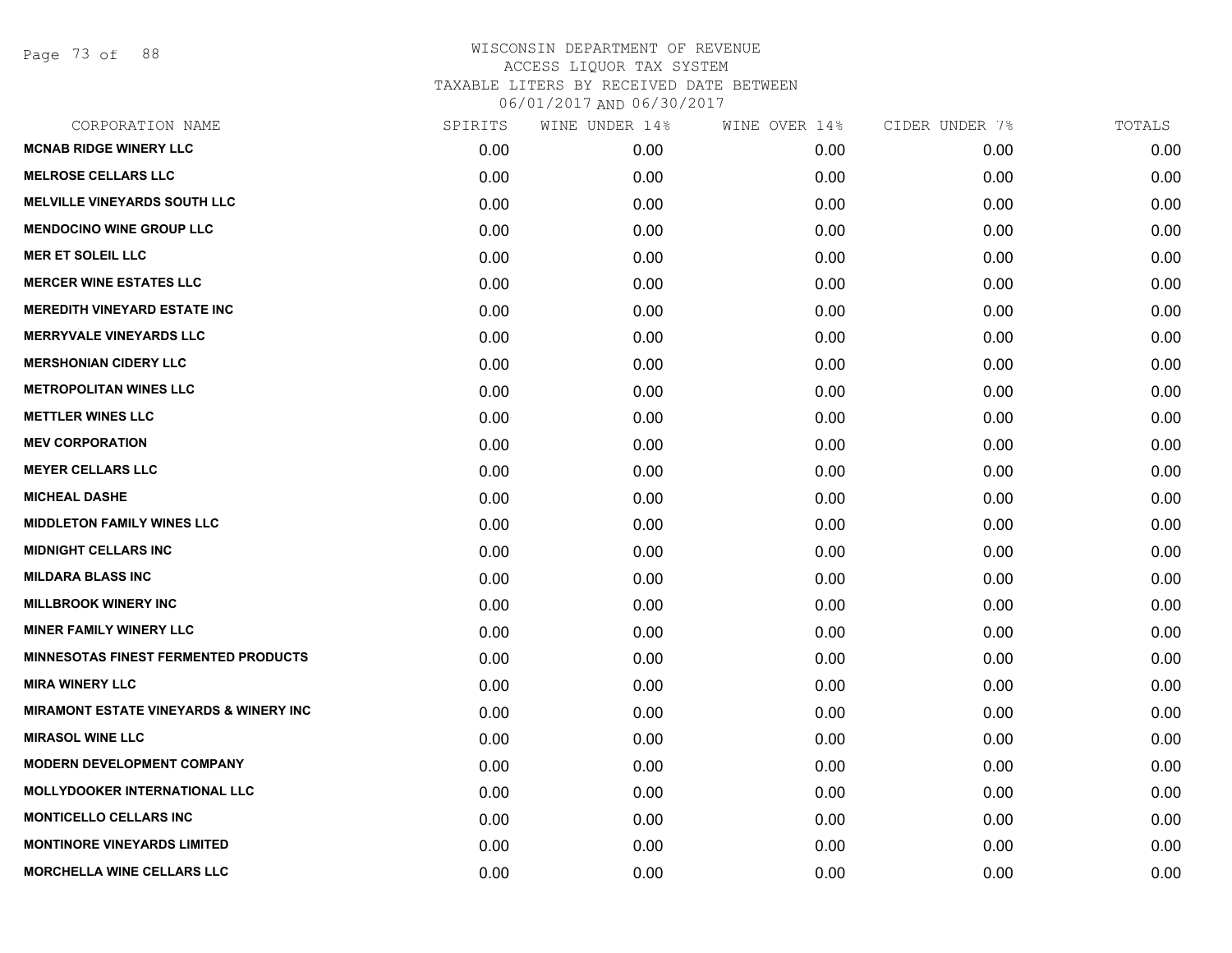# WISCONSIN DEPARTMENT OF REVENUE
## ACCESS LIQUOR TAX SYSTEM
### TAXABLE LITERS BY RECEIVED DATE BETWEEN 06/01/2017 AND 06/30/2017

| CORPORATION NAME | SPIRITS | WINE UNDER 14% | WINE OVER 14% | CIDER UNDER 7% | TOTALS |
|---|---|---|---|---|---|
| MCNAB RIDGE WINERY LLC | 0.00 | 0.00 | 0.00 | 0.00 | 0.00 |
| MELROSE CELLARS LLC | 0.00 | 0.00 | 0.00 | 0.00 | 0.00 |
| MELVILLE VINEYARDS SOUTH LLC | 0.00 | 0.00 | 0.00 | 0.00 | 0.00 |
| MENDOCINO WINE GROUP LLC | 0.00 | 0.00 | 0.00 | 0.00 | 0.00 |
| MER ET SOLEIL LLC | 0.00 | 0.00 | 0.00 | 0.00 | 0.00 |
| MERCER WINE ESTATES LLC | 0.00 | 0.00 | 0.00 | 0.00 | 0.00 |
| MEREDITH VINEYARD ESTATE INC | 0.00 | 0.00 | 0.00 | 0.00 | 0.00 |
| MERRYVALE VINEYARDS LLC | 0.00 | 0.00 | 0.00 | 0.00 | 0.00 |
| MERSHONIAN CIDERY LLC | 0.00 | 0.00 | 0.00 | 0.00 | 0.00 |
| METROPOLITAN WINES LLC | 0.00 | 0.00 | 0.00 | 0.00 | 0.00 |
| METTLER WINES LLC | 0.00 | 0.00 | 0.00 | 0.00 | 0.00 |
| MEV CORPORATION | 0.00 | 0.00 | 0.00 | 0.00 | 0.00 |
| MEYER CELLARS LLC | 0.00 | 0.00 | 0.00 | 0.00 | 0.00 |
| MICHEAL DASHE | 0.00 | 0.00 | 0.00 | 0.00 | 0.00 |
| MIDDLETON FAMILY WINES LLC | 0.00 | 0.00 | 0.00 | 0.00 | 0.00 |
| MIDNIGHT CELLARS INC | 0.00 | 0.00 | 0.00 | 0.00 | 0.00 |
| MILDARA BLASS INC | 0.00 | 0.00 | 0.00 | 0.00 | 0.00 |
| MILLBROOK WINERY INC | 0.00 | 0.00 | 0.00 | 0.00 | 0.00 |
| MINER FAMILY WINERY LLC | 0.00 | 0.00 | 0.00 | 0.00 | 0.00 |
| MINNESOTAS FINEST FERMENTED PRODUCTS | 0.00 | 0.00 | 0.00 | 0.00 | 0.00 |
| MIRA WINERY LLC | 0.00 | 0.00 | 0.00 | 0.00 | 0.00 |
| MIRAMONT ESTATE VINEYARDS & WINERY INC | 0.00 | 0.00 | 0.00 | 0.00 | 0.00 |
| MIRASOL WINE LLC | 0.00 | 0.00 | 0.00 | 0.00 | 0.00 |
| MODERN DEVELOPMENT COMPANY | 0.00 | 0.00 | 0.00 | 0.00 | 0.00 |
| MOLLYDOOKER INTERNATIONAL LLC | 0.00 | 0.00 | 0.00 | 0.00 | 0.00 |
| MONTICELLO CELLARS INC | 0.00 | 0.00 | 0.00 | 0.00 | 0.00 |
| MONTINORE VINEYARDS LIMITED | 0.00 | 0.00 | 0.00 | 0.00 | 0.00 |
| MORCHELLA WINE CELLARS LLC | 0.00 | 0.00 | 0.00 | 0.00 | 0.00 |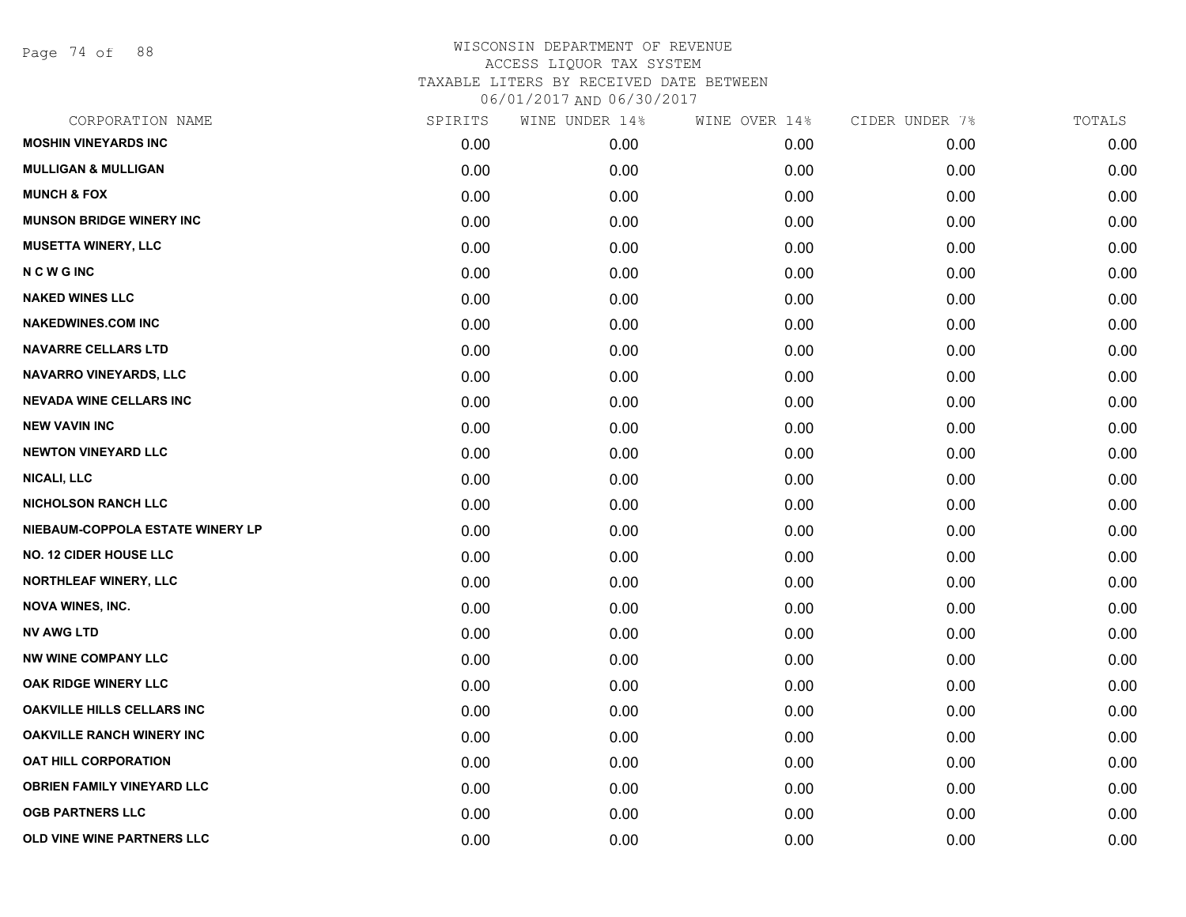# WISCONSIN DEPARTMENT OF REVENUE
## ACCESS LIQUOR TAX SYSTEM
### TAXABLE LITERS BY RECEIVED DATE BETWEEN 06/01/2017 AND 06/30/2017

| CORPORATION NAME | SPIRITS | WINE UNDER 14% | WINE OVER 14% | CIDER UNDER 7% | TOTALS |
|---|---|---|---|---|---|
| MOSHIN VINEYARDS INC | 0.00 | 0.00 | 0.00 | 0.00 | 0.00 |
| MULLIGAN & MULLIGAN | 0.00 | 0.00 | 0.00 | 0.00 | 0.00 |
| MUNCH & FOX | 0.00 | 0.00 | 0.00 | 0.00 | 0.00 |
| MUNSON BRIDGE WINERY INC | 0.00 | 0.00 | 0.00 | 0.00 | 0.00 |
| MUSETTA WINERY, LLC | 0.00 | 0.00 | 0.00 | 0.00 | 0.00 |
| N C W G INC | 0.00 | 0.00 | 0.00 | 0.00 | 0.00 |
| NAKED WINES LLC | 0.00 | 0.00 | 0.00 | 0.00 | 0.00 |
| NAKEDWINES.COM INC | 0.00 | 0.00 | 0.00 | 0.00 | 0.00 |
| NAVARRE CELLARS LTD | 0.00 | 0.00 | 0.00 | 0.00 | 0.00 |
| NAVARRO VINEYARDS, LLC | 0.00 | 0.00 | 0.00 | 0.00 | 0.00 |
| NEVADA WINE CELLARS INC | 0.00 | 0.00 | 0.00 | 0.00 | 0.00 |
| NEW VAVIN INC | 0.00 | 0.00 | 0.00 | 0.00 | 0.00 |
| NEWTON VINEYARD LLC | 0.00 | 0.00 | 0.00 | 0.00 | 0.00 |
| NICALI, LLC | 0.00 | 0.00 | 0.00 | 0.00 | 0.00 |
| NICHOLSON RANCH LLC | 0.00 | 0.00 | 0.00 | 0.00 | 0.00 |
| NIEBAUM-COPPOLA ESTATE WINERY LP | 0.00 | 0.00 | 0.00 | 0.00 | 0.00 |
| NO. 12 CIDER HOUSE LLC | 0.00 | 0.00 | 0.00 | 0.00 | 0.00 |
| NORTHLEAF WINERY, LLC | 0.00 | 0.00 | 0.00 | 0.00 | 0.00 |
| NOVA WINES, INC. | 0.00 | 0.00 | 0.00 | 0.00 | 0.00 |
| NV AWG LTD | 0.00 | 0.00 | 0.00 | 0.00 | 0.00 |
| NW WINE COMPANY LLC | 0.00 | 0.00 | 0.00 | 0.00 | 0.00 |
| OAK RIDGE WINERY LLC | 0.00 | 0.00 | 0.00 | 0.00 | 0.00 |
| OAKVILLE HILLS CELLARS INC | 0.00 | 0.00 | 0.00 | 0.00 | 0.00 |
| OAKVILLE RANCH WINERY INC | 0.00 | 0.00 | 0.00 | 0.00 | 0.00 |
| OAT HILL CORPORATION | 0.00 | 0.00 | 0.00 | 0.00 | 0.00 |
| OBRIEN FAMILY VINEYARD LLC | 0.00 | 0.00 | 0.00 | 0.00 | 0.00 |
| OGB PARTNERS LLC | 0.00 | 0.00 | 0.00 | 0.00 | 0.00 |
| OLD VINE WINE PARTNERS LLC | 0.00 | 0.00 | 0.00 | 0.00 | 0.00 |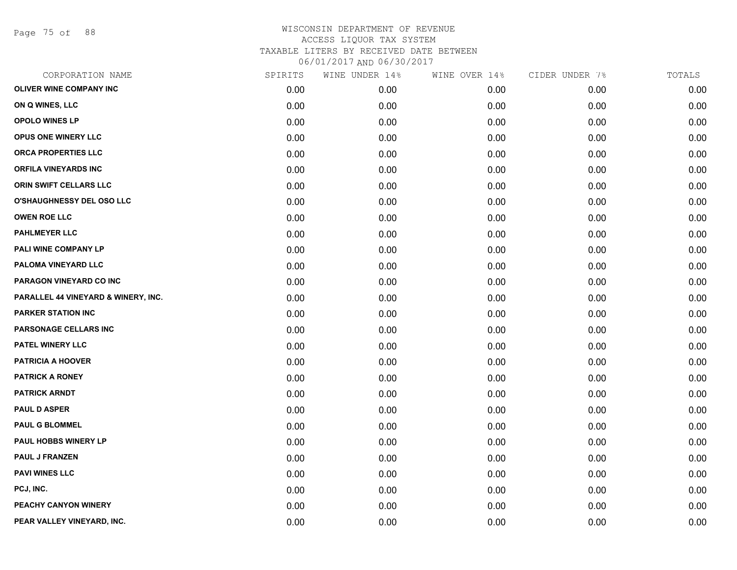# WISCONSIN DEPARTMENT OF REVENUE
ACCESS LIQUOR TAX SYSTEM
TAXABLE LITERS BY RECEIVED DATE BETWEEN
06/01/2017 AND 06/30/2017

| CORPORATION NAME | SPIRITS | WINE UNDER 14% | WINE OVER 14% | CIDER UNDER 7% | TOTALS |
|---|---|---|---|---|---|
| OLIVER WINE COMPANY INC | 0.00 | 0.00 | 0.00 | 0.00 | 0.00 |
| ON Q WINES, LLC | 0.00 | 0.00 | 0.00 | 0.00 | 0.00 |
| OPOLO WINES LP | 0.00 | 0.00 | 0.00 | 0.00 | 0.00 |
| OPUS ONE WINERY LLC | 0.00 | 0.00 | 0.00 | 0.00 | 0.00 |
| ORCA PROPERTIES LLC | 0.00 | 0.00 | 0.00 | 0.00 | 0.00 |
| ORFILA VINEYARDS INC | 0.00 | 0.00 | 0.00 | 0.00 | 0.00 |
| ORIN SWIFT CELLARS LLC | 0.00 | 0.00 | 0.00 | 0.00 | 0.00 |
| O'SHAUGHNESSY DEL OSO LLC | 0.00 | 0.00 | 0.00 | 0.00 | 0.00 |
| OWEN ROE LLC | 0.00 | 0.00 | 0.00 | 0.00 | 0.00 |
| PAHLMEYER LLC | 0.00 | 0.00 | 0.00 | 0.00 | 0.00 |
| PALI WINE COMPANY LP | 0.00 | 0.00 | 0.00 | 0.00 | 0.00 |
| PALOMA VINEYARD LLC | 0.00 | 0.00 | 0.00 | 0.00 | 0.00 |
| PARAGON VINEYARD CO INC | 0.00 | 0.00 | 0.00 | 0.00 | 0.00 |
| PARALLEL 44 VINEYARD & WINERY, INC. | 0.00 | 0.00 | 0.00 | 0.00 | 0.00 |
| PARKER STATION INC | 0.00 | 0.00 | 0.00 | 0.00 | 0.00 |
| PARSONAGE CELLARS INC | 0.00 | 0.00 | 0.00 | 0.00 | 0.00 |
| PATEL WINERY LLC | 0.00 | 0.00 | 0.00 | 0.00 | 0.00 |
| PATRICIA A HOOVER | 0.00 | 0.00 | 0.00 | 0.00 | 0.00 |
| PATRICK A RONEY | 0.00 | 0.00 | 0.00 | 0.00 | 0.00 |
| PATRICK ARNDT | 0.00 | 0.00 | 0.00 | 0.00 | 0.00 |
| PAUL D ASPER | 0.00 | 0.00 | 0.00 | 0.00 | 0.00 |
| PAUL G BLOMMEL | 0.00 | 0.00 | 0.00 | 0.00 | 0.00 |
| PAUL HOBBS WINERY LP | 0.00 | 0.00 | 0.00 | 0.00 | 0.00 |
| PAUL J FRANZEN | 0.00 | 0.00 | 0.00 | 0.00 | 0.00 |
| PAVI WINES LLC | 0.00 | 0.00 | 0.00 | 0.00 | 0.00 |
| PCJ, INC. | 0.00 | 0.00 | 0.00 | 0.00 | 0.00 |
| PEACHY CANYON WINERY | 0.00 | 0.00 | 0.00 | 0.00 | 0.00 |
| PEAR VALLEY VINEYARD, INC. | 0.00 | 0.00 | 0.00 | 0.00 | 0.00 |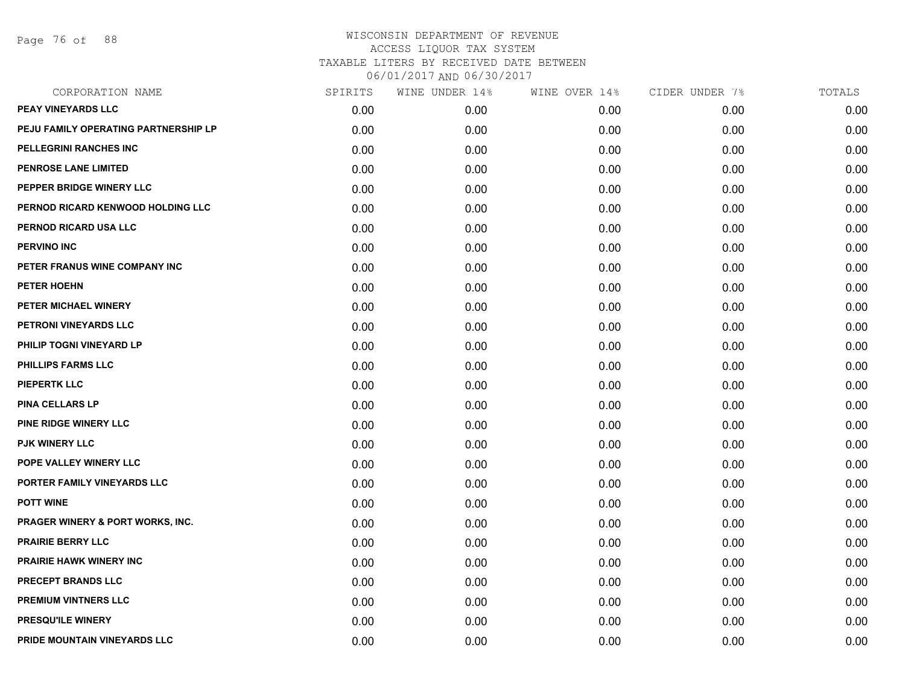WISCONSIN DEPARTMENT OF REVENUE
ACCESS LIQUOR TAX SYSTEM
TAXABLE LITERS BY RECEIVED DATE BETWEEN
06/01/2017 AND 06/30/2017

| CORPORATION NAME | SPIRITS | WINE UNDER 14% | WINE OVER 14% | CIDER UNDER 7% | TOTALS |
|---|---|---|---|---|---|
| PEAY VINEYARDS LLC | 0.00 | 0.00 | 0.00 | 0.00 | 0.00 |
| PEJU FAMILY OPERATING PARTNERSHIP LP | 0.00 | 0.00 | 0.00 | 0.00 | 0.00 |
| PELLEGRINI RANCHES INC | 0.00 | 0.00 | 0.00 | 0.00 | 0.00 |
| PENROSE LANE LIMITED | 0.00 | 0.00 | 0.00 | 0.00 | 0.00 |
| PEPPER BRIDGE WINERY LLC | 0.00 | 0.00 | 0.00 | 0.00 | 0.00 |
| PERNOD RICARD KENWOOD HOLDING LLC | 0.00 | 0.00 | 0.00 | 0.00 | 0.00 |
| PERNOD RICARD USA LLC | 0.00 | 0.00 | 0.00 | 0.00 | 0.00 |
| PERVINO INC | 0.00 | 0.00 | 0.00 | 0.00 | 0.00 |
| PETER FRANUS WINE COMPANY INC | 0.00 | 0.00 | 0.00 | 0.00 | 0.00 |
| PETER HOEHN | 0.00 | 0.00 | 0.00 | 0.00 | 0.00 |
| PETER MICHAEL WINERY | 0.00 | 0.00 | 0.00 | 0.00 | 0.00 |
| PETRONI VINEYARDS LLC | 0.00 | 0.00 | 0.00 | 0.00 | 0.00 |
| PHILIP TOGNI VINEYARD LP | 0.00 | 0.00 | 0.00 | 0.00 | 0.00 |
| PHILLIPS FARMS LLC | 0.00 | 0.00 | 0.00 | 0.00 | 0.00 |
| PIEPERTK LLC | 0.00 | 0.00 | 0.00 | 0.00 | 0.00 |
| PINA CELLARS LP | 0.00 | 0.00 | 0.00 | 0.00 | 0.00 |
| PINE RIDGE WINERY LLC | 0.00 | 0.00 | 0.00 | 0.00 | 0.00 |
| PJK WINERY LLC | 0.00 | 0.00 | 0.00 | 0.00 | 0.00 |
| POPE VALLEY WINERY LLC | 0.00 | 0.00 | 0.00 | 0.00 | 0.00 |
| PORTER FAMILY VINEYARDS LLC | 0.00 | 0.00 | 0.00 | 0.00 | 0.00 |
| POTT WINE | 0.00 | 0.00 | 0.00 | 0.00 | 0.00 |
| PRAGER WINERY & PORT WORKS, INC. | 0.00 | 0.00 | 0.00 | 0.00 | 0.00 |
| PRAIRIE BERRY LLC | 0.00 | 0.00 | 0.00 | 0.00 | 0.00 |
| PRAIRIE HAWK WINERY INC | 0.00 | 0.00 | 0.00 | 0.00 | 0.00 |
| PRECEPT BRANDS LLC | 0.00 | 0.00 | 0.00 | 0.00 | 0.00 |
| PREMIUM VINTNERS LLC | 0.00 | 0.00 | 0.00 | 0.00 | 0.00 |
| PRESQU'ILE WINERY | 0.00 | 0.00 | 0.00 | 0.00 | 0.00 |
| PRIDE MOUNTAIN VINEYARDS LLC | 0.00 | 0.00 | 0.00 | 0.00 | 0.00 |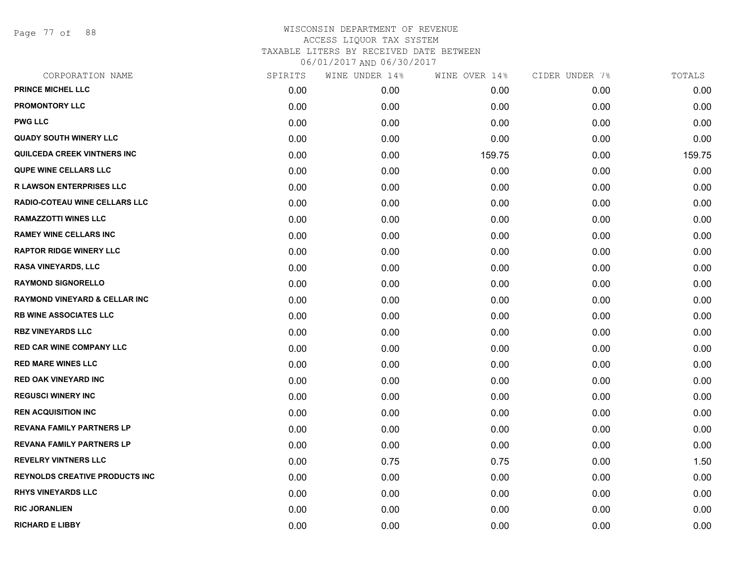WISCONSIN DEPARTMENT OF REVENUE
ACCESS LIQUOR TAX SYSTEM
TAXABLE LITERS BY RECEIVED DATE BETWEEN
06/01/2017 AND 06/30/2017

| CORPORATION NAME | SPIRITS | WINE UNDER 14% | WINE OVER 14% | CIDER UNDER 7% | TOTALS |
|---|---|---|---|---|---|
| PRINCE MICHEL LLC | 0.00 | 0.00 | 0.00 | 0.00 | 0.00 |
| PROMONTORY LLC | 0.00 | 0.00 | 0.00 | 0.00 | 0.00 |
| PWG LLC | 0.00 | 0.00 | 0.00 | 0.00 | 0.00 |
| QUADY SOUTH WINERY LLC | 0.00 | 0.00 | 0.00 | 0.00 | 0.00 |
| QUILCEDA CREEK VINTNERS INC | 0.00 | 0.00 | 159.75 | 0.00 | 159.75 |
| QUPE WINE CELLARS LLC | 0.00 | 0.00 | 0.00 | 0.00 | 0.00 |
| R LAWSON ENTERPRISES LLC | 0.00 | 0.00 | 0.00 | 0.00 | 0.00 |
| RADIO-COTEAU WINE CELLARS LLC | 0.00 | 0.00 | 0.00 | 0.00 | 0.00 |
| RAMAZZOTTI WINES LLC | 0.00 | 0.00 | 0.00 | 0.00 | 0.00 |
| RAMEY WINE CELLARS INC | 0.00 | 0.00 | 0.00 | 0.00 | 0.00 |
| RAPTOR RIDGE WINERY LLC | 0.00 | 0.00 | 0.00 | 0.00 | 0.00 |
| RASA VINEYARDS, LLC | 0.00 | 0.00 | 0.00 | 0.00 | 0.00 |
| RAYMOND SIGNORELLO | 0.00 | 0.00 | 0.00 | 0.00 | 0.00 |
| RAYMOND VINEYARD & CELLAR INC | 0.00 | 0.00 | 0.00 | 0.00 | 0.00 |
| RB WINE ASSOCIATES LLC | 0.00 | 0.00 | 0.00 | 0.00 | 0.00 |
| RBZ VINEYARDS LLC | 0.00 | 0.00 | 0.00 | 0.00 | 0.00 |
| RED CAR WINE COMPANY LLC | 0.00 | 0.00 | 0.00 | 0.00 | 0.00 |
| RED MARE WINES LLC | 0.00 | 0.00 | 0.00 | 0.00 | 0.00 |
| RED OAK VINEYARD INC | 0.00 | 0.00 | 0.00 | 0.00 | 0.00 |
| REGUSCI WINERY INC | 0.00 | 0.00 | 0.00 | 0.00 | 0.00 |
| REN ACQUISITION INC | 0.00 | 0.00 | 0.00 | 0.00 | 0.00 |
| REVANA FAMILY PARTNERS LP | 0.00 | 0.00 | 0.00 | 0.00 | 0.00 |
| REVANA FAMILY PARTNERS LP | 0.00 | 0.00 | 0.00 | 0.00 | 0.00 |
| REVELRY VINTNERS LLC | 0.00 | 0.75 | 0.75 | 0.00 | 1.50 |
| REYNOLDS CREATIVE PRODUCTS INC | 0.00 | 0.00 | 0.00 | 0.00 | 0.00 |
| RHYS VINEYARDS LLC | 0.00 | 0.00 | 0.00 | 0.00 | 0.00 |
| RIC JORANLIEN | 0.00 | 0.00 | 0.00 | 0.00 | 0.00 |
| RICHARD E LIBBY | 0.00 | 0.00 | 0.00 | 0.00 | 0.00 |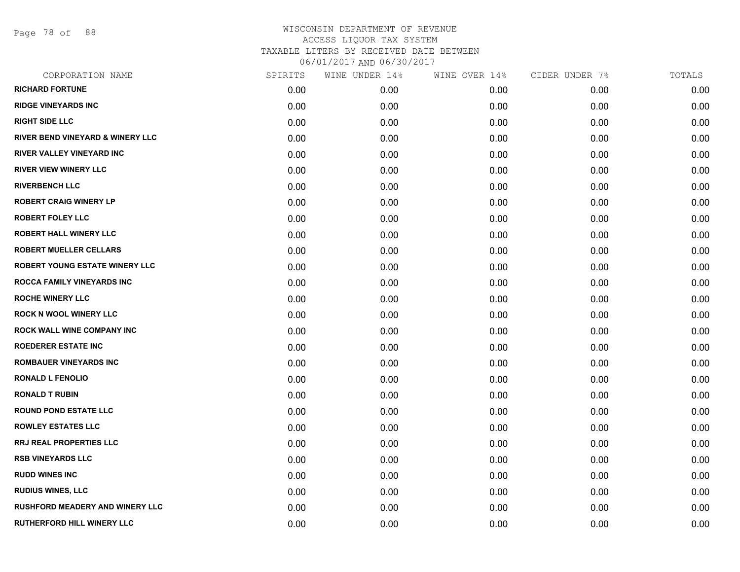# WISCONSIN DEPARTMENT OF REVENUE
ACCESS LIQUOR TAX SYSTEM
TAXABLE LITERS BY RECEIVED DATE BETWEEN
06/01/2017 AND 06/30/2017

| CORPORATION NAME | SPIRITS | WINE UNDER 14% | WINE OVER 14% | CIDER UNDER 7% | TOTALS |
|---|---|---|---|---|---|
| RICHARD FORTUNE | 0.00 | 0.00 | 0.00 | 0.00 | 0.00 |
| RIDGE VINEYARDS INC | 0.00 | 0.00 | 0.00 | 0.00 | 0.00 |
| RIGHT SIDE LLC | 0.00 | 0.00 | 0.00 | 0.00 | 0.00 |
| RIVER BEND VINEYARD & WINERY LLC | 0.00 | 0.00 | 0.00 | 0.00 | 0.00 |
| RIVER VALLEY VINEYARD INC | 0.00 | 0.00 | 0.00 | 0.00 | 0.00 |
| RIVER VIEW WINERY LLC | 0.00 | 0.00 | 0.00 | 0.00 | 0.00 |
| RIVERBENCH LLC | 0.00 | 0.00 | 0.00 | 0.00 | 0.00 |
| ROBERT CRAIG WINERY LP | 0.00 | 0.00 | 0.00 | 0.00 | 0.00 |
| ROBERT FOLEY LLC | 0.00 | 0.00 | 0.00 | 0.00 | 0.00 |
| ROBERT HALL WINERY LLC | 0.00 | 0.00 | 0.00 | 0.00 | 0.00 |
| ROBERT MUELLER CELLARS | 0.00 | 0.00 | 0.00 | 0.00 | 0.00 |
| ROBERT YOUNG ESTATE WINERY LLC | 0.00 | 0.00 | 0.00 | 0.00 | 0.00 |
| ROCCA FAMILY VINEYARDS INC | 0.00 | 0.00 | 0.00 | 0.00 | 0.00 |
| ROCHE WINERY LLC | 0.00 | 0.00 | 0.00 | 0.00 | 0.00 |
| ROCK N WOOL WINERY LLC | 0.00 | 0.00 | 0.00 | 0.00 | 0.00 |
| ROCK WALL WINE COMPANY INC | 0.00 | 0.00 | 0.00 | 0.00 | 0.00 |
| ROEDERER ESTATE INC | 0.00 | 0.00 | 0.00 | 0.00 | 0.00 |
| ROMBAUER VINEYARDS INC | 0.00 | 0.00 | 0.00 | 0.00 | 0.00 |
| RONALD L FENOLIO | 0.00 | 0.00 | 0.00 | 0.00 | 0.00 |
| RONALD T RUBIN | 0.00 | 0.00 | 0.00 | 0.00 | 0.00 |
| ROUND POND ESTATE LLC | 0.00 | 0.00 | 0.00 | 0.00 | 0.00 |
| ROWLEY ESTATES LLC | 0.00 | 0.00 | 0.00 | 0.00 | 0.00 |
| RRJ REAL PROPERTIES LLC | 0.00 | 0.00 | 0.00 | 0.00 | 0.00 |
| RSB VINEYARDS LLC | 0.00 | 0.00 | 0.00 | 0.00 | 0.00 |
| RUDD WINES INC | 0.00 | 0.00 | 0.00 | 0.00 | 0.00 |
| RUDIUS WINES, LLC | 0.00 | 0.00 | 0.00 | 0.00 | 0.00 |
| RUSHFORD MEADERY AND WINERY LLC | 0.00 | 0.00 | 0.00 | 0.00 | 0.00 |
| RUTHERFORD HILL WINERY LLC | 0.00 | 0.00 | 0.00 | 0.00 | 0.00 |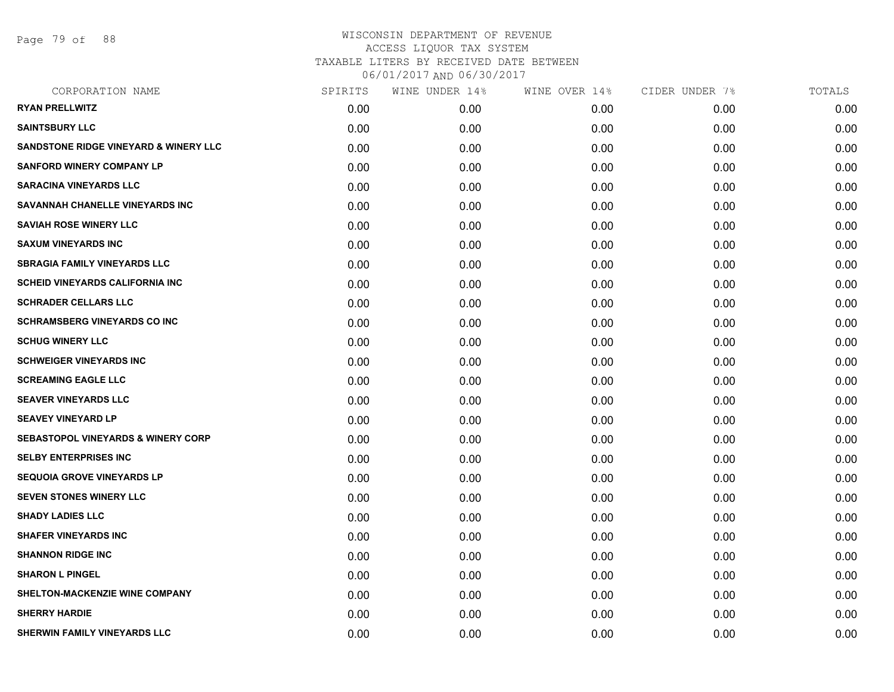WISCONSIN DEPARTMENT OF REVENUE
ACCESS LIQUOR TAX SYSTEM
TAXABLE LITERS BY RECEIVED DATE BETWEEN
06/01/2017 AND 06/30/2017

| CORPORATION NAME | SPIRITS | WINE UNDER 14% | WINE OVER 14% | CIDER UNDER 7% | TOTALS |
|---|---|---|---|---|---|
| **RYAN PRELLWITZ** | 0.00 | 0.00 | 0.00 | 0.00 | 0.00 |
| **SAINTSBURY LLC** | 0.00 | 0.00 | 0.00 | 0.00 | 0.00 |
| **SANDSTONE RIDGE VINEYARD & WINERY LLC** | 0.00 | 0.00 | 0.00 | 0.00 | 0.00 |
| **SANFORD WINERY COMPANY LP** | 0.00 | 0.00 | 0.00 | 0.00 | 0.00 |
| **SARACINA VINEYARDS LLC** | 0.00 | 0.00 | 0.00 | 0.00 | 0.00 |
| **SAVANNAH CHANELLE VINEYARDS INC** | 0.00 | 0.00 | 0.00 | 0.00 | 0.00 |
| **SAVIAH ROSE WINERY LLC** | 0.00 | 0.00 | 0.00 | 0.00 | 0.00 |
| **SAXUM VINEYARDS INC** | 0.00 | 0.00 | 0.00 | 0.00 | 0.00 |
| **SBRAGIA FAMILY VINEYARDS LLC** | 0.00 | 0.00 | 0.00 | 0.00 | 0.00 |
| **SCHEID VINEYARDS CALIFORNIA INC** | 0.00 | 0.00 | 0.00 | 0.00 | 0.00 |
| **SCHRADER CELLARS LLC** | 0.00 | 0.00 | 0.00 | 0.00 | 0.00 |
| **SCHRAMSBERG VINEYARDS CO INC** | 0.00 | 0.00 | 0.00 | 0.00 | 0.00 |
| **SCHUG WINERY LLC** | 0.00 | 0.00 | 0.00 | 0.00 | 0.00 |
| **SCHWEIGER VINEYARDS INC** | 0.00 | 0.00 | 0.00 | 0.00 | 0.00 |
| **SCREAMING EAGLE LLC** | 0.00 | 0.00 | 0.00 | 0.00 | 0.00 |
| **SEAVER VINEYARDS LLC** | 0.00 | 0.00 | 0.00 | 0.00 | 0.00 |
| **SEAVEY VINEYARD LP** | 0.00 | 0.00 | 0.00 | 0.00 | 0.00 |
| **SEBASTOPOL VINEYARDS & WINERY CORP** | 0.00 | 0.00 | 0.00 | 0.00 | 0.00 |
| **SELBY ENTERPRISES INC** | 0.00 | 0.00 | 0.00 | 0.00 | 0.00 |
| **SEQUOIA GROVE VINEYARDS LP** | 0.00 | 0.00 | 0.00 | 0.00 | 0.00 |
| **SEVEN STONES WINERY LLC** | 0.00 | 0.00 | 0.00 | 0.00 | 0.00 |
| **SHADY LADIES LLC** | 0.00 | 0.00 | 0.00 | 0.00 | 0.00 |
| **SHAFER VINEYARDS INC** | 0.00 | 0.00 | 0.00 | 0.00 | 0.00 |
| **SHANNON RIDGE INC** | 0.00 | 0.00 | 0.00 | 0.00 | 0.00 |
| **SHARON L PINGEL** | 0.00 | 0.00 | 0.00 | 0.00 | 0.00 |
| **SHELTON-MACKENZIE WINE COMPANY** | 0.00 | 0.00 | 0.00 | 0.00 | 0.00 |
| **SHERRY HARDIE** | 0.00 | 0.00 | 0.00 | 0.00 | 0.00 |
| **SHERWIN FAMILY VINEYARDS LLC** | 0.00 | 0.00 | 0.00 | 0.00 | 0.00 |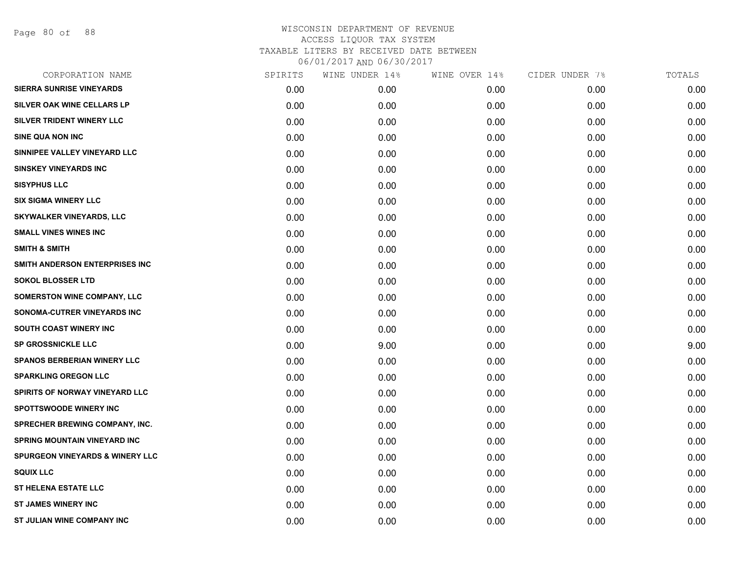# WISCONSIN DEPARTMENT OF REVENUE
ACCESS LIQUOR TAX SYSTEM
TAXABLE LITERS BY RECEIVED DATE BETWEEN
06/01/2017 AND 06/30/2017

| CORPORATION NAME | SPIRITS | WINE UNDER 14% | WINE OVER 14% | CIDER UNDER 7% | TOTALS |
|---|---|---|---|---|---|
| SIERRA SUNRISE VINEYARDS | 0.00 | 0.00 | 0.00 | 0.00 | 0.00 |
| SILVER OAK WINE CELLARS LP | 0.00 | 0.00 | 0.00 | 0.00 | 0.00 |
| SILVER TRIDENT WINERY LLC | 0.00 | 0.00 | 0.00 | 0.00 | 0.00 |
| SINE QUA NON INC | 0.00 | 0.00 | 0.00 | 0.00 | 0.00 |
| SINNIPEE VALLEY VINEYARD LLC | 0.00 | 0.00 | 0.00 | 0.00 | 0.00 |
| SINSKEY VINEYARDS INC | 0.00 | 0.00 | 0.00 | 0.00 | 0.00 |
| SISYPHUS LLC | 0.00 | 0.00 | 0.00 | 0.00 | 0.00 |
| SIX SIGMA WINERY LLC | 0.00 | 0.00 | 0.00 | 0.00 | 0.00 |
| SKYWALKER VINEYARDS, LLC | 0.00 | 0.00 | 0.00 | 0.00 | 0.00 |
| SMALL VINES WINES INC | 0.00 | 0.00 | 0.00 | 0.00 | 0.00 |
| SMITH & SMITH | 0.00 | 0.00 | 0.00 | 0.00 | 0.00 |
| SMITH ANDERSON ENTERPRISES INC | 0.00 | 0.00 | 0.00 | 0.00 | 0.00 |
| SOKOL BLOSSER LTD | 0.00 | 0.00 | 0.00 | 0.00 | 0.00 |
| SOMERSTON WINE COMPANY, LLC | 0.00 | 0.00 | 0.00 | 0.00 | 0.00 |
| SONOMA-CUTRER VINEYARDS INC | 0.00 | 0.00 | 0.00 | 0.00 | 0.00 |
| SOUTH COAST WINERY INC | 0.00 | 0.00 | 0.00 | 0.00 | 0.00 |
| SP GROSSNICKLE LLC | 0.00 | 9.00 | 0.00 | 0.00 | 9.00 |
| SPANOS BERBERIAN WINERY LLC | 0.00 | 0.00 | 0.00 | 0.00 | 0.00 |
| SPARKLING OREGON LLC | 0.00 | 0.00 | 0.00 | 0.00 | 0.00 |
| SPIRITS OF NORWAY VINEYARD LLC | 0.00 | 0.00 | 0.00 | 0.00 | 0.00 |
| SPOTTSWOODE WINERY INC | 0.00 | 0.00 | 0.00 | 0.00 | 0.00 |
| SPRECHER BREWING COMPANY, INC. | 0.00 | 0.00 | 0.00 | 0.00 | 0.00 |
| SPRING MOUNTAIN VINEYARD INC | 0.00 | 0.00 | 0.00 | 0.00 | 0.00 |
| SPURGEON VINEYARDS & WINERY LLC | 0.00 | 0.00 | 0.00 | 0.00 | 0.00 |
| SQUIX LLC | 0.00 | 0.00 | 0.00 | 0.00 | 0.00 |
| ST HELENA ESTATE LLC | 0.00 | 0.00 | 0.00 | 0.00 | 0.00 |
| ST JAMES WINERY INC | 0.00 | 0.00 | 0.00 | 0.00 | 0.00 |
| ST JULIAN WINE COMPANY INC | 0.00 | 0.00 | 0.00 | 0.00 | 0.00 |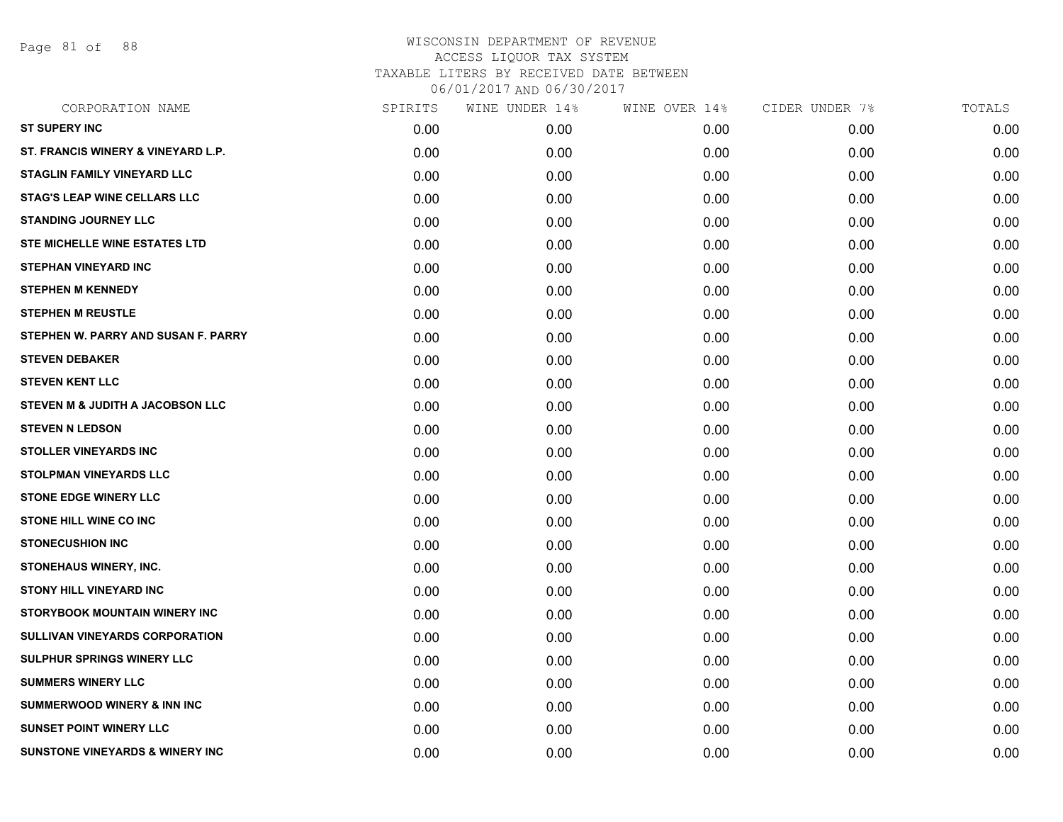WISCONSIN DEPARTMENT OF REVENUE
ACCESS LIQUOR TAX SYSTEM
TAXABLE LITERS BY RECEIVED DATE BETWEEN
06/01/2017 AND 06/30/2017

| CORPORATION NAME | SPIRITS | WINE UNDER 14% | WINE OVER 14% | CIDER UNDER 7% | TOTALS |
|---|---|---|---|---|---|
| ST SUPERY INC | 0.00 | 0.00 | 0.00 | 0.00 | 0.00 |
| ST. FRANCIS WINERY & VINEYARD L.P. | 0.00 | 0.00 | 0.00 | 0.00 | 0.00 |
| STAGLIN FAMILY VINEYARD LLC | 0.00 | 0.00 | 0.00 | 0.00 | 0.00 |
| STAG'S LEAP WINE CELLARS LLC | 0.00 | 0.00 | 0.00 | 0.00 | 0.00 |
| STANDING JOURNEY LLC | 0.00 | 0.00 | 0.00 | 0.00 | 0.00 |
| STE MICHELLE WINE ESTATES LTD | 0.00 | 0.00 | 0.00 | 0.00 | 0.00 |
| STEPHAN VINEYARD INC | 0.00 | 0.00 | 0.00 | 0.00 | 0.00 |
| STEPHEN M KENNEDY | 0.00 | 0.00 | 0.00 | 0.00 | 0.00 |
| STEPHEN M REUSTLE | 0.00 | 0.00 | 0.00 | 0.00 | 0.00 |
| STEPHEN W. PARRY AND SUSAN F. PARRY | 0.00 | 0.00 | 0.00 | 0.00 | 0.00 |
| STEVEN DEBAKER | 0.00 | 0.00 | 0.00 | 0.00 | 0.00 |
| STEVEN KENT LLC | 0.00 | 0.00 | 0.00 | 0.00 | 0.00 |
| STEVEN M & JUDITH A JACOBSON LLC | 0.00 | 0.00 | 0.00 | 0.00 | 0.00 |
| STEVEN N LEDSON | 0.00 | 0.00 | 0.00 | 0.00 | 0.00 |
| STOLLER VINEYARDS INC | 0.00 | 0.00 | 0.00 | 0.00 | 0.00 |
| STOLPMAN VINEYARDS LLC | 0.00 | 0.00 | 0.00 | 0.00 | 0.00 |
| STONE EDGE WINERY LLC | 0.00 | 0.00 | 0.00 | 0.00 | 0.00 |
| STONE HILL WINE CO INC | 0.00 | 0.00 | 0.00 | 0.00 | 0.00 |
| STONECUSHION INC | 0.00 | 0.00 | 0.00 | 0.00 | 0.00 |
| STONEHAUS WINERY, INC. | 0.00 | 0.00 | 0.00 | 0.00 | 0.00 |
| STONY HILL VINEYARD INC | 0.00 | 0.00 | 0.00 | 0.00 | 0.00 |
| STORYBOOK MOUNTAIN WINERY INC | 0.00 | 0.00 | 0.00 | 0.00 | 0.00 |
| SULLIVAN VINEYARDS CORPORATION | 0.00 | 0.00 | 0.00 | 0.00 | 0.00 |
| SULPHUR SPRINGS WINERY LLC | 0.00 | 0.00 | 0.00 | 0.00 | 0.00 |
| SUMMERS WINERY LLC | 0.00 | 0.00 | 0.00 | 0.00 | 0.00 |
| SUMMERWOOD WINERY & INN INC | 0.00 | 0.00 | 0.00 | 0.00 | 0.00 |
| SUNSET POINT WINERY LLC | 0.00 | 0.00 | 0.00 | 0.00 | 0.00 |
| SUNSTONE VINEYARDS & WINERY INC | 0.00 | 0.00 | 0.00 | 0.00 | 0.00 |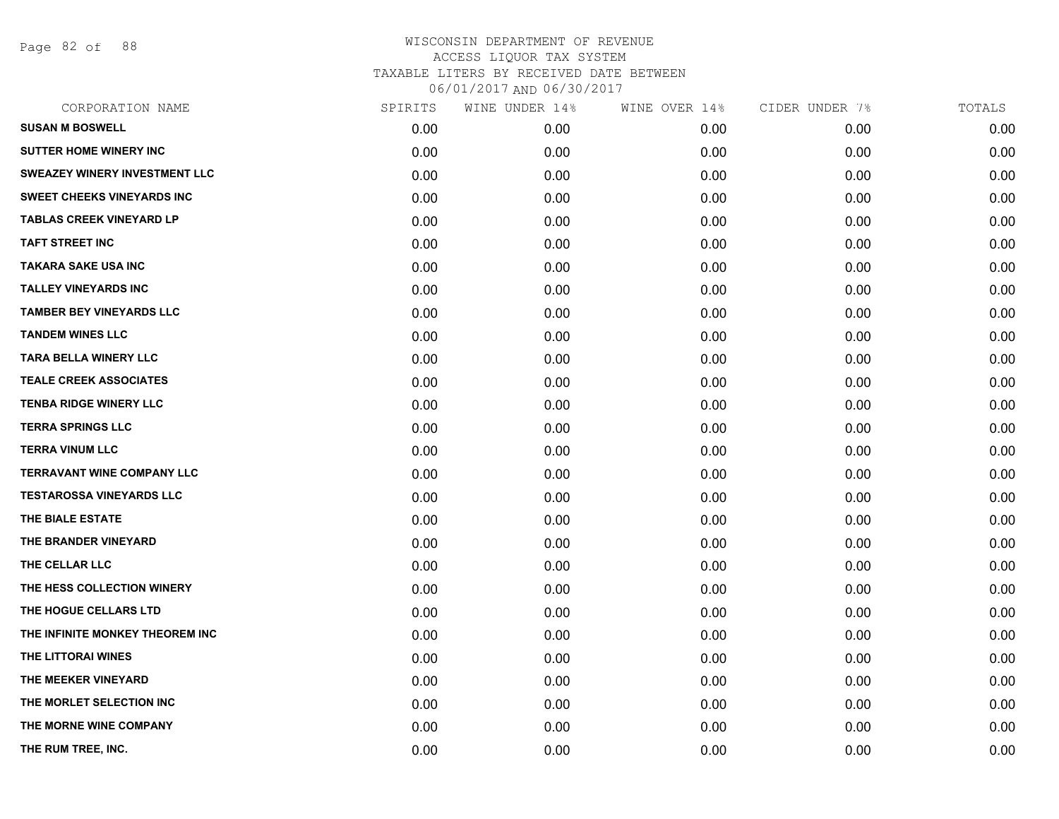WISCONSIN DEPARTMENT OF REVENUE
ACCESS LIQUOR TAX SYSTEM
TAXABLE LITERS BY RECEIVED DATE BETWEEN
06/01/2017 AND 06/30/2017

| CORPORATION NAME | SPIRITS | WINE UNDER 14% | WINE OVER 14% | CIDER UNDER 7% | TOTALS |
|---|---|---|---|---|---|
| SUSAN M BOSWELL | 0.00 | 0.00 | 0.00 | 0.00 | 0.00 |
| SUTTER HOME WINERY INC | 0.00 | 0.00 | 0.00 | 0.00 | 0.00 |
| SWEAZEY WINERY INVESTMENT LLC | 0.00 | 0.00 | 0.00 | 0.00 | 0.00 |
| SWEET CHEEKS VINEYARDS INC | 0.00 | 0.00 | 0.00 | 0.00 | 0.00 |
| TABLAS CREEK VINEYARD LP | 0.00 | 0.00 | 0.00 | 0.00 | 0.00 |
| TAFT STREET INC | 0.00 | 0.00 | 0.00 | 0.00 | 0.00 |
| TAKARA SAKE USA INC | 0.00 | 0.00 | 0.00 | 0.00 | 0.00 |
| TALLEY VINEYARDS INC | 0.00 | 0.00 | 0.00 | 0.00 | 0.00 |
| TAMBER BEY VINEYARDS LLC | 0.00 | 0.00 | 0.00 | 0.00 | 0.00 |
| TANDEM WINES LLC | 0.00 | 0.00 | 0.00 | 0.00 | 0.00 |
| TARA BELLA WINERY LLC | 0.00 | 0.00 | 0.00 | 0.00 | 0.00 |
| TEALE CREEK ASSOCIATES | 0.00 | 0.00 | 0.00 | 0.00 | 0.00 |
| TENBA RIDGE WINERY LLC | 0.00 | 0.00 | 0.00 | 0.00 | 0.00 |
| TERRA SPRINGS LLC | 0.00 | 0.00 | 0.00 | 0.00 | 0.00 |
| TERRA VINUM LLC | 0.00 | 0.00 | 0.00 | 0.00 | 0.00 |
| TERRAVANT WINE COMPANY LLC | 0.00 | 0.00 | 0.00 | 0.00 | 0.00 |
| TESTAROSSA VINEYARDS LLC | 0.00 | 0.00 | 0.00 | 0.00 | 0.00 |
| THE BIALE ESTATE | 0.00 | 0.00 | 0.00 | 0.00 | 0.00 |
| THE BRANDER VINEYARD | 0.00 | 0.00 | 0.00 | 0.00 | 0.00 |
| THE CELLAR LLC | 0.00 | 0.00 | 0.00 | 0.00 | 0.00 |
| THE HESS COLLECTION WINERY | 0.00 | 0.00 | 0.00 | 0.00 | 0.00 |
| THE HOGUE CELLARS LTD | 0.00 | 0.00 | 0.00 | 0.00 | 0.00 |
| THE INFINITE MONKEY THEOREM INC | 0.00 | 0.00 | 0.00 | 0.00 | 0.00 |
| THE LITTORAI WINES | 0.00 | 0.00 | 0.00 | 0.00 | 0.00 |
| THE MEEKER VINEYARD | 0.00 | 0.00 | 0.00 | 0.00 | 0.00 |
| THE MORLET SELECTION INC | 0.00 | 0.00 | 0.00 | 0.00 | 0.00 |
| THE MORNE WINE COMPANY | 0.00 | 0.00 | 0.00 | 0.00 | 0.00 |
| THE RUM TREE, INC. | 0.00 | 0.00 | 0.00 | 0.00 | 0.00 |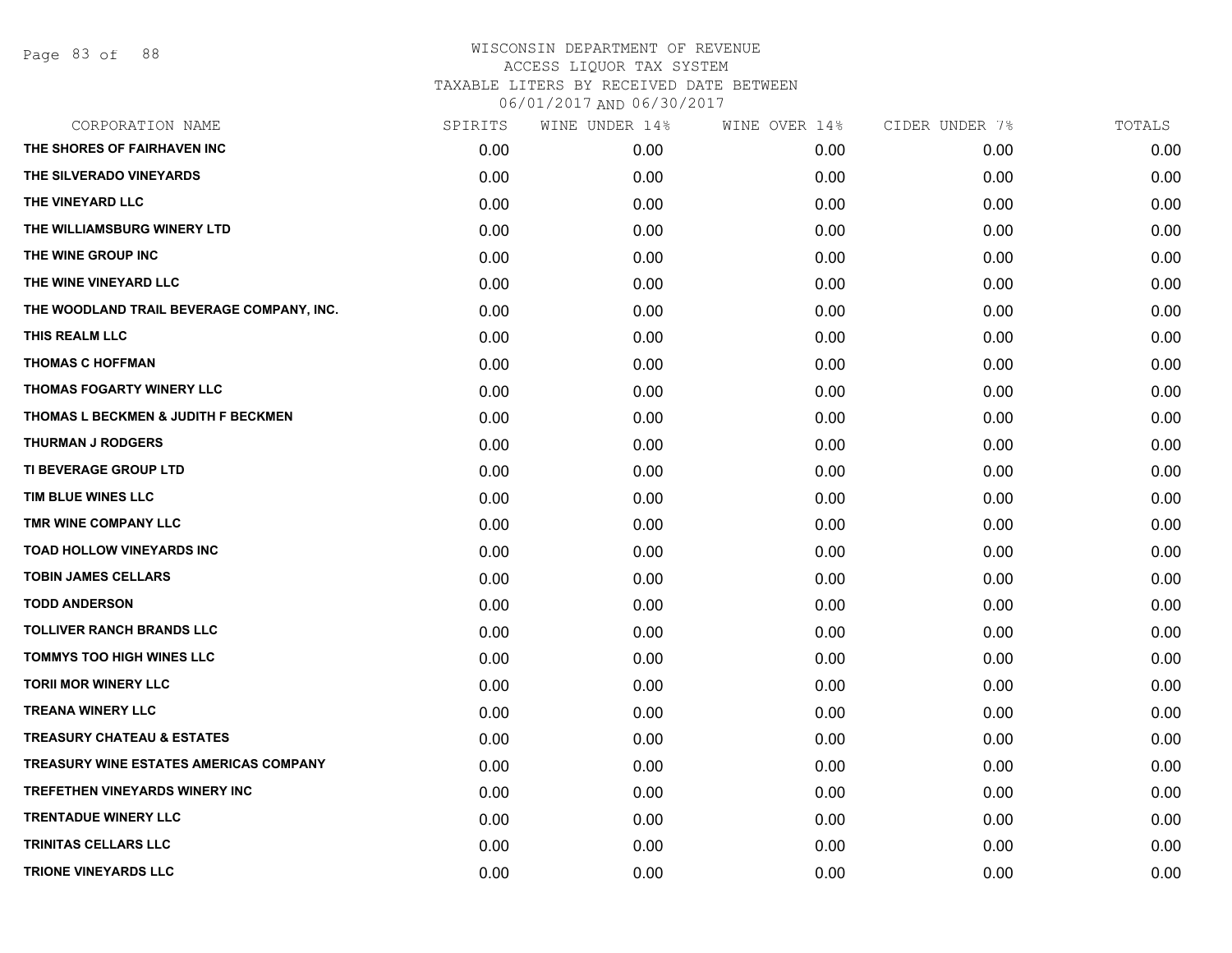# WISCONSIN DEPARTMENT OF REVENUE
ACCESS LIQUOR TAX SYSTEM
TAXABLE LITERS BY RECEIVED DATE BETWEEN
06/01/2017 AND 06/30/2017

| CORPORATION NAME | SPIRITS | WINE UNDER 14% | WINE OVER 14% | CIDER UNDER 7% | TOTALS |
|---|---|---|---|---|---|
| THE SHORES OF FAIRHAVEN INC | 0.00 | 0.00 | 0.00 | 0.00 | 0.00 |
| THE SILVERADO VINEYARDS | 0.00 | 0.00 | 0.00 | 0.00 | 0.00 |
| THE VINEYARD LLC | 0.00 | 0.00 | 0.00 | 0.00 | 0.00 |
| THE WILLIAMSBURG WINERY LTD | 0.00 | 0.00 | 0.00 | 0.00 | 0.00 |
| THE WINE GROUP INC | 0.00 | 0.00 | 0.00 | 0.00 | 0.00 |
| THE WINE VINEYARD LLC | 0.00 | 0.00 | 0.00 | 0.00 | 0.00 |
| THE WOODLAND TRAIL BEVERAGE COMPANY, INC. | 0.00 | 0.00 | 0.00 | 0.00 | 0.00 |
| THIS REALM LLC | 0.00 | 0.00 | 0.00 | 0.00 | 0.00 |
| THOMAS C HOFFMAN | 0.00 | 0.00 | 0.00 | 0.00 | 0.00 |
| THOMAS FOGARTY WINERY LLC | 0.00 | 0.00 | 0.00 | 0.00 | 0.00 |
| THOMAS L BECKMEN & JUDITH F BECKMEN | 0.00 | 0.00 | 0.00 | 0.00 | 0.00 |
| THURMAN J RODGERS | 0.00 | 0.00 | 0.00 | 0.00 | 0.00 |
| TI BEVERAGE GROUP LTD | 0.00 | 0.00 | 0.00 | 0.00 | 0.00 |
| TIM BLUE WINES LLC | 0.00 | 0.00 | 0.00 | 0.00 | 0.00 |
| TMR WINE COMPANY LLC | 0.00 | 0.00 | 0.00 | 0.00 | 0.00 |
| TOAD HOLLOW VINEYARDS INC | 0.00 | 0.00 | 0.00 | 0.00 | 0.00 |
| TOBIN JAMES CELLARS | 0.00 | 0.00 | 0.00 | 0.00 | 0.00 |
| TODD ANDERSON | 0.00 | 0.00 | 0.00 | 0.00 | 0.00 |
| TOLLIVER RANCH BRANDS LLC | 0.00 | 0.00 | 0.00 | 0.00 | 0.00 |
| TOMMYS TOO HIGH WINES LLC | 0.00 | 0.00 | 0.00 | 0.00 | 0.00 |
| TORII MOR WINERY LLC | 0.00 | 0.00 | 0.00 | 0.00 | 0.00 |
| TREANA WINERY LLC | 0.00 | 0.00 | 0.00 | 0.00 | 0.00 |
| TREASURY CHATEAU & ESTATES | 0.00 | 0.00 | 0.00 | 0.00 | 0.00 |
| TREASURY WINE ESTATES AMERICAS COMPANY | 0.00 | 0.00 | 0.00 | 0.00 | 0.00 |
| TREFETHEN VINEYARDS WINERY INC | 0.00 | 0.00 | 0.00 | 0.00 | 0.00 |
| TRENTADUE WINERY LLC | 0.00 | 0.00 | 0.00 | 0.00 | 0.00 |
| TRINITAS CELLARS LLC | 0.00 | 0.00 | 0.00 | 0.00 | 0.00 |
| TRIONE VINEYARDS LLC | 0.00 | 0.00 | 0.00 | 0.00 | 0.00 |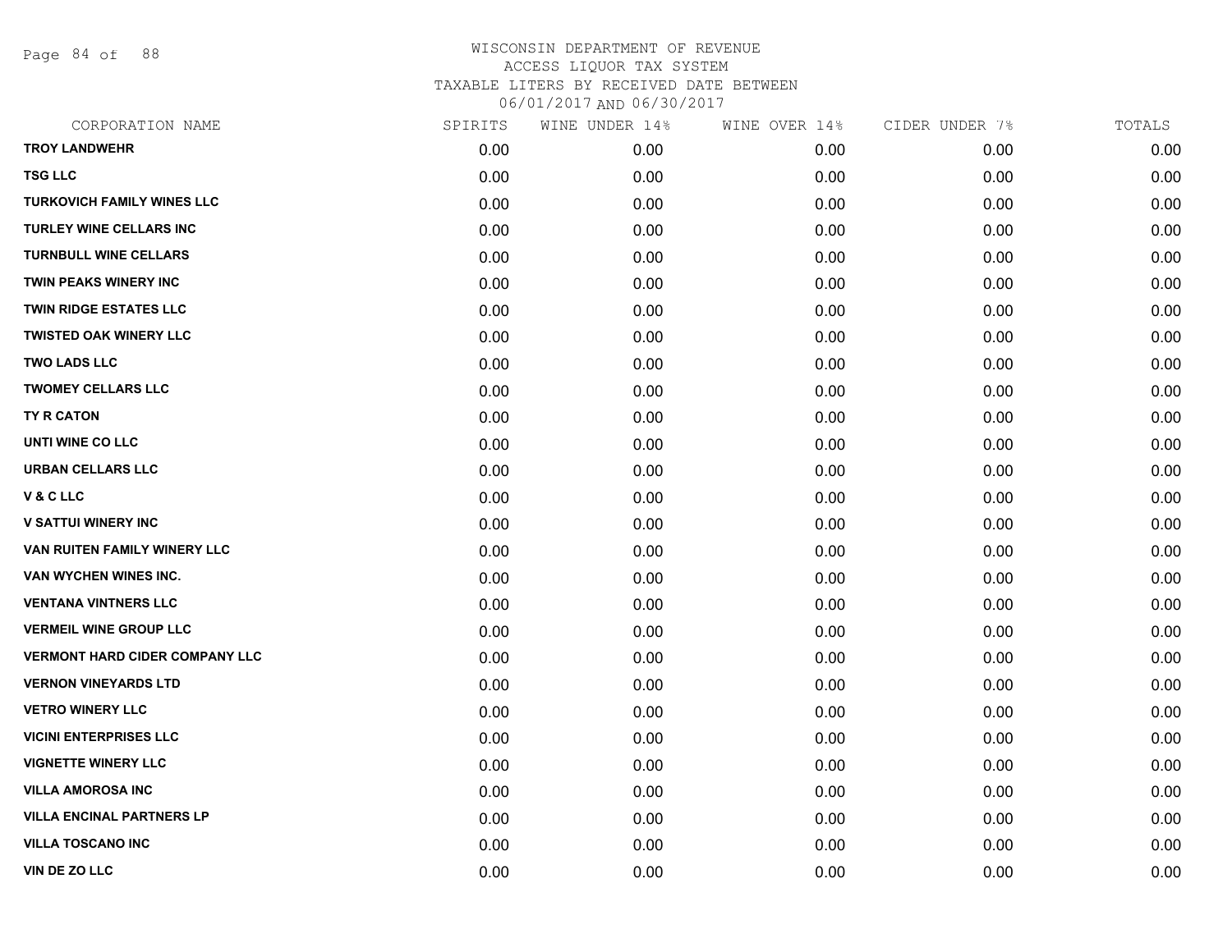# WISCONSIN DEPARTMENT OF REVENUE
## ACCESS LIQUOR TAX SYSTEM
### TAXABLE LITERS BY RECEIVED DATE BETWEEN 06/01/2017 AND 06/30/2017

| CORPORATION NAME | SPIRITS | WINE UNDER 14% | WINE OVER 14% | CIDER UNDER 7% | TOTALS |
|---|---|---|---|---|---|
| TROY LANDWEHR | 0.00 | 0.00 | 0.00 | 0.00 | 0.00 |
| TSG LLC | 0.00 | 0.00 | 0.00 | 0.00 | 0.00 |
| TURKOVICH FAMILY WINES LLC | 0.00 | 0.00 | 0.00 | 0.00 | 0.00 |
| TURLEY WINE CELLARS INC | 0.00 | 0.00 | 0.00 | 0.00 | 0.00 |
| TURNBULL WINE CELLARS | 0.00 | 0.00 | 0.00 | 0.00 | 0.00 |
| TWIN PEAKS WINERY INC | 0.00 | 0.00 | 0.00 | 0.00 | 0.00 |
| TWIN RIDGE ESTATES LLC | 0.00 | 0.00 | 0.00 | 0.00 | 0.00 |
| TWISTED OAK WINERY LLC | 0.00 | 0.00 | 0.00 | 0.00 | 0.00 |
| TWO LADS LLC | 0.00 | 0.00 | 0.00 | 0.00 | 0.00 |
| TWOMEY CELLARS LLC | 0.00 | 0.00 | 0.00 | 0.00 | 0.00 |
| TY R CATON | 0.00 | 0.00 | 0.00 | 0.00 | 0.00 |
| UNTI WINE CO LLC | 0.00 | 0.00 | 0.00 | 0.00 | 0.00 |
| URBAN CELLARS LLC | 0.00 | 0.00 | 0.00 | 0.00 | 0.00 |
| V & C LLC | 0.00 | 0.00 | 0.00 | 0.00 | 0.00 |
| V SATTUI WINERY INC | 0.00 | 0.00 | 0.00 | 0.00 | 0.00 |
| VAN RUITEN FAMILY WINERY LLC | 0.00 | 0.00 | 0.00 | 0.00 | 0.00 |
| VAN WYCHEN WINES INC. | 0.00 | 0.00 | 0.00 | 0.00 | 0.00 |
| VENTANA VINTNERS LLC | 0.00 | 0.00 | 0.00 | 0.00 | 0.00 |
| VERMEIL WINE GROUP LLC | 0.00 | 0.00 | 0.00 | 0.00 | 0.00 |
| VERMONT HARD CIDER COMPANY LLC | 0.00 | 0.00 | 0.00 | 0.00 | 0.00 |
| VERNON VINEYARDS LTD | 0.00 | 0.00 | 0.00 | 0.00 | 0.00 |
| VETRO WINERY LLC | 0.00 | 0.00 | 0.00 | 0.00 | 0.00 |
| VICINI ENTERPRISES LLC | 0.00 | 0.00 | 0.00 | 0.00 | 0.00 |
| VIGNETTE WINERY LLC | 0.00 | 0.00 | 0.00 | 0.00 | 0.00 |
| VILLA AMOROSA INC | 0.00 | 0.00 | 0.00 | 0.00 | 0.00 |
| VILLA ENCINAL PARTNERS LP | 0.00 | 0.00 | 0.00 | 0.00 | 0.00 |
| VILLA TOSCANO INC | 0.00 | 0.00 | 0.00 | 0.00 | 0.00 |
| VIN DE ZO LLC | 0.00 | 0.00 | 0.00 | 0.00 | 0.00 |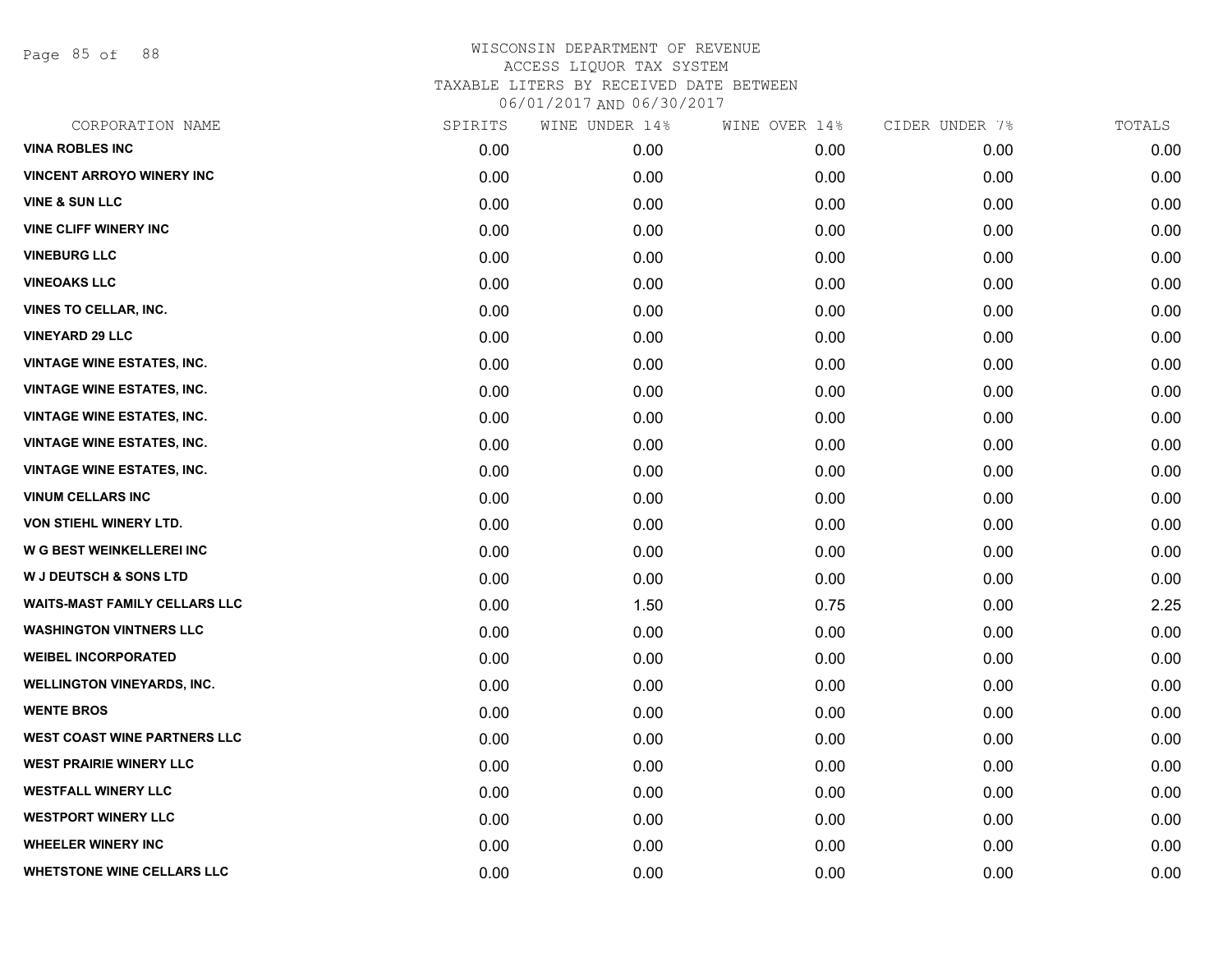# WISCONSIN DEPARTMENT OF REVENUE
## ACCESS LIQUOR TAX SYSTEM
### TAXABLE LITERS BY RECEIVED DATE BETWEEN 06/01/2017 AND 06/30/2017

| CORPORATION NAME | SPIRITS | WINE UNDER 14% | WINE OVER 14% | CIDER UNDER 7% | TOTALS |
|---|---|---|---|---|---|
| VINA ROBLES INC | 0.00 | 0.00 | 0.00 | 0.00 | 0.00 |
| VINCENT ARROYO WINERY INC | 0.00 | 0.00 | 0.00 | 0.00 | 0.00 |
| VINE & SUN LLC | 0.00 | 0.00 | 0.00 | 0.00 | 0.00 |
| VINE CLIFF WINERY INC | 0.00 | 0.00 | 0.00 | 0.00 | 0.00 |
| VINEBURG LLC | 0.00 | 0.00 | 0.00 | 0.00 | 0.00 |
| VINEOAKS LLC | 0.00 | 0.00 | 0.00 | 0.00 | 0.00 |
| VINES TO CELLAR, INC. | 0.00 | 0.00 | 0.00 | 0.00 | 0.00 |
| VINEYARD 29 LLC | 0.00 | 0.00 | 0.00 | 0.00 | 0.00 |
| VINTAGE WINE ESTATES, INC. | 0.00 | 0.00 | 0.00 | 0.00 | 0.00 |
| VINTAGE WINE ESTATES, INC. | 0.00 | 0.00 | 0.00 | 0.00 | 0.00 |
| VINTAGE WINE ESTATES, INC. | 0.00 | 0.00 | 0.00 | 0.00 | 0.00 |
| VINTAGE WINE ESTATES, INC. | 0.00 | 0.00 | 0.00 | 0.00 | 0.00 |
| VINTAGE WINE ESTATES, INC. | 0.00 | 0.00 | 0.00 | 0.00 | 0.00 |
| VINUM CELLARS INC | 0.00 | 0.00 | 0.00 | 0.00 | 0.00 |
| VON STIEHL WINERY LTD. | 0.00 | 0.00 | 0.00 | 0.00 | 0.00 |
| W G BEST WEINKELLEREI INC | 0.00 | 0.00 | 0.00 | 0.00 | 0.00 |
| W J DEUTSCH & SONS LTD | 0.00 | 0.00 | 0.00 | 0.00 | 0.00 |
| WAITS-MAST FAMILY CELLARS LLC | 0.00 | 1.50 | 0.75 | 0.00 | 2.25 |
| WASHINGTON VINTNERS LLC | 0.00 | 0.00 | 0.00 | 0.00 | 0.00 |
| WEIBEL INCORPORATED | 0.00 | 0.00 | 0.00 | 0.00 | 0.00 |
| WELLINGTON VINEYARDS, INC. | 0.00 | 0.00 | 0.00 | 0.00 | 0.00 |
| WENTE BROS | 0.00 | 0.00 | 0.00 | 0.00 | 0.00 |
| WEST COAST WINE PARTNERS LLC | 0.00 | 0.00 | 0.00 | 0.00 | 0.00 |
| WEST PRAIRIE WINERY LLC | 0.00 | 0.00 | 0.00 | 0.00 | 0.00 |
| WESTFALL WINERY LLC | 0.00 | 0.00 | 0.00 | 0.00 | 0.00 |
| WESTPORT WINERY LLC | 0.00 | 0.00 | 0.00 | 0.00 | 0.00 |
| WHEELER WINERY INC | 0.00 | 0.00 | 0.00 | 0.00 | 0.00 |
| WHETSTONE WINE CELLARS LLC | 0.00 | 0.00 | 0.00 | 0.00 | 0.00 |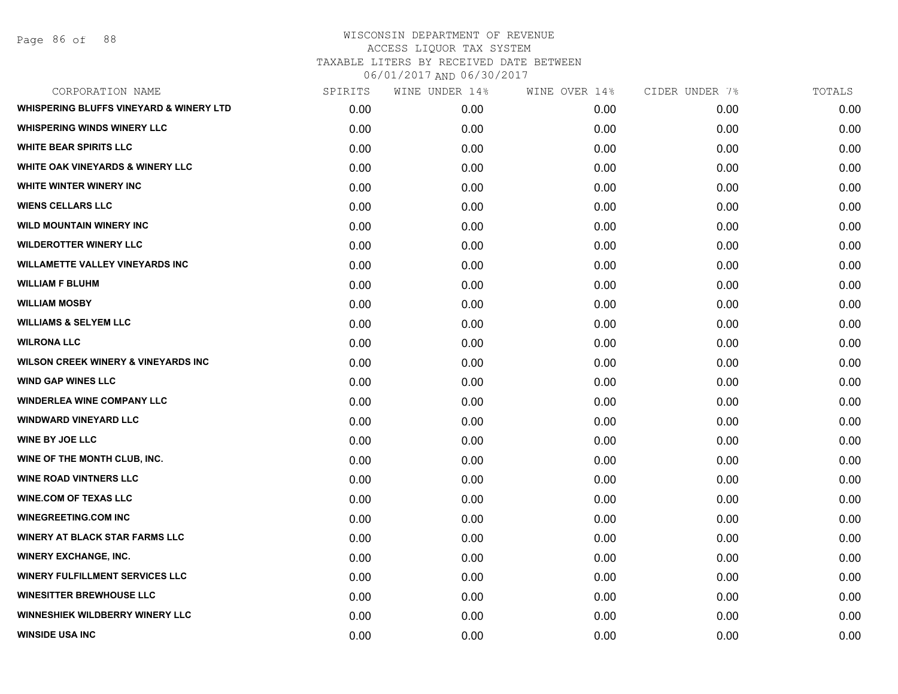# WISCONSIN DEPARTMENT OF REVENUE
## ACCESS LIQUOR TAX SYSTEM
### TAXABLE LITERS BY RECEIVED DATE BETWEEN 06/01/2017 AND 06/30/2017

| CORPORATION NAME | SPIRITS | WINE UNDER 14% | WINE OVER 14% | CIDER UNDER 7% | TOTALS |
|---|---|---|---|---|---|
| WHISPERING BLUFFS VINEYARD & WINERY LTD | 0.00 | 0.00 | 0.00 | 0.00 | 0.00 |
| WHISPERING WINDS WINERY LLC | 0.00 | 0.00 | 0.00 | 0.00 | 0.00 |
| WHITE BEAR SPIRITS LLC | 0.00 | 0.00 | 0.00 | 0.00 | 0.00 |
| WHITE OAK VINEYARDS & WINERY LLC | 0.00 | 0.00 | 0.00 | 0.00 | 0.00 |
| WHITE WINTER WINERY INC | 0.00 | 0.00 | 0.00 | 0.00 | 0.00 |
| WIENS CELLARS LLC | 0.00 | 0.00 | 0.00 | 0.00 | 0.00 |
| WILD MOUNTAIN WINERY INC | 0.00 | 0.00 | 0.00 | 0.00 | 0.00 |
| WILDEROTTER WINERY LLC | 0.00 | 0.00 | 0.00 | 0.00 | 0.00 |
| WILLAMETTE VALLEY VINEYARDS INC | 0.00 | 0.00 | 0.00 | 0.00 | 0.00 |
| WILLIAM F BLUHM | 0.00 | 0.00 | 0.00 | 0.00 | 0.00 |
| WILLIAM MOSBY | 0.00 | 0.00 | 0.00 | 0.00 | 0.00 |
| WILLIAMS & SELYEM LLC | 0.00 | 0.00 | 0.00 | 0.00 | 0.00 |
| WILRONA LLC | 0.00 | 0.00 | 0.00 | 0.00 | 0.00 |
| WILSON CREEK WINERY & VINEYARDS INC | 0.00 | 0.00 | 0.00 | 0.00 | 0.00 |
| WIND GAP WINES LLC | 0.00 | 0.00 | 0.00 | 0.00 | 0.00 |
| WINDERLEA WINE COMPANY LLC | 0.00 | 0.00 | 0.00 | 0.00 | 0.00 |
| WINDWARD VINEYARD LLC | 0.00 | 0.00 | 0.00 | 0.00 | 0.00 |
| WINE BY JOE LLC | 0.00 | 0.00 | 0.00 | 0.00 | 0.00 |
| WINE OF THE MONTH CLUB, INC. | 0.00 | 0.00 | 0.00 | 0.00 | 0.00 |
| WINE ROAD VINTNERS LLC | 0.00 | 0.00 | 0.00 | 0.00 | 0.00 |
| WINE.COM OF TEXAS LLC | 0.00 | 0.00 | 0.00 | 0.00 | 0.00 |
| WINEGREETING.COM INC | 0.00 | 0.00 | 0.00 | 0.00 | 0.00 |
| WINERY AT BLACK STAR FARMS LLC | 0.00 | 0.00 | 0.00 | 0.00 | 0.00 |
| WINERY EXCHANGE, INC. | 0.00 | 0.00 | 0.00 | 0.00 | 0.00 |
| WINERY FULFILLMENT SERVICES LLC | 0.00 | 0.00 | 0.00 | 0.00 | 0.00 |
| WINESITTER BREWHOUSE LLC | 0.00 | 0.00 | 0.00 | 0.00 | 0.00 |
| WINNESHIEK WILDBERRY WINERY LLC | 0.00 | 0.00 | 0.00 | 0.00 | 0.00 |
| WINSIDE USA INC | 0.00 | 0.00 | 0.00 | 0.00 | 0.00 |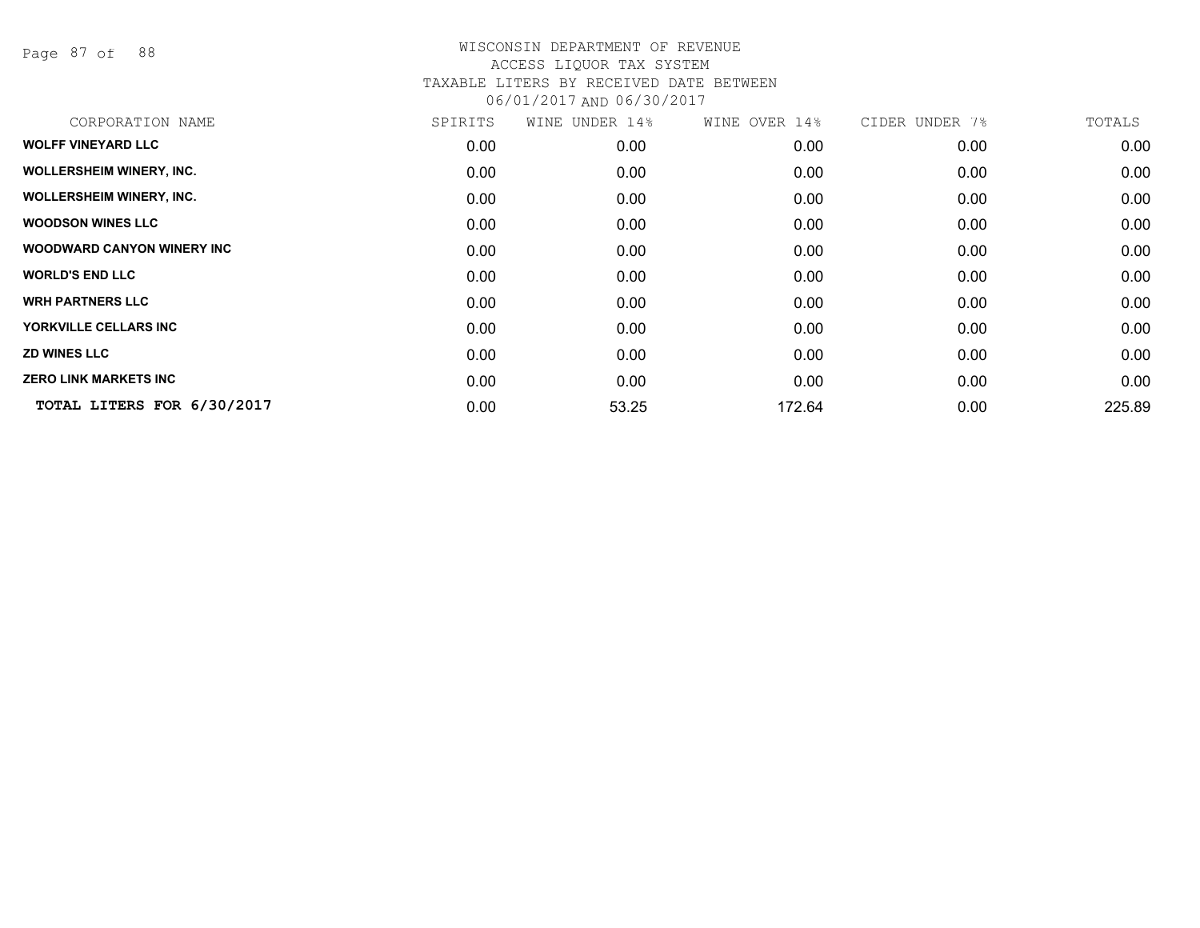WISCONSIN DEPARTMENT OF REVENUE
ACCESS LIQUOR TAX SYSTEM
TAXABLE LITERS BY RECEIVED DATE BETWEEN
06/01/2017 AND 06/30/2017

| CORPORATION NAME | SPIRITS | WINE UNDER 14% | WINE OVER 14% | CIDER UNDER 7% | TOTALS |
|---|---|---|---|---|---|
| **WOLFF VINEYARD LLC** | 0.00 | 0.00 | 0.00 | 0.00 | 0.00 |
| **WOLLERSHEIM WINERY, INC.** | 0.00 | 0.00 | 0.00 | 0.00 | 0.00 |
| **WOLLERSHEIM WINERY, INC.** | 0.00 | 0.00 | 0.00 | 0.00 | 0.00 |
| **WOODSON WINES LLC** | 0.00 | 0.00 | 0.00 | 0.00 | 0.00 |
| **WOODWARD CANYON WINERY INC** | 0.00 | 0.00 | 0.00 | 0.00 | 0.00 |
| **WORLD'S END LLC** | 0.00 | 0.00 | 0.00 | 0.00 | 0.00 |
| **WRH PARTNERS LLC** | 0.00 | 0.00 | 0.00 | 0.00 | 0.00 |
| **YORKVILLE CELLARS INC** | 0.00 | 0.00 | 0.00 | 0.00 | 0.00 |
| **ZD WINES LLC** | 0.00 | 0.00 | 0.00 | 0.00 | 0.00 |
| **ZERO LINK MARKETS INC** | 0.00 | 0.00 | 0.00 | 0.00 | 0.00 |
| **TOTAL LITERS FOR 6/30/2017** | 0.00 | 53.25 | 172.64 | 0.00 | 225.89 |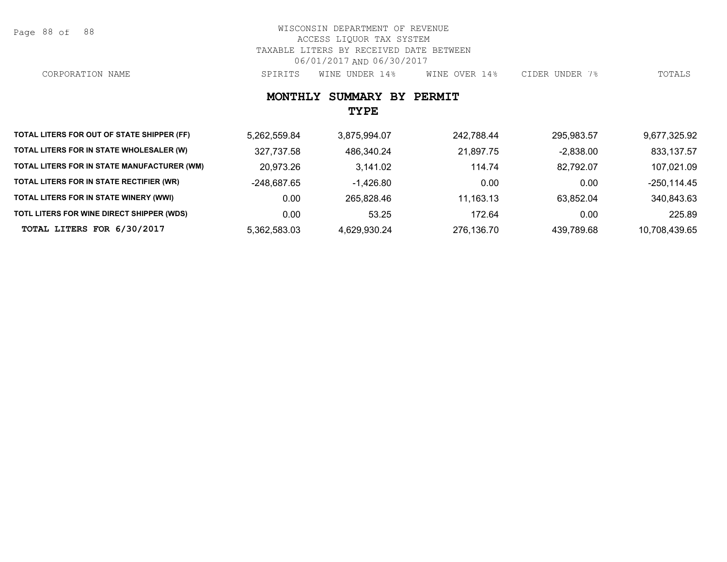WISCONSIN DEPARTMENT OF REVENUE
ACCESS LIQUOR TAX SYSTEM
TAXABLE LITERS BY RECEIVED DATE BETWEEN
06/01/2017 AND 06/30/2017

## MONTHLY SUMMARY BY PERMIT TYPE

| CORPORATION NAME | SPIRITS | WINE UNDER 14% | WINE OVER 14% | CIDER UNDER 7% | TOTALS |
|---|---|---|---|---|---|
| TOTAL LITERS FOR OUT OF STATE SHIPPER (FF) | 5,262,559.84 | 3,875,994.07 | 242,788.44 | 295,983.57 | 9,677,325.92 |
| TOTAL LITERS FOR IN STATE WHOLESALER (W) | 327,737.58 | 486,340.24 | 21,897.75 | -2,838.00 | 833,137.57 |
| TOTAL LITERS FOR IN STATE MANUFACTURER (WM) | 20,973.26 | 3,141.02 | 114.74 | 82,792.07 | 107,021.09 |
| TOTAL LITERS FOR IN STATE RECTIFIER (WR) | -248,687.65 | -1,426.80 | 0.00 | 0.00 | -250,114.45 |
| TOTAL LITERS FOR IN STATE WINERY (WWI) | 0.00 | 265,828.46 | 11,163.13 | 63,852.04 | 340,843.63 |
| TOTL LITERS FOR WINE DIRECT SHIPPER (WDS) | 0.00 | 53.25 | 172.64 | 0.00 | 225.89 |
| **TOTAL LITERS FOR 6/30/2017** | 5,362,583.03 | 4,629,930.24 | 276,136.70 | 439,789.68 | 10,708,439.65 |